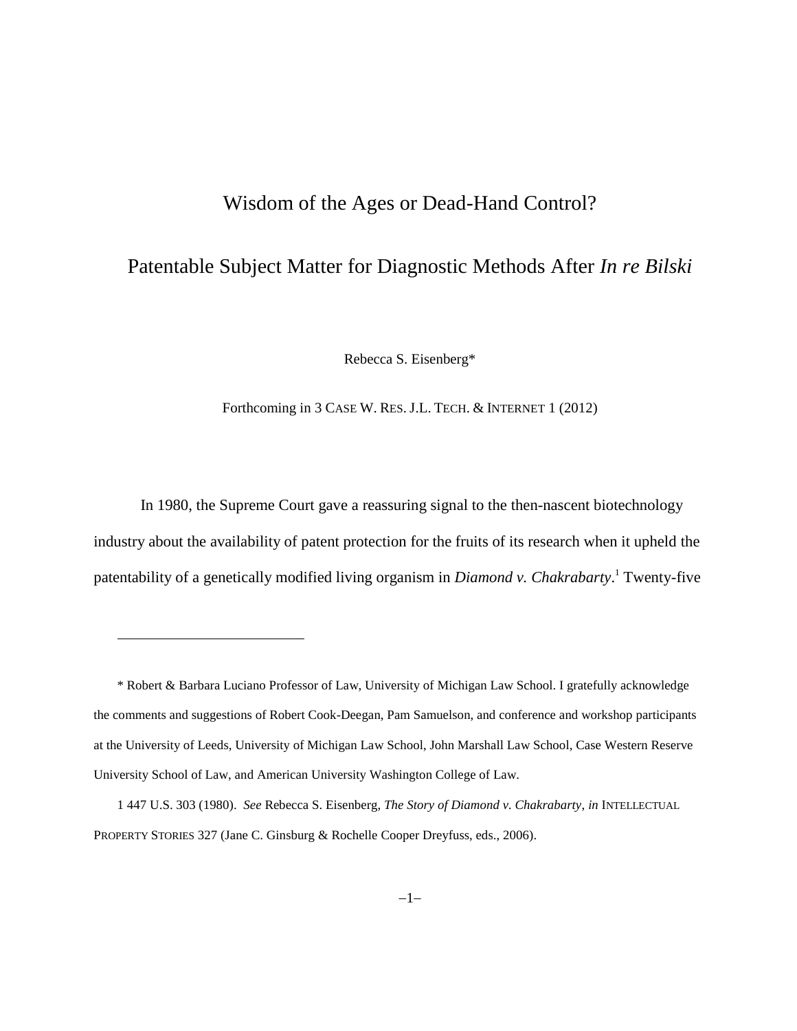# Wisdom of the Ages or Dead-Hand Control?

## Patentable Subject Matter for Diagnostic Methods After *In re Bilski*

Rebecca S. Eisenberg*

Forthcoming in 3 CASE W. RES. J.L. TECH. & INTERNET 1 (2012)

In 1980, the Supreme Court gave a reassuring signal to the then-nascent biotechnology industry about the availability of patent protection for the fruits of its research when it upheld the patentability of a genetically modified living organism in *Diamond v. Chakrabarty*.[1] Twenty-five

---

\* Robert & Barbara Luciano Professor of Law, University of Michigan Law School. I gratefully acknowledge the comments and suggestions of Robert Cook-Deegan, Pam Samuelson, and conference and workshop participants at the University of Leeds, University of Michigan Law School, John Marshall Law School, Case Western Reserve University School of Law, and American University Washington College of Law.

1 447 U.S. 303 (1980). *See* Rebecca S. Eisenberg, *The Story of Diamond v. Chakrabarty*, *in* INTELLECTUAL PROPERTY STORIES 327 (Jane C. Ginsburg & Rochelle Cooper Dreyfuss, eds., 2006).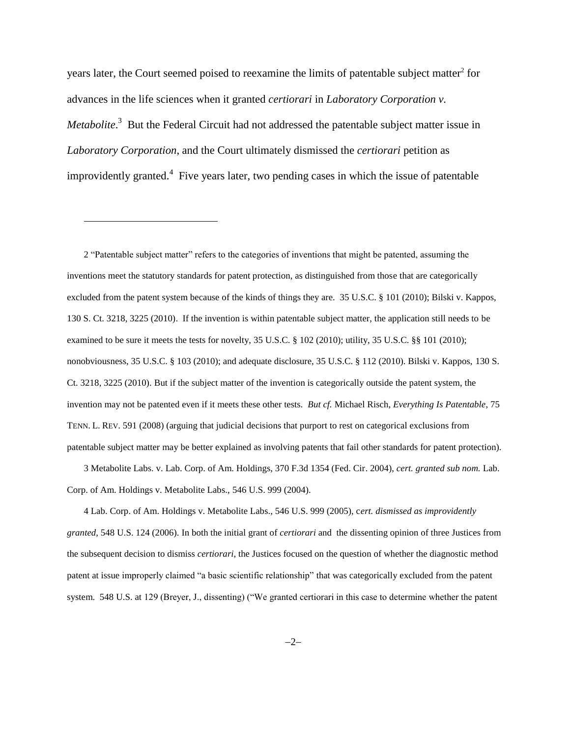years later, the Court seemed poised to reexamine the limits of patentable subject matter[2] for advances in the life sciences when it granted *certiorari* in *Laboratory Corporation v. Metabolite*.[3] But the Federal Circuit had not addressed the patentable subject matter issue in *Laboratory Corporation*, and the Court ultimately dismissed the *certiorari* petition as improvidently granted.[4] Five years later, two pending cases in which the issue of patentable

---

2 "Patentable subject matter" refers to the categories of inventions that might be patented, assuming the inventions meet the statutory standards for patent protection, as distinguished from those that are categorically excluded from the patent system because of the kinds of things they are. 35 U.S.C. § 101 (2010); Bilski v. Kappos, 130 S. Ct. 3218, 3225 (2010). If the invention is within patentable subject matter, the application still needs to be examined to be sure it meets the tests for novelty, 35 U.S.C. § 102 (2010); utility, 35 U.S.C. §§ 101 (2010); nonobviousness, 35 U.S.C. § 103 (2010); and adequate disclosure, 35 U.S.C. § 112 (2010). Bilski v. Kappos, 130 S. Ct. 3218, 3225 (2010). But if the subject matter of the invention is categorically outside the patent system, the invention may not be patented even if it meets these other tests. *But cf.* Michael Risch, *Everything Is Patentable*, 75 TENN. L. REV. 591 (2008) (arguing that judicial decisions that purport to rest on categorical exclusions from patentable subject matter may be better explained as involving patents that fail other standards for patent protection).

3 Metabolite Labs. v. Lab. Corp. of Am. Holdings, 370 F.3d 1354 (Fed. Cir. 2004), *cert. granted sub nom.* Lab. Corp. of Am. Holdings v. Metabolite Labs., 546 U.S. 999 (2004).

4 Lab. Corp. of Am. Holdings v. Metabolite Labs., 546 U.S. 999 (2005), c*ert. dismissed as improvidently granted*, 548 U.S. 124 (2006). In both the initial grant of *certiorari* and the dissenting opinion of three Justices from the subsequent decision to dismiss *certiorari*, the Justices focused on the question of whether the diagnostic method patent at issue improperly claimed "a basic scientific relationship" that was categorically excluded from the patent system. 548 U.S. at 129 (Breyer, J., dissenting) ("We granted certiorari in this case to determine whether the patent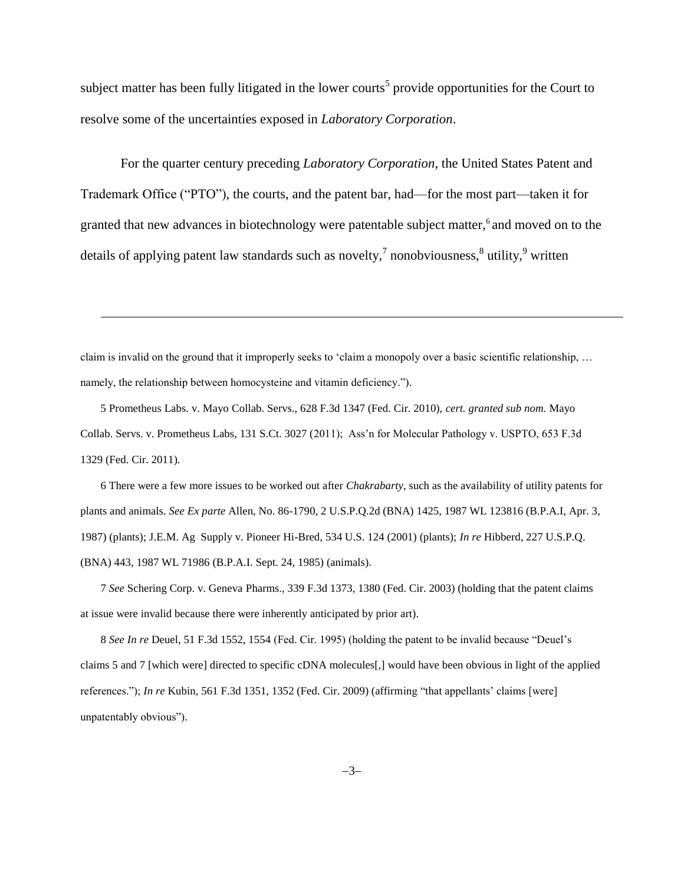subject matter has been fully litigated in the lower courts[5] provide opportunities for the Court to resolve some of the uncertainties exposed in *Laboratory Corporation*.

For the quarter century preceding *Laboratory Corporation*, the United States Patent and Trademark Office ("PTO"), the courts, and the patent bar, had—for the most part—taken it for granted that new advances in biotechnology were patentable subject matter,[6] and moved on to the details of applying patent law standards such as novelty,[7] nonobviousness,[8] utility,[9] written

---

claim is invalid on the ground that it improperly seeks to 'claim a monopoly over a basic scientific relationship, … namely, the relationship between homocysteine and vitamin deficiency.").

5 Prometheus Labs. v. Mayo Collab. Servs., 628 F.3d 1347 (Fed. Cir. 2010), *cert. granted sub nom.* Mayo Collab. Servs. v. Prometheus Labs, 131 S.Ct. 3027 (2011); Ass'n for Molecular Pathology v. USPTO, 653 F.3d 1329 (Fed. Cir. 2011).

6 There were a few more issues to be worked out after *Chakrabarty*, such as the availability of utility patents for plants and animals. *See Ex parte* Allen, No. 86-1790, 2 U.S.P.Q.2d (BNA) 1425, 1987 WL 123816 (B.P.A.I, Apr. 3, 1987) (plants); J.E.M. Ag Supply v. Pioneer Hi-Bred, 534 U.S. 124 (2001) (plants); *In re* Hibberd, 227 U.S.P.Q. (BNA) 443, 1987 WL 71986 (B.P.A.I. Sept. 24, 1985) (animals).

7 *See* Schering Corp. v. Geneva Pharms., 339 F.3d 1373, 1380 (Fed. Cir. 2003) (holding that the patent claims at issue were invalid because there were inherently anticipated by prior art).

8 *See In re* Deuel, 51 F.3d 1552, 1554 (Fed. Cir. 1995) (holding the patent to be invalid because "Deuel's claims 5 and 7 [which were] directed to specific cDNA molecules[,] would have been obvious in light of the applied references."); *In re* Kubin, 561 F.3d 1351, 1352 (Fed. Cir. 2009) (affirming "that appellants' claims [were] unpatentably obvious").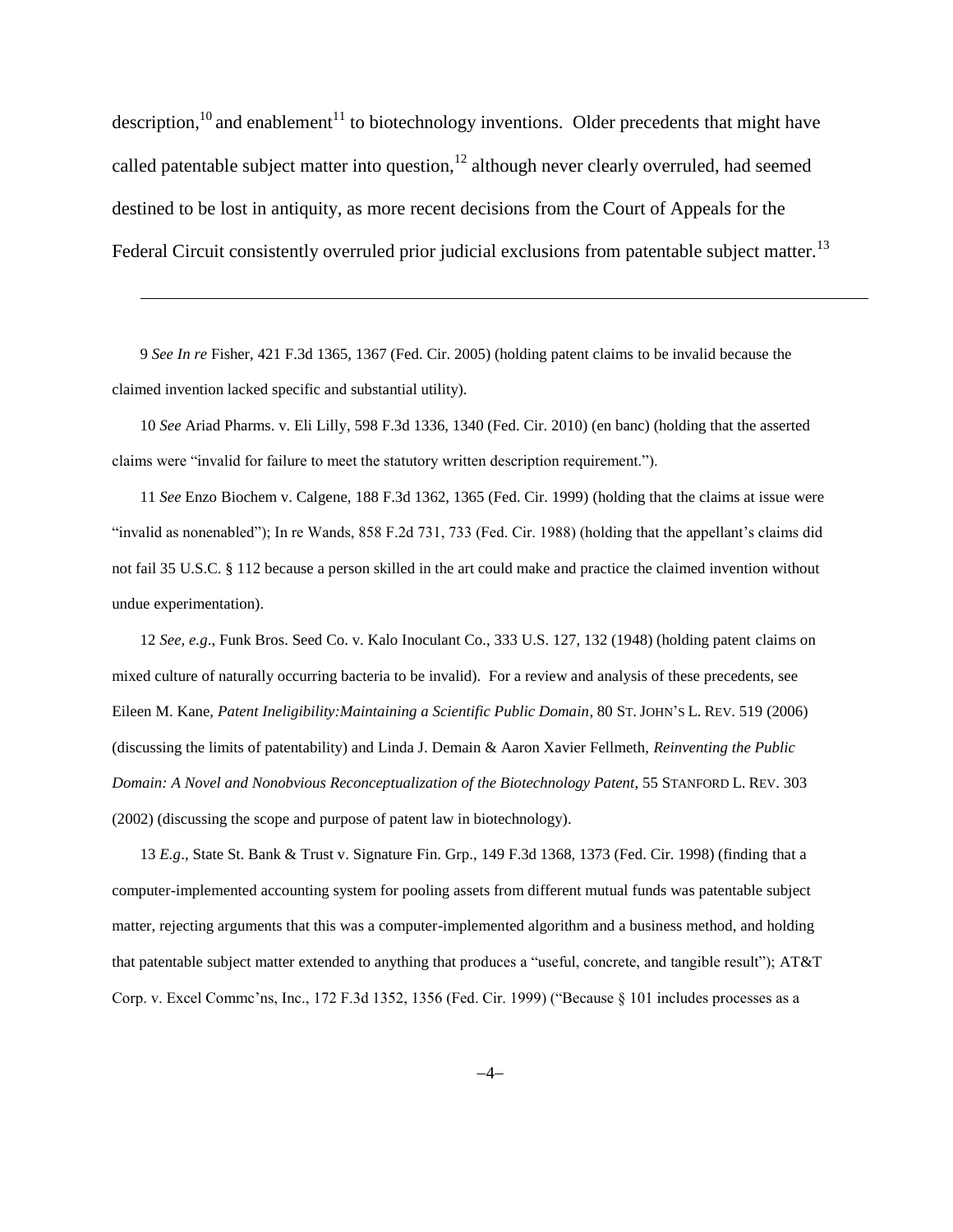description,[10] and enablement[11] to biotechnology inventions. Older precedents that might have called patentable subject matter into question,[12] although never clearly overruled, had seemed destined to be lost in antiquity, as more recent decisions from the Court of Appeals for the Federal Circuit consistently overruled prior judicial exclusions from patentable subject matter.[13]

---

9 *See In re* Fisher, 421 F.3d 1365, 1367 (Fed. Cir. 2005) (holding patent claims to be invalid because the claimed invention lacked specific and substantial utility).

10 *See* Ariad Pharms. v. Eli Lilly, 598 F.3d 1336, 1340 (Fed. Cir. 2010) (en banc) (holding that the asserted claims were "invalid for failure to meet the statutory written description requirement.").

11 *See* Enzo Biochem v. Calgene, 188 F.3d 1362, 1365 (Fed. Cir. 1999) (holding that the claims at issue were "invalid as nonenabled"); In re Wands, 858 F.2d 731, 733 (Fed. Cir. 1988) (holding that the appellant's claims did not fail 35 U.S.C. § 112 because a person skilled in the art could make and practice the claimed invention without undue experimentation).

12 *See, e.g*., Funk Bros. Seed Co. v. Kalo Inoculant Co., 333 U.S. 127, 132 (1948) (holding patent claims on mixed culture of naturally occurring bacteria to be invalid). For a review and analysis of these precedents, see Eileen M. Kane, *Patent Ineligibility:Maintaining a Scientific Public Domain*, 80 ST. JOHN'S L. REV. 519 (2006) (discussing the limits of patentability) and Linda J. Demain & Aaron Xavier Fellmeth, *Reinventing the Public Domain: A Novel and Nonobvious Reconceptualization of the Biotechnology Patent*, 55 STANFORD L. REV. 303 (2002) (discussing the scope and purpose of patent law in biotechnology).

13 *E.g*., State St. Bank & Trust v. Signature Fin. Grp., 149 F.3d 1368, 1373 (Fed. Cir. 1998) (finding that a computer-implemented accounting system for pooling assets from different mutual funds was patentable subject matter, rejecting arguments that this was a computer-implemented algorithm and a business method, and holding that patentable subject matter extended to anything that produces a "useful, concrete, and tangible result"); AT&T Corp. v. Excel Commc'ns, Inc., 172 F.3d 1352, 1356 (Fed. Cir. 1999) ("Because § 101 includes processes as a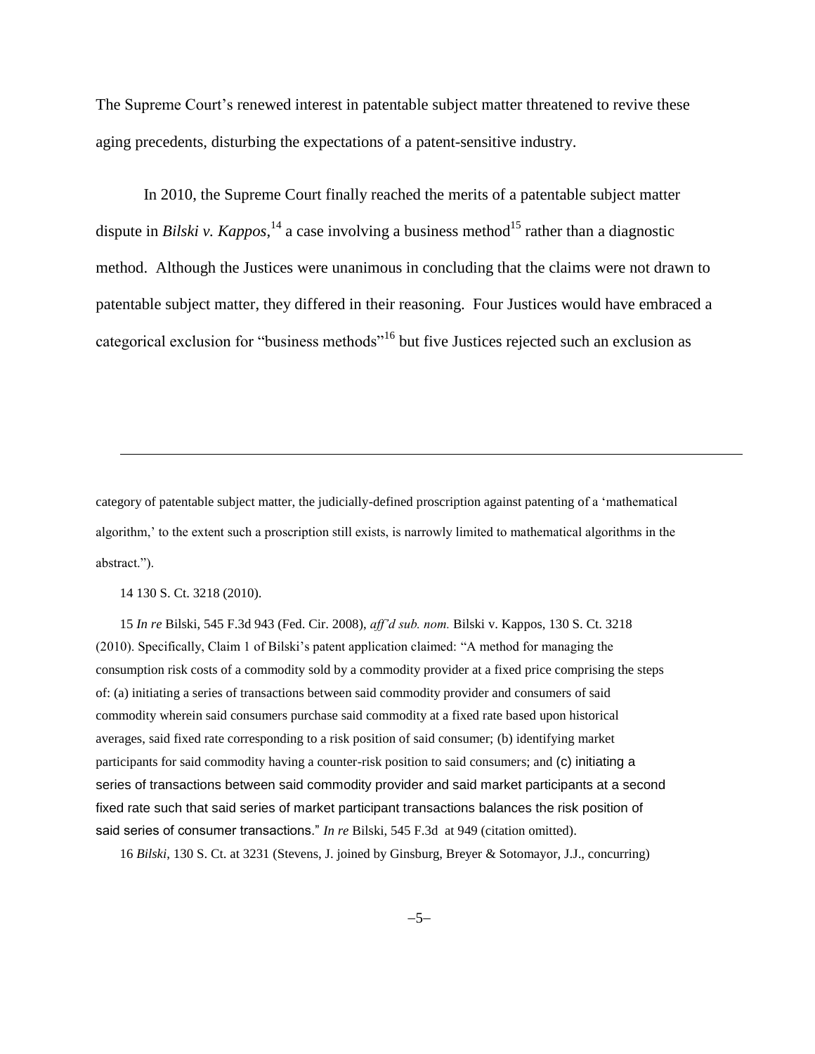The Supreme Court's renewed interest in patentable subject matter threatened to revive these aging precedents, disturbing the expectations of a patent-sensitive industry.

In 2010, the Supreme Court finally reached the merits of a patentable subject matter dispute in *Bilski v. Kappos*,[14] a case involving a business method[15] rather than a diagnostic method. Although the Justices were unanimous in concluding that the claims were not drawn to patentable subject matter, they differed in their reasoning. Four Justices would have embraced a categorical exclusion for "business methods"[16] but five Justices rejected such an exclusion as

---

category of patentable subject matter, the judicially-defined proscription against patenting of a 'mathematical algorithm,' to the extent such a proscription still exists, is narrowly limited to mathematical algorithms in the abstract.").

14 130 S. Ct. 3218 (2010).

15 *In re* Bilski, 545 F.3d 943 (Fed. Cir. 2008), *aff'd sub. nom.* Bilski v. Kappos, 130 S. Ct. 3218 (2010). Specifically, Claim 1 of Bilski's patent application claimed: "A method for managing the consumption risk costs of a commodity sold by a commodity provider at a fixed price comprising the steps of: (a) initiating a series of transactions between said commodity provider and consumers of said commodity wherein said consumers purchase said commodity at a fixed rate based upon historical averages, said fixed rate corresponding to a risk position of said consumer; (b) identifying market participants for said commodity having a counter-risk position to said consumers; and (c) initiating a series of transactions between said commodity provider and said market participants at a second fixed rate such that said series of market participant transactions balances the risk position of said series of consumer transactions." *In re* Bilski, 545 F.3d at 949 (citation omitted).

16 *Bilski*, 130 S. Ct. at 3231 (Stevens, J. joined by Ginsburg, Breyer & Sotomayor, J.J., concurring)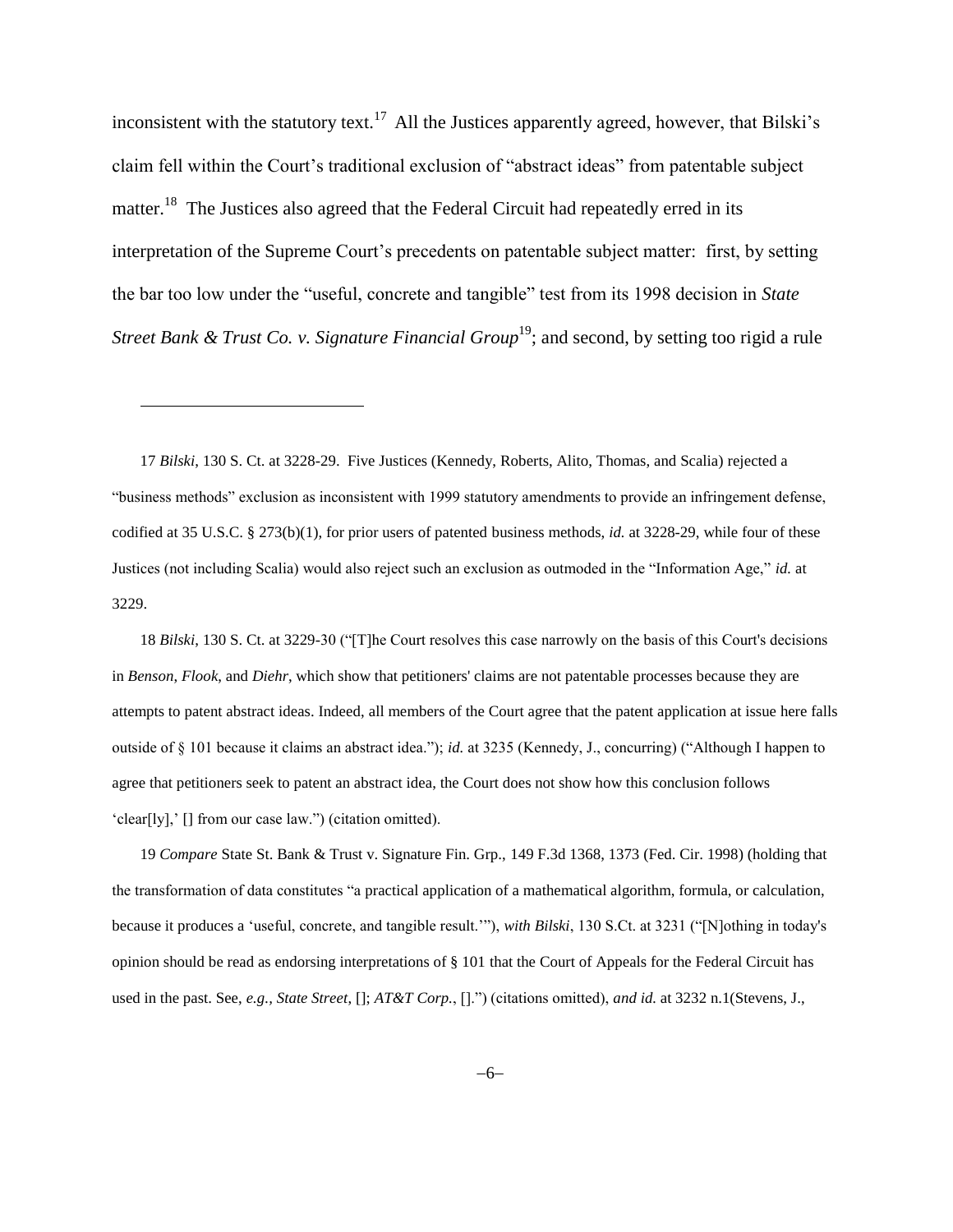inconsistent with the statutory text.[17] All the Justices apparently agreed, however, that Bilski's claim fell within the Court's traditional exclusion of "abstract ideas" from patentable subject matter.[18] The Justices also agreed that the Federal Circuit had repeatedly erred in its interpretation of the Supreme Court's precedents on patentable subject matter: first, by setting the bar too low under the "useful, concrete and tangible" test from its 1998 decision in *State Street Bank & Trust Co. v. Signature Financial Group*[19]; and second, by setting too rigid a rule

---

17 *Bilski*, 130 S. Ct. at 3228-29. Five Justices (Kennedy, Roberts, Alito, Thomas, and Scalia) rejected a "business methods" exclusion as inconsistent with 1999 statutory amendments to provide an infringement defense, codified at 35 U.S.C. § 273(b)(1), for prior users of patented business methods, *id.* at 3228-29, while four of these Justices (not including Scalia) would also reject such an exclusion as outmoded in the "Information Age," *id.* at 3229.

18 *Bilski*, 130 S. Ct. at 3229-30 ("[T]he Court resolves this case narrowly on the basis of this Court's decisions in *Benson*, *Flook*, and *Diehr*, which show that petitioners' claims are not patentable processes because they are attempts to patent abstract ideas. Indeed, all members of the Court agree that the patent application at issue here falls outside of § 101 because it claims an abstract idea."); *id.* at 3235 (Kennedy, J., concurring) ("Although I happen to agree that petitioners seek to patent an abstract idea, the Court does not show how this conclusion follows 'clear[ly],' [] from our case law.") (citation omitted).

19 *Compare* State St. Bank & Trust v. Signature Fin. Grp., 149 F.3d 1368, 1373 (Fed. Cir. 1998) (holding that the transformation of data constitutes "a practical application of a mathematical algorithm, formula, or calculation, because it produces a 'useful, concrete, and tangible result.'"), *with Bilski*, 130 S.Ct. at 3231 ("[N]othing in today's opinion should be read as endorsing interpretations of § 101 that the Court of Appeals for the Federal Circuit has used in the past. See, *e.g., State Street*, []; *AT&T Corp.*, [].") (citations omitted), *and id.* at 3232 n.1(Stevens, J.,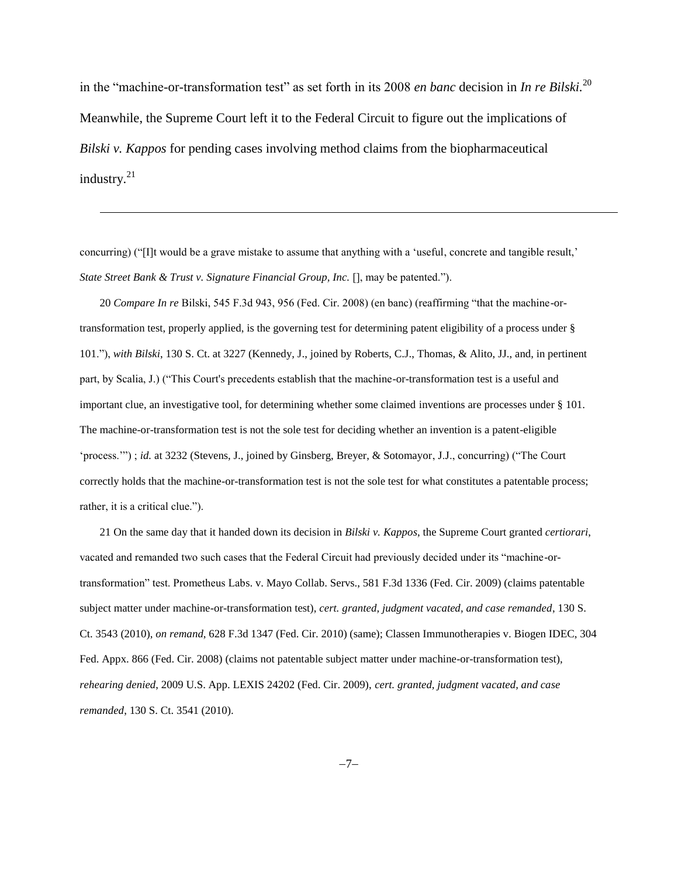in the "machine-or-transformation test" as set forth in its 2008 *en banc* decision in *In re Bilski*.[20] Meanwhile, the Supreme Court left it to the Federal Circuit to figure out the implications of *Bilski v. Kappos* for pending cases involving method claims from the biopharmaceutical industry.[21]

---

concurring) ("[I]t would be a grave mistake to assume that anything with a 'useful, concrete and tangible result,' *State Street Bank & Trust v. Signature Financial Group, Inc.* [], may be patented.").

20 *Compare In re* Bilski, 545 F.3d 943, 956 (Fed. Cir. 2008) (en banc) (reaffirming "that the machine-or-transformation test, properly applied, is the governing test for determining patent eligibility of a process under § 101."), *with Bilski*, 130 S. Ct. at 3227 (Kennedy, J., joined by Roberts, C.J., Thomas, & Alito, JJ., and, in pertinent part, by Scalia, J.) ("This Court's precedents establish that the machine-or-transformation test is a useful and important clue, an investigative tool, for determining whether some claimed inventions are processes under § 101. The machine-or-transformation test is not the sole test for deciding whether an invention is a patent-eligible 'process.'") ; *id.* at 3232 (Stevens, J., joined by Ginsberg, Breyer, & Sotomayor, J.J., concurring) ("The Court correctly holds that the machine-or-transformation test is not the sole test for what constitutes a patentable process; rather, it is a critical clue.").

21 On the same day that it handed down its decision in *Bilski v. Kappos*, the Supreme Court granted *certiorari*, vacated and remanded two such cases that the Federal Circuit had previously decided under its "machine-or-transformation" test. Prometheus Labs. v. Mayo Collab. Servs., 581 F.3d 1336 (Fed. Cir. 2009) (claims patentable subject matter under machine-or-transformation test), *cert. granted, judgment vacated, and case remanded*, 130 S. Ct. 3543 (2010), *on remand*, 628 F.3d 1347 (Fed. Cir. 2010) (same); Classen Immunotherapies v. Biogen IDEC, 304 Fed. Appx. 866 (Fed. Cir. 2008) (claims not patentable subject matter under machine-or-transformation test), *rehearing denied*, 2009 U.S. App. LEXIS 24202 (Fed. Cir. 2009), *cert. granted, judgment vacated, and case remanded*, 130 S. Ct. 3541 (2010).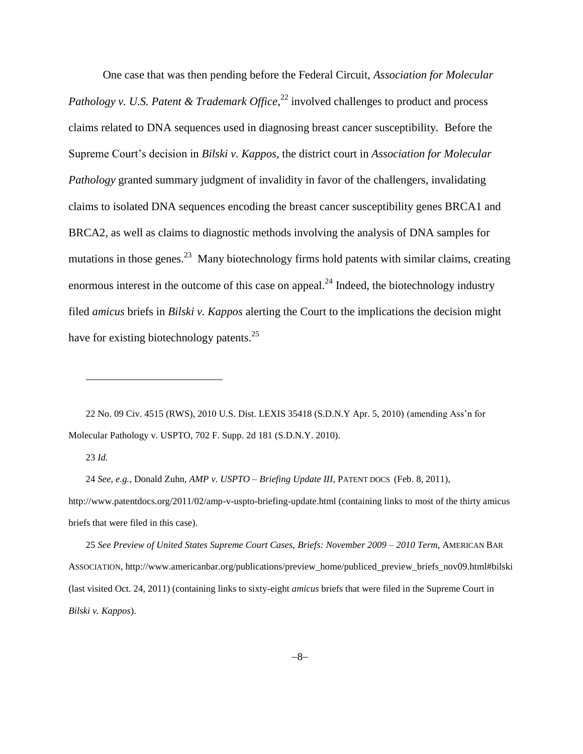One case that was then pending before the Federal Circuit, *Association for Molecular Pathology v. U.S. Patent & Trademark Office*,[22] involved challenges to product and process claims related to DNA sequences used in diagnosing breast cancer susceptibility. Before the Supreme Court's decision in *Bilski v. Kappos*, the district court in *Association for Molecular Pathology* granted summary judgment of invalidity in favor of the challengers, invalidating claims to isolated DNA sequences encoding the breast cancer susceptibility genes BRCA1 and BRCA2, as well as claims to diagnostic methods involving the analysis of DNA samples for mutations in those genes.[23] Many biotechnology firms hold patents with similar claims, creating enormous interest in the outcome of this case on appeal.[24] Indeed, the biotechnology industry filed *amicus* briefs in *Bilski v. Kappos* alerting the Court to the implications the decision might have for existing biotechnology patents.[25]

---

22 No. 09 Civ. 4515 (RWS), 2010 U.S. Dist. LEXIS 35418 (S.D.N.Y Apr. 5, 2010) (amending Ass'n for Molecular Pathology v. USPTO, 702 F. Supp. 2d 181 (S.D.N.Y. 2010).

23 *Id.*

24 *See, e.g.*, Donald Zuhn, *AMP v. USPTO – Briefing Update III*, PATENT DOCS (Feb. 8, 2011), http://www.patentdocs.org/2011/02/amp-v-uspto-briefing-update.html (containing links to most of the thirty amicus briefs that were filed in this case).

25 *See Preview of United States Supreme Court Cases, Briefs: November 2009 – 2010 Term*, AMERICAN BAR ASSOCIATION, http://www.americanbar.org/publications/preview_home/publiced_preview_briefs_nov09.html#bilski (last visited Oct. 24, 2011) (containing links to sixty-eight *amicus* briefs that were filed in the Supreme Court in *Bilski v. Kappos*).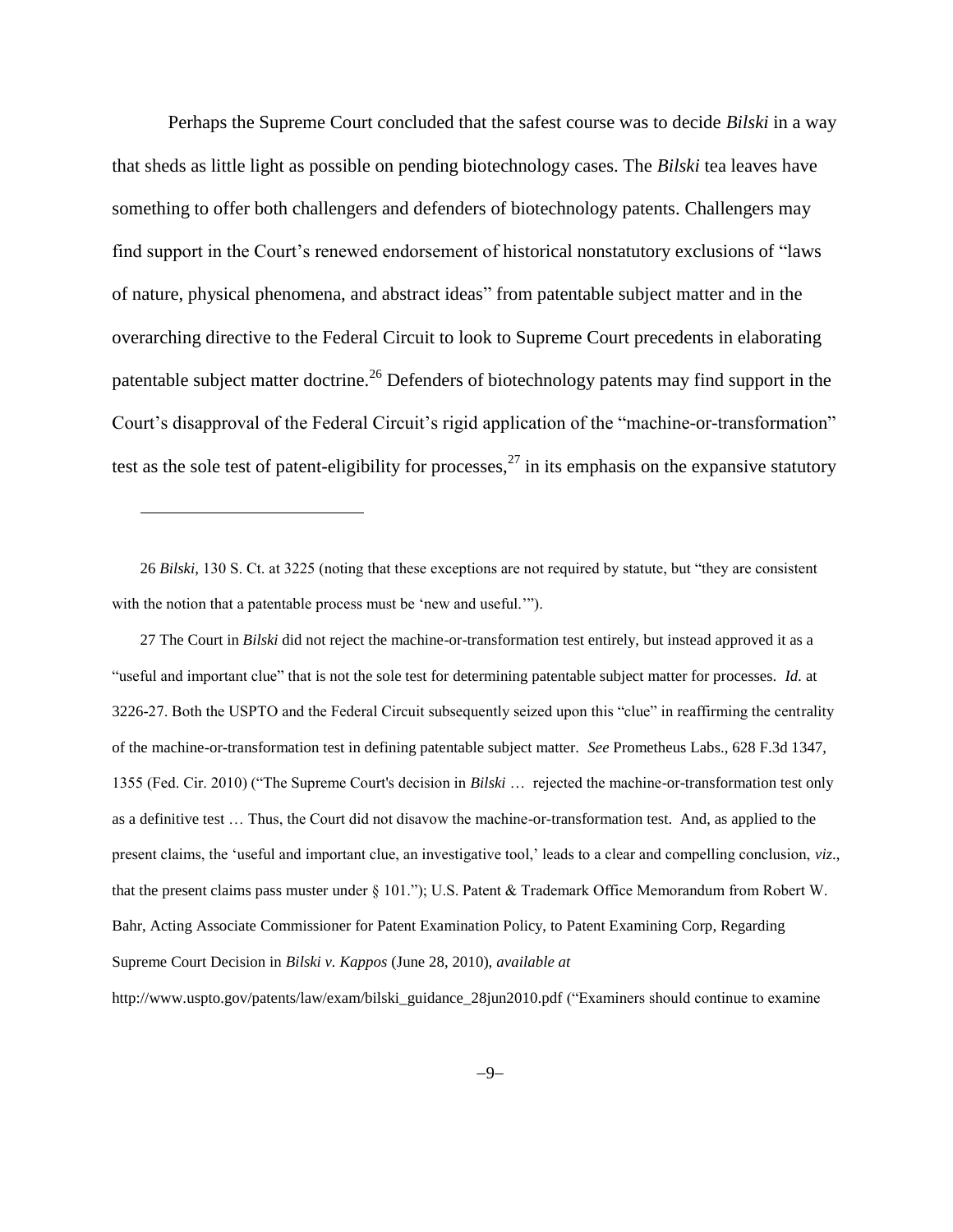Perhaps the Supreme Court concluded that the safest course was to decide *Bilski* in a way that sheds as little light as possible on pending biotechnology cases. The *Bilski* tea leaves have something to offer both challengers and defenders of biotechnology patents. Challengers may find support in the Court's renewed endorsement of historical nonstatutory exclusions of "laws of nature, physical phenomena, and abstract ideas" from patentable subject matter and in the overarching directive to the Federal Circuit to look to Supreme Court precedents in elaborating patentable subject matter doctrine.[26] Defenders of biotechnology patents may find support in the Court's disapproval of the Federal Circuit's rigid application of the "machine-or-transformation" test as the sole test of patent-eligibility for processes,[27] in its emphasis on the expansive statutory

---

26 *Bilski*, 130 S. Ct. at 3225 (noting that these exceptions are not required by statute, but "they are consistent with the notion that a patentable process must be 'new and useful.'").

27 The Court in *Bilski* did not reject the machine-or-transformation test entirely, but instead approved it as a "useful and important clue" that is not the sole test for determining patentable subject matter for processes. *Id.* at 3226-27. Both the USPTO and the Federal Circuit subsequently seized upon this "clue" in reaffirming the centrality of the machine-or-transformation test in defining patentable subject matter. *See* Prometheus Labs., 628 F.3d 1347, 1355 (Fed. Cir. 2010) ("The Supreme Court's decision in *Bilski* … rejected the machine-or-transformation test only as a definitive test … Thus, the Court did not disavow the machine-or-transformation test. And, as applied to the present claims, the 'useful and important clue, an investigative tool,' leads to a clear and compelling conclusion, *viz*., that the present claims pass muster under § 101."); U.S. Patent & Trademark Office Memorandum from Robert W. Bahr, Acting Associate Commissioner for Patent Examination Policy, to Patent Examining Corp, Regarding Supreme Court Decision in *Bilski v. Kappos* (June 28, 2010), *available at* http://www.uspto.gov/patents/law/exam/bilski_guidance_28jun2010.pdf ("Examiners should continue to examine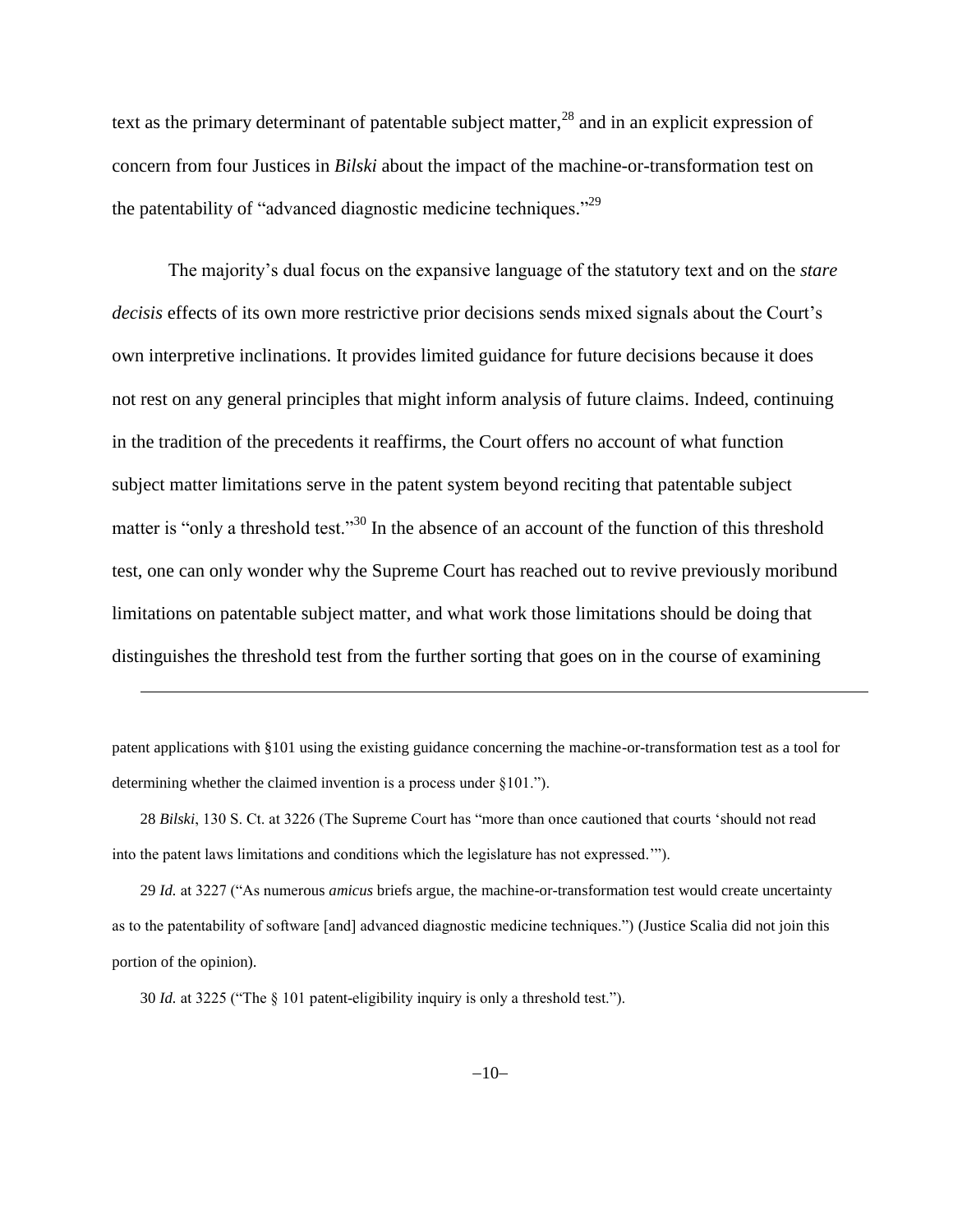text as the primary determinant of patentable subject matter,[28] and in an explicit expression of concern from four Justices in *Bilski* about the impact of the machine-or-transformation test on the patentability of "advanced diagnostic medicine techniques."[29]

The majority's dual focus on the expansive language of the statutory text and on the *stare decisis* effects of its own more restrictive prior decisions sends mixed signals about the Court's own interpretive inclinations. It provides limited guidance for future decisions because it does not rest on any general principles that might inform analysis of future claims. Indeed, continuing in the tradition of the precedents it reaffirms, the Court offers no account of what function subject matter limitations serve in the patent system beyond reciting that patentable subject matter is "only a threshold test."[30] In the absence of an account of the function of this threshold test, one can only wonder why the Supreme Court has reached out to revive previously moribund limitations on patentable subject matter, and what work those limitations should be doing that distinguishes the threshold test from the further sorting that goes on in the course of examining

---

patent applications with §101 using the existing guidance concerning the machine-or-transformation test as a tool for determining whether the claimed invention is a process under §101.").

28 *Bilski*, 130 S. Ct. at 3226 (The Supreme Court has "more than once cautioned that courts 'should not read into the patent laws limitations and conditions which the legislature has not expressed.'").

29 *Id.* at 3227 ("As numerous *amicus* briefs argue, the machine-or-transformation test would create uncertainty as to the patentability of software [and] advanced diagnostic medicine techniques.") (Justice Scalia did not join this portion of the opinion).

30 *Id.* at 3225 ("The § 101 patent-eligibility inquiry is only a threshold test.").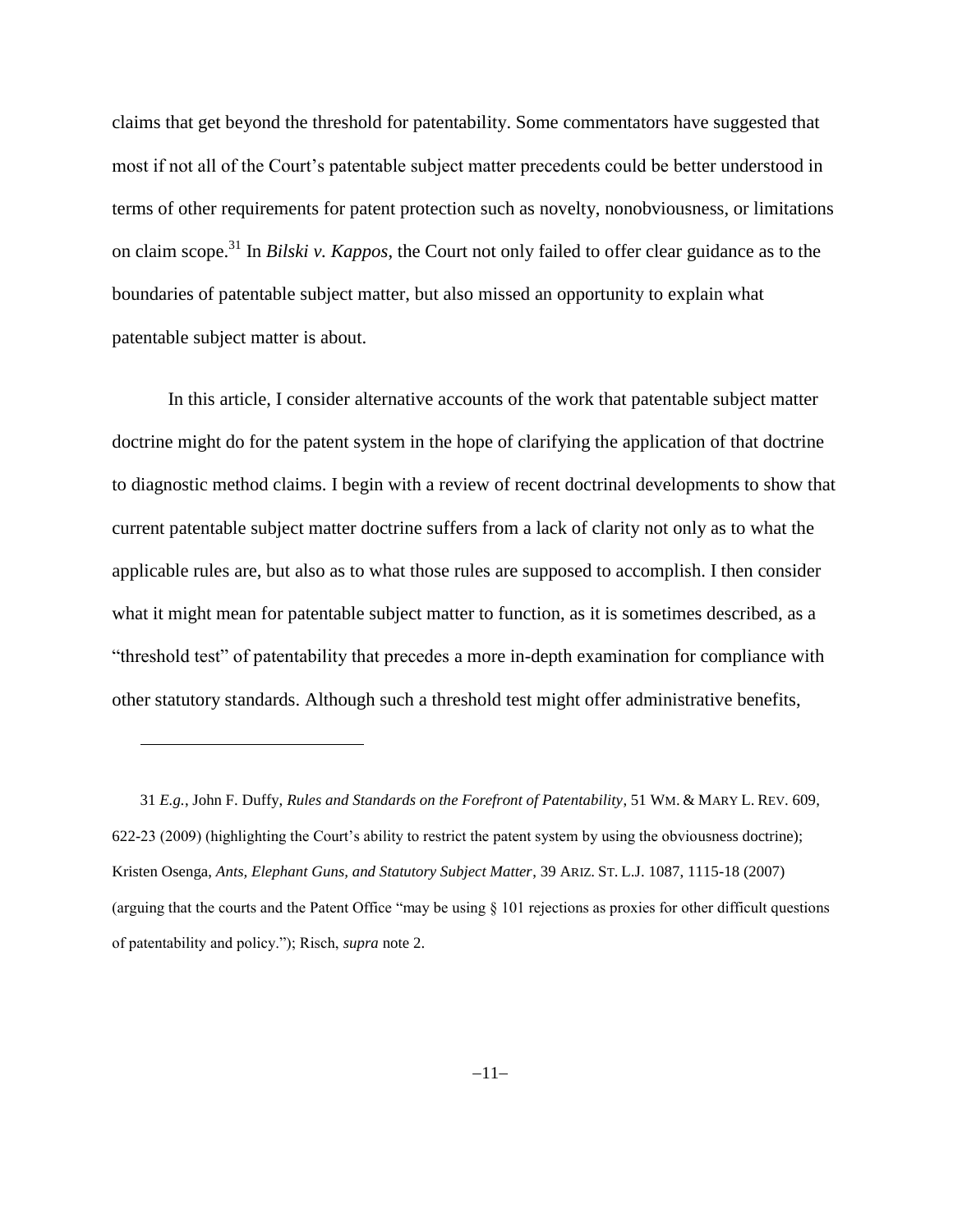claims that get beyond the threshold for patentability. Some commentators have suggested that most if not all of the Court's patentable subject matter precedents could be better understood in terms of other requirements for patent protection such as novelty, nonobviousness, or limitations on claim scope.[31] In *Bilski v. Kappos*, the Court not only failed to offer clear guidance as to the boundaries of patentable subject matter, but also missed an opportunity to explain what patentable subject matter is about.

In this article, I consider alternative accounts of the work that patentable subject matter doctrine might do for the patent system in the hope of clarifying the application of that doctrine to diagnostic method claims. I begin with a review of recent doctrinal developments to show that current patentable subject matter doctrine suffers from a lack of clarity not only as to what the applicable rules are, but also as to what those rules are supposed to accomplish. I then consider what it might mean for patentable subject matter to function, as it is sometimes described, as a "threshold test" of patentability that precedes a more in-depth examination for compliance with other statutory standards. Although such a threshold test might offer administrative benefits,

---

31 *E.g.*, John F. Duffy, *Rules and Standards on the Forefront of Patentability*, 51 WM. & MARY L. REV. 609, 622-23 (2009) (highlighting the Court's ability to restrict the patent system by using the obviousness doctrine); Kristen Osenga, *Ants, Elephant Guns, and Statutory Subject Matter*, 39 ARIZ. ST. L.J. 1087, 1115-18 (2007) (arguing that the courts and the Patent Office "may be using § 101 rejections as proxies for other difficult questions of patentability and policy."); Risch, *supra* note 2.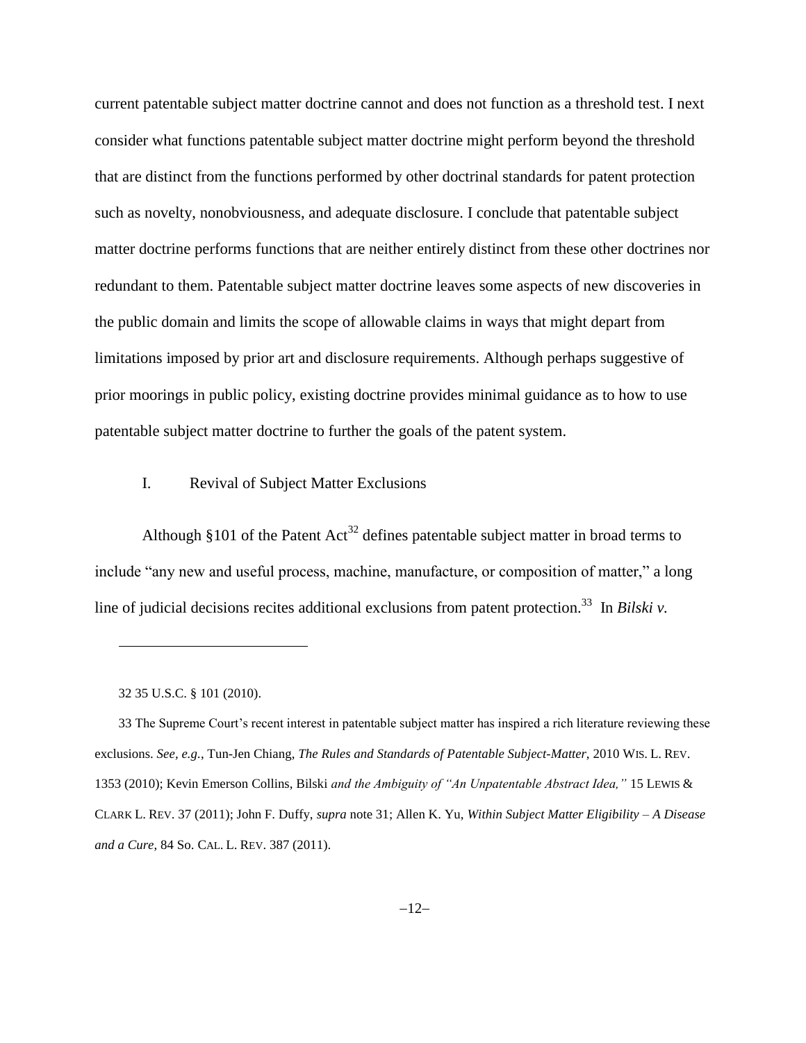current patentable subject matter doctrine cannot and does not function as a threshold test. I next consider what functions patentable subject matter doctrine might perform beyond the threshold that are distinct from the functions performed by other doctrinal standards for patent protection such as novelty, nonobviousness, and adequate disclosure. I conclude that patentable subject matter doctrine performs functions that are neither entirely distinct from these other doctrines nor redundant to them. Patentable subject matter doctrine leaves some aspects of new discoveries in the public domain and limits the scope of allowable claims in ways that might depart from limitations imposed by prior art and disclosure requirements. Although perhaps suggestive of prior moorings in public policy, existing doctrine provides minimal guidance as to how to use patentable subject matter doctrine to further the goals of the patent system.

## I. Revival of Subject Matter Exclusions

Although §101 of the Patent Act[32] defines patentable subject matter in broad terms to include "any new and useful process, machine, manufacture, or composition of matter," a long line of judicial decisions recites additional exclusions from patent protection.[33] In *Bilski v.*

---

32 35 U.S.C. § 101 (2010).

33 The Supreme Court's recent interest in patentable subject matter has inspired a rich literature reviewing these exclusions. *See, e.g.*, Tun-Jen Chiang, *The Rules and Standards of Patentable Subject-Matter*, 2010 WIS. L. REV. 1353 (2010); Kevin Emerson Collins, Bilski *and the Ambiguity of "An Unpatentable Abstract Idea,"* 15 LEWIS & CLARK L. REV. 37 (2011); John F. Duffy, *supra* note 31; Allen K. Yu, *Within Subject Matter Eligibility – A Disease and a Cure*, 84 So. CAL. L. REV. 387 (2011).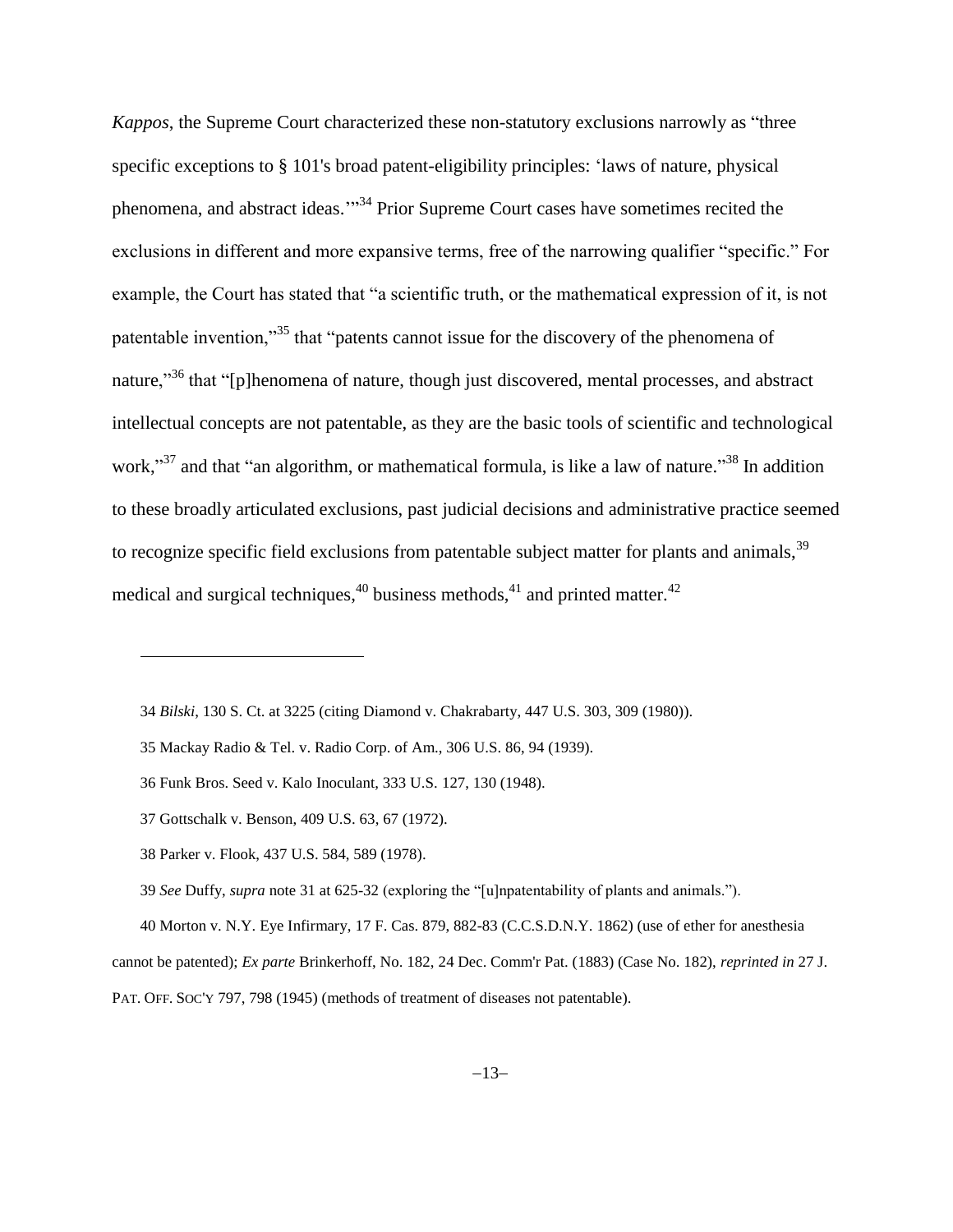*Kappos*, the Supreme Court characterized these non-statutory exclusions narrowly as "three specific exceptions to § 101's broad patent-eligibility principles: 'laws of nature, physical phenomena, and abstract ideas.'"[34] Prior Supreme Court cases have sometimes recited the exclusions in different and more expansive terms, free of the narrowing qualifier "specific." For example, the Court has stated that "a scientific truth, or the mathematical expression of it, is not patentable invention,"[35] that "patents cannot issue for the discovery of the phenomena of nature,"[36] that "[p]henomena of nature, though just discovered, mental processes, and abstract intellectual concepts are not patentable, as they are the basic tools of scientific and technological work,"[37] and that "an algorithm, or mathematical formula, is like a law of nature."[38] In addition to these broadly articulated exclusions, past judicial decisions and administrative practice seemed to recognize specific field exclusions from patentable subject matter for plants and animals,[39] medical and surgical techniques,[40] business methods,[41] and printed matter.[42]

---

34 *Bilski*, 130 S. Ct. at 3225 (citing Diamond v. Chakrabarty, 447 U.S. 303, 309 (1980)).

35 Mackay Radio & Tel. v. Radio Corp. of Am., 306 U.S. 86, 94 (1939).

36 Funk Bros. Seed v. Kalo Inoculant, 333 U.S. 127, 130 (1948).

37 Gottschalk v. Benson, 409 U.S. 63, 67 (1972).

38 Parker v. Flook, 437 U.S. 584, 589 (1978).

39 *See* Duffy, *supra* note 31 at 625-32 (exploring the "[u]npatentability of plants and animals.").

40 Morton v. N.Y. Eye Infirmary, 17 F. Cas. 879, 882-83 (C.C.S.D.N.Y. 1862) (use of ether for anesthesia cannot be patented); *Ex parte* Brinkerhoff, No. 182, 24 Dec. Comm'r Pat. (1883) (Case No. 182), *reprinted in* 27 J. PAT. OFF. SOC'Y 797, 798 (1945) (methods of treatment of diseases not patentable).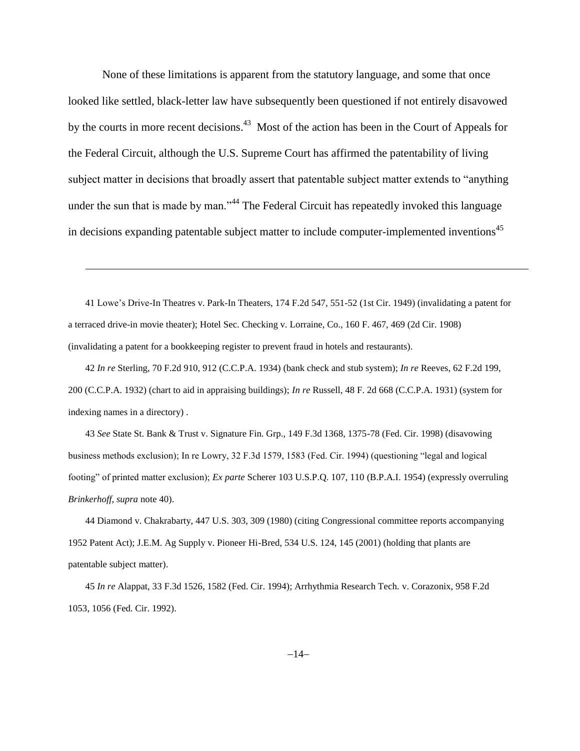None of these limitations is apparent from the statutory language, and some that once looked like settled, black-letter law have subsequently been questioned if not entirely disavowed by the courts in more recent decisions.[43] Most of the action has been in the Court of Appeals for the Federal Circuit, although the U.S. Supreme Court has affirmed the patentability of living subject matter in decisions that broadly assert that patentable subject matter extends to "anything under the sun that is made by man."[44] The Federal Circuit has repeatedly invoked this language in decisions expanding patentable subject matter to include computer-implemented inventions[45]

---

41 Lowe's Drive-In Theatres v. Park-In Theaters, 174 F.2d 547, 551-52 (1st Cir. 1949) (invalidating a patent for a terraced drive-in movie theater); Hotel Sec. Checking v. Lorraine, Co., 160 F. 467, 469 (2d Cir. 1908) (invalidating a patent for a bookkeeping register to prevent fraud in hotels and restaurants).

42 *In re* Sterling, 70 F.2d 910, 912 (C.C.P.A. 1934) (bank check and stub system); *In re* Reeves, 62 F.2d 199, 200 (C.C.P.A. 1932) (chart to aid in appraising buildings); *In re* Russell, 48 F. 2d 668 (C.C.P.A. 1931) (system for indexing names in a directory) .

43 *See* State St. Bank & Trust v. Signature Fin. Grp., 149 F.3d 1368, 1375-78 (Fed. Cir. 1998) (disavowing business methods exclusion); In re Lowry, 32 F.3d 1579, 1583 (Fed. Cir. 1994) (questioning "legal and logical footing" of printed matter exclusion); *Ex parte* Scherer 103 U.S.P.Q. 107, 110 (B.P.A.I. 1954) (expressly overruling *Brinkerhoff, supra* note 40).

44 Diamond v. Chakrabarty, 447 U.S. 303, 309 (1980) (citing Congressional committee reports accompanying 1952 Patent Act); J.E.M. Ag Supply v. Pioneer Hi-Bred, 534 U.S. 124, 145 (2001) (holding that plants are patentable subject matter).

45 *In re* Alappat, 33 F.3d 1526, 1582 (Fed. Cir. 1994); Arrhythmia Research Tech. v. Corazonix, 958 F.2d 1053, 1056 (Fed. Cir. 1992).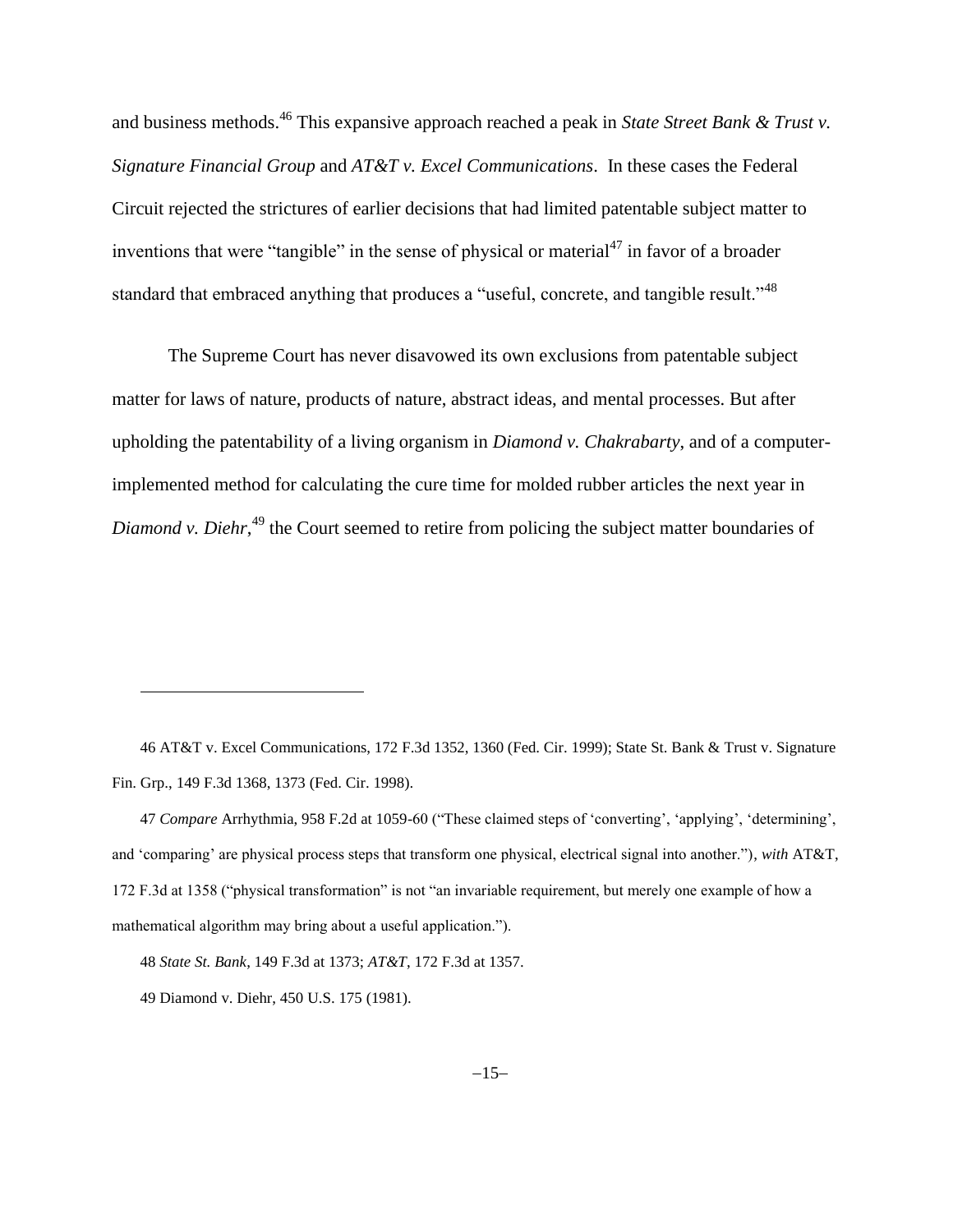and business methods.[46] This expansive approach reached a peak in *State Street Bank & Trust v. Signature Financial Group* and *AT&T v. Excel Communications*. In these cases the Federal Circuit rejected the strictures of earlier decisions that had limited patentable subject matter to inventions that were "tangible" in the sense of physical or material[47] in favor of a broader standard that embraced anything that produces a "useful, concrete, and tangible result."[48]

The Supreme Court has never disavowed its own exclusions from patentable subject matter for laws of nature, products of nature, abstract ideas, and mental processes. But after upholding the patentability of a living organism in *Diamond v. Chakrabarty*, and of a computer-implemented method for calculating the cure time for molded rubber articles the next year in *Diamond v. Diehr*,[49] the Court seemed to retire from policing the subject matter boundaries of

---

46 AT&T v. Excel Communications, 172 F.3d 1352, 1360 (Fed. Cir. 1999); State St. Bank & Trust v. Signature Fin. Grp., 149 F.3d 1368, 1373 (Fed. Cir. 1998).

47 *Compare* Arrhythmia, 958 F.2d at 1059-60 ("These claimed steps of 'converting', 'applying', 'determining', and 'comparing' are physical process steps that transform one physical, electrical signal into another."), *with* AT&T, 172 F.3d at 1358 ("physical transformation" is not "an invariable requirement, but merely one example of how a mathematical algorithm may bring about a useful application.").

48 *State St. Bank*, 149 F.3d at 1373; *AT&T*, 172 F.3d at 1357.

49 Diamond v. Diehr, 450 U.S. 175 (1981).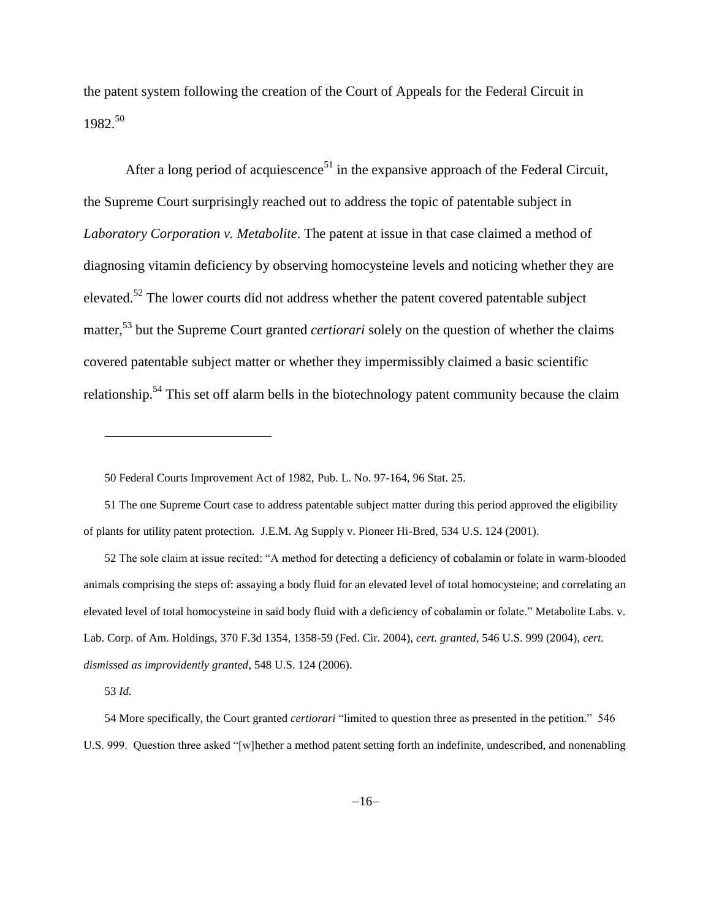the patent system following the creation of the Court of Appeals for the Federal Circuit in 1982.[50]

After a long period of acquiescence[51] in the expansive approach of the Federal Circuit, the Supreme Court surprisingly reached out to address the topic of patentable subject in *Laboratory Corporation v. Metabolite*. The patent at issue in that case claimed a method of diagnosing vitamin deficiency by observing homocysteine levels and noticing whether they are elevated.[52] The lower courts did not address whether the patent covered patentable subject matter,[53] but the Supreme Court granted *certiorari* solely on the question of whether the claims covered patentable subject matter or whether they impermissibly claimed a basic scientific relationship.[54] This set off alarm bells in the biotechnology patent community because the claim

---

50 Federal Courts Improvement Act of 1982, Pub. L. No. 97-164, 96 Stat. 25.

51 The one Supreme Court case to address patentable subject matter during this period approved the eligibility of plants for utility patent protection. J.E.M. Ag Supply v. Pioneer Hi-Bred, 534 U.S. 124 (2001).

52 The sole claim at issue recited: "A method for detecting a deficiency of cobalamin or folate in warm-blooded animals comprising the steps of: assaying a body fluid for an elevated level of total homocysteine; and correlating an elevated level of total homocysteine in said body fluid with a deficiency of cobalamin or folate." Metabolite Labs. v. Lab. Corp. of Am. Holdings, 370 F.3d 1354, 1358-59 (Fed. Cir. 2004), *cert. granted*, 546 U.S. 999 (2004), *cert. dismissed as improvidently granted*, 548 U.S. 124 (2006).

53 *Id.*

54 More specifically, the Court granted *certiorari* "limited to question three as presented in the petition." 546 U.S. 999. Question three asked "[w]hether a method patent setting forth an indefinite, undescribed, and nonenabling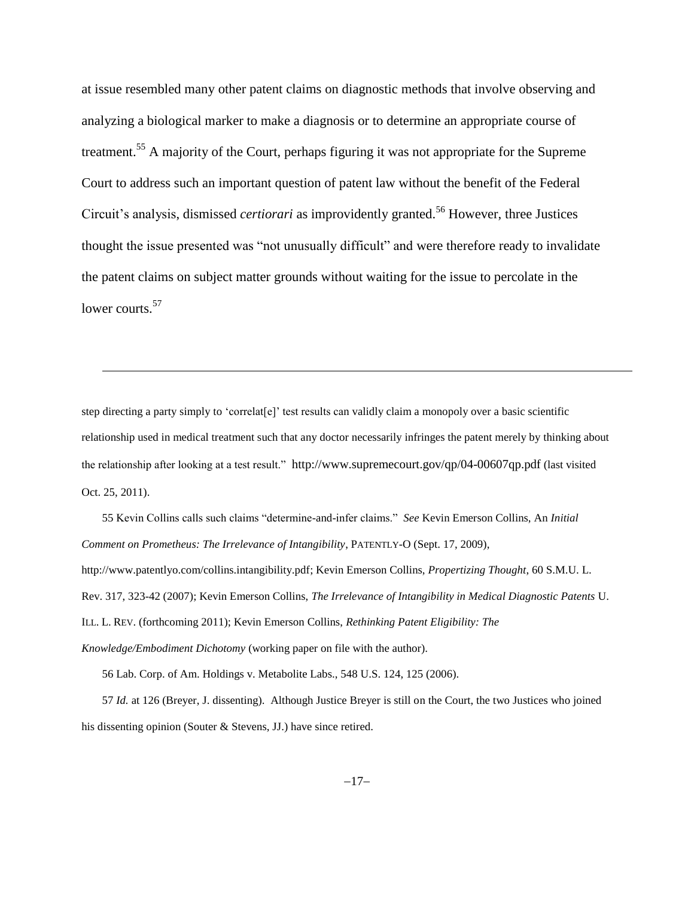at issue resembled many other patent claims on diagnostic methods that involve observing and analyzing a biological marker to make a diagnosis or to determine an appropriate course of treatment.[55] A majority of the Court, perhaps figuring it was not appropriate for the Supreme Court to address such an important question of patent law without the benefit of the Federal Circuit's analysis, dismissed *certiorari* as improvidently granted.[56] However, three Justices thought the issue presented was "not unusually difficult" and were therefore ready to invalidate the patent claims on subject matter grounds without waiting for the issue to percolate in the lower courts.[57]

---

step directing a party simply to 'correlat[e]' test results can validly claim a monopoly over a basic scientific relationship used in medical treatment such that any doctor necessarily infringes the patent merely by thinking about the relationship after looking at a test result." http://www.supremecourt.gov/qp/04-00607qp.pdf (last visited Oct. 25, 2011).

55 Kevin Collins calls such claims "determine-and-infer claims." *See* Kevin Emerson Collins, An *Initial Comment on Prometheus: The Irrelevance of Intangibility*, PATENTLY-O (Sept. 17, 2009), http://www.patentlyo.com/collins.intangibility.pdf; Kevin Emerson Collins, *Propertizing Thought*, 60 S.M.U. L. Rev. 317, 323-42 (2007); Kevin Emerson Collins, *The Irrelevance of Intangibility in Medical Diagnostic Patents* U. ILL. L. REV. (forthcoming 2011); Kevin Emerson Collins, *Rethinking Patent Eligibility: The Knowledge/Embodiment Dichotomy* (working paper on file with the author).

56 Lab. Corp. of Am. Holdings v. Metabolite Labs., 548 U.S. 124, 125 (2006).

57 *Id.* at 126 (Breyer, J. dissenting). Although Justice Breyer is still on the Court, the two Justices who joined his dissenting opinion (Souter & Stevens, JJ.) have since retired.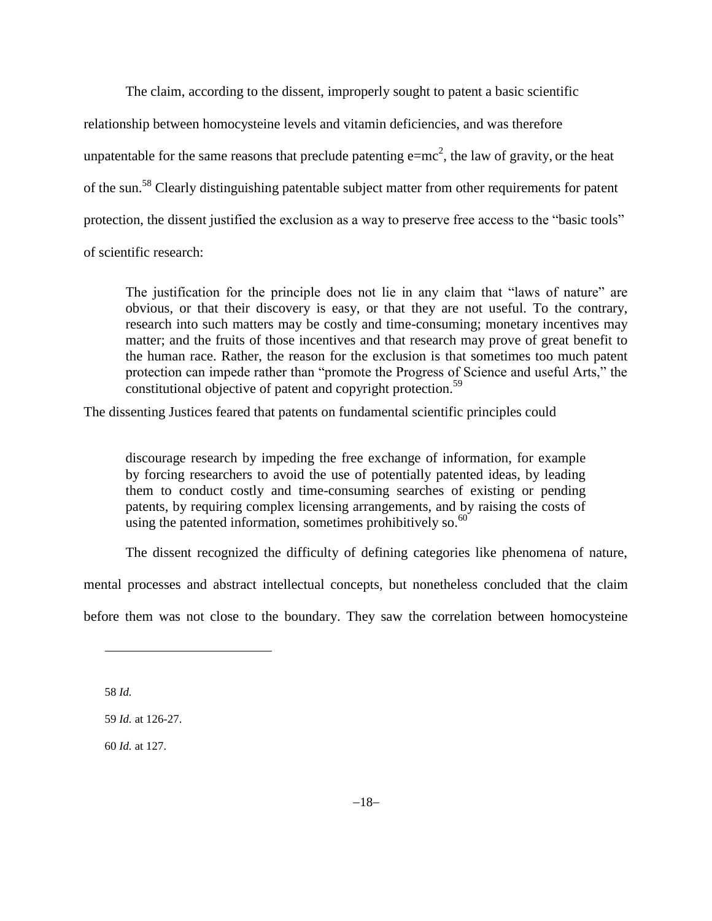The claim, according to the dissent, improperly sought to patent a basic scientific relationship between homocysteine levels and vitamin deficiencies, and was therefore unpatentable for the same reasons that preclude patenting $e=mc^2$, the law of gravity, or the heat of the sun.[58] Clearly distinguishing patentable subject matter from other requirements for patent protection, the dissent justified the exclusion as a way to preserve free access to the "basic tools" of scientific research:

> The justification for the principle does not lie in any claim that "laws of nature" are obvious, or that their discovery is easy, or that they are not useful. To the contrary, research into such matters may be costly and time-consuming; monetary incentives may matter; and the fruits of those incentives and that research may prove of great benefit to the human race. Rather, the reason for the exclusion is that sometimes too much patent protection can impede rather than "promote the Progress of Science and useful Arts," the constitutional objective of patent and copyright protection.[59]

The dissenting Justices feared that patents on fundamental scientific principles could

> discourage research by impeding the free exchange of information, for example by forcing researchers to avoid the use of potentially patented ideas, by leading them to conduct costly and time-consuming searches of existing or pending patents, by requiring complex licensing arrangements, and by raising the costs of using the patented information, sometimes prohibitively so.[60]

The dissent recognized the difficulty of defining categories like phenomena of nature, mental processes and abstract intellectual concepts, but nonetheless concluded that the claim before them was not close to the boundary. They saw the correlation between homocysteine

---

58 *Id.*

59 *Id.* at 126-27.

60 *Id.* at 127.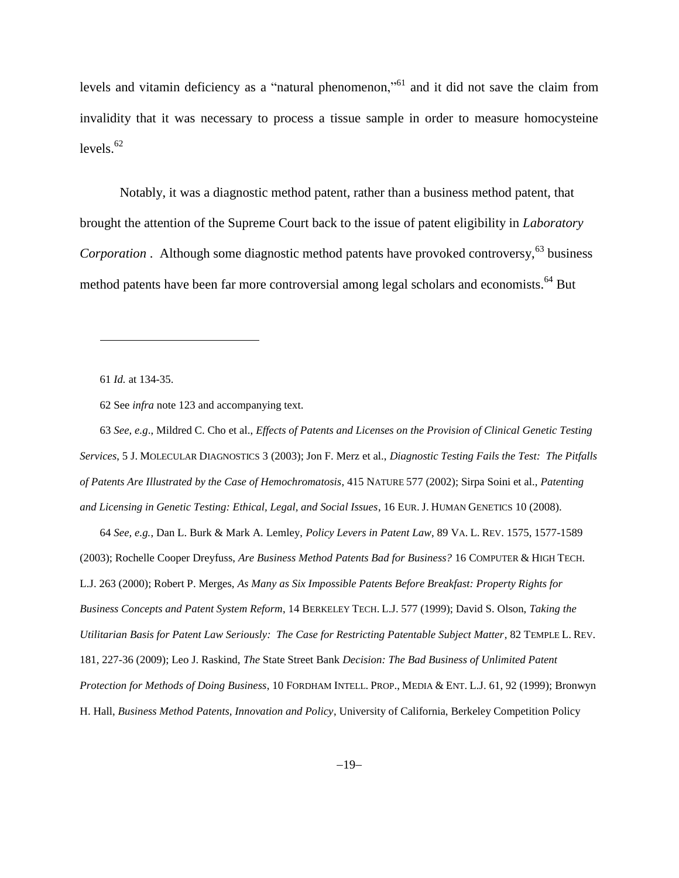levels and vitamin deficiency as a "natural phenomenon,"[61] and it did not save the claim from invalidity that it was necessary to process a tissue sample in order to measure homocysteine levels.[62]

Notably, it was a diagnostic method patent, rather than a business method patent, that brought the attention of the Supreme Court back to the issue of patent eligibility in *Laboratory Corporation* . Although some diagnostic method patents have provoked controversy,[63] business method patents have been far more controversial among legal scholars and economists.[64] But

---

61 *Id.* at 134-35.

62 See *infra* note 123 and accompanying text.

63 *See, e.g*., Mildred C. Cho et al., *Effects of Patents and Licenses on the Provision of Clinical Genetic Testing Services*, 5 J. MOLECULAR DIAGNOSTICS 3 (2003); Jon F. Merz et al., *Diagnostic Testing Fails the Test: The Pitfalls of Patents Are Illustrated by the Case of Hemochromatosis*, 415 NATURE 577 (2002); Sirpa Soini et al., *Patenting and Licensing in Genetic Testing: Ethical, Legal, and Social Issues*, 16 EUR. J. HUMAN GENETICS 10 (2008).

64 *See, e.g.,* Dan L. Burk & Mark A. Lemley, *Policy Levers in Patent Law*, 89 VA. L. REV. 1575, 1577-1589 (2003); Rochelle Cooper Dreyfuss, *Are Business Method Patents Bad for Business?* 16 COMPUTER & HIGH TECH. L.J. 263 (2000); Robert P. Merges, *As Many as Six Impossible Patents Before Breakfast: Property Rights for Business Concepts and Patent System Reform*, 14 BERKELEY TECH. L.J. 577 (1999); David S. Olson, *Taking the Utilitarian Basis for Patent Law Seriously: The Case for Restricting Patentable Subject Matter*, 82 TEMPLE L. REV. 181, 227-36 (2009); Leo J. Raskind, *The* State Street Bank *Decision: The Bad Business of Unlimited Patent Protection for Methods of Doing Business*, 10 FORDHAM INTELL. PROP., MEDIA & ENT. L.J. 61, 92 (1999); Bronwyn H. Hall, *Business Method Patents, Innovation and Policy*, University of California, Berkeley Competition Policy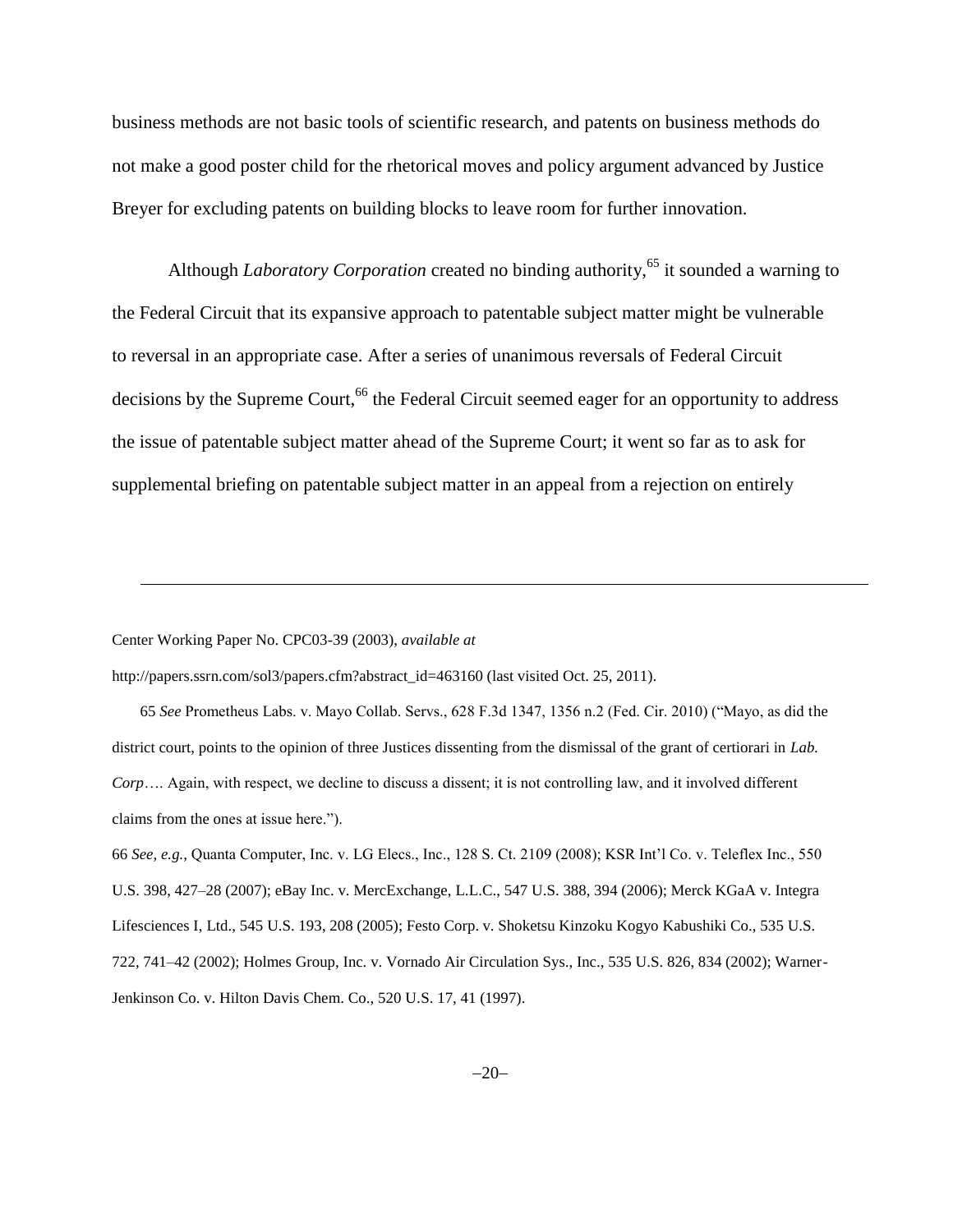business methods are not basic tools of scientific research, and patents on business methods do not make a good poster child for the rhetorical moves and policy argument advanced by Justice Breyer for excluding patents on building blocks to leave room for further innovation.

Although *Laboratory Corporation* created no binding authority,[65] it sounded a warning to the Federal Circuit that its expansive approach to patentable subject matter might be vulnerable to reversal in an appropriate case. After a series of unanimous reversals of Federal Circuit decisions by the Supreme Court,[66] the Federal Circuit seemed eager for an opportunity to address the issue of patentable subject matter ahead of the Supreme Court; it went so far as to ask for supplemental briefing on patentable subject matter in an appeal from a rejection on entirely

---

Center Working Paper No. CPC03-39 (2003), *available at* http://papers.ssrn.com/sol3/papers.cfm?abstract_id=463160 (last visited Oct. 25, 2011).

65 *See* Prometheus Labs. v. Mayo Collab. Servs., 628 F.3d 1347, 1356 n.2 (Fed. Cir. 2010) ("Mayo, as did the district court, points to the opinion of three Justices dissenting from the dismissal of the grant of certiorari in *Lab. Corp*…. Again, with respect, we decline to discuss a dissent; it is not controlling law, and it involved different claims from the ones at issue here.").

66 *See, e.g.,* Quanta Computer, Inc. v. LG Elecs., Inc., 128 S. Ct. 2109 (2008); KSR Int'l Co. v. Teleflex Inc., 550 U.S. 398, 427–28 (2007); eBay Inc. v. MercExchange, L.L.C., 547 U.S. 388, 394 (2006); Merck KGaA v. Integra Lifesciences I, Ltd., 545 U.S. 193, 208 (2005); Festo Corp. v. Shoketsu Kinzoku Kogyo Kabushiki Co., 535 U.S. 722, 741–42 (2002); Holmes Group, Inc. v. Vornado Air Circulation Sys., Inc., 535 U.S. 826, 834 (2002); Warner-Jenkinson Co. v. Hilton Davis Chem. Co., 520 U.S. 17, 41 (1997).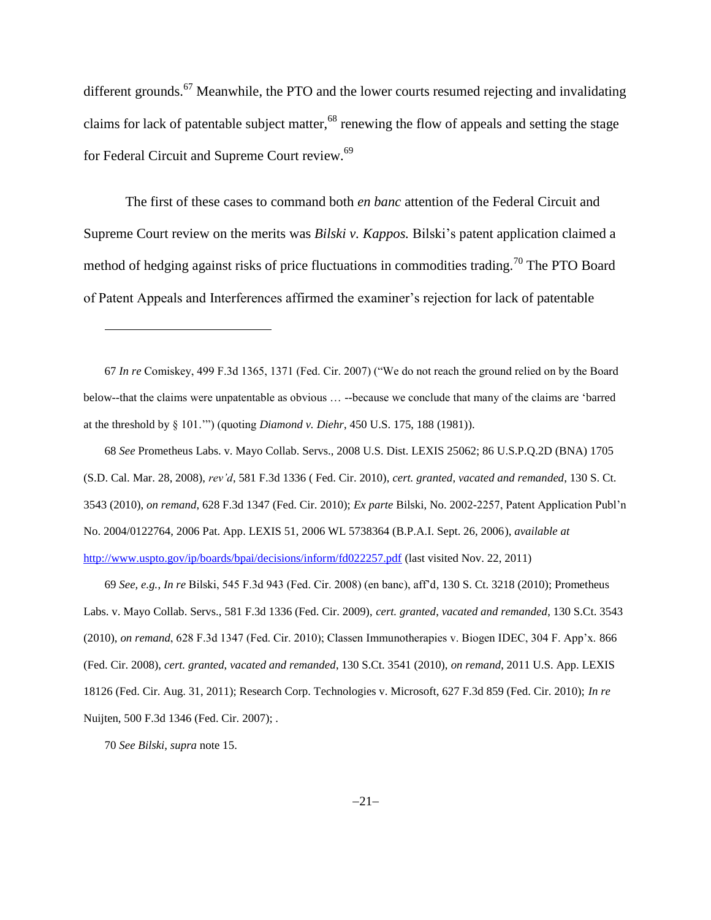different grounds.[67] Meanwhile, the PTO and the lower courts resumed rejecting and invalidating claims for lack of patentable subject matter,[68] renewing the flow of appeals and setting the stage for Federal Circuit and Supreme Court review.[69]

The first of these cases to command both *en banc* attention of the Federal Circuit and Supreme Court review on the merits was *Bilski v. Kappos.* Bilski's patent application claimed a method of hedging against risks of price fluctuations in commodities trading.[70] The PTO Board of Patent Appeals and Interferences affirmed the examiner's rejection for lack of patentable

---

67 *In re* Comiskey, 499 F.3d 1365, 1371 (Fed. Cir. 2007) ("We do not reach the ground relied on by the Board below--that the claims were unpatentable as obvious … --because we conclude that many of the claims are 'barred at the threshold by § 101.'") (quoting *Diamond v. Diehr*, 450 U.S. 175, 188 (1981)).

68 *See* Prometheus Labs. v. Mayo Collab. Servs., 2008 U.S. Dist. LEXIS 25062; 86 U.S.P.Q.2D (BNA) 1705 (S.D. Cal. Mar. 28, 2008), *rev'd*, 581 F.3d 1336 ( Fed. Cir. 2010), *cert. granted, vacated and remanded*, 130 S. Ct. 3543 (2010), *on remand*, 628 F.3d 1347 (Fed. Cir. 2010); *Ex parte* Bilski, No. 2002-2257, Patent Application Publ'n No. 2004/0122764, 2006 Pat. App. LEXIS 51, 2006 WL 5738364 (B.P.A.I. Sept. 26, 2006), *available at* http://www.uspto.gov/ip/boards/bpai/decisions/inform/fd022257.pdf (last visited Nov. 22, 2011)

69 *See, e.g.*, *In re* Bilski, 545 F.3d 943 (Fed. Cir. 2008) (en banc), aff'd, 130 S. Ct. 3218 (2010); Prometheus Labs. v. Mayo Collab. Servs., 581 F.3d 1336 (Fed. Cir. 2009), *cert. granted, vacated and remanded*, 130 S.Ct. 3543 (2010), *on remand*, 628 F.3d 1347 (Fed. Cir. 2010); Classen Immunotherapies v. Biogen IDEC, 304 F. App'x. 866 (Fed. Cir. 2008), *cert. granted, vacated and remanded*, 130 S.Ct. 3541 (2010), *on remand*, 2011 U.S. App. LEXIS 18126 (Fed. Cir. Aug. 31, 2011); Research Corp. Technologies v. Microsoft, 627 F.3d 859 (Fed. Cir. 2010); *In re* Nuijten, 500 F.3d 1346 (Fed. Cir. 2007); .

70 *See Bilski*, *supra* note 15.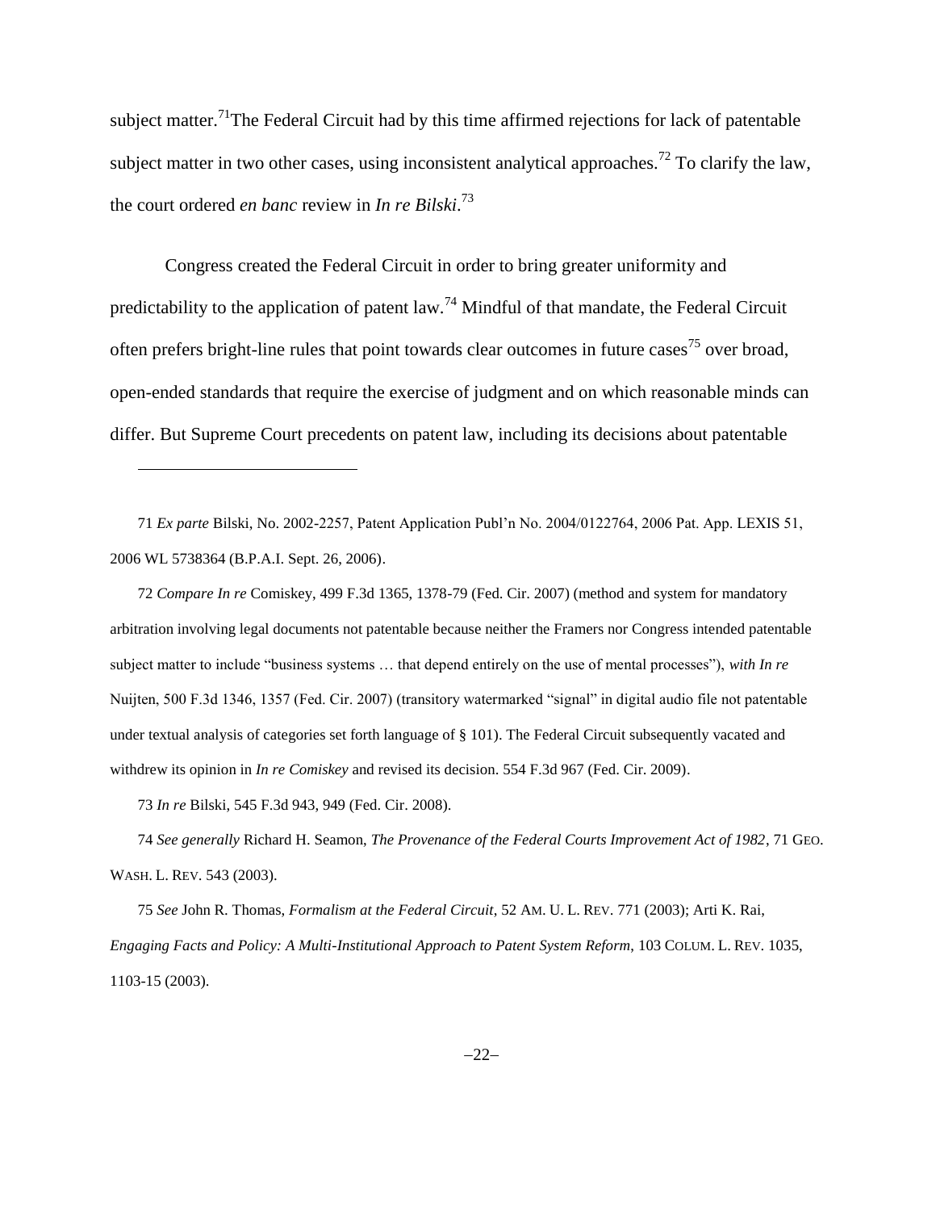subject matter.[71] The Federal Circuit had by this time affirmed rejections for lack of patentable subject matter in two other cases, using inconsistent analytical approaches.[72] To clarify the law, the court ordered *en banc* review in *In re Bilski*.[73]

Congress created the Federal Circuit in order to bring greater uniformity and predictability to the application of patent law.[74] Mindful of that mandate, the Federal Circuit often prefers bright-line rules that point towards clear outcomes in future cases[75] over broad, open-ended standards that require the exercise of judgment and on which reasonable minds can differ. But Supreme Court precedents on patent law, including its decisions about patentable

---

71 *Ex parte* Bilski, No. 2002-2257, Patent Application Publ'n No. 2004/0122764, 2006 Pat. App. LEXIS 51, 2006 WL 5738364 (B.P.A.I. Sept. 26, 2006).

72 *Compare In re* Comiskey, 499 F.3d 1365, 1378-79 (Fed. Cir. 2007) (method and system for mandatory arbitration involving legal documents not patentable because neither the Framers nor Congress intended patentable subject matter to include "business systems … that depend entirely on the use of mental processes"), *with In re* Nuijten, 500 F.3d 1346, 1357 (Fed. Cir. 2007) (transitory watermarked "signal" in digital audio file not patentable under textual analysis of categories set forth language of § 101). The Federal Circuit subsequently vacated and withdrew its opinion in *In re Comiskey* and revised its decision. 554 F.3d 967 (Fed. Cir. 2009).

73 *In re* Bilski, 545 F.3d 943, 949 (Fed. Cir. 2008).

74 *See generally* Richard H. Seamon, *The Provenance of the Federal Courts Improvement Act of 1982*, 71 GEO. WASH. L. REV. 543 (2003).

75 *See* John R. Thomas, *Formalism at the Federal Circuit*, 52 AM. U. L. REV. 771 (2003); Arti K. Rai, *Engaging Facts and Policy: A Multi-Institutional Approach to Patent System Reform*, 103 COLUM. L. REV. 1035, 1103-15 (2003).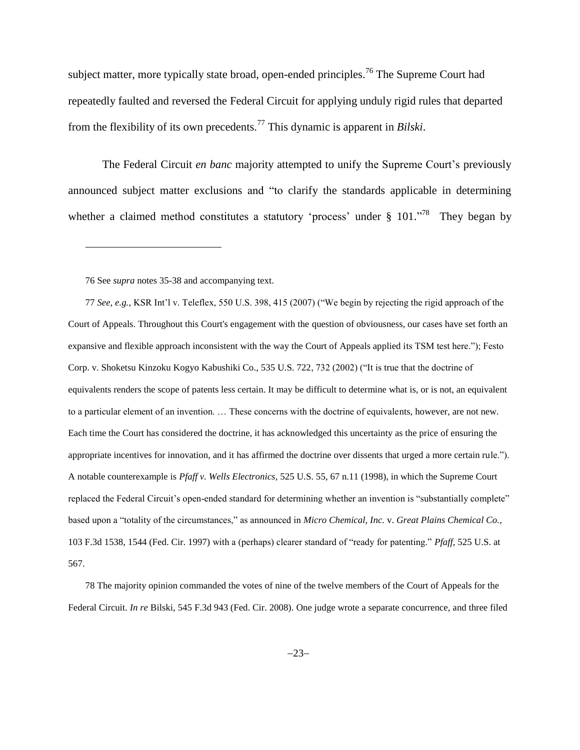subject matter, more typically state broad, open-ended principles.[76] The Supreme Court had repeatedly faulted and reversed the Federal Circuit for applying unduly rigid rules that departed from the flexibility of its own precedents.[77] This dynamic is apparent in *Bilski*.

The Federal Circuit *en banc* majority attempted to unify the Supreme Court's previously announced subject matter exclusions and "to clarify the standards applicable in determining whether a claimed method constitutes a statutory 'process' under § 101."[78] They began by

---

76 See *supra* notes 35-38 and accompanying text.

77 *See, e.g.*, KSR Int'l v. Teleflex, 550 U.S. 398, 415 (2007) ("We begin by rejecting the rigid approach of the Court of Appeals. Throughout this Court's engagement with the question of obviousness, our cases have set forth an expansive and flexible approach inconsistent with the way the Court of Appeals applied its TSM test here."); Festo Corp. v. Shoketsu Kinzoku Kogyo Kabushiki Co., 535 U.S. 722, 732 (2002) ("It is true that the doctrine of equivalents renders the scope of patents less certain. It may be difficult to determine what is, or is not, an equivalent to a particular element of an invention. … These concerns with the doctrine of equivalents, however, are not new. Each time the Court has considered the doctrine, it has acknowledged this uncertainty as the price of ensuring the appropriate incentives for innovation, and it has affirmed the doctrine over dissents that urged a more certain rule."). A notable counterexample is *Pfaff v. Wells Electronics*, 525 U.S. 55, 67 n.11 (1998), in which the Supreme Court replaced the Federal Circuit's open-ended standard for determining whether an invention is "substantially complete" based upon a "totality of the circumstances," as announced in *Micro Chemical, Inc.* v. *Great Plains Chemical Co.*, 103 F.3d 1538, 1544 (Fed. Cir. 1997) with a (perhaps) clearer standard of "ready for patenting." *Pfaff*, 525 U.S. at 567.

78 The majority opinion commanded the votes of nine of the twelve members of the Court of Appeals for the Federal Circuit. *In re* Bilski, 545 F.3d 943 (Fed. Cir. 2008). One judge wrote a separate concurrence, and three filed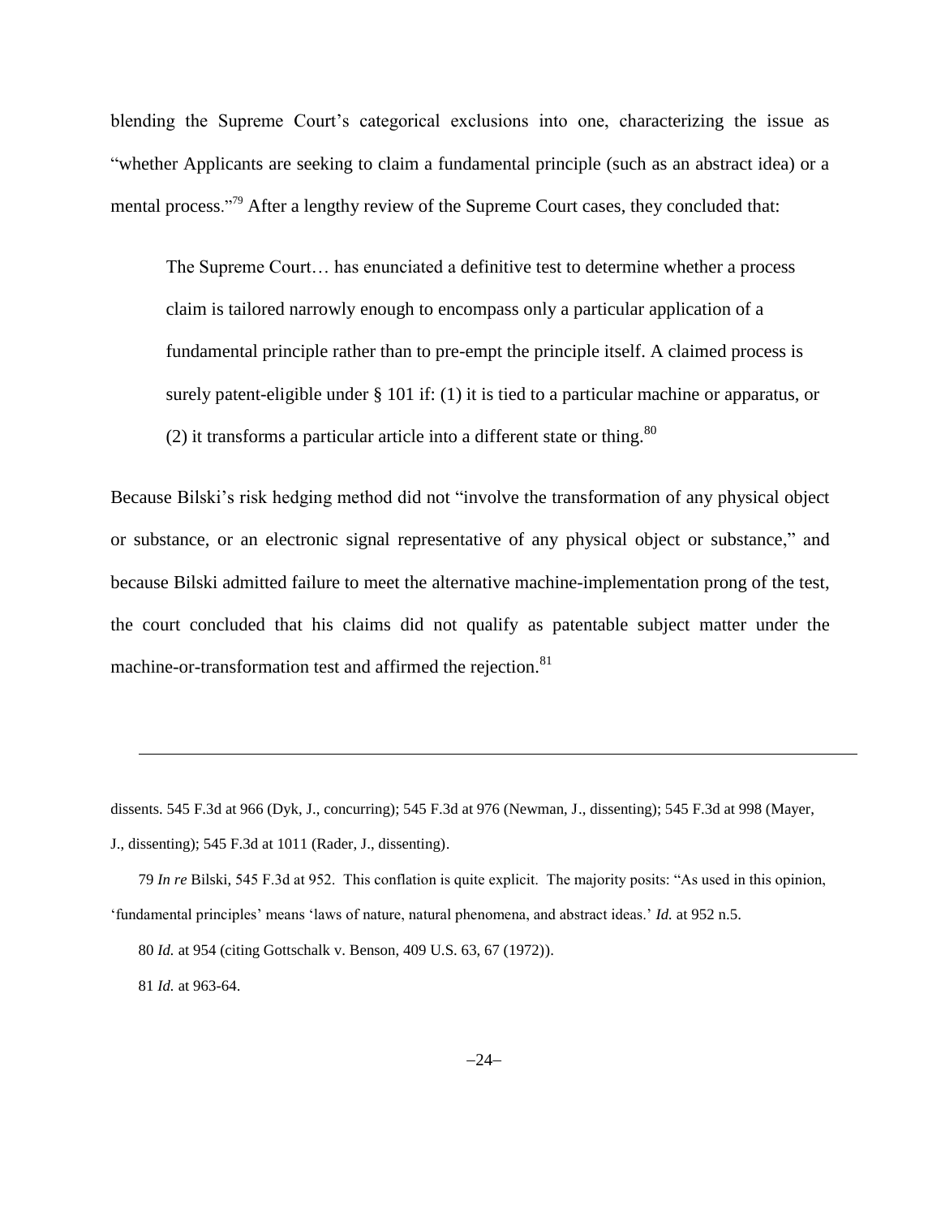blending the Supreme Court's categorical exclusions into one, characterizing the issue as "whether Applicants are seeking to claim a fundamental principle (such as an abstract idea) or a mental process."[79] After a lengthy review of the Supreme Court cases, they concluded that:

> The Supreme Court… has enunciated a definitive test to determine whether a process claim is tailored narrowly enough to encompass only a particular application of a fundamental principle rather than to pre-empt the principle itself. A claimed process is surely patent-eligible under § 101 if: (1) it is tied to a particular machine or apparatus, or (2) it transforms a particular article into a different state or thing.[80]

Because Bilski's risk hedging method did not "involve the transformation of any physical object or substance, or an electronic signal representative of any physical object or substance," and because Bilski admitted failure to meet the alternative machine-implementation prong of the test, the court concluded that his claims did not qualify as patentable subject matter under the machine-or-transformation test and affirmed the rejection.[81]

---

dissents. 545 F.3d at 966 (Dyk, J., concurring); 545 F.3d at 976 (Newman, J., dissenting); 545 F.3d at 998 (Mayer, J., dissenting); 545 F.3d at 1011 (Rader, J., dissenting).

79 *In re* Bilski, 545 F.3d at 952. This conflation is quite explicit. The majority posits: "As used in this opinion, 'fundamental principles' means 'laws of nature, natural phenomena, and abstract ideas.' *Id.* at 952 n.5.

80 *Id.* at 954 (citing Gottschalk v. Benson, 409 U.S. 63, 67 (1972)).

81 *Id.* at 963-64.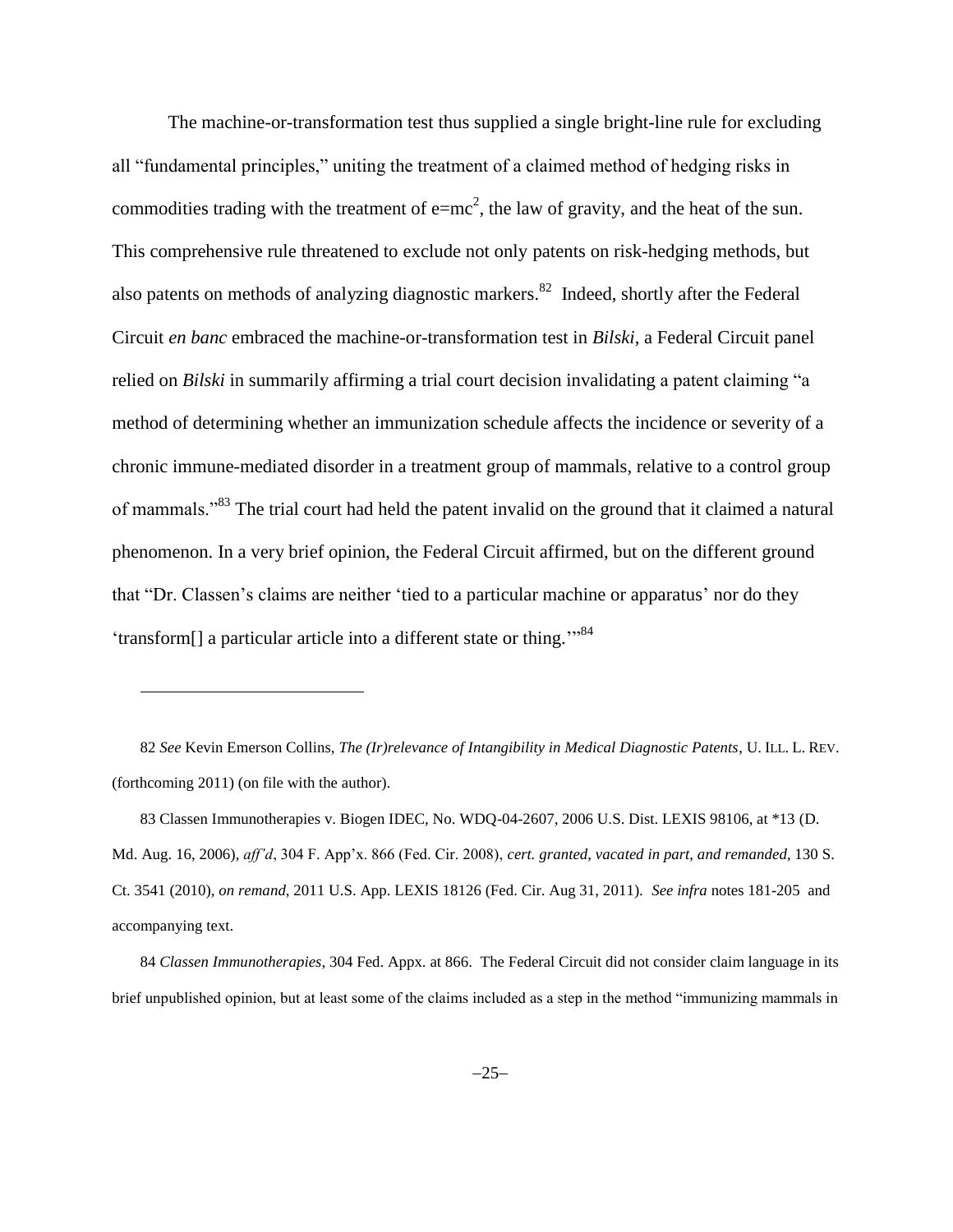The machine-or-transformation test thus supplied a single bright-line rule for excluding all "fundamental principles," uniting the treatment of a claimed method of hedging risks in commodities trading with the treatment of $e=mc^2$, the law of gravity, and the heat of the sun. This comprehensive rule threatened to exclude not only patents on risk-hedging methods, but also patents on methods of analyzing diagnostic markers.[82] Indeed, shortly after the Federal Circuit *en banc* embraced the machine-or-transformation test in *Bilski*, a Federal Circuit panel relied on *Bilski* in summarily affirming a trial court decision invalidating a patent claiming "a method of determining whether an immunization schedule affects the incidence or severity of a chronic immune-mediated disorder in a treatment group of mammals, relative to a control group of mammals."[83] The trial court had held the patent invalid on the ground that it claimed a natural phenomenon. In a very brief opinion, the Federal Circuit affirmed, but on the different ground that "Dr. Classen's claims are neither 'tied to a particular machine or apparatus' nor do they 'transform[] a particular article into a different state or thing.'"[84]

---

82 *See* Kevin Emerson Collins, *The (Ir)relevance of Intangibility in Medical Diagnostic Patents*, U. ILL. L. REV. (forthcoming 2011) (on file with the author).

83 Classen Immunotherapies v. Biogen IDEC, No. WDQ-04-2607, 2006 U.S. Dist. LEXIS 98106, at *13 (D. Md. Aug. 16, 2006), *aff'd*, 304 F. App'x. 866 (Fed. Cir. 2008), *cert. granted, vacated in part, and remanded*, 130 S. Ct. 3541 (2010), *on remand*, 2011 U.S. App. LEXIS 18126 (Fed. Cir. Aug 31, 2011). *See infra* notes 181-205 and accompanying text.

84 *Classen Immunotherapies*, 304 Fed. Appx. at 866. The Federal Circuit did not consider claim language in its brief unpublished opinion, but at least some of the claims included as a step in the method "immunizing mammals in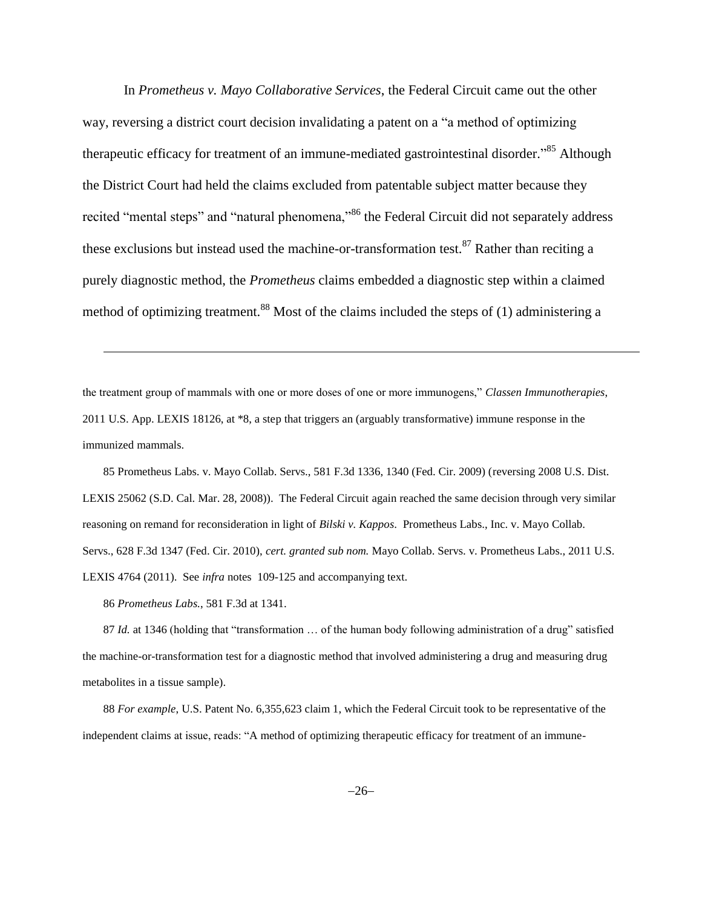In *Prometheus v. Mayo Collaborative Services*, the Federal Circuit came out the other way, reversing a district court decision invalidating a patent on a "a method of optimizing therapeutic efficacy for treatment of an immune-mediated gastrointestinal disorder."[85] Although the District Court had held the claims excluded from patentable subject matter because they recited "mental steps" and "natural phenomena,"[86] the Federal Circuit did not separately address these exclusions but instead used the machine-or-transformation test.[87] Rather than reciting a purely diagnostic method, the *Prometheus* claims embedded a diagnostic step within a claimed method of optimizing treatment.[88] Most of the claims included the steps of (1) administering a

---

the treatment group of mammals with one or more doses of one or more immunogens," *Classen Immunotherapies*, 2011 U.S. App. LEXIS 18126, at *8, a step that triggers an (arguably transformative) immune response in the immunized mammals.

85 Prometheus Labs. v. Mayo Collab. Servs., 581 F.3d 1336, 1340 (Fed. Cir. 2009) (reversing 2008 U.S. Dist. LEXIS 25062 (S.D. Cal. Mar. 28, 2008)). The Federal Circuit again reached the same decision through very similar reasoning on remand for reconsideration in light of *Bilski v. Kappos*. Prometheus Labs., Inc. v. Mayo Collab. Servs., 628 F.3d 1347 (Fed. Cir. 2010), *cert. granted sub nom.* Mayo Collab. Servs. v. Prometheus Labs., 2011 U.S. LEXIS 4764 (2011). See *infra* notes 109-125 and accompanying text.

86 *Prometheus Labs.*, 581 F.3d at 1341.

87 *Id.* at 1346 (holding that "transformation … of the human body following administration of a drug" satisfied the machine-or-transformation test for a diagnostic method that involved administering a drug and measuring drug metabolites in a tissue sample).

88 *For example*, U.S. Patent No. 6,355,623 claim 1, which the Federal Circuit took to be representative of the independent claims at issue, reads: "A method of optimizing therapeutic efficacy for treatment of an immune-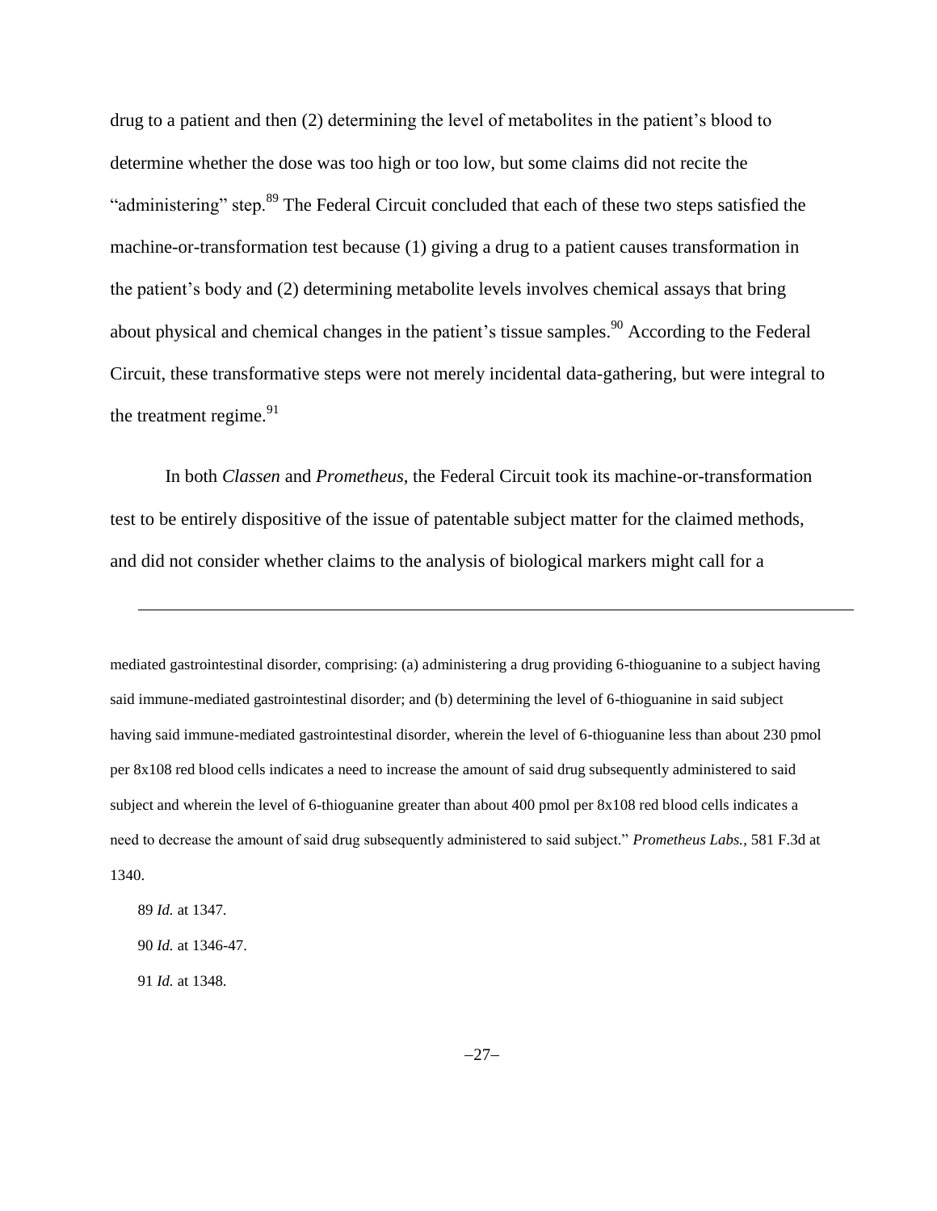drug to a patient and then (2) determining the level of metabolites in the patient's blood to determine whether the dose was too high or too low, but some claims did not recite the "administering" step.[89] The Federal Circuit concluded that each of these two steps satisfied the machine-or-transformation test because (1) giving a drug to a patient causes transformation in the patient's body and (2) determining metabolite levels involves chemical assays that bring about physical and chemical changes in the patient's tissue samples.[90] According to the Federal Circuit, these transformative steps were not merely incidental data-gathering, but were integral to the treatment regime.[91]

In both *Classen* and *Prometheus*, the Federal Circuit took its machine-or-transformation test to be entirely dispositive of the issue of patentable subject matter for the claimed methods, and did not consider whether claims to the analysis of biological markers might call for a

---

mediated gastrointestinal disorder, comprising: (a) administering a drug providing 6-thioguanine to a subject having said immune-mediated gastrointestinal disorder; and (b) determining the level of 6-thioguanine in said subject having said immune-mediated gastrointestinal disorder, wherein the level of 6-thioguanine less than about 230 pmol per 8x108 red blood cells indicates a need to increase the amount of said drug subsequently administered to said subject and wherein the level of 6-thioguanine greater than about 400 pmol per 8x108 red blood cells indicates a need to decrease the amount of said drug subsequently administered to said subject." *Prometheus Labs.*, 581 F.3d at 1340.

89 *Id.* at 1347.

90 *Id.* at 1346-47.

91 *Id.* at 1348.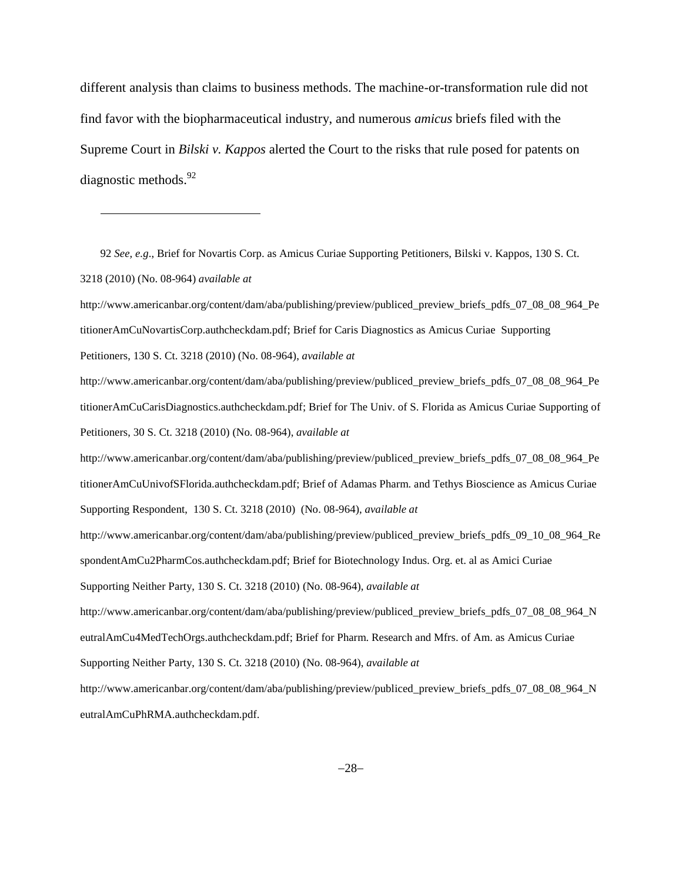different analysis than claims to business methods. The machine-or-transformation rule did not find favor with the biopharmaceutical industry, and numerous *amicus* briefs filed with the Supreme Court in *Bilski v. Kappos* alerted the Court to the risks that rule posed for patents on diagnostic methods.[92]

---

92 *See, e.g*., Brief for Novartis Corp. as Amicus Curiae Supporting Petitioners, Bilski v. Kappos, 130 S. Ct. 3218 (2010) (No. 08-964) *available at* http://www.americanbar.org/content/dam/aba/publishing/preview/publiced_preview_briefs_pdfs_07_08_08_964_PetitionerAmCuNovartisCorp.authcheckdam.pdf; Brief for Caris Diagnostics as Amicus Curiae Supporting Petitioners, 130 S. Ct. 3218 (2010) (No. 08-964), *available at* http://www.americanbar.org/content/dam/aba/publishing/preview/publiced_preview_briefs_pdfs_07_08_08_964_PetitionerAmCuCarisDiagnostics.authcheckdam.pdf; Brief for The Univ. of S. Florida as Amicus Curiae Supporting of Petitioners, 30 S. Ct. 3218 (2010) (No. 08-964), *available at* http://www.americanbar.org/content/dam/aba/publishing/preview/publiced_preview_briefs_pdfs_07_08_08_964_PetitionerAmCuUnivofSFlorida.authcheckdam.pdf; Brief of Adamas Pharm. and Tethys Bioscience as Amicus Curiae Supporting Respondent, 130 S. Ct. 3218 (2010) (No. 08-964), *available at* http://www.americanbar.org/content/dam/aba/publishing/preview/publiced_preview_briefs_pdfs_09_10_08_964_RespondentAmCu2PharmCos.authcheckdam.pdf; Brief for Biotechnology Indus. Org. et. al as Amici Curiae Supporting Neither Party, 130 S. Ct. 3218 (2010) (No. 08-964), *available at* http://www.americanbar.org/content/dam/aba/publishing/preview/publiced_preview_briefs_pdfs_07_08_08_964_NeutralAmCu4MedTechOrgs.authcheckdam.pdf; Brief for Pharm. Research and Mfrs. of Am. as Amicus Curiae Supporting Neither Party, 130 S. Ct. 3218 (2010) (No. 08-964), *available at* http://www.americanbar.org/content/dam/aba/publishing/preview/publiced_preview_briefs_pdfs_07_08_08_964_NeutralAmCuPhRMA.authcheckdam.pdf.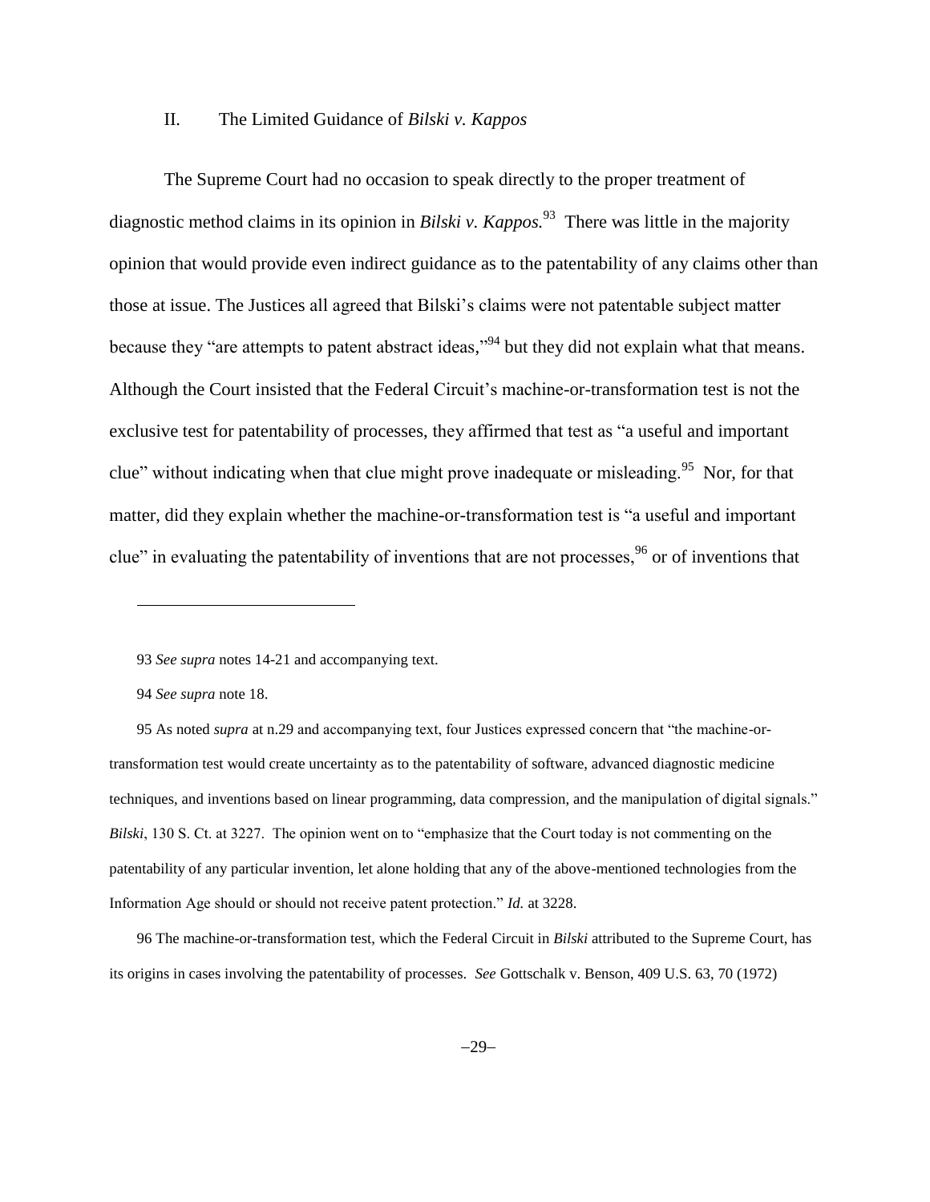## II. The Limited Guidance of *Bilski v. Kappos*

The Supreme Court had no occasion to speak directly to the proper treatment of diagnostic method claims in its opinion in *Bilski v. Kappos.*[93] There was little in the majority opinion that would provide even indirect guidance as to the patentability of any claims other than those at issue. The Justices all agreed that Bilski's claims were not patentable subject matter because they "are attempts to patent abstract ideas,"[94] but they did not explain what that means. Although the Court insisted that the Federal Circuit's machine-or-transformation test is not the exclusive test for patentability of processes, they affirmed that test as "a useful and important clue" without indicating when that clue might prove inadequate or misleading.[95] Nor, for that matter, did they explain whether the machine-or-transformation test is "a useful and important clue" in evaluating the patentability of inventions that are not processes,[96] or of inventions that

---

93 *See supra* notes 14-21 and accompanying text.

94 *See supra* note 18.

95 As noted *supra* at n.29 and accompanying text, four Justices expressed concern that "the machine-or-transformation test would create uncertainty as to the patentability of software, advanced diagnostic medicine techniques, and inventions based on linear programming, data compression, and the manipulation of digital signals." *Bilski*, 130 S. Ct. at 3227. The opinion went on to "emphasize that the Court today is not commenting on the patentability of any particular invention, let alone holding that any of the above-mentioned technologies from the Information Age should or should not receive patent protection." *Id.* at 3228.

96 The machine-or-transformation test, which the Federal Circuit in *Bilski* attributed to the Supreme Court, has its origins in cases involving the patentability of processes. *See* Gottschalk v. Benson, 409 U.S. 63, 70 (1972)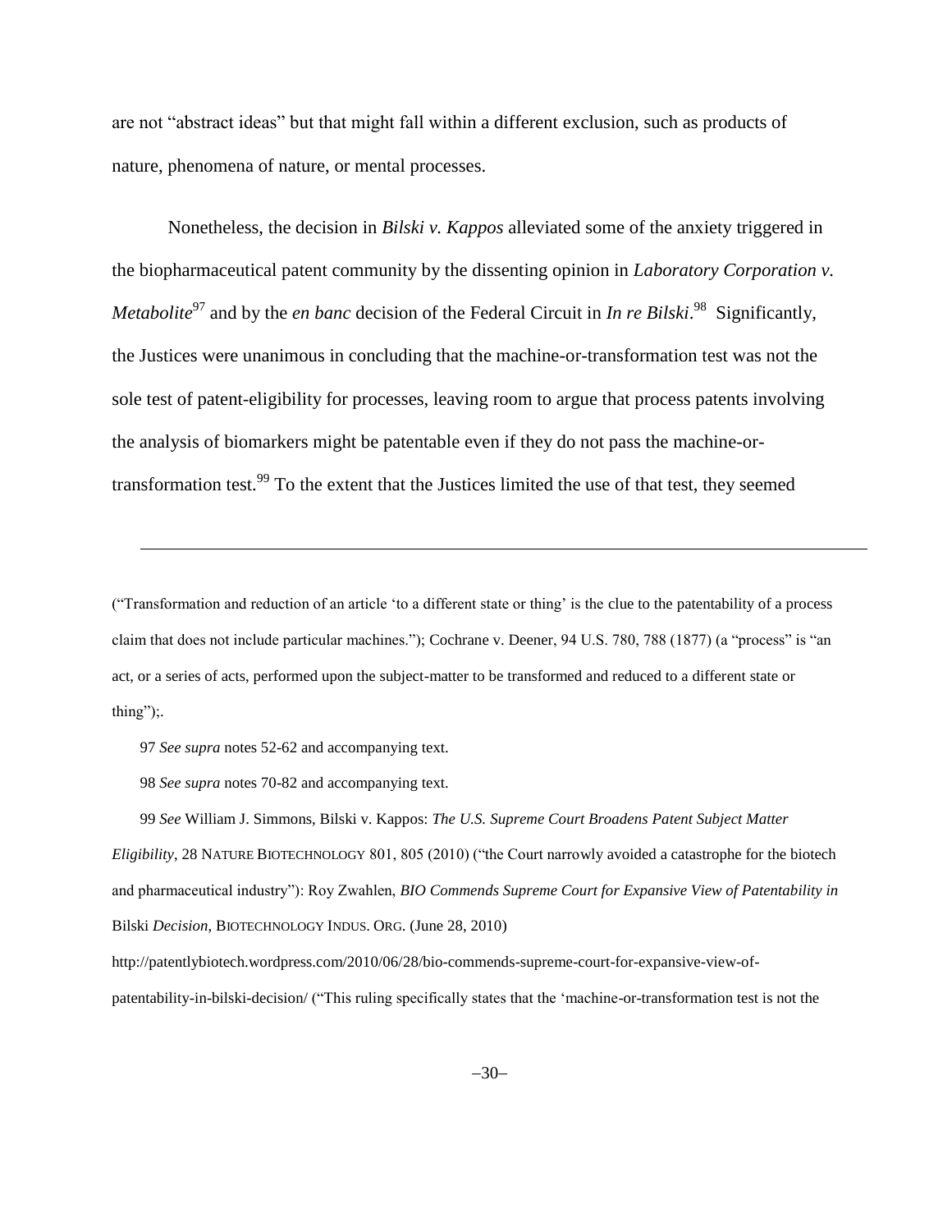are not "abstract ideas" but that might fall within a different exclusion, such as products of nature, phenomena of nature, or mental processes.

Nonetheless, the decision in *Bilski v. Kappos* alleviated some of the anxiety triggered in the biopharmaceutical patent community by the dissenting opinion in *Laboratory Corporation v. Metabolite*[97] and by the *en banc* decision of the Federal Circuit in *In re Bilski*.[98] Significantly, the Justices were unanimous in concluding that the machine-or-transformation test was not the sole test of patent-eligibility for processes, leaving room to argue that process patents involving the analysis of biomarkers might be patentable even if they do not pass the machine-or-transformation test.[99] To the extent that the Justices limited the use of that test, they seemed

---

("Transformation and reduction of an article 'to a different state or thing' is the clue to the patentability of a process claim that does not include particular machines."); Cochrane v. Deener, 94 U.S. 780, 788 (1877) (a "process" is "an act, or a series of acts, performed upon the subject-matter to be transformed and reduced to a different state or thing");.

97 *See supra* notes 52-62 and accompanying text.

98 *See supra* notes 70-82 and accompanying text.

99 *See* William J. Simmons, Bilski v. Kappos: *The U.S. Supreme Court Broadens Patent Subject Matter Eligibility*, 28 NATURE BIOTECHNOLOGY 801, 805 (2010) ("the Court narrowly avoided a catastrophe for the biotech and pharmaceutical industry"): Roy Zwahlen, *BIO Commends Supreme Court for Expansive View of Patentability in* Bilski *Decision*, BIOTECHNOLOGY INDUS. ORG. (June 28, 2010) http://patentlybiotech.wordpress.com/2010/06/28/bio-commends-supreme-court-for-expansive-view-of-patentability-in-bilski-decision/ ("This ruling specifically states that the 'machine-or-transformation test is not the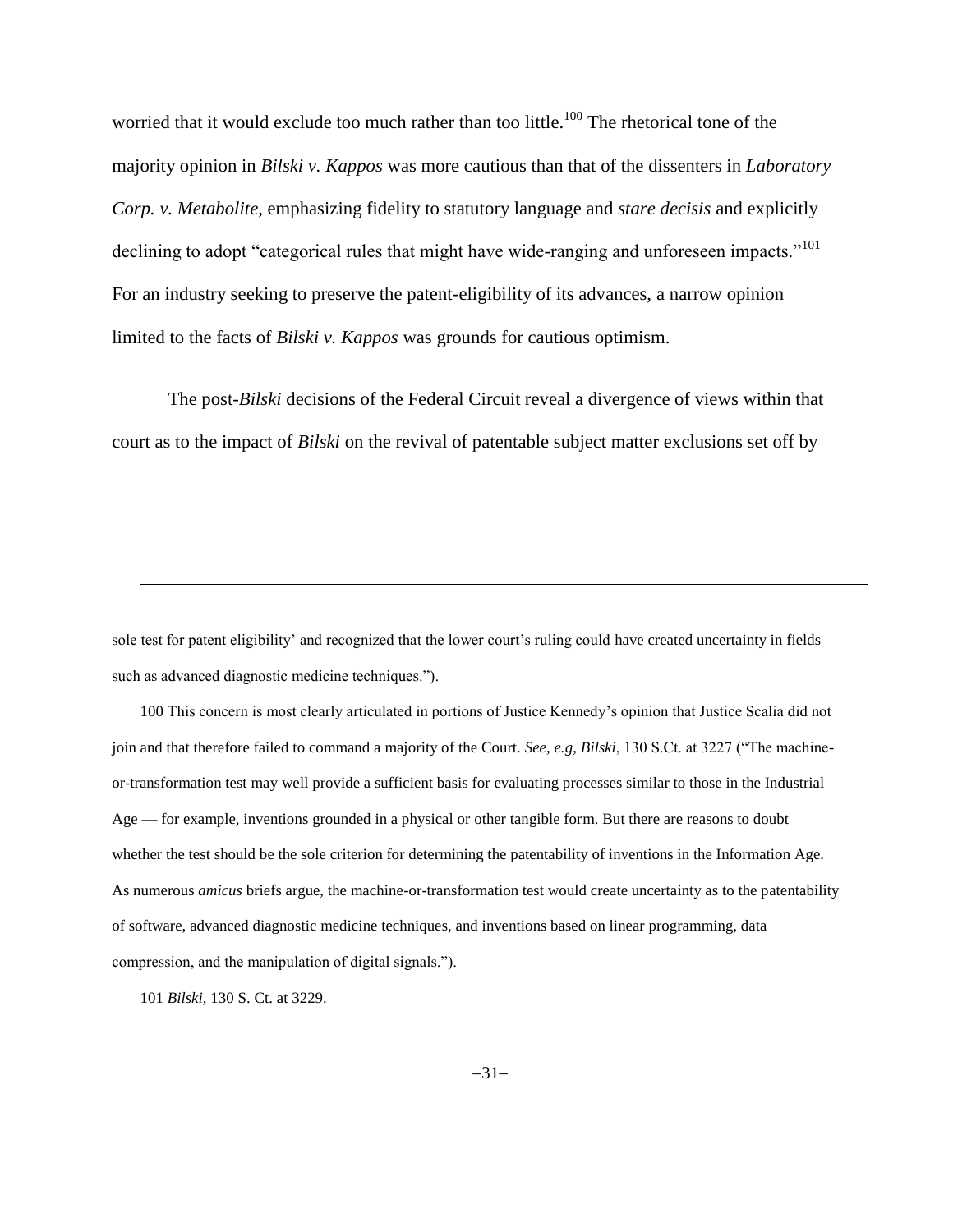worried that it would exclude too much rather than too little.[100] The rhetorical tone of the majority opinion in *Bilski v. Kappos* was more cautious than that of the dissenters in *Laboratory Corp. v. Metabolite*, emphasizing fidelity to statutory language and *stare decisis* and explicitly declining to adopt "categorical rules that might have wide-ranging and unforeseen impacts."[101] For an industry seeking to preserve the patent-eligibility of its advances, a narrow opinion limited to the facts of *Bilski v. Kappos* was grounds for cautious optimism.

The post-*Bilski* decisions of the Federal Circuit reveal a divergence of views within that court as to the impact of *Bilski* on the revival of patentable subject matter exclusions set off by

---

sole test for patent eligibility' and recognized that the lower court's ruling could have created uncertainty in fields such as advanced diagnostic medicine techniques.").

100 This concern is most clearly articulated in portions of Justice Kennedy's opinion that Justice Scalia did not join and that therefore failed to command a majority of the Court. *See, e.g, Bilski*, 130 S.Ct. at 3227 ("The machine-or-transformation test may well provide a sufficient basis for evaluating processes similar to those in the Industrial Age — for example, inventions grounded in a physical or other tangible form. But there are reasons to doubt whether the test should be the sole criterion for determining the patentability of inventions in the Information Age. As numerous *amicus* briefs argue, the machine-or-transformation test would create uncertainty as to the patentability of software, advanced diagnostic medicine techniques, and inventions based on linear programming, data compression, and the manipulation of digital signals.").

101 *Bilski*, 130 S. Ct. at 3229.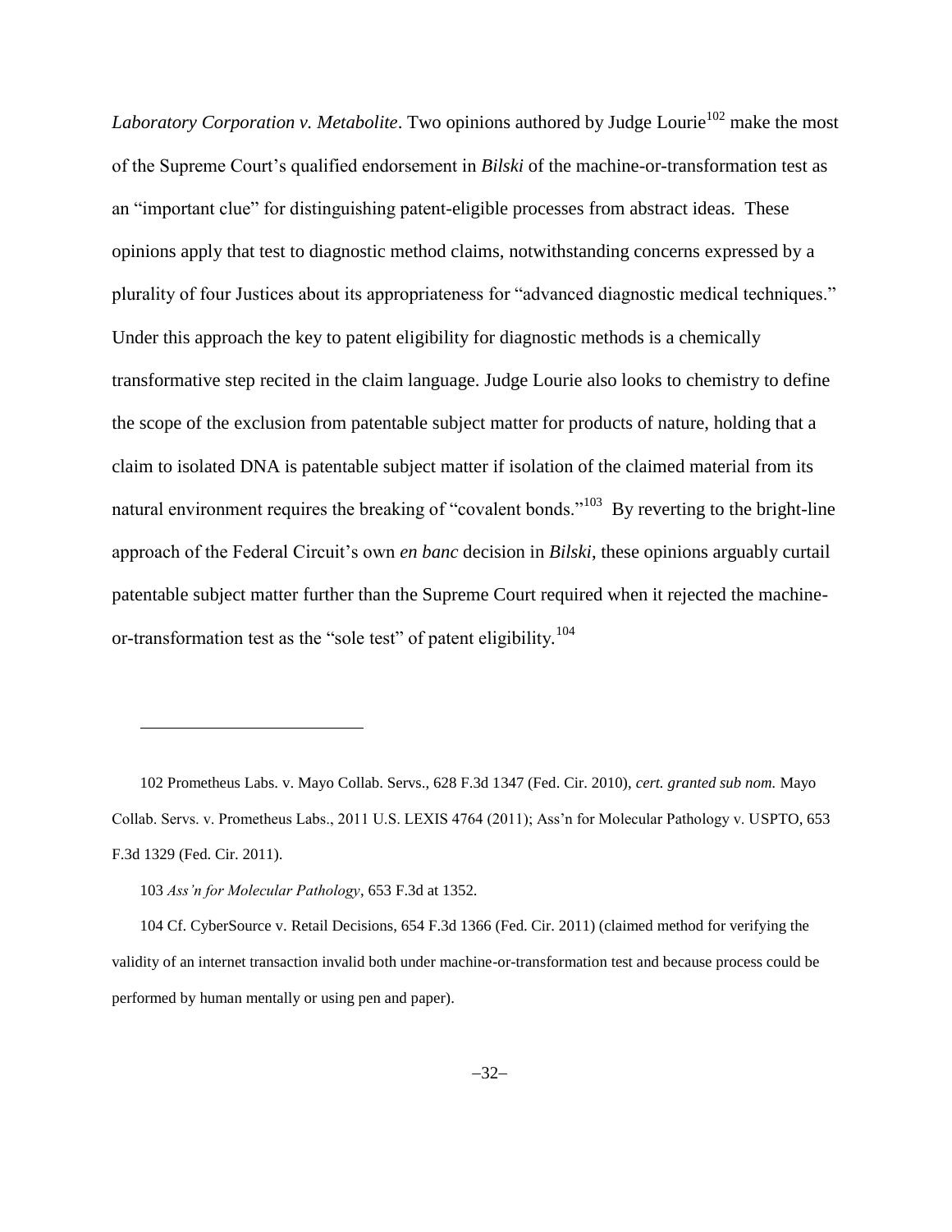*Laboratory Corporation v. Metabolite*. Two opinions authored by Judge Lourie[102] make the most of the Supreme Court's qualified endorsement in *Bilski* of the machine-or-transformation test as an "important clue" for distinguishing patent-eligible processes from abstract ideas. These opinions apply that test to diagnostic method claims, notwithstanding concerns expressed by a plurality of four Justices about its appropriateness for "advanced diagnostic medical techniques." Under this approach the key to patent eligibility for diagnostic methods is a chemically transformative step recited in the claim language. Judge Lourie also looks to chemistry to define the scope of the exclusion from patentable subject matter for products of nature, holding that a claim to isolated DNA is patentable subject matter if isolation of the claimed material from its natural environment requires the breaking of "covalent bonds."[103] By reverting to the bright-line approach of the Federal Circuit's own *en banc* decision in *Bilski*, these opinions arguably curtail patentable subject matter further than the Supreme Court required when it rejected the machine-or-transformation test as the "sole test" of patent eligibility.[104]

---

102 Prometheus Labs. v. Mayo Collab. Servs., 628 F.3d 1347 (Fed. Cir. 2010), *cert. granted sub nom.* Mayo Collab. Servs. v. Prometheus Labs., 2011 U.S. LEXIS 4764 (2011); Ass'n for Molecular Pathology v. USPTO, 653 F.3d 1329 (Fed. Cir. 2011).

103 *Ass'n for Molecular Pathology*, 653 F.3d at 1352.

104 Cf. CyberSource v. Retail Decisions, 654 F.3d 1366 (Fed. Cir. 2011) (claimed method for verifying the validity of an internet transaction invalid both under machine-or-transformation test and because process could be performed by human mentally or using pen and paper).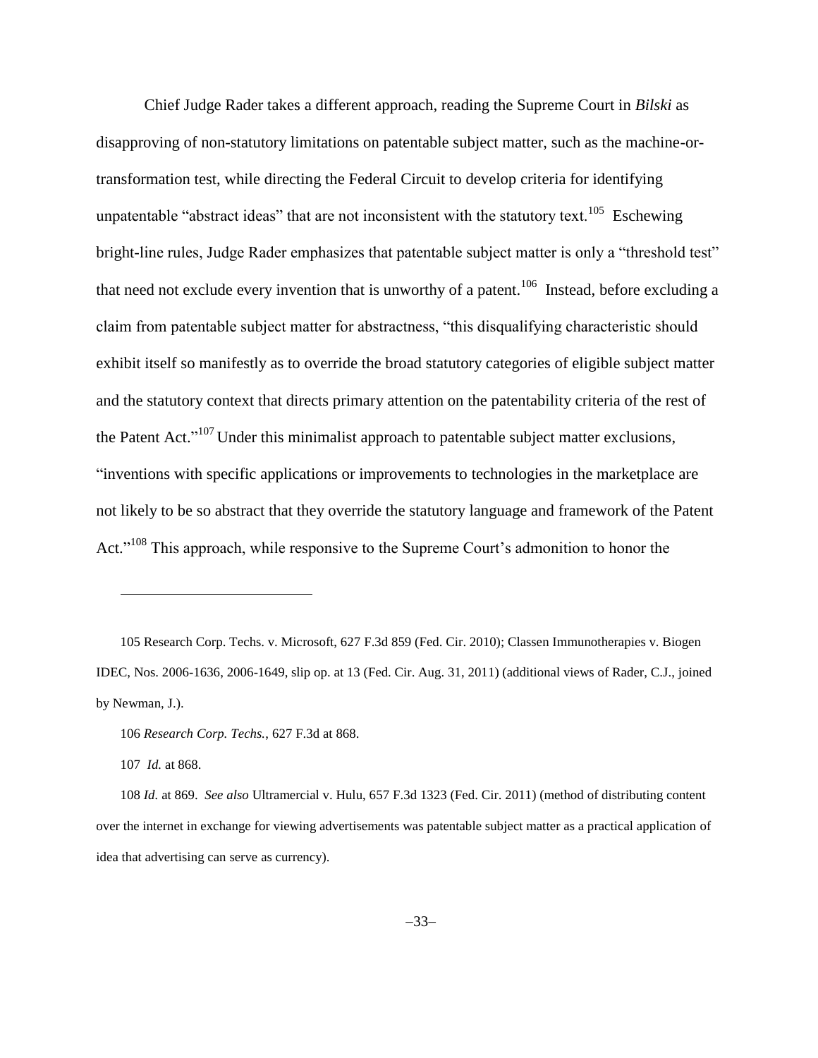Chief Judge Rader takes a different approach, reading the Supreme Court in *Bilski* as disapproving of non-statutory limitations on patentable subject matter, such as the machine-or-transformation test, while directing the Federal Circuit to develop criteria for identifying unpatentable "abstract ideas" that are not inconsistent with the statutory text.[105] Eschewing bright-line rules, Judge Rader emphasizes that patentable subject matter is only a "threshold test" that need not exclude every invention that is unworthy of a patent.[106] Instead, before excluding a claim from patentable subject matter for abstractness, "this disqualifying characteristic should exhibit itself so manifestly as to override the broad statutory categories of eligible subject matter and the statutory context that directs primary attention on the patentability criteria of the rest of the Patent Act."[107] Under this minimalist approach to patentable subject matter exclusions, "inventions with specific applications or improvements to technologies in the marketplace are not likely to be so abstract that they override the statutory language and framework of the Patent Act."[108] This approach, while responsive to the Supreme Court's admonition to honor the

---

105 Research Corp. Techs. v. Microsoft, 627 F.3d 859 (Fed. Cir. 2010); Classen Immunotherapies v. Biogen IDEC, Nos. 2006-1636, 2006-1649, slip op. at 13 (Fed. Cir. Aug. 31, 2011) (additional views of Rader, C.J., joined by Newman, J.).

106 *Research Corp. Techs.*, 627 F.3d at 868.

107 *Id.* at 868.

108 *Id.* at 869. *See also* Ultramercial v. Hulu, 657 F.3d 1323 (Fed. Cir. 2011) (method of distributing content over the internet in exchange for viewing advertisements was patentable subject matter as a practical application of idea that advertising can serve as currency).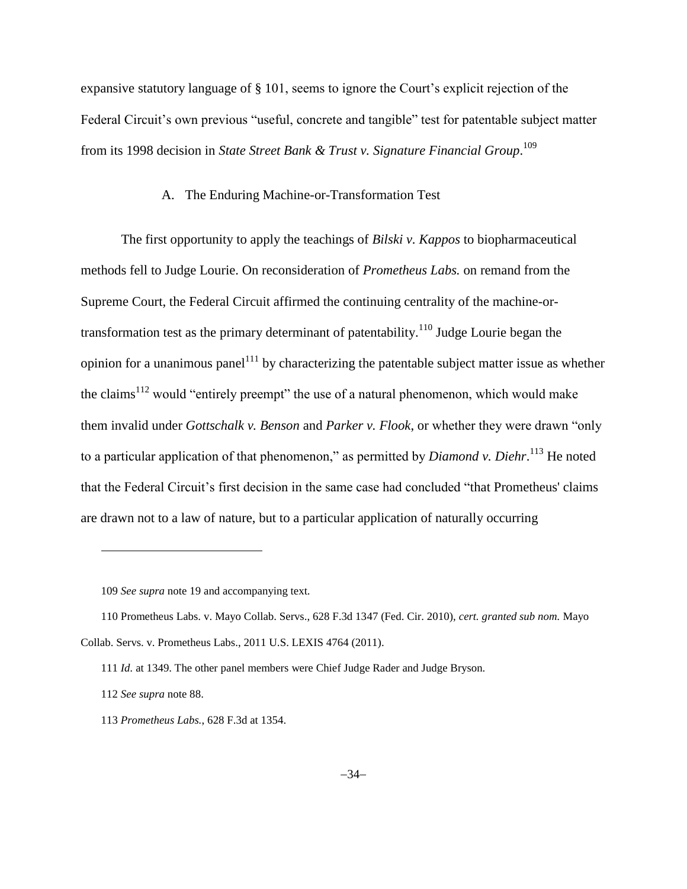expansive statutory language of § 101, seems to ignore the Court's explicit rejection of the Federal Circuit's own previous "useful, concrete and tangible" test for patentable subject matter from its 1998 decision in *State Street Bank & Trust v. Signature Financial Group*.[109]

### A. The Enduring Machine-or-Transformation Test

The first opportunity to apply the teachings of *Bilski v. Kappos* to biopharmaceutical methods fell to Judge Lourie. On reconsideration of *Prometheus Labs.* on remand from the Supreme Court, the Federal Circuit affirmed the continuing centrality of the machine-or-transformation test as the primary determinant of patentability.[110] Judge Lourie began the opinion for a unanimous panel[111] by characterizing the patentable subject matter issue as whether the claims[112] would "entirely preempt" the use of a natural phenomenon, which would make them invalid under *Gottschalk v. Benson* and *Parker v. Flook*, or whether they were drawn "only to a particular application of that phenomenon," as permitted by *Diamond v. Diehr*.[113] He noted that the Federal Circuit's first decision in the same case had concluded "that Prometheus' claims are drawn not to a law of nature, but to a particular application of naturally occurring

---

109 *See supra* note 19 and accompanying text.

110 Prometheus Labs. v. Mayo Collab. Servs., 628 F.3d 1347 (Fed. Cir. 2010), *cert. granted sub nom.* Mayo Collab. Servs. v. Prometheus Labs., 2011 U.S. LEXIS 4764 (2011).

111 *Id.* at 1349. The other panel members were Chief Judge Rader and Judge Bryson.

112 *See supra* note 88.

113 *Prometheus Labs.*, 628 F.3d at 1354.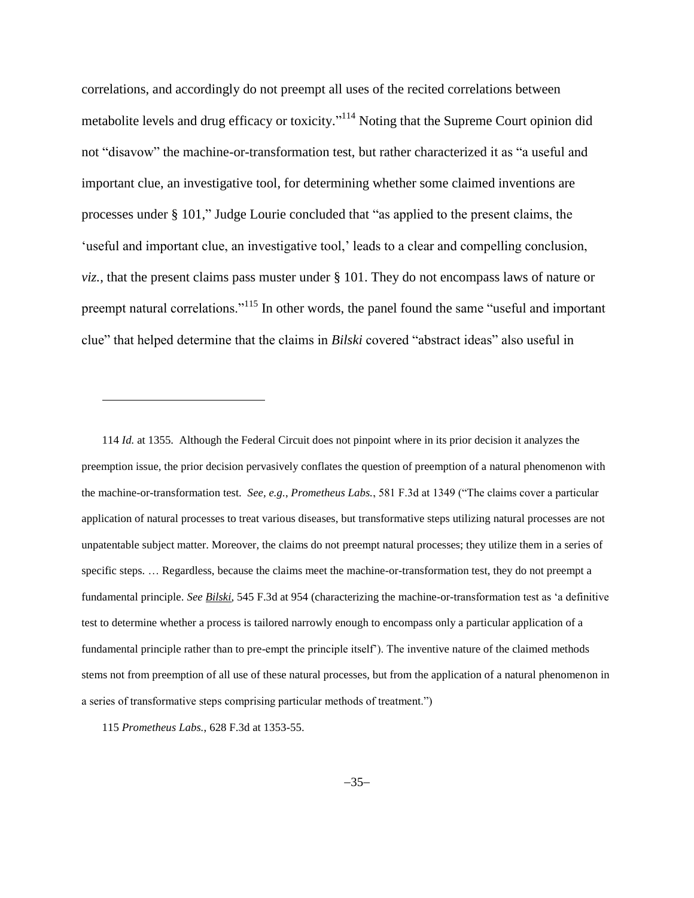correlations, and accordingly do not preempt all uses of the recited correlations between metabolite levels and drug efficacy or toxicity."[114] Noting that the Supreme Court opinion did not "disavow" the machine-or-transformation test, but rather characterized it as "a useful and important clue, an investigative tool, for determining whether some claimed inventions are processes under § 101," Judge Lourie concluded that "as applied to the present claims, the 'useful and important clue, an investigative tool,' leads to a clear and compelling conclusion, *viz.*, that the present claims pass muster under § 101. They do not encompass laws of nature or preempt natural correlations."[115] In other words, the panel found the same "useful and important clue" that helped determine that the claims in *Bilski* covered "abstract ideas" also useful in

---

114 *Id.* at 1355. Although the Federal Circuit does not pinpoint where in its prior decision it analyzes the preemption issue, the prior decision pervasively conflates the question of preemption of a natural phenomenon with the machine-or-transformation test. *See, e.g.*, *Prometheus Labs.*, 581 F.3d at 1349 ("The claims cover a particular application of natural processes to treat various diseases, but transformative steps utilizing natural processes are not unpatentable subject matter. Moreover, the claims do not preempt natural processes; they utilize them in a series of specific steps. … Regardless, because the claims meet the machine-or-transformation test, they do not preempt a fundamental principle. *See Bilski*, 545 F.3d at 954 (characterizing the machine-or-transformation test as 'a definitive test to determine whether a process is tailored narrowly enough to encompass only a particular application of a fundamental principle rather than to pre-empt the principle itself'). The inventive nature of the claimed methods stems not from preemption of all use of these natural processes, but from the application of a natural phenomenon in a series of transformative steps comprising particular methods of treatment.")

115 *Prometheus Labs.*, 628 F.3d at 1353-55.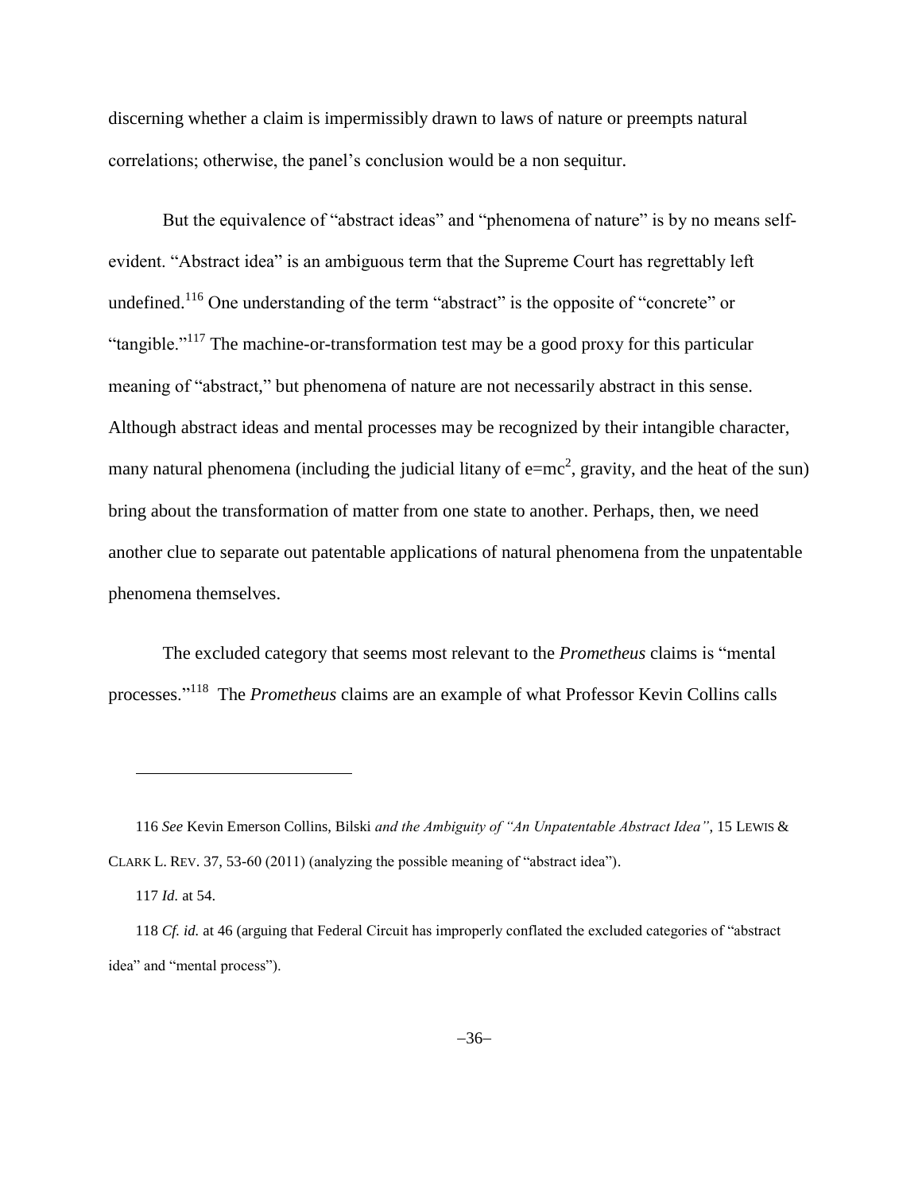discerning whether a claim is impermissibly drawn to laws of nature or preempts natural correlations; otherwise, the panel's conclusion would be a non sequitur.

But the equivalence of "abstract ideas" and "phenomena of nature" is by no means self-evident. "Abstract idea" is an ambiguous term that the Supreme Court has regrettably left undefined.[116] One understanding of the term "abstract" is the opposite of "concrete" or "tangible."[117] The machine-or-transformation test may be a good proxy for this particular meaning of "abstract," but phenomena of nature are not necessarily abstract in this sense. Although abstract ideas and mental processes may be recognized by their intangible character, many natural phenomena (including the judicial litany of $e=mc^2$, gravity, and the heat of the sun) bring about the transformation of matter from one state to another. Perhaps, then, we need another clue to separate out patentable applications of natural phenomena from the unpatentable phenomena themselves.

The excluded category that seems most relevant to the *Prometheus* claims is "mental processes."[118] The *Prometheus* claims are an example of what Professor Kevin Collins calls

---

116 *See* Kevin Emerson Collins, Bilski *and the Ambiguity of "An Unpatentable Abstract Idea"*, 15 LEWIS & CLARK L. REV. 37, 53-60 (2011) (analyzing the possible meaning of "abstract idea").

117 *Id.* at 54.

118 *Cf. id.* at 46 (arguing that Federal Circuit has improperly conflated the excluded categories of "abstract idea" and "mental process").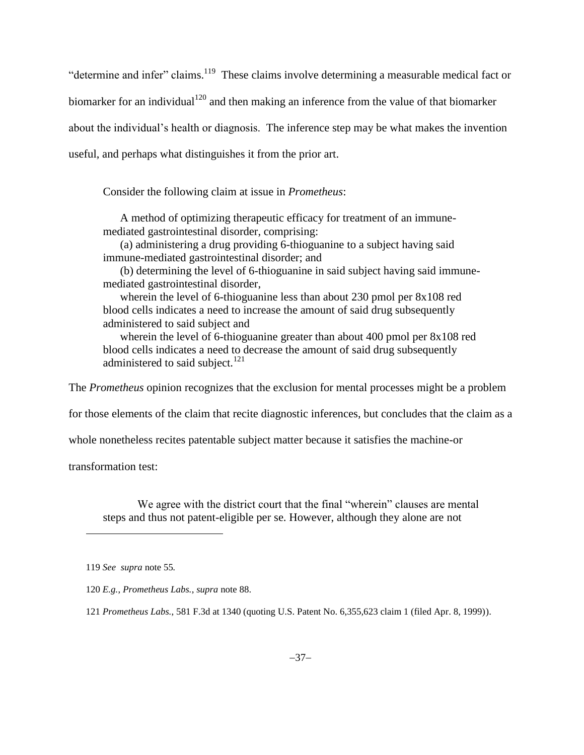"determine and infer" claims.[119] These claims involve determining a measurable medical fact or biomarker for an individual[120] and then making an inference from the value of that biomarker about the individual's health or diagnosis. The inference step may be what makes the invention useful, and perhaps what distinguishes it from the prior art.

Consider the following claim at issue in *Prometheus*:

> A method of optimizing therapeutic efficacy for treatment of an immune-mediated gastrointestinal disorder, comprising:
>
> (a) administering a drug providing 6-thioguanine to a subject having said immune-mediated gastrointestinal disorder; and
>
> (b) determining the level of 6-thioguanine in said subject having said immune-mediated gastrointestinal disorder,
>
> wherein the level of 6-thioguanine less than about 230 pmol per 8x108 red blood cells indicates a need to increase the amount of said drug subsequently administered to said subject and
>
> wherein the level of 6-thioguanine greater than about 400 pmol per 8x108 red blood cells indicates a need to decrease the amount of said drug subsequently administered to said subject.[121]

The *Prometheus* opinion recognizes that the exclusion for mental processes might be a problem for those elements of the claim that recite diagnostic inferences, but concludes that the claim as a whole nonetheless recites patentable subject matter because it satisfies the machine-or transformation test:

> We agree with the district court that the final "wherein" clauses are mental steps and thus not patent-eligible per se. However, although they alone are not

---

119 *See supra* note 55*.*

120 *E.g.*, *Prometheus Labs.*, *supra* note 88.

121 *Prometheus Labs.*, 581 F.3d at 1340 (quoting U.S. Patent No. 6,355,623 claim 1 (filed Apr. 8, 1999)).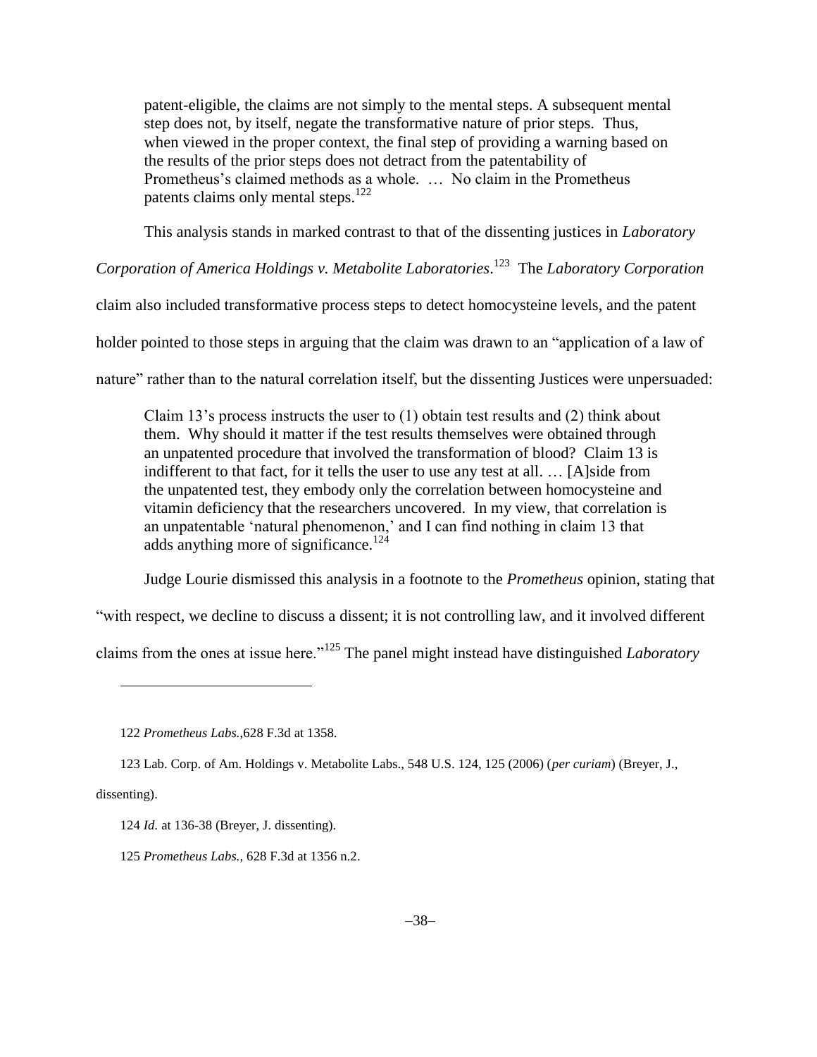> patent-eligible, the claims are not simply to the mental steps. A subsequent mental step does not, by itself, negate the transformative nature of prior steps. Thus, when viewed in the proper context, the final step of providing a warning based on the results of the prior steps does not detract from the patentability of Prometheus's claimed methods as a whole. … No claim in the Prometheus patents claims only mental steps.[122]

This analysis stands in marked contrast to that of the dissenting justices in *Laboratory Corporation of America Holdings v. Metabolite Laboratories*.[123] The *Laboratory Corporation* claim also included transformative process steps to detect homocysteine levels, and the patent holder pointed to those steps in arguing that the claim was drawn to an "application of a law of nature" rather than to the natural correlation itself, but the dissenting Justices were unpersuaded:

> Claim 13's process instructs the user to (1) obtain test results and (2) think about them. Why should it matter if the test results themselves were obtained through an unpatented procedure that involved the transformation of blood? Claim 13 is indifferent to that fact, for it tells the user to use any test at all. … [A]side from the unpatented test, they embody only the correlation between homocysteine and vitamin deficiency that the researchers uncovered. In my view, that correlation is an unpatentable 'natural phenomenon,' and I can find nothing in claim 13 that adds anything more of significance.[124]

Judge Lourie dismissed this analysis in a footnote to the *Prometheus* opinion, stating that "with respect, we decline to discuss a dissent; it is not controlling law, and it involved different claims from the ones at issue here."[125] The panel might instead have distinguished *Laboratory*

---

122 *Prometheus Labs.*,628 F.3d at 1358.

123 Lab. Corp. of Am. Holdings v. Metabolite Labs., 548 U.S. 124, 125 (2006) (*per curiam*) (Breyer, J., dissenting).

124 *Id.* at 136-38 (Breyer, J. dissenting).

125 *Prometheus Labs.*, 628 F.3d at 1356 n.2.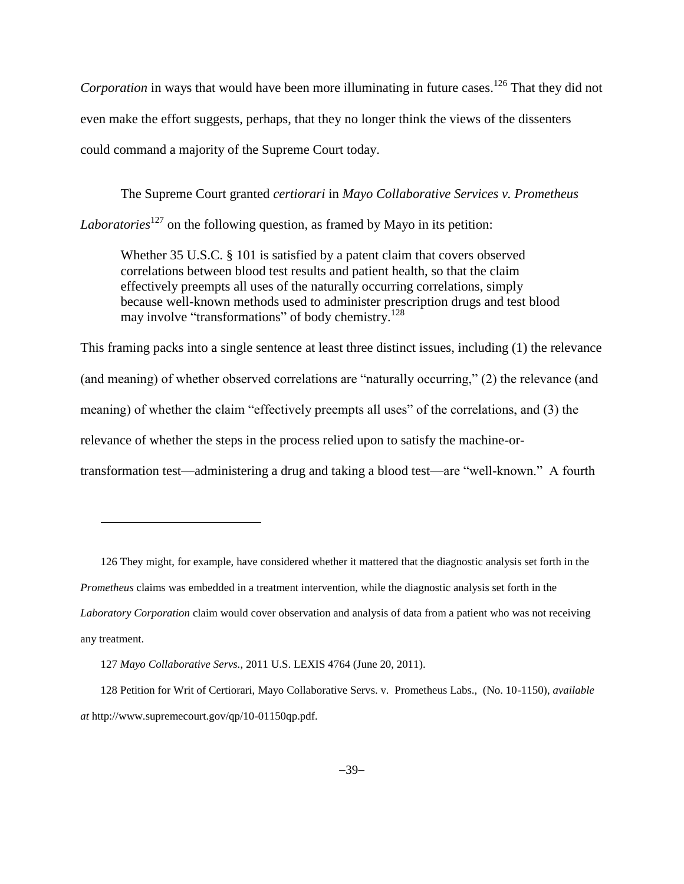*Corporation* in ways that would have been more illuminating in future cases.[126] That they did not even make the effort suggests, perhaps, that they no longer think the views of the dissenters could command a majority of the Supreme Court today.

The Supreme Court granted *certiorari* in *Mayo Collaborative Services v. Prometheus Laboratories*[127] on the following question, as framed by Mayo in its petition:

> Whether 35 U.S.C. § 101 is satisfied by a patent claim that covers observed correlations between blood test results and patient health, so that the claim effectively preempts all uses of the naturally occurring correlations, simply because well-known methods used to administer prescription drugs and test blood may involve "transformations" of body chemistry.[128]

This framing packs into a single sentence at least three distinct issues, including (1) the relevance (and meaning) of whether observed correlations are "naturally occurring," (2) the relevance (and meaning) of whether the claim "effectively preempts all uses" of the correlations, and (3) the relevance of whether the steps in the process relied upon to satisfy the machine-or-transformation test—administering a drug and taking a blood test—are "well-known." A fourth

---

126 They might, for example, have considered whether it mattered that the diagnostic analysis set forth in the *Prometheus* claims was embedded in a treatment intervention, while the diagnostic analysis set forth in the *Laboratory Corporation* claim would cover observation and analysis of data from a patient who was not receiving any treatment.

127 *Mayo Collaborative Servs.*, 2011 U.S. LEXIS 4764 (June 20, 2011).

128 Petition for Writ of Certiorari, Mayo Collaborative Servs. v. Prometheus Labs., (No. 10-1150), *available at* http://www.supremecourt.gov/qp/10-01150qp.pdf.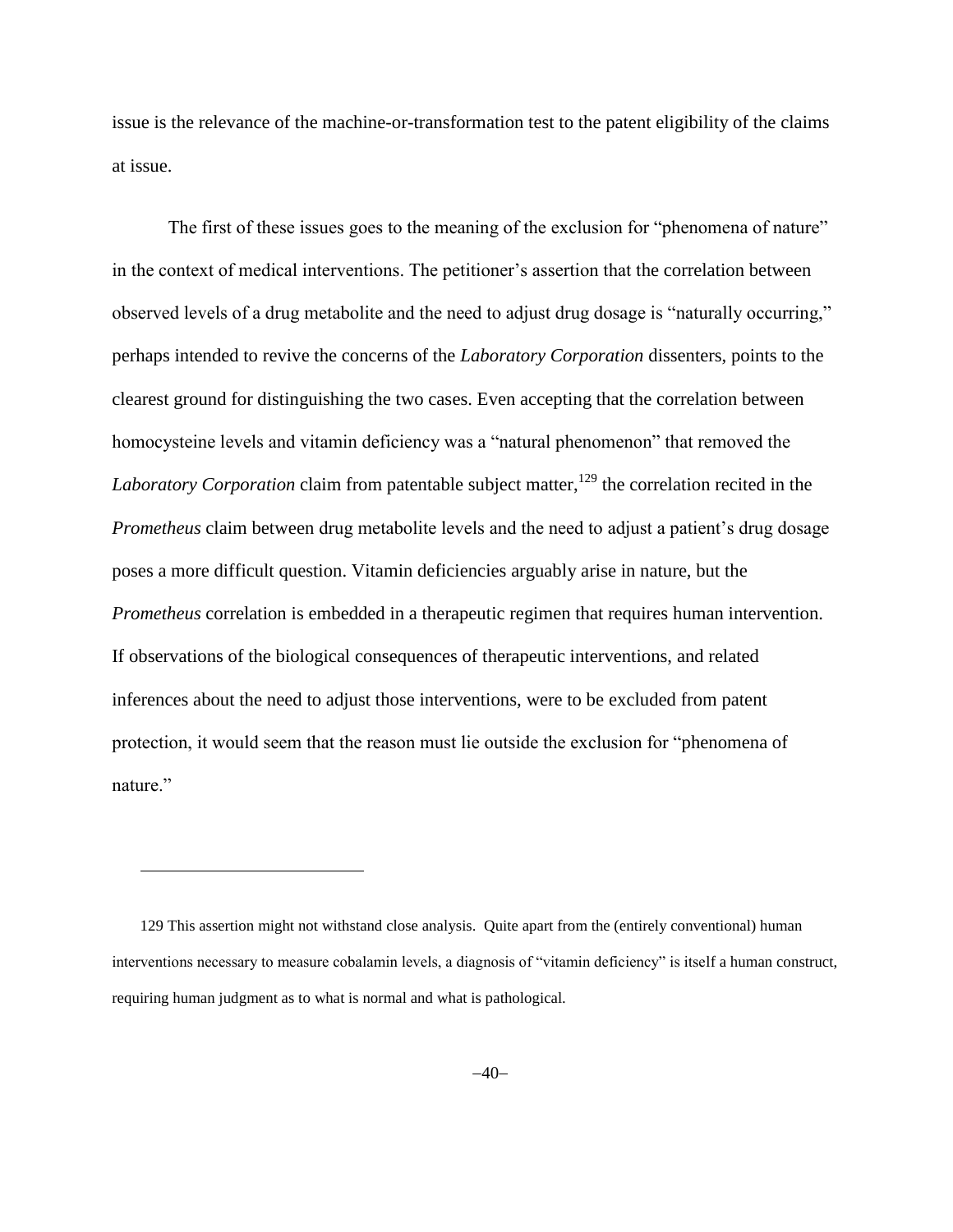issue is the relevance of the machine-or-transformation test to the patent eligibility of the claims at issue.

The first of these issues goes to the meaning of the exclusion for "phenomena of nature" in the context of medical interventions. The petitioner's assertion that the correlation between observed levels of a drug metabolite and the need to adjust drug dosage is "naturally occurring," perhaps intended to revive the concerns of the *Laboratory Corporation* dissenters, points to the clearest ground for distinguishing the two cases. Even accepting that the correlation between homocysteine levels and vitamin deficiency was a "natural phenomenon" that removed the *Laboratory Corporation* claim from patentable subject matter,[129] the correlation recited in the *Prometheus* claim between drug metabolite levels and the need to adjust a patient's drug dosage poses a more difficult question. Vitamin deficiencies arguably arise in nature, but the *Prometheus* correlation is embedded in a therapeutic regimen that requires human intervention. If observations of the biological consequences of therapeutic interventions, and related inferences about the need to adjust those interventions, were to be excluded from patent protection, it would seem that the reason must lie outside the exclusion for "phenomena of nature."

---

129 This assertion might not withstand close analysis. Quite apart from the (entirely conventional) human interventions necessary to measure cobalamin levels, a diagnosis of "vitamin deficiency" is itself a human construct, requiring human judgment as to what is normal and what is pathological.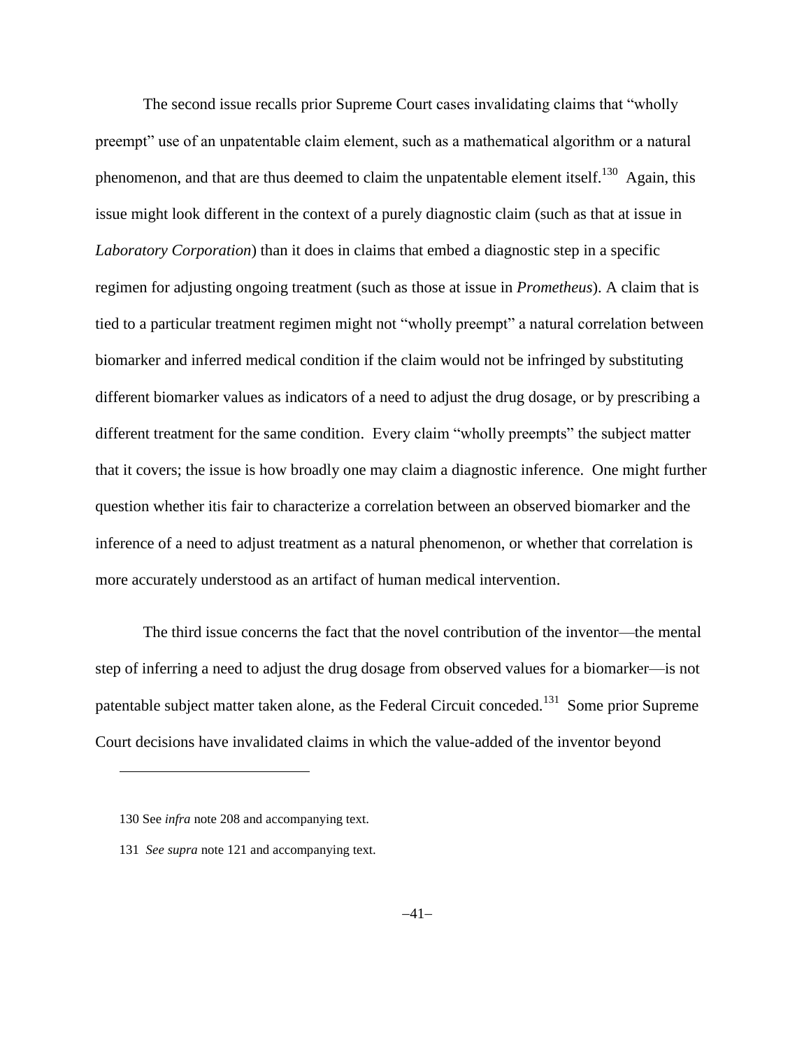The second issue recalls prior Supreme Court cases invalidating claims that "wholly preempt" use of an unpatentable claim element, such as a mathematical algorithm or a natural phenomenon, and that are thus deemed to claim the unpatentable element itself.[130] Again, this issue might look different in the context of a purely diagnostic claim (such as that at issue in *Laboratory Corporation*) than it does in claims that embed a diagnostic step in a specific regimen for adjusting ongoing treatment (such as those at issue in *Prometheus*). A claim that is tied to a particular treatment regimen might not "wholly preempt" a natural correlation between biomarker and inferred medical condition if the claim would not be infringed by substituting different biomarker values as indicators of a need to adjust the drug dosage, or by prescribing a different treatment for the same condition. Every claim "wholly preempts" the subject matter that it covers; the issue is how broadly one may claim a diagnostic inference. One might further question whether itis fair to characterize a correlation between an observed biomarker and the inference of a need to adjust treatment as a natural phenomenon, or whether that correlation is more accurately understood as an artifact of human medical intervention.

The third issue concerns the fact that the novel contribution of the inventor—the mental step of inferring a need to adjust the drug dosage from observed values for a biomarker—is not patentable subject matter taken alone, as the Federal Circuit conceded.[131] Some prior Supreme Court decisions have invalidated claims in which the value-added of the inventor beyond

---

130 See *infra* note 208 and accompanying text.

131 *See supra* note 121 and accompanying text.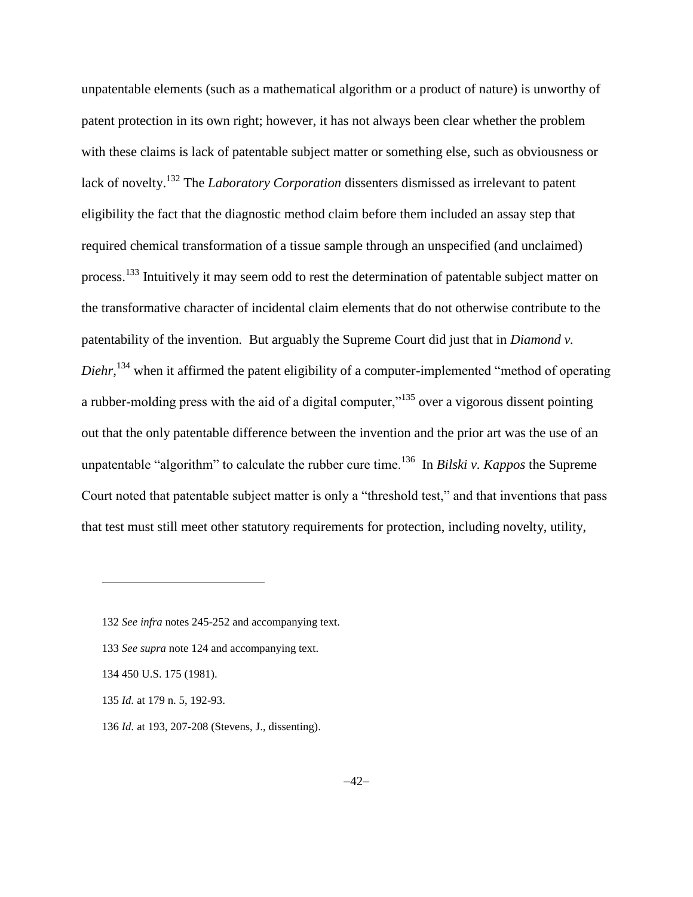unpatentable elements (such as a mathematical algorithm or a product of nature) is unworthy of patent protection in its own right; however, it has not always been clear whether the problem with these claims is lack of patentable subject matter or something else, such as obviousness or lack of novelty.[132] The *Laboratory Corporation* dissenters dismissed as irrelevant to patent eligibility the fact that the diagnostic method claim before them included an assay step that required chemical transformation of a tissue sample through an unspecified (and unclaimed) process.[133] Intuitively it may seem odd to rest the determination of patentable subject matter on the transformative character of incidental claim elements that do not otherwise contribute to the patentability of the invention. But arguably the Supreme Court did just that in *Diamond v. Diehr*,[134] when it affirmed the patent eligibility of a computer-implemented "method of operating a rubber-molding press with the aid of a digital computer,"[135] over a vigorous dissent pointing out that the only patentable difference between the invention and the prior art was the use of an unpatentable "algorithm" to calculate the rubber cure time.[136] In *Bilski v. Kappos* the Supreme Court noted that patentable subject matter is only a "threshold test," and that inventions that pass that test must still meet other statutory requirements for protection, including novelty, utility,

---

132 *See infra* notes 245-252 and accompanying text.

133 *See supra* note 124 and accompanying text.

134 450 U.S. 175 (1981).

135 *Id.* at 179 n. 5, 192-93.

136 *Id.* at 193, 207-208 (Stevens, J., dissenting).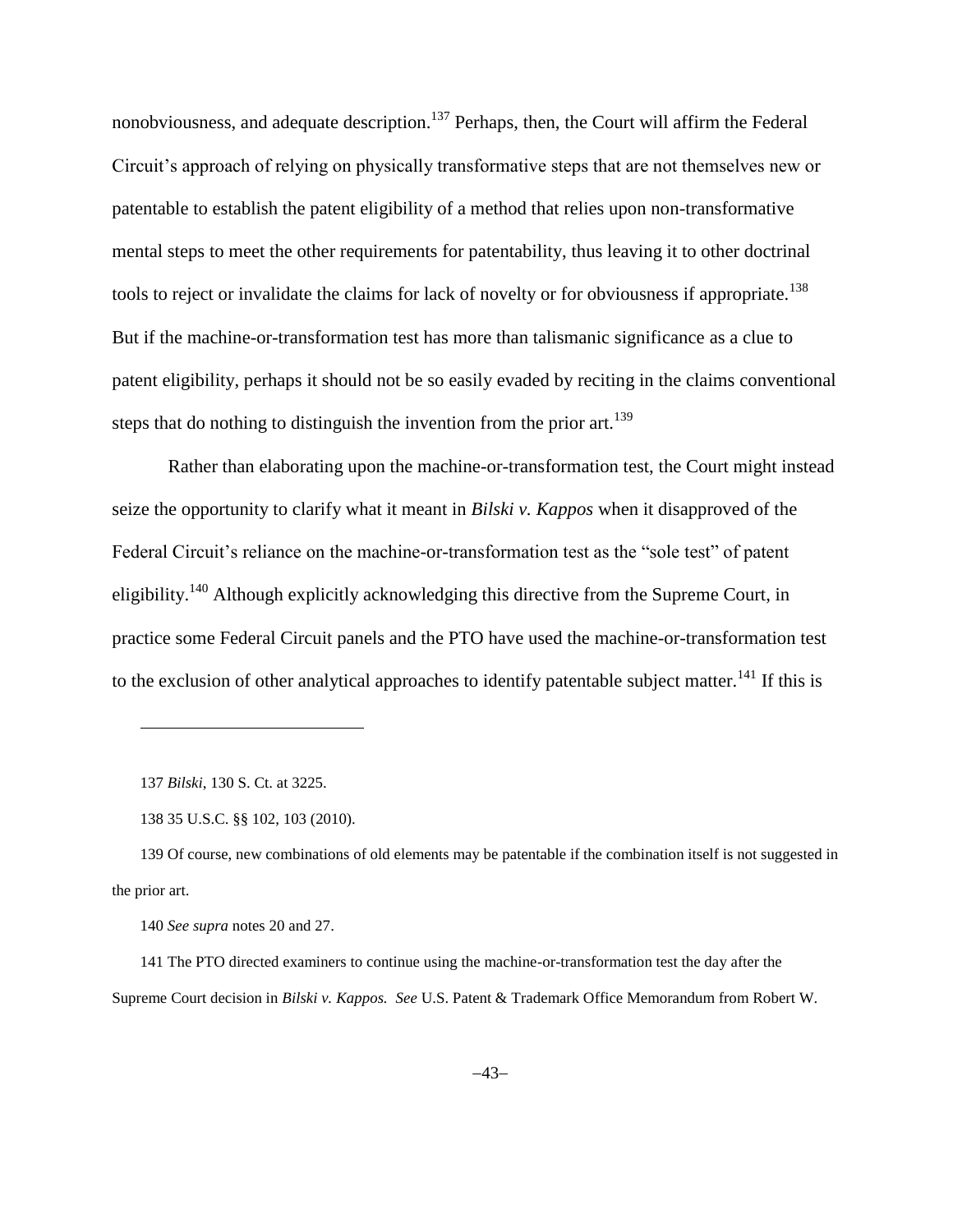nonobviousness, and adequate description.[137] Perhaps, then, the Court will affirm the Federal Circuit's approach of relying on physically transformative steps that are not themselves new or patentable to establish the patent eligibility of a method that relies upon non-transformative mental steps to meet the other requirements for patentability, thus leaving it to other doctrinal tools to reject or invalidate the claims for lack of novelty or for obviousness if appropriate.[138] But if the machine-or-transformation test has more than talismanic significance as a clue to patent eligibility, perhaps it should not be so easily evaded by reciting in the claims conventional steps that do nothing to distinguish the invention from the prior art.[139]

Rather than elaborating upon the machine-or-transformation test, the Court might instead seize the opportunity to clarify what it meant in *Bilski v. Kappos* when it disapproved of the Federal Circuit's reliance on the machine-or-transformation test as the "sole test" of patent eligibility.[140] Although explicitly acknowledging this directive from the Supreme Court, in practice some Federal Circuit panels and the PTO have used the machine-or-transformation test to the exclusion of other analytical approaches to identify patentable subject matter.[141] If this is

---

137 *Bilski*, 130 S. Ct. at 3225.

138 35 U.S.C. §§ 102, 103 (2010).

139 Of course, new combinations of old elements may be patentable if the combination itself is not suggested in the prior art.

140 *See supra* notes 20 and 27.

141 The PTO directed examiners to continue using the machine-or-transformation test the day after the Supreme Court decision in *Bilski v. Kappos. See* U.S. Patent & Trademark Office Memorandum from Robert W.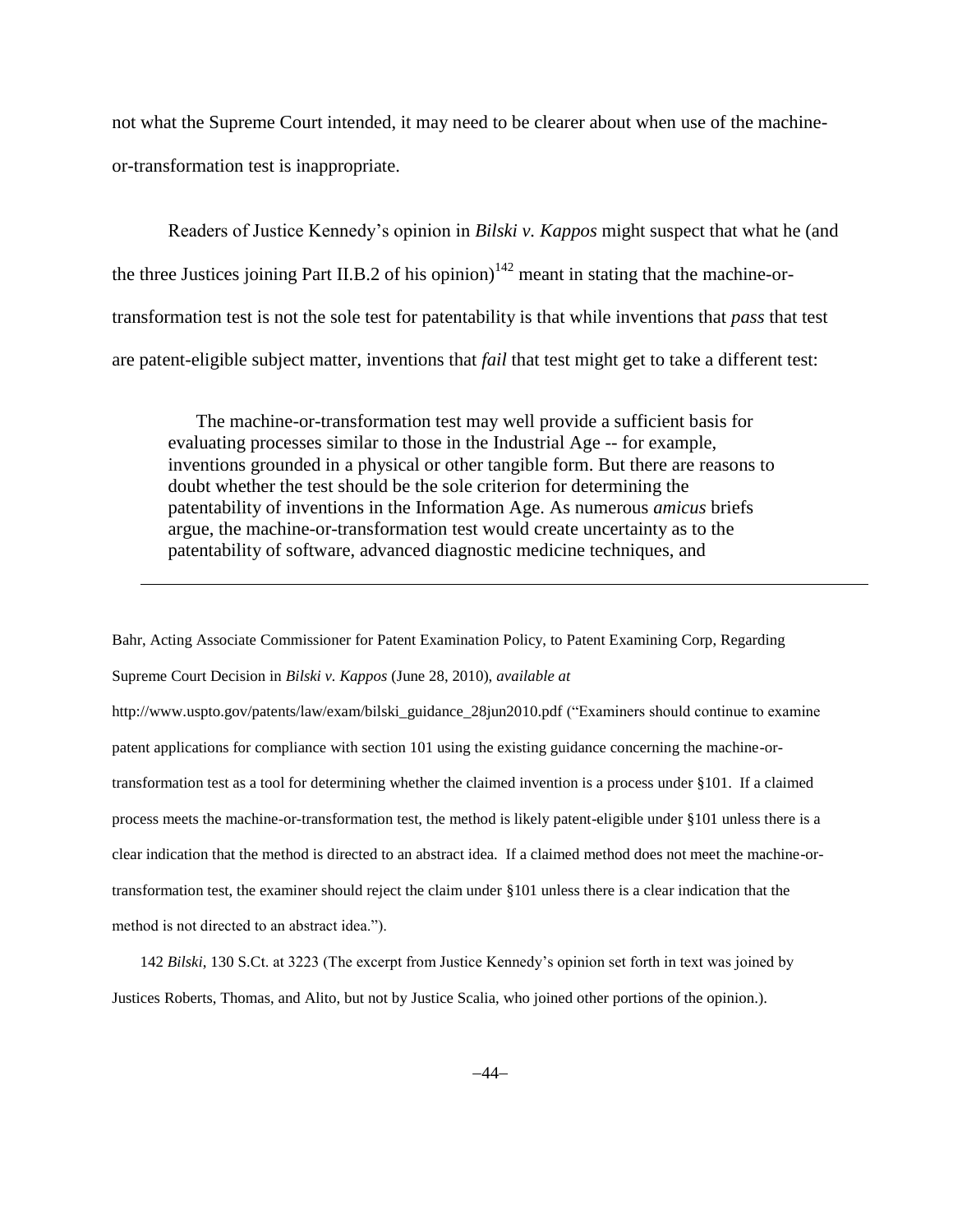not what the Supreme Court intended, it may need to be clearer about when use of the machine-or-transformation test is inappropriate.

Readers of Justice Kennedy's opinion in *Bilski v. Kappos* might suspect that what he (and the three Justices joining Part II.B.2 of his opinion)[142] meant in stating that the machine-or-transformation test is not the sole test for patentability is that while inventions that *pass* that test are patent-eligible subject matter, inventions that *fail* that test might get to take a different test:

> The machine-or-transformation test may well provide a sufficient basis for evaluating processes similar to those in the Industrial Age -- for example, inventions grounded in a physical or other tangible form. But there are reasons to doubt whether the test should be the sole criterion for determining the patentability of inventions in the Information Age. As numerous *amicus* briefs argue, the machine-or-transformation test would create uncertainty as to the patentability of software, advanced diagnostic medicine techniques, and

---

Bahr, Acting Associate Commissioner for Patent Examination Policy, to Patent Examining Corp, Regarding Supreme Court Decision in *Bilski v. Kappos* (June 28, 2010), *available at* http://www.uspto.gov/patents/law/exam/bilski_guidance_28jun2010.pdf ("Examiners should continue to examine patent applications for compliance with section 101 using the existing guidance concerning the machine-or-transformation test as a tool for determining whether the claimed invention is a process under §101. If a claimed process meets the machine-or-transformation test, the method is likely patent-eligible under §101 unless there is a clear indication that the method is directed to an abstract idea. If a claimed method does not meet the machine-or-transformation test, the examiner should reject the claim under §101 unless there is a clear indication that the method is not directed to an abstract idea.").

142 *Bilski*, 130 S.Ct. at 3223 (The excerpt from Justice Kennedy's opinion set forth in text was joined by Justices Roberts, Thomas, and Alito, but not by Justice Scalia, who joined other portions of the opinion.).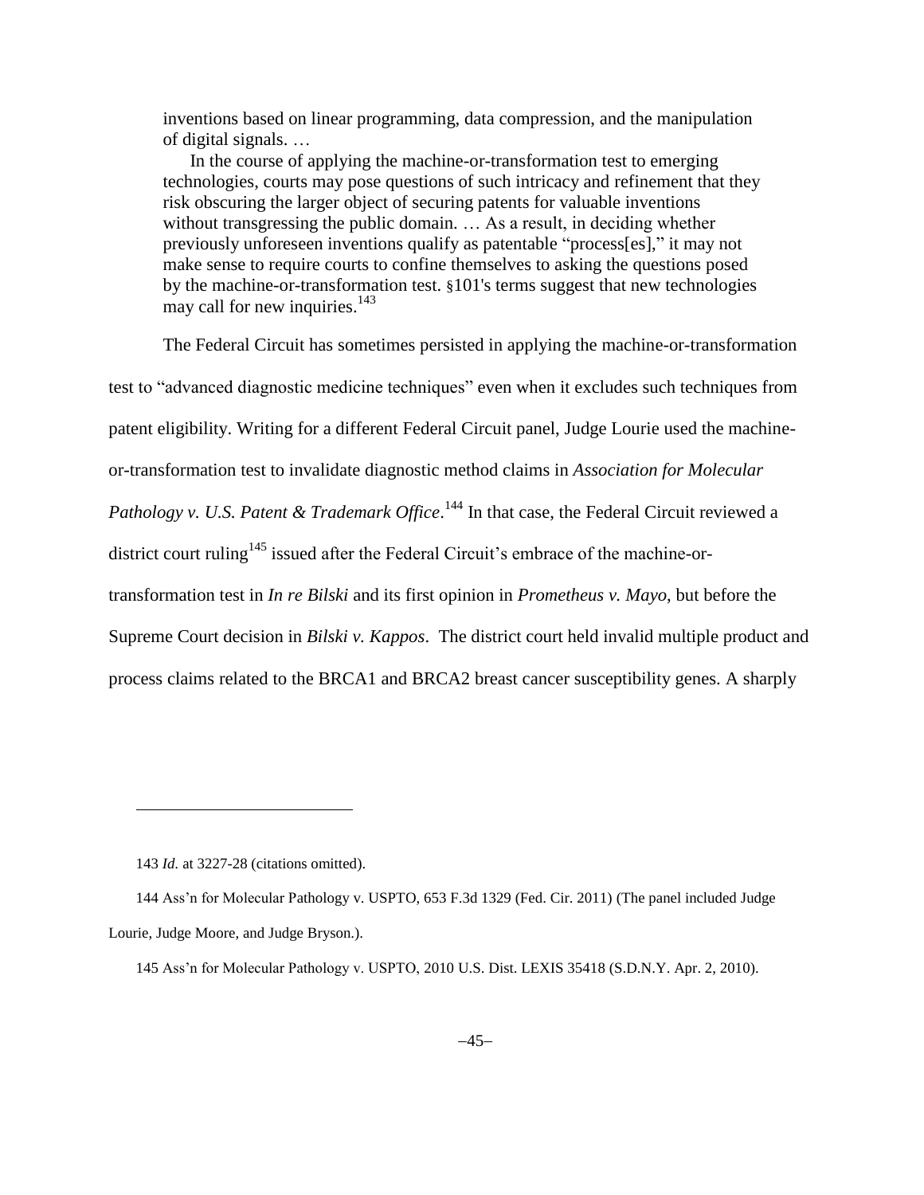> inventions based on linear programming, data compression, and the manipulation of digital signals. …
>
> In the course of applying the machine-or-transformation test to emerging technologies, courts may pose questions of such intricacy and refinement that they risk obscuring the larger object of securing patents for valuable inventions without transgressing the public domain. … As a result, in deciding whether previously unforeseen inventions qualify as patentable "process[es]," it may not make sense to require courts to confine themselves to asking the questions posed by the machine-or-transformation test. §101's terms suggest that new technologies may call for new inquiries.[143]

The Federal Circuit has sometimes persisted in applying the machine-or-transformation test to "advanced diagnostic medicine techniques" even when it excludes such techniques from patent eligibility. Writing for a different Federal Circuit panel, Judge Lourie used the machine-or-transformation test to invalidate diagnostic method claims in *Association for Molecular Pathology v. U.S. Patent & Trademark Office*.[144] In that case, the Federal Circuit reviewed a district court ruling[145] issued after the Federal Circuit's embrace of the machine-or-transformation test in *In re Bilski* and its first opinion in *Prometheus v. Mayo*, but before the Supreme Court decision in *Bilski v. Kappos*. The district court held invalid multiple product and process claims related to the BRCA1 and BRCA2 breast cancer susceptibility genes. A sharply

---

143 *Id.* at 3227-28 (citations omitted).

144 Ass'n for Molecular Pathology v. USPTO, 653 F.3d 1329 (Fed. Cir. 2011) (The panel included Judge Lourie, Judge Moore, and Judge Bryson.).

145 Ass'n for Molecular Pathology v. USPTO, 2010 U.S. Dist. LEXIS 35418 (S.D.N.Y. Apr. 2, 2010).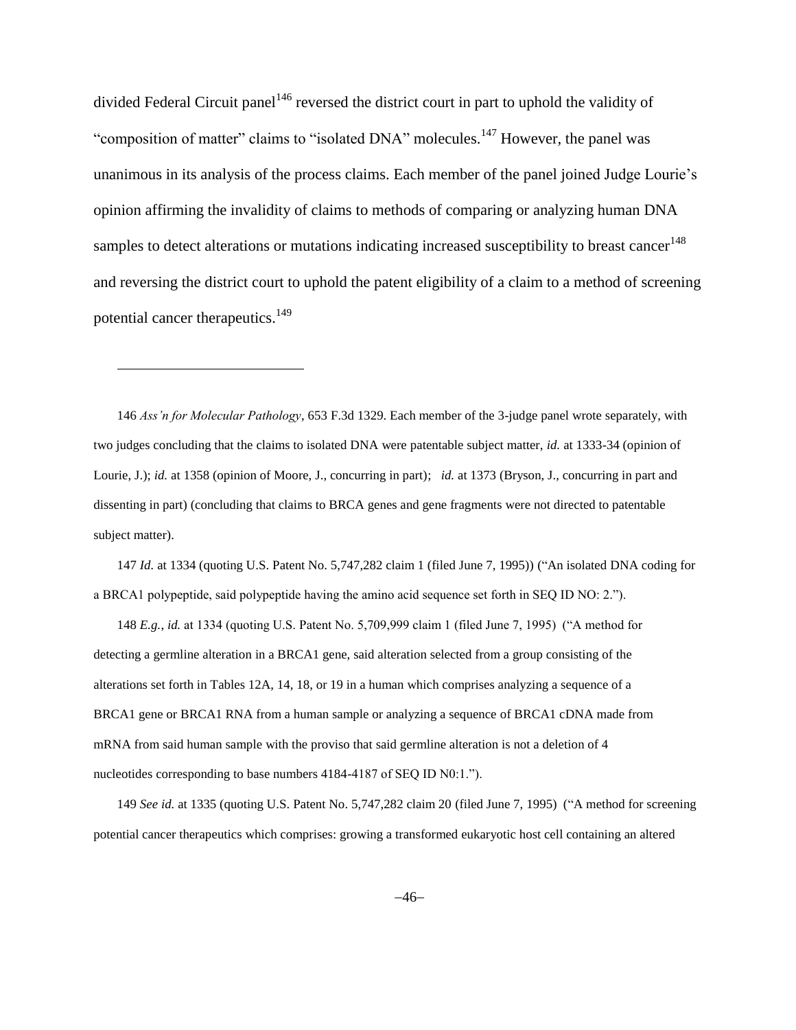divided Federal Circuit panel[146] reversed the district court in part to uphold the validity of "composition of matter" claims to "isolated DNA" molecules.[147] However, the panel was unanimous in its analysis of the process claims. Each member of the panel joined Judge Lourie's opinion affirming the invalidity of claims to methods of comparing or analyzing human DNA samples to detect alterations or mutations indicating increased susceptibility to breast cancer[148] and reversing the district court to uphold the patent eligibility of a claim to a method of screening potential cancer therapeutics.[149]

---

146 *Ass'n for Molecular Pathology*, 653 F.3d 1329. Each member of the 3-judge panel wrote separately, with two judges concluding that the claims to isolated DNA were patentable subject matter, *id.* at 1333-34 (opinion of Lourie, J.); *id.* at 1358 (opinion of Moore, J., concurring in part); *id.* at 1373 (Bryson, J., concurring in part and dissenting in part) (concluding that claims to BRCA genes and gene fragments were not directed to patentable subject matter).

147 *Id.* at 1334 (quoting U.S. Patent No. 5,747,282 claim 1 (filed June 7, 1995)) ("An isolated DNA coding for a BRCA1 polypeptide, said polypeptide having the amino acid sequence set forth in SEQ ID NO: 2.").

148 *E.g.*, *id.* at 1334 (quoting U.S. Patent No. 5,709,999 claim 1 (filed June 7, 1995) ("A method for detecting a germline alteration in a BRCA1 gene, said alteration selected from a group consisting of the alterations set forth in Tables 12A, 14, 18, or 19 in a human which comprises analyzing a sequence of a BRCA1 gene or BRCA1 RNA from a human sample or analyzing a sequence of BRCA1 cDNA made from mRNA from said human sample with the proviso that said germline alteration is not a deletion of 4 nucleotides corresponding to base numbers 4184-4187 of SEQ ID N0:1.").

149 *See id.* at 1335 (quoting U.S. Patent No. 5,747,282 claim 20 (filed June 7, 1995) ("A method for screening potential cancer therapeutics which comprises: growing a transformed eukaryotic host cell containing an altered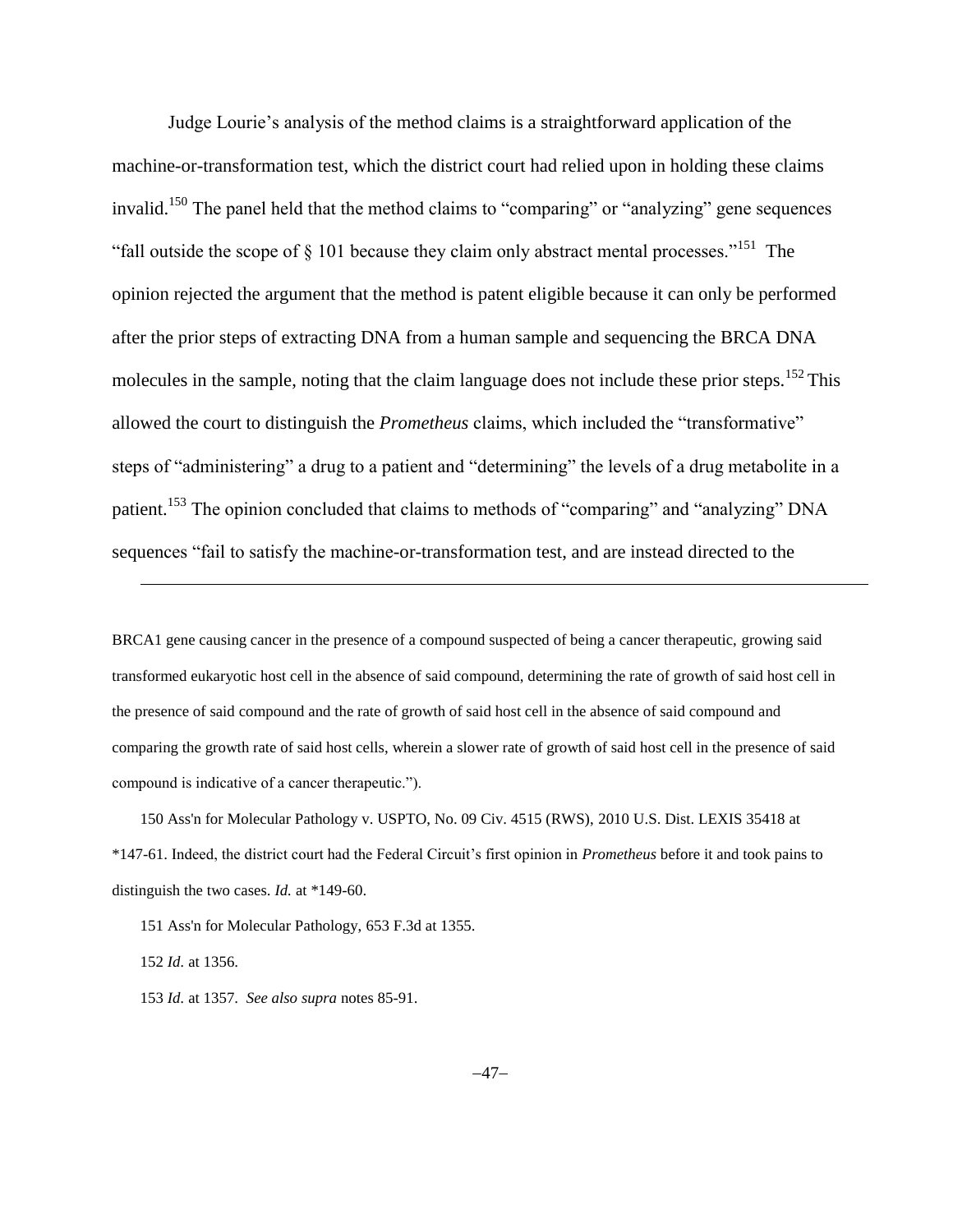Judge Lourie's analysis of the method claims is a straightforward application of the machine-or-transformation test, which the district court had relied upon in holding these claims invalid.[150] The panel held that the method claims to "comparing" or "analyzing" gene sequences "fall outside the scope of § 101 because they claim only abstract mental processes."[151] The opinion rejected the argument that the method is patent eligible because it can only be performed after the prior steps of extracting DNA from a human sample and sequencing the BRCA DNA molecules in the sample, noting that the claim language does not include these prior steps.[152] This allowed the court to distinguish the *Prometheus* claims, which included the "transformative" steps of "administering" a drug to a patient and "determining" the levels of a drug metabolite in a patient.[153] The opinion concluded that claims to methods of "comparing" and "analyzing" DNA sequences "fail to satisfy the machine-or-transformation test, and are instead directed to the

---

BRCA1 gene causing cancer in the presence of a compound suspected of being a cancer therapeutic, growing said transformed eukaryotic host cell in the absence of said compound, determining the rate of growth of said host cell in the presence of said compound and the rate of growth of said host cell in the absence of said compound and comparing the growth rate of said host cells, wherein a slower rate of growth of said host cell in the presence of said compound is indicative of a cancer therapeutic.").

150 Ass'n for Molecular Pathology v. USPTO, No. 09 Civ. 4515 (RWS), 2010 U.S. Dist. LEXIS 35418 at *147-61. Indeed, the district court had the Federal Circuit's first opinion in *Prometheus* before it and took pains to distinguish the two cases. *Id.* at *149-60.

151 Ass'n for Molecular Pathology, 653 F.3d at 1355.

152 *Id.* at 1356.

153 *Id.* at 1357. *See also supra* notes 85-91.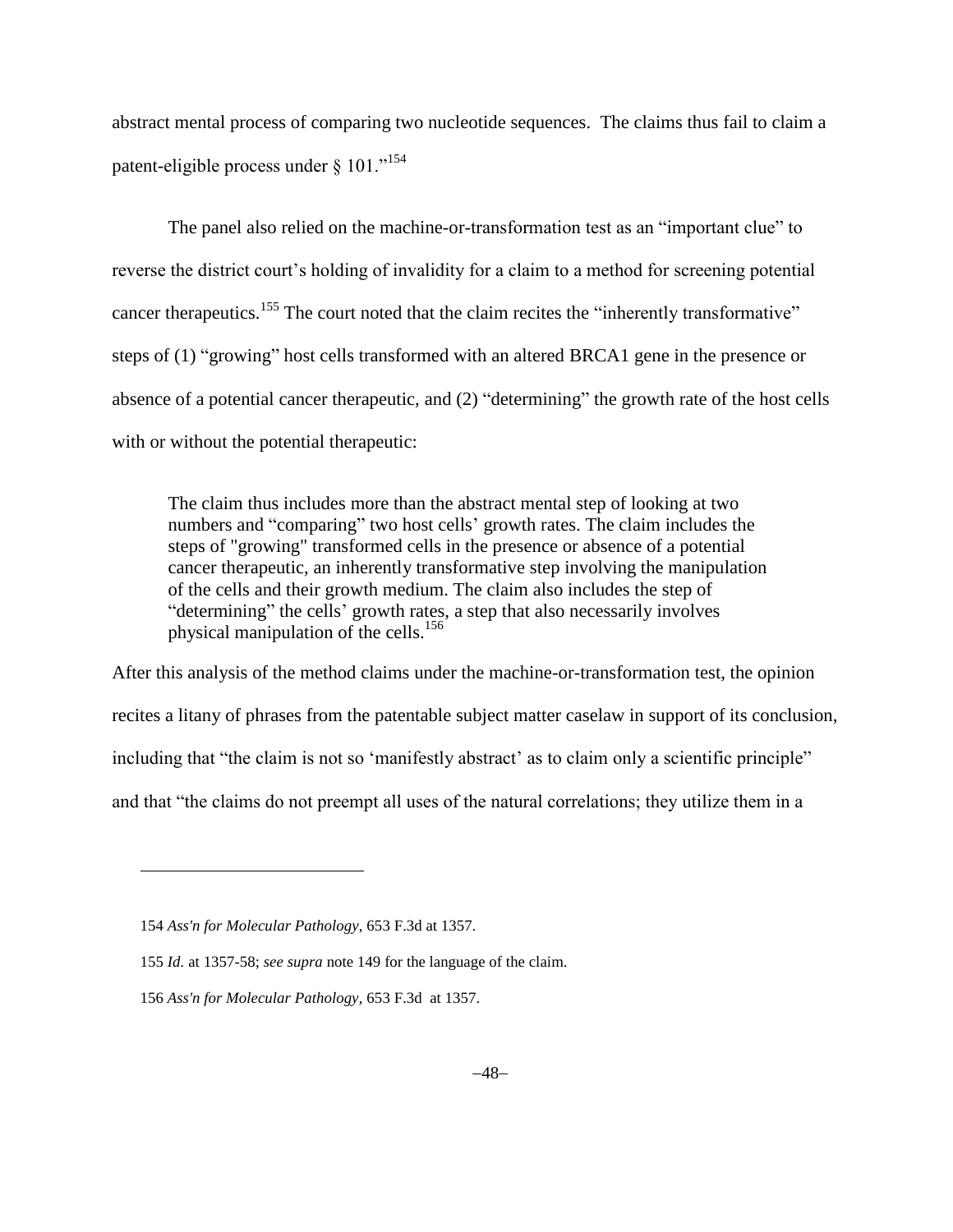abstract mental process of comparing two nucleotide sequences. The claims thus fail to claim a patent-eligible process under § 101."[154]

The panel also relied on the machine-or-transformation test as an "important clue" to reverse the district court's holding of invalidity for a claim to a method for screening potential cancer therapeutics.[155] The court noted that the claim recites the "inherently transformative" steps of (1) "growing" host cells transformed with an altered BRCA1 gene in the presence or absence of a potential cancer therapeutic, and (2) "determining" the growth rate of the host cells with or without the potential therapeutic:

> The claim thus includes more than the abstract mental step of looking at two numbers and "comparing" two host cells' growth rates. The claim includes the steps of "growing" transformed cells in the presence or absence of a potential cancer therapeutic, an inherently transformative step involving the manipulation of the cells and their growth medium. The claim also includes the step of "determining" the cells' growth rates, a step that also necessarily involves physical manipulation of the cells.[156]

After this analysis of the method claims under the machine-or-transformation test, the opinion recites a litany of phrases from the patentable subject matter caselaw in support of its conclusion, including that "the claim is not so 'manifestly abstract' as to claim only a scientific principle" and that "the claims do not preempt all uses of the natural correlations; they utilize them in a

---

154 *Ass'n for Molecular Pathology*, 653 F.3d at 1357.

155 *Id.* at 1357-58; *see supra* note 149 for the language of the claim.

156 *Ass'n for Molecular Pathology*, 653 F.3d at 1357.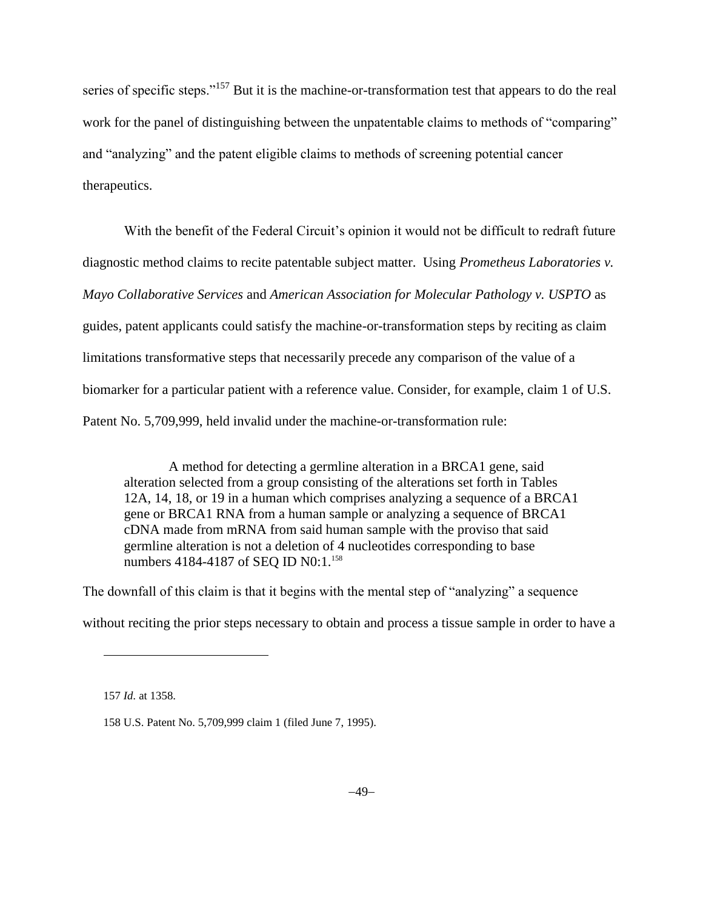series of specific steps."[157] But it is the machine-or-transformation test that appears to do the real work for the panel of distinguishing between the unpatentable claims to methods of "comparing" and "analyzing" and the patent eligible claims to methods of screening potential cancer therapeutics.

With the benefit of the Federal Circuit's opinion it would not be difficult to redraft future diagnostic method claims to recite patentable subject matter. Using *Prometheus Laboratories v. Mayo Collaborative Services* and *American Association for Molecular Pathology v. USPTO* as guides, patent applicants could satisfy the machine-or-transformation steps by reciting as claim limitations transformative steps that necessarily precede any comparison of the value of a biomarker for a particular patient with a reference value. Consider, for example, claim 1 of U.S. Patent No. 5,709,999, held invalid under the machine-or-transformation rule:

> A method for detecting a germline alteration in a BRCA1 gene, said alteration selected from a group consisting of the alterations set forth in Tables 12A, 14, 18, or 19 in a human which comprises analyzing a sequence of a BRCA1 gene or BRCA1 RNA from a human sample or analyzing a sequence of BRCA1 cDNA made from mRNA from said human sample with the proviso that said germline alteration is not a deletion of 4 nucleotides corresponding to base numbers 4184-4187 of SEQ ID N0:1.[158]

The downfall of this claim is that it begins with the mental step of "analyzing" a sequence without reciting the prior steps necessary to obtain and process a tissue sample in order to have a

---

157 *Id.* at 1358.

158 U.S. Patent No. 5,709,999 claim 1 (filed June 7, 1995).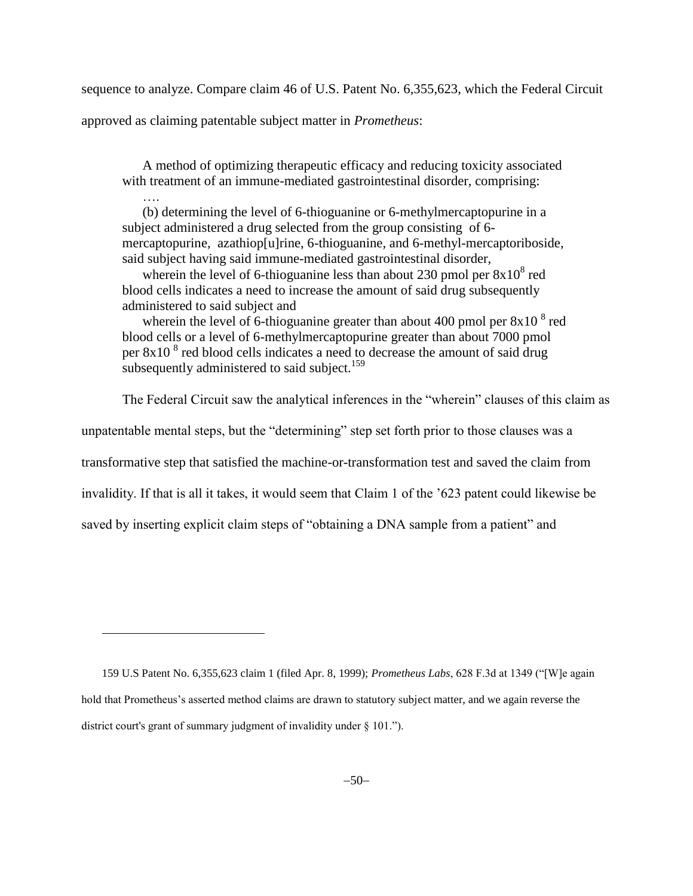sequence to analyze. Compare claim 46 of U.S. Patent No. 6,355,623, which the Federal Circuit approved as claiming patentable subject matter in *Prometheus*:

> A method of optimizing therapeutic efficacy and reducing toxicity associated with treatment of an immune-mediated gastrointestinal disorder, comprising:
>
> ….
>
> (b) determining the level of 6-thioguanine or 6-methylmercaptopurine in a subject administered a drug selected from the group consisting of 6-mercaptopurine, azathiop[u]rine, 6-thioguanine, and 6-methyl-mercaptoriboside, said subject having said immune-mediated gastrointestinal disorder,
>
> wherein the level of 6-thioguanine less than about 230 pmol per $8x10^8$ red blood cells indicates a need to increase the amount of said drug subsequently administered to said subject and
>
> wherein the level of 6-thioguanine greater than about 400 pmol per $8x10^8$ red blood cells or a level of 6-methylmercaptopurine greater than about 7000 pmol per $8x10^8$ red blood cells indicates a need to decrease the amount of said drug subsequently administered to said subject.[159]

The Federal Circuit saw the analytical inferences in the "wherein" clauses of this claim as unpatentable mental steps, but the "determining" step set forth prior to those clauses was a transformative step that satisfied the machine-or-transformation test and saved the claim from invalidity. If that is all it takes, it would seem that Claim 1 of the '623 patent could likewise be saved by inserting explicit claim steps of "obtaining a DNA sample from a patient" and

---

159 U.S Patent No. 6,355,623 claim 1 (filed Apr. 8, 1999); *Prometheus Labs*, 628 F.3d at 1349 ("[W]e again hold that Prometheus's asserted method claims are drawn to statutory subject matter, and we again reverse the district court's grant of summary judgment of invalidity under § 101.").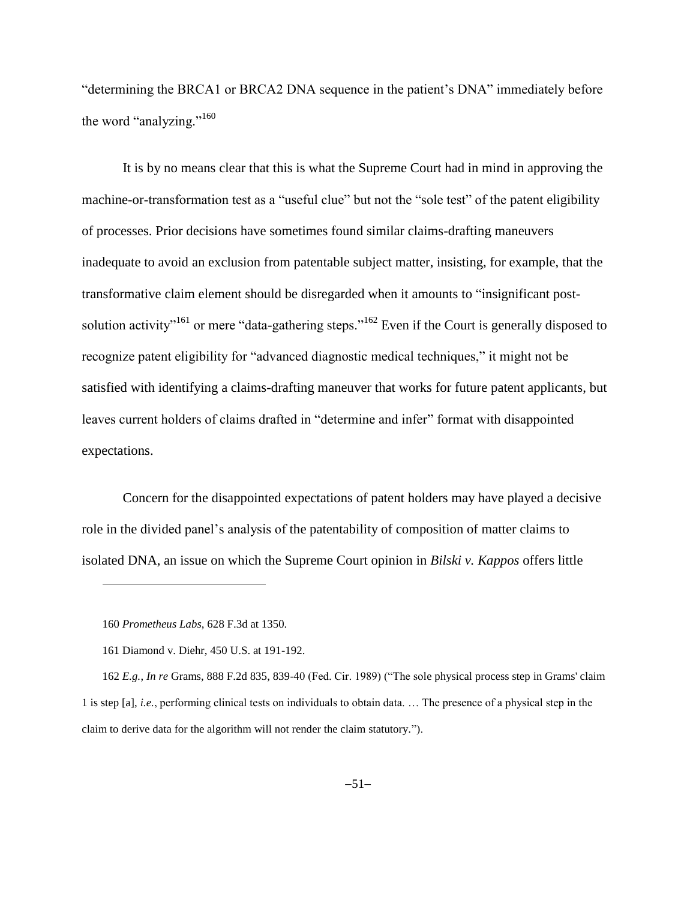"determining the BRCA1 or BRCA2 DNA sequence in the patient's DNA" immediately before the word "analyzing."[160]

It is by no means clear that this is what the Supreme Court had in mind in approving the machine-or-transformation test as a "useful clue" but not the "sole test" of the patent eligibility of processes. Prior decisions have sometimes found similar claims-drafting maneuvers inadequate to avoid an exclusion from patentable subject matter, insisting, for example, that the transformative claim element should be disregarded when it amounts to "insignificant post-solution activity"[161] or mere "data-gathering steps."[162] Even if the Court is generally disposed to recognize patent eligibility for "advanced diagnostic medical techniques," it might not be satisfied with identifying a claims-drafting maneuver that works for future patent applicants, but leaves current holders of claims drafted in "determine and infer" format with disappointed expectations.

Concern for the disappointed expectations of patent holders may have played a decisive role in the divided panel's analysis of the patentability of composition of matter claims to isolated DNA, an issue on which the Supreme Court opinion in *Bilski v. Kappos* offers little

---

160 *Prometheus Labs*, 628 F.3d at 1350.

161 Diamond v. Diehr, 450 U.S. at 191-192.

162 *E.g.*, *In re* Grams, 888 F.2d 835, 839-40 (Fed. Cir. 1989) ("The sole physical process step in Grams' claim 1 is step [a], *i.e.*, performing clinical tests on individuals to obtain data. … The presence of a physical step in the claim to derive data for the algorithm will not render the claim statutory.").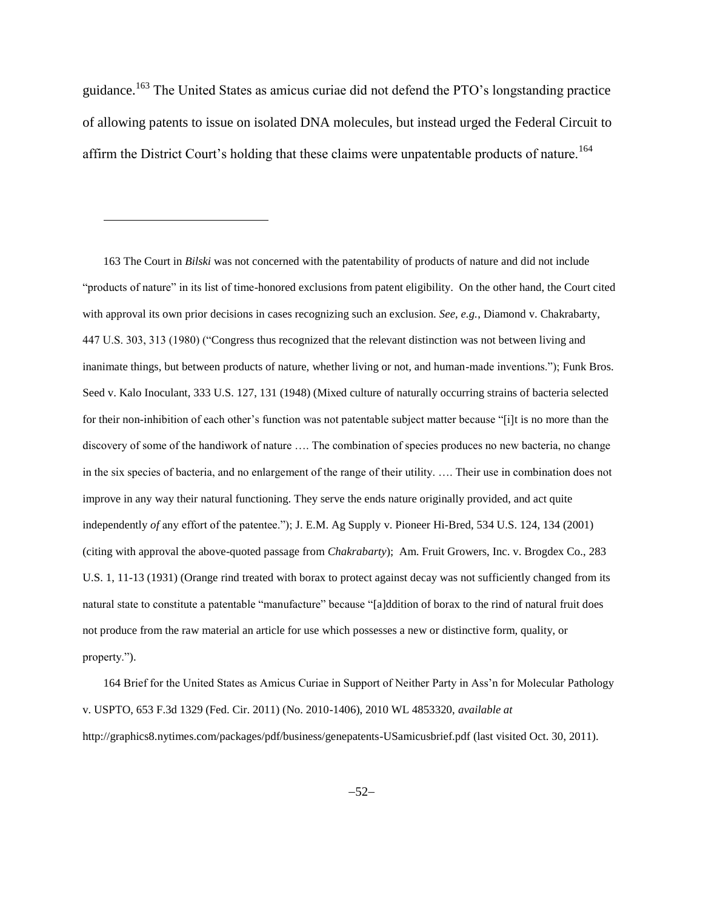guidance.[163] The United States as amicus curiae did not defend the PTO's longstanding practice of allowing patents to issue on isolated DNA molecules, but instead urged the Federal Circuit to affirm the District Court's holding that these claims were unpatentable products of nature.[164]

---

163 The Court in *Bilski* was not concerned with the patentability of products of nature and did not include "products of nature" in its list of time-honored exclusions from patent eligibility. On the other hand, the Court cited with approval its own prior decisions in cases recognizing such an exclusion. *See, e.g.*, Diamond v. Chakrabarty, 447 U.S. 303, 313 (1980) ("Congress thus recognized that the relevant distinction was not between living and inanimate things, but between products of nature, whether living or not, and human-made inventions."); Funk Bros. Seed v. Kalo Inoculant, 333 U.S. 127, 131 (1948) (Mixed culture of naturally occurring strains of bacteria selected for their non-inhibition of each other's function was not patentable subject matter because "[i]t is no more than the discovery of some of the handiwork of nature …. The combination of species produces no new bacteria, no change in the six species of bacteria, and no enlargement of the range of their utility. …. Their use in combination does not improve in any way their natural functioning. They serve the ends nature originally provided, and act quite independently *of* any effort of the patentee."); J. E.M. Ag Supply v. Pioneer Hi-Bred, 534 U.S. 124, 134 (2001) (citing with approval the above-quoted passage from *Chakrabarty*); Am. Fruit Growers, Inc. v. Brogdex Co., 283 U.S. 1, 11-13 (1931) (Orange rind treated with borax to protect against decay was not sufficiently changed from its natural state to constitute a patentable "manufacture" because "[a]ddition of borax to the rind of natural fruit does not produce from the raw material an article for use which possesses a new or distinctive form, quality, or property.").

164 Brief for the United States as Amicus Curiae in Support of Neither Party in Ass'n for Molecular Pathology v. USPTO, 653 F.3d 1329 (Fed. Cir. 2011) (No. 2010-1406), 2010 WL 4853320, *available at* http://graphics8.nytimes.com/packages/pdf/business/genepatents-USamicusbrief.pdf (last visited Oct. 30, 2011).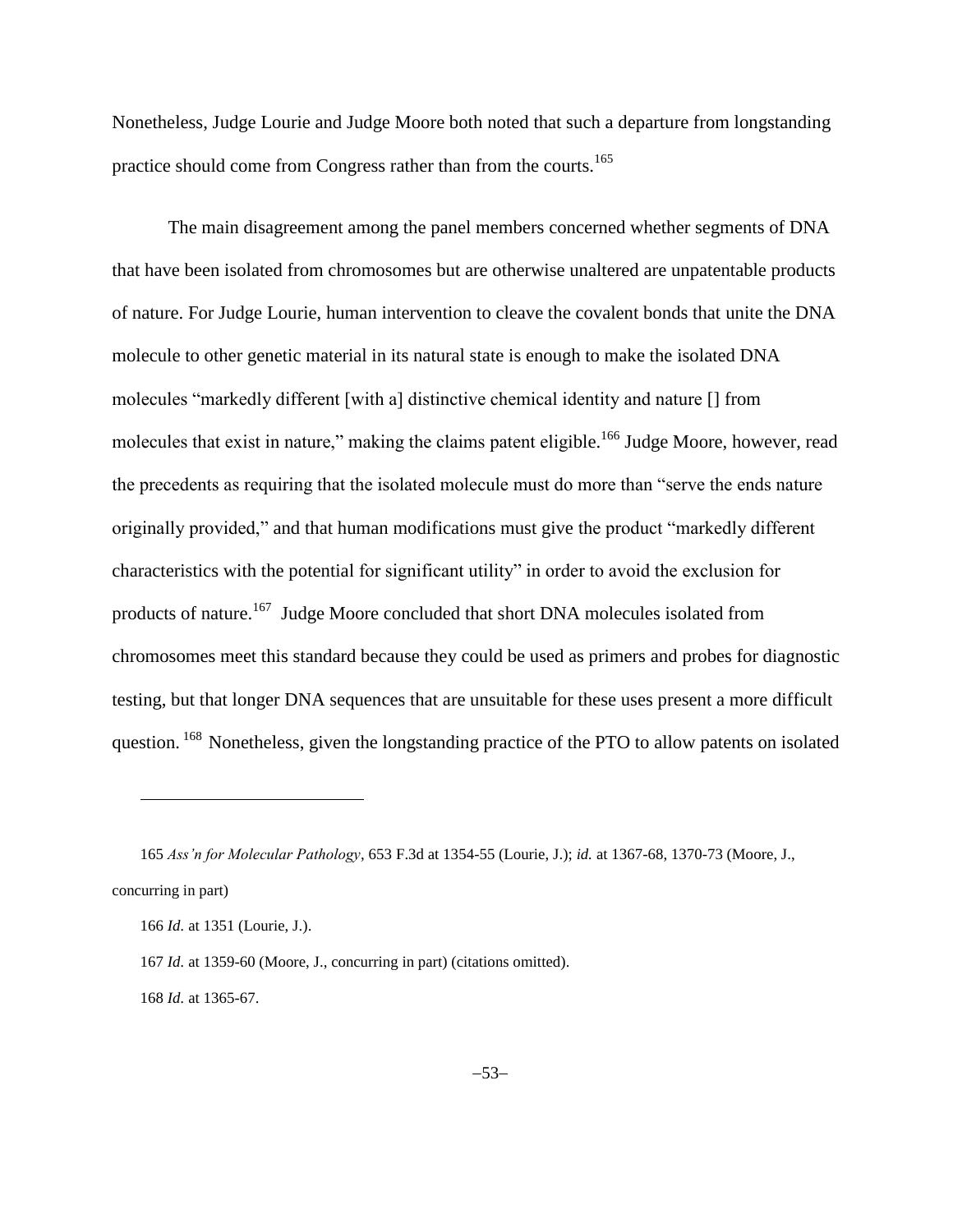Nonetheless, Judge Lourie and Judge Moore both noted that such a departure from longstanding practice should come from Congress rather than from the courts.[165]

The main disagreement among the panel members concerned whether segments of DNA that have been isolated from chromosomes but are otherwise unaltered are unpatentable products of nature. For Judge Lourie, human intervention to cleave the covalent bonds that unite the DNA molecule to other genetic material in its natural state is enough to make the isolated DNA molecules "markedly different [with a] distinctive chemical identity and nature [] from molecules that exist in nature," making the claims patent eligible.[166] Judge Moore, however, read the precedents as requiring that the isolated molecule must do more than "serve the ends nature originally provided," and that human modifications must give the product "markedly different characteristics with the potential for significant utility" in order to avoid the exclusion for products of nature.[167] Judge Moore concluded that short DNA molecules isolated from chromosomes meet this standard because they could be used as primers and probes for diagnostic testing, but that longer DNA sequences that are unsuitable for these uses present a more difficult question.[168] Nonetheless, given the longstanding practice of the PTO to allow patents on isolated

---

165 *Ass'n for Molecular Pathology*, 653 F.3d at 1354-55 (Lourie, J.); *id.* at 1367-68, 1370-73 (Moore, J., concurring in part)

166 *Id.* at 1351 (Lourie, J.).

167 *Id.* at 1359-60 (Moore, J., concurring in part) (citations omitted).

168 *Id.* at 1365-67.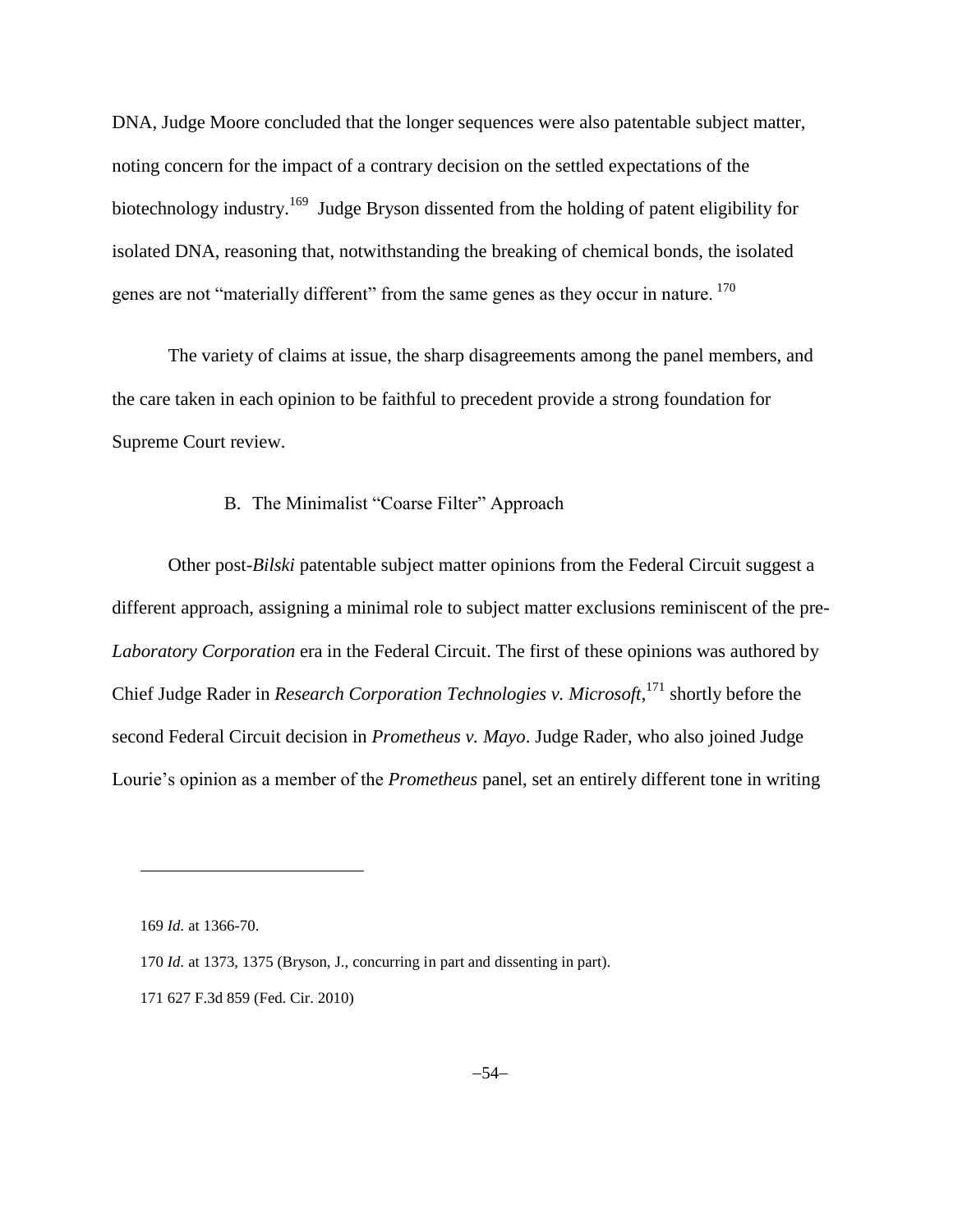DNA, Judge Moore concluded that the longer sequences were also patentable subject matter, noting concern for the impact of a contrary decision on the settled expectations of the biotechnology industry.[169] Judge Bryson dissented from the holding of patent eligibility for isolated DNA, reasoning that, notwithstanding the breaking of chemical bonds, the isolated genes are not "materially different" from the same genes as they occur in nature.[170]

The variety of claims at issue, the sharp disagreements among the panel members, and the care taken in each opinion to be faithful to precedent provide a strong foundation for Supreme Court review.

### B. The Minimalist "Coarse Filter" Approach

Other post-*Bilski* patentable subject matter opinions from the Federal Circuit suggest a different approach, assigning a minimal role to subject matter exclusions reminiscent of the pre-*Laboratory Corporation* era in the Federal Circuit. The first of these opinions was authored by Chief Judge Rader in *Research Corporation Technologies v. Microsoft*,[171] shortly before the second Federal Circuit decision in *Prometheus v. Mayo*. Judge Rader, who also joined Judge Lourie's opinion as a member of the *Prometheus* panel, set an entirely different tone in writing

---

169 *Id.* at 1366-70.

170 *Id.* at 1373, 1375 (Bryson, J., concurring in part and dissenting in part).

171 627 F.3d 859 (Fed. Cir. 2010)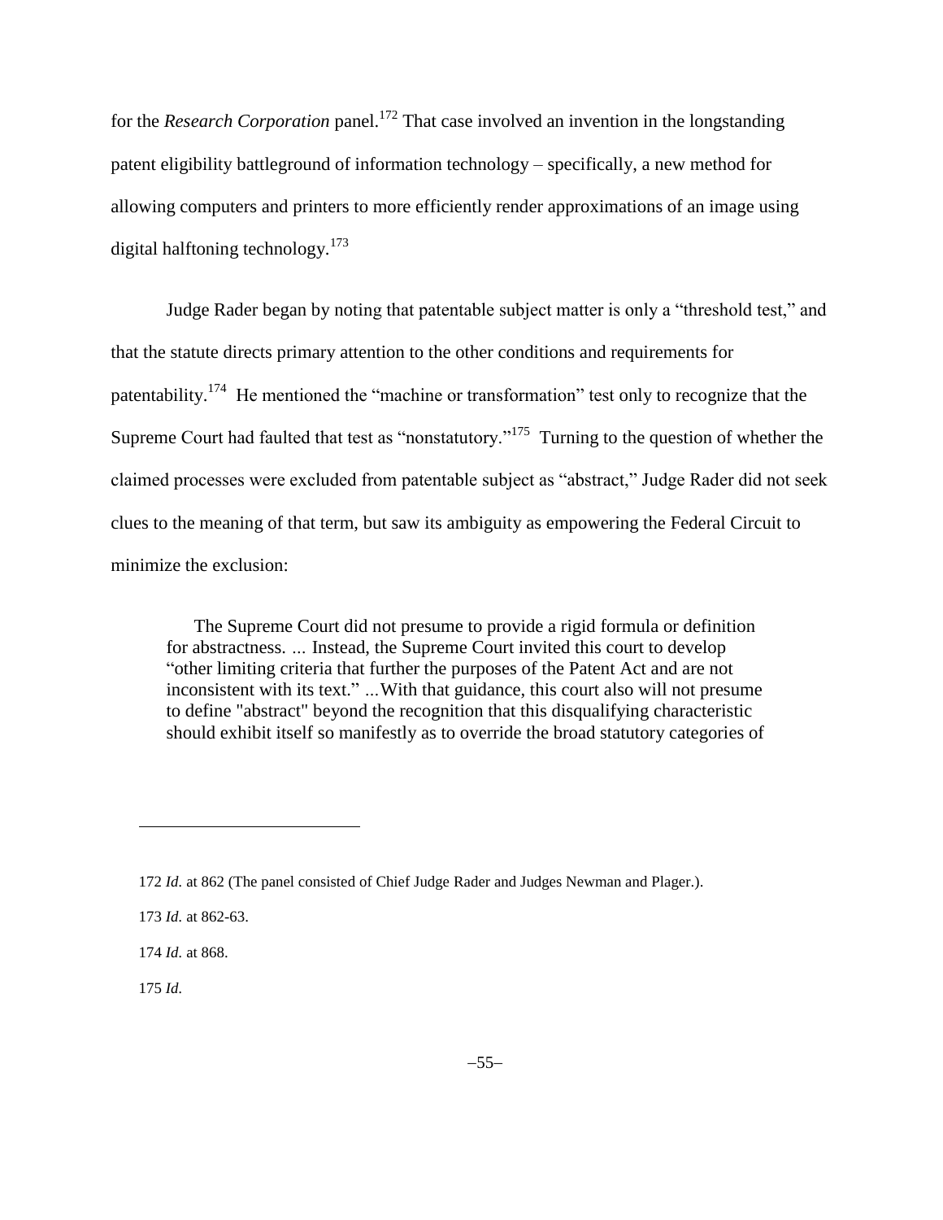for the *Research Corporation* panel.[172] That case involved an invention in the longstanding patent eligibility battleground of information technology – specifically, a new method for allowing computers and printers to more efficiently render approximations of an image using digital halftoning technology.[173]

Judge Rader began by noting that patentable subject matter is only a "threshold test," and that the statute directs primary attention to the other conditions and requirements for patentability.[174] He mentioned the "machine or transformation" test only to recognize that the Supreme Court had faulted that test as "nonstatutory."[175] Turning to the question of whether the claimed processes were excluded from patentable subject as "abstract," Judge Rader did not seek clues to the meaning of that term, but saw its ambiguity as empowering the Federal Circuit to minimize the exclusion:

> The Supreme Court did not presume to provide a rigid formula or definition for abstractness. ... Instead, the Supreme Court invited this court to develop "other limiting criteria that further the purposes of the Patent Act and are not inconsistent with its text." ...With that guidance, this court also will not presume to define "abstract" beyond the recognition that this disqualifying characteristic should exhibit itself so manifestly as to override the broad statutory categories of

---

172 *Id.* at 862 (The panel consisted of Chief Judge Rader and Judges Newman and Plager.).

173 *Id.* at 862-63.

174 *Id.* at 868.

175 *Id.*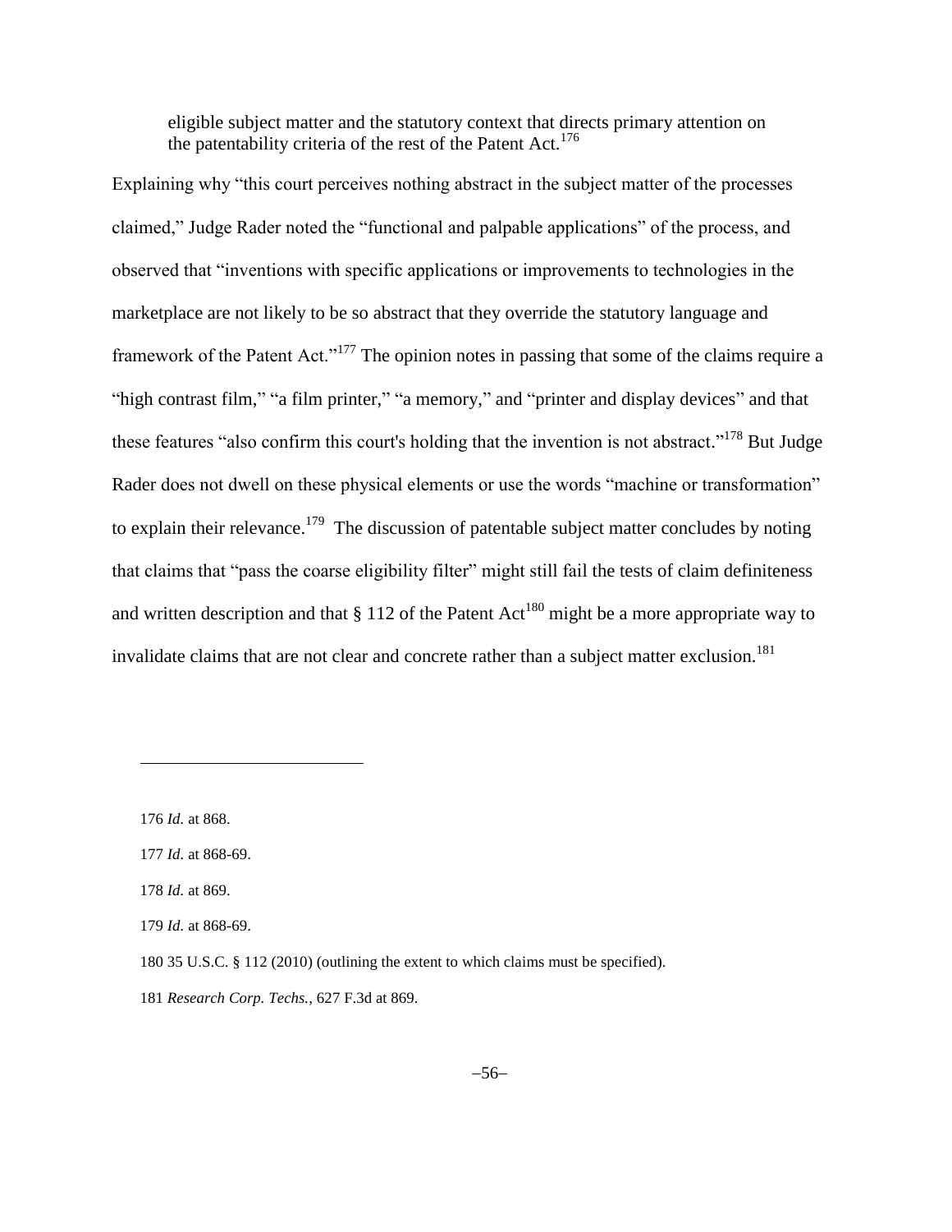> eligible subject matter and the statutory context that directs primary attention on the patentability criteria of the rest of the Patent Act.[176]

Explaining why "this court perceives nothing abstract in the subject matter of the processes claimed," Judge Rader noted the "functional and palpable applications" of the process, and observed that "inventions with specific applications or improvements to technologies in the marketplace are not likely to be so abstract that they override the statutory language and framework of the Patent Act."[177] The opinion notes in passing that some of the claims require a "high contrast film," "a film printer," "a memory," and "printer and display devices" and that these features "also confirm this court's holding that the invention is not abstract."[178] But Judge Rader does not dwell on these physical elements or use the words "machine or transformation" to explain their relevance.[179] The discussion of patentable subject matter concludes by noting that claims that "pass the coarse eligibility filter" might still fail the tests of claim definiteness and written description and that § 112 of the Patent Act[180] might be a more appropriate way to invalidate claims that are not clear and concrete rather than a subject matter exclusion.[181]

---

176 *Id.* at 868.

177 *Id.* at 868-69.

178 *Id.* at 869.

179 *Id.* at 868-69.

180 35 U.S.C. § 112 (2010) (outlining the extent to which claims must be specified).

181 *Research Corp. Techs.*, 627 F.3d at 869.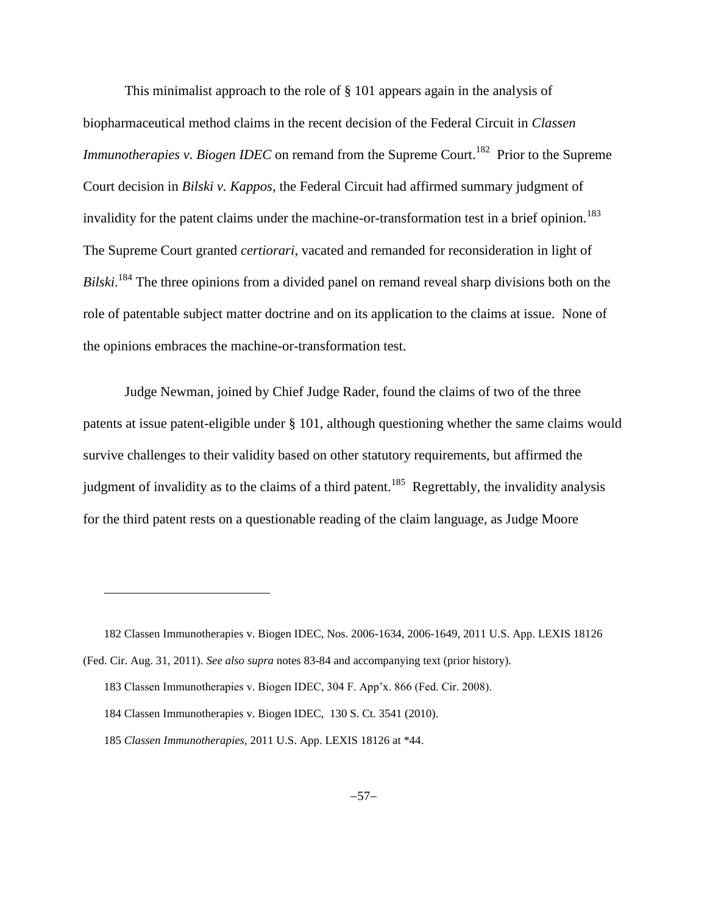This minimalist approach to the role of § 101 appears again in the analysis of biopharmaceutical method claims in the recent decision of the Federal Circuit in *Classen Immunotherapies v. Biogen IDEC* on remand from the Supreme Court.[182] Prior to the Supreme Court decision in *Bilski v. Kappos*, the Federal Circuit had affirmed summary judgment of invalidity for the patent claims under the machine-or-transformation test in a brief opinion.[183] The Supreme Court granted *certiorari*, vacated and remanded for reconsideration in light of *Bilski*.[184] The three opinions from a divided panel on remand reveal sharp divisions both on the role of patentable subject matter doctrine and on its application to the claims at issue. None of the opinions embraces the machine-or-transformation test.

Judge Newman, joined by Chief Judge Rader, found the claims of two of the three patents at issue patent-eligible under § 101, although questioning whether the same claims would survive challenges to their validity based on other statutory requirements, but affirmed the judgment of invalidity as to the claims of a third patent.[185] Regrettably, the invalidity analysis for the third patent rests on a questionable reading of the claim language, as Judge Moore

---

182 Classen Immunotherapies v. Biogen IDEC, Nos. 2006-1634, 2006-1649, 2011 U.S. App. LEXIS 18126 (Fed. Cir. Aug. 31, 2011). *See also supra* notes 83-84 and accompanying text (prior history).

183 Classen Immunotherapies v. Biogen IDEC, 304 F. App'x. 866 (Fed. Cir. 2008).

184 Classen Immunotherapies v. Biogen IDEC, 130 S. Ct. 3541 (2010).

185 *Classen Immunotherapies*, 2011 U.S. App. LEXIS 18126 at *44.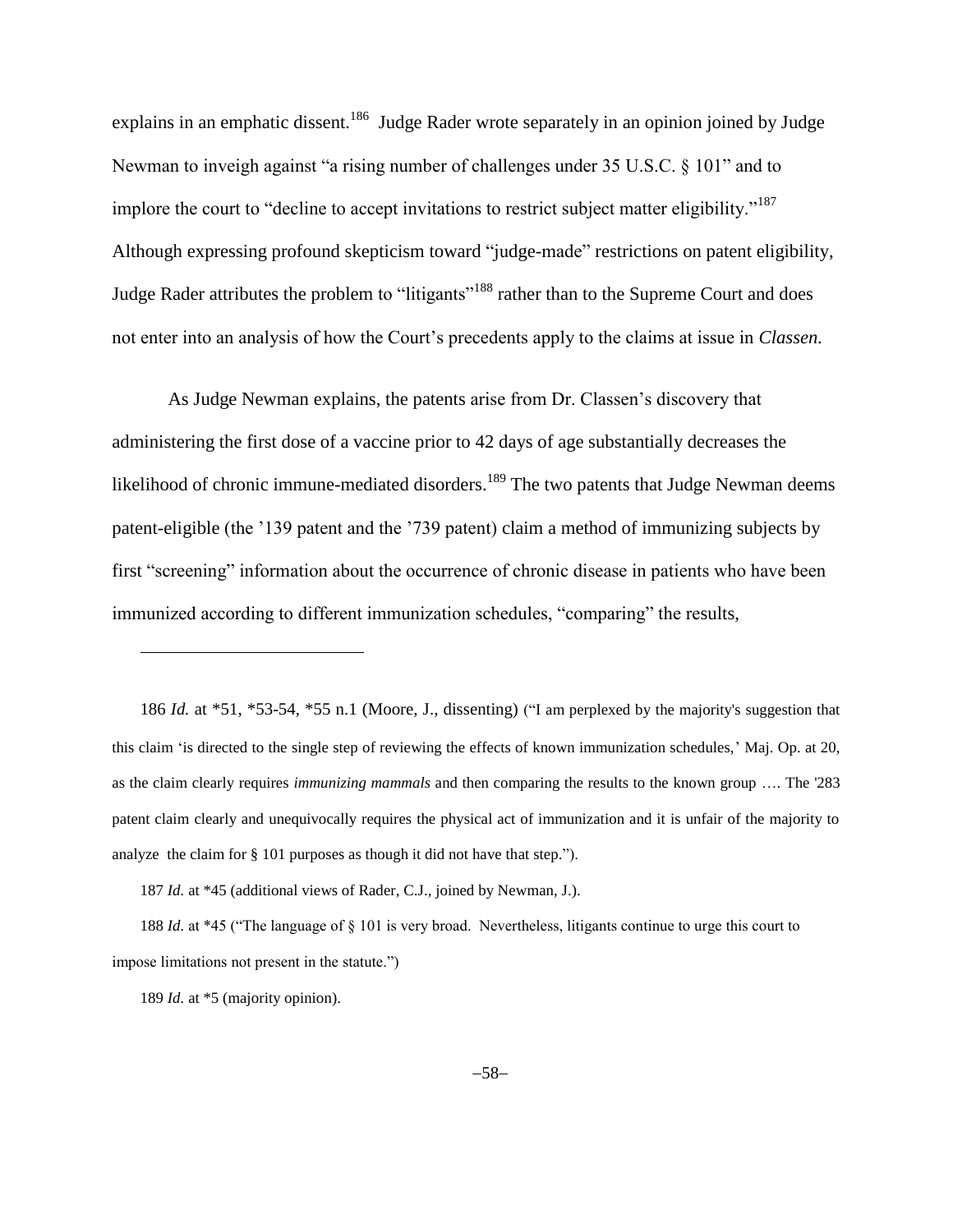explains in an emphatic dissent.[186] Judge Rader wrote separately in an opinion joined by Judge Newman to inveigh against "a rising number of challenges under 35 U.S.C. § 101" and to implore the court to "decline to accept invitations to restrict subject matter eligibility."[187] Although expressing profound skepticism toward "judge-made" restrictions on patent eligibility, Judge Rader attributes the problem to "litigants"[188] rather than to the Supreme Court and does not enter into an analysis of how the Court's precedents apply to the claims at issue in *Classen.*

As Judge Newman explains, the patents arise from Dr. Classen's discovery that administering the first dose of a vaccine prior to 42 days of age substantially decreases the likelihood of chronic immune-mediated disorders.[189] The two patents that Judge Newman deems patent-eligible (the '139 patent and the '739 patent) claim a method of immunizing subjects by first "screening" information about the occurrence of chronic disease in patients who have been immunized according to different immunization schedules, "comparing" the results,

---

186 *Id.* at \*51, \*53-54, \*55 n.1 (Moore, J., dissenting) ("I am perplexed by the majority's suggestion that this claim 'is directed to the single step of reviewing the effects of known immunization schedules,' Maj. Op. at 20, as the claim clearly requires *immunizing mammals* and then comparing the results to the known group …. The '283 patent claim clearly and unequivocally requires the physical act of immunization and it is unfair of the majority to analyze the claim for § 101 purposes as though it did not have that step.").

187 *Id.* at \*45 (additional views of Rader, C.J., joined by Newman, J.).

188 *Id.* at \*45 ("The language of § 101 is very broad. Nevertheless, litigants continue to urge this court to impose limitations not present in the statute.")

189 *Id.* at \*5 (majority opinion).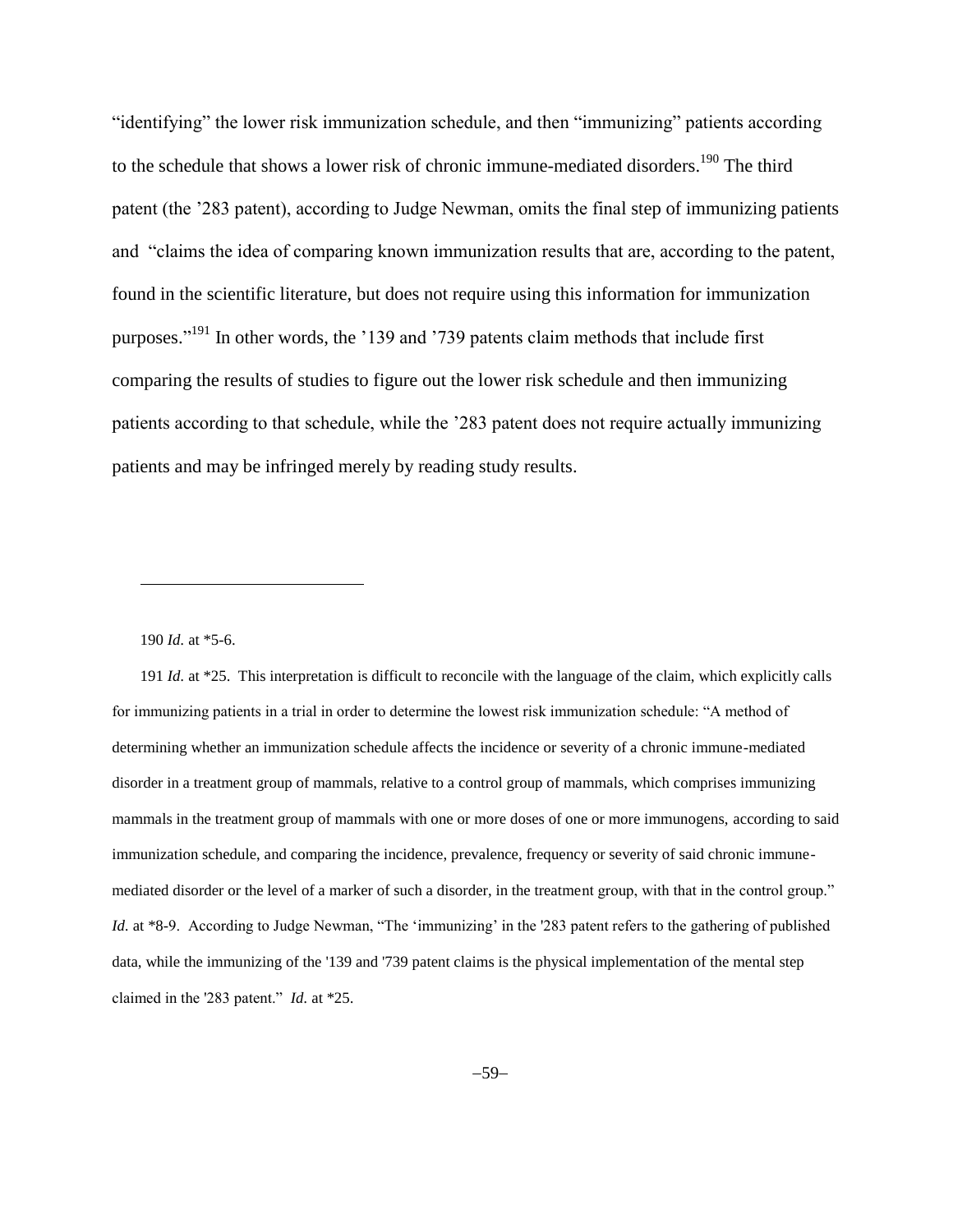"identifying" the lower risk immunization schedule, and then "immunizing" patients according to the schedule that shows a lower risk of chronic immune-mediated disorders.[190] The third patent (the '283 patent), according to Judge Newman, omits the final step of immunizing patients and "claims the idea of comparing known immunization results that are, according to the patent, found in the scientific literature, but does not require using this information for immunization purposes."[191] In other words, the '139 and '739 patents claim methods that include first comparing the results of studies to figure out the lower risk schedule and then immunizing patients according to that schedule, while the '283 patent does not require actually immunizing patients and may be infringed merely by reading study results.

---

190 *Id.* at *5-6.

191 *Id.* at *25. This interpretation is difficult to reconcile with the language of the claim, which explicitly calls for immunizing patients in a trial in order to determine the lowest risk immunization schedule: "A method of determining whether an immunization schedule affects the incidence or severity of a chronic immune-mediated disorder in a treatment group of mammals, relative to a control group of mammals, which comprises immunizing mammals in the treatment group of mammals with one or more doses of one or more immunogens, according to said immunization schedule, and comparing the incidence, prevalence, frequency or severity of said chronic immune-mediated disorder or the level of a marker of such a disorder, in the treatment group, with that in the control group." *Id.* at *8-9. According to Judge Newman, "The 'immunizing' in the '283 patent refers to the gathering of published data, while the immunizing of the '139 and '739 patent claims is the physical implementation of the mental step claimed in the '283 patent." *Id.* at *25.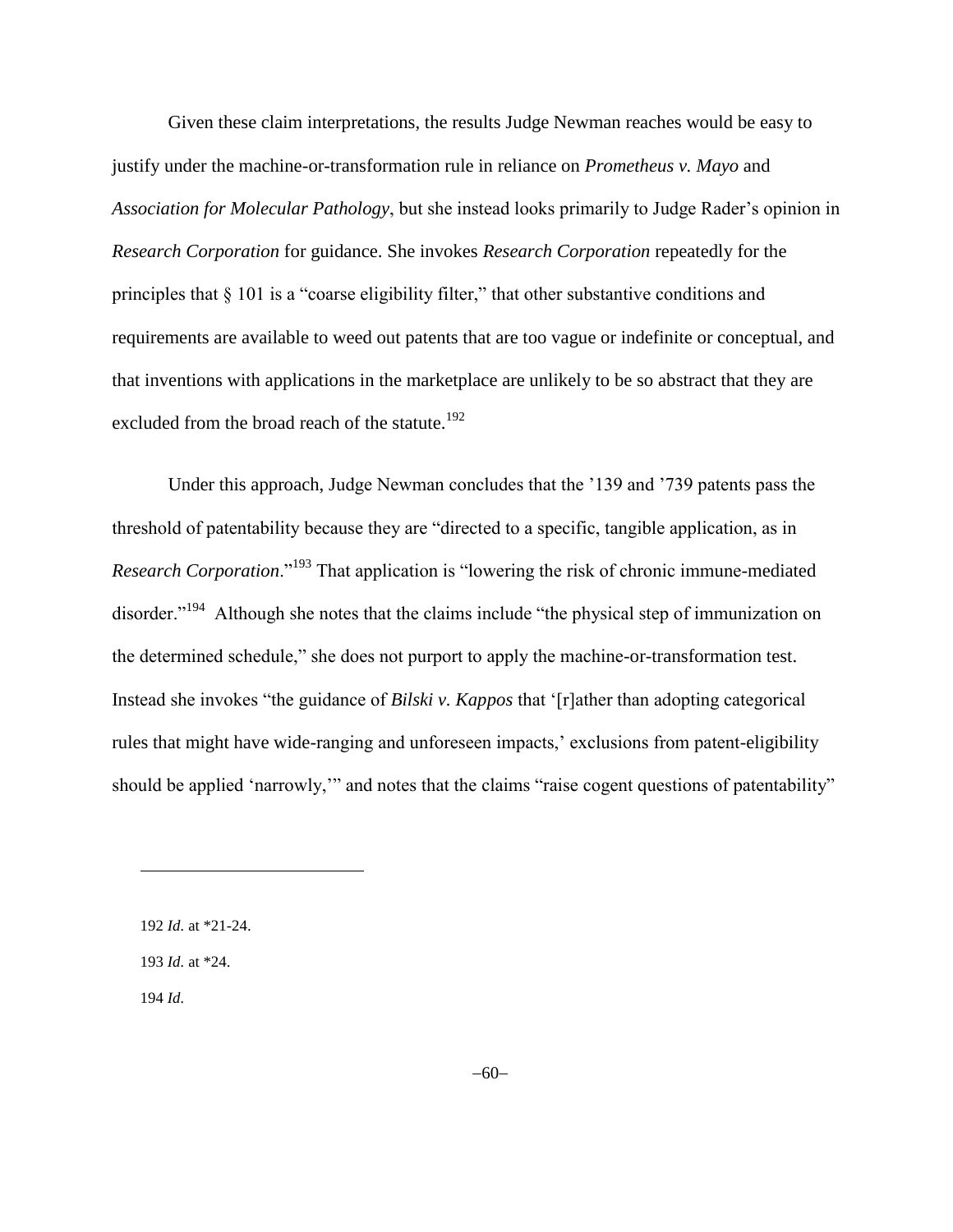Given these claim interpretations, the results Judge Newman reaches would be easy to justify under the machine-or-transformation rule in reliance on *Prometheus v. Mayo* and *Association for Molecular Pathology*, but she instead looks primarily to Judge Rader's opinion in *Research Corporation* for guidance. She invokes *Research Corporation* repeatedly for the principles that § 101 is a "coarse eligibility filter," that other substantive conditions and requirements are available to weed out patents that are too vague or indefinite or conceptual, and that inventions with applications in the marketplace are unlikely to be so abstract that they are excluded from the broad reach of the statute.[192]

Under this approach, Judge Newman concludes that the '139 and '739 patents pass the threshold of patentability because they are "directed to a specific, tangible application, as in *Research Corporation*."[193] That application is "lowering the risk of chronic immune-mediated disorder."[194] Although she notes that the claims include "the physical step of immunization on the determined schedule," she does not purport to apply the machine-or-transformation test. Instead she invokes "the guidance of *Bilski v. Kappos* that '[r]ather than adopting categorical rules that might have wide-ranging and unforeseen impacts,' exclusions from patent-eligibility should be applied 'narrowly,'" and notes that the claims "raise cogent questions of patentability"

---

192 *Id.* at *21-24.

193 *Id.* at *24.

194 *Id.*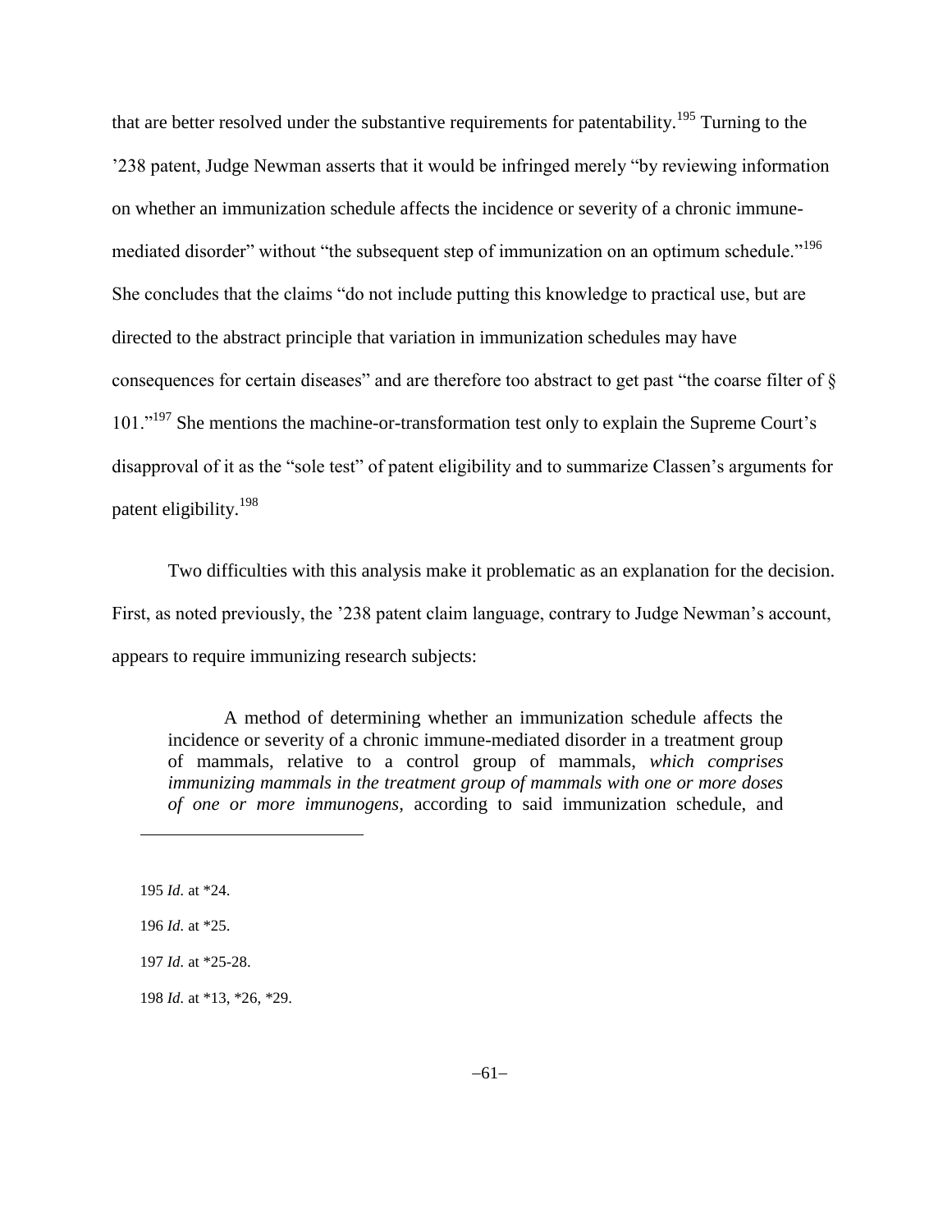that are better resolved under the substantive requirements for patentability.[195] Turning to the '238 patent, Judge Newman asserts that it would be infringed merely "by reviewing information on whether an immunization schedule affects the incidence or severity of a chronic immune-mediated disorder" without "the subsequent step of immunization on an optimum schedule."[196] She concludes that the claims "do not include putting this knowledge to practical use, but are directed to the abstract principle that variation in immunization schedules may have consequences for certain diseases" and are therefore too abstract to get past "the coarse filter of § 101."[197] She mentions the machine-or-transformation test only to explain the Supreme Court's disapproval of it as the "sole test" of patent eligibility and to summarize Classen's arguments for patent eligibility.[198]

Two difficulties with this analysis make it problematic as an explanation for the decision. First, as noted previously, the '238 patent claim language, contrary to Judge Newman's account, appears to require immunizing research subjects:

> A method of determining whether an immunization schedule affects the incidence or severity of a chronic immune-mediated disorder in a treatment group of mammals, relative to a control group of mammals, *which comprises immunizing mammals in the treatment group of mammals with one or more doses of one or more immunogens*, according to said immunization schedule, and

---

195 *Id.* at *24.

196 *Id.* at *25.

197 *Id.* at *25-28.

198 *Id.* at *13, *26, *29.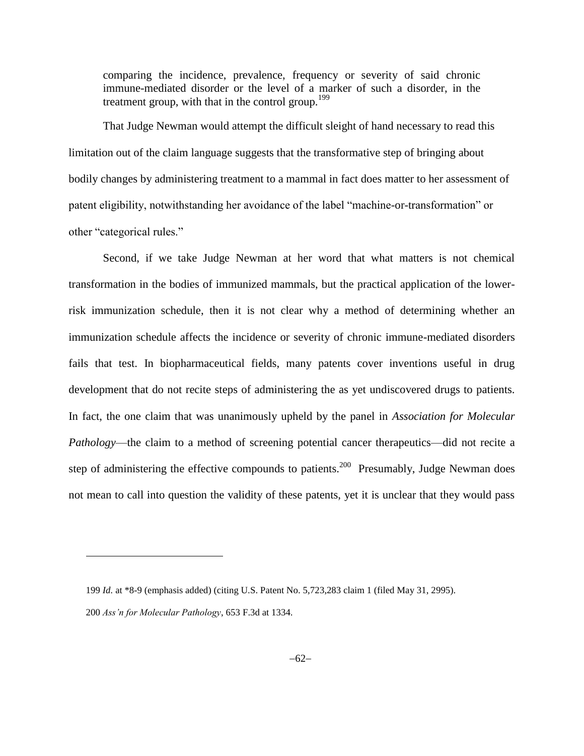> comparing the incidence, prevalence, frequency or severity of said chronic immune-mediated disorder or the level of a marker of such a disorder, in the treatment group, with that in the control group.[199]

That Judge Newman would attempt the difficult sleight of hand necessary to read this limitation out of the claim language suggests that the transformative step of bringing about bodily changes by administering treatment to a mammal in fact does matter to her assessment of patent eligibility, notwithstanding her avoidance of the label "machine-or-transformation" or other "categorical rules."

Second, if we take Judge Newman at her word that what matters is not chemical transformation in the bodies of immunized mammals, but the practical application of the lower-risk immunization schedule, then it is not clear why a method of determining whether an immunization schedule affects the incidence or severity of chronic immune-mediated disorders fails that test. In biopharmaceutical fields, many patents cover inventions useful in drug development that do not recite steps of administering the as yet undiscovered drugs to patients. In fact, the one claim that was unanimously upheld by the panel in *Association for Molecular Pathology*—the claim to a method of screening potential cancer therapeutics—did not recite a step of administering the effective compounds to patients.[200] Presumably, Judge Newman does not mean to call into question the validity of these patents, yet it is unclear that they would pass

---

199 *Id.* at *8-9 (emphasis added) (citing U.S. Patent No. 5,723,283 claim 1 (filed May 31, 2995).

200 *Ass'n for Molecular Pathology*, 653 F.3d at 1334.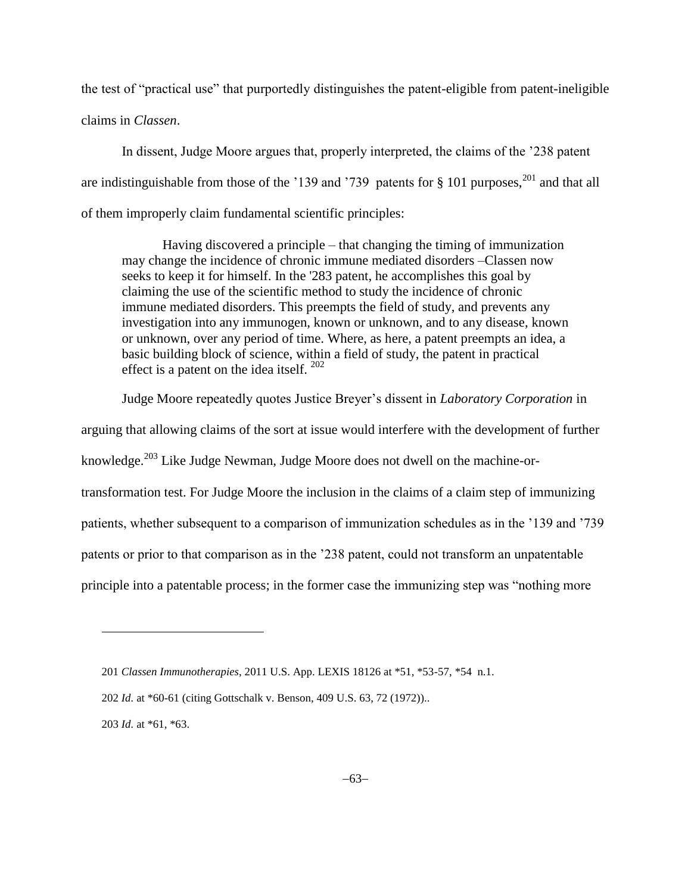the test of "practical use" that purportedly distinguishes the patent-eligible from patent-ineligible claims in *Classen*.

In dissent, Judge Moore argues that, properly interpreted, the claims of the '238 patent are indistinguishable from those of the '139 and '739 patents for § 101 purposes,[201] and that all of them improperly claim fundamental scientific principles:

> Having discovered a principle – that changing the timing of immunization may change the incidence of chronic immune mediated disorders –Classen now seeks to keep it for himself. In the '283 patent, he accomplishes this goal by claiming the use of the scientific method to study the incidence of chronic immune mediated disorders. This preempts the field of study, and prevents any investigation into any immunogen, known or unknown, and to any disease, known or unknown, over any period of time. Where, as here, a patent preempts an idea, a basic building block of science, within a field of study, the patent in practical effect is a patent on the idea itself. [202]

Judge Moore repeatedly quotes Justice Breyer's dissent in *Laboratory Corporation* in arguing that allowing claims of the sort at issue would interfere with the development of further knowledge.[203] Like Judge Newman, Judge Moore does not dwell on the machine-or-transformation test. For Judge Moore the inclusion in the claims of a claim step of immunizing patients, whether subsequent to a comparison of immunization schedules as in the '139 and '739 patents or prior to that comparison as in the '238 patent, could not transform an unpatentable principle into a patentable process; in the former case the immunizing step was "nothing more

---

201 *Classen Immunotherapies*, 2011 U.S. App. LEXIS 18126 at *51, *53-57, *54 n.1.

202 *Id.* at *60-61 (citing Gottschalk v. Benson, 409 U.S. 63, 72 (1972))..

203 *Id.* at *61, *63.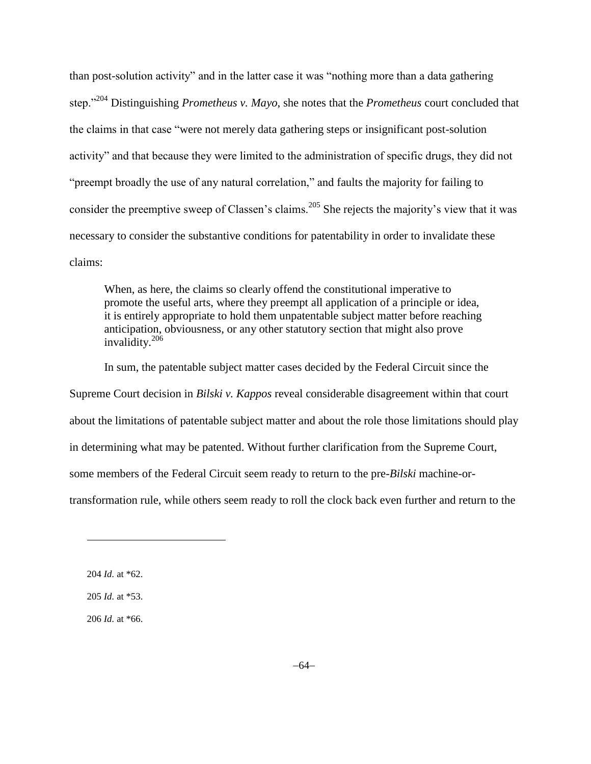than post-solution activity" and in the latter case it was "nothing more than a data gathering step."[204] Distinguishing *Prometheus v. Mayo*, she notes that the *Prometheus* court concluded that the claims in that case "were not merely data gathering steps or insignificant post-solution activity" and that because they were limited to the administration of specific drugs, they did not "preempt broadly the use of any natural correlation," and faults the majority for failing to consider the preemptive sweep of Classen's claims.[205] She rejects the majority's view that it was necessary to consider the substantive conditions for patentability in order to invalidate these claims:

> When, as here, the claims so clearly offend the constitutional imperative to promote the useful arts, where they preempt all application of a principle or idea, it is entirely appropriate to hold them unpatentable subject matter before reaching anticipation, obviousness, or any other statutory section that might also prove invalidity.[206]

In sum, the patentable subject matter cases decided by the Federal Circuit since the Supreme Court decision in *Bilski v. Kappos* reveal considerable disagreement within that court about the limitations of patentable subject matter and about the role those limitations should play in determining what may be patented. Without further clarification from the Supreme Court, some members of the Federal Circuit seem ready to return to the pre-*Bilski* machine-or-transformation rule, while others seem ready to roll the clock back even further and return to the

---

204 *Id.* at *62.

205 *Id.* at *53.

206 *Id.* at *66.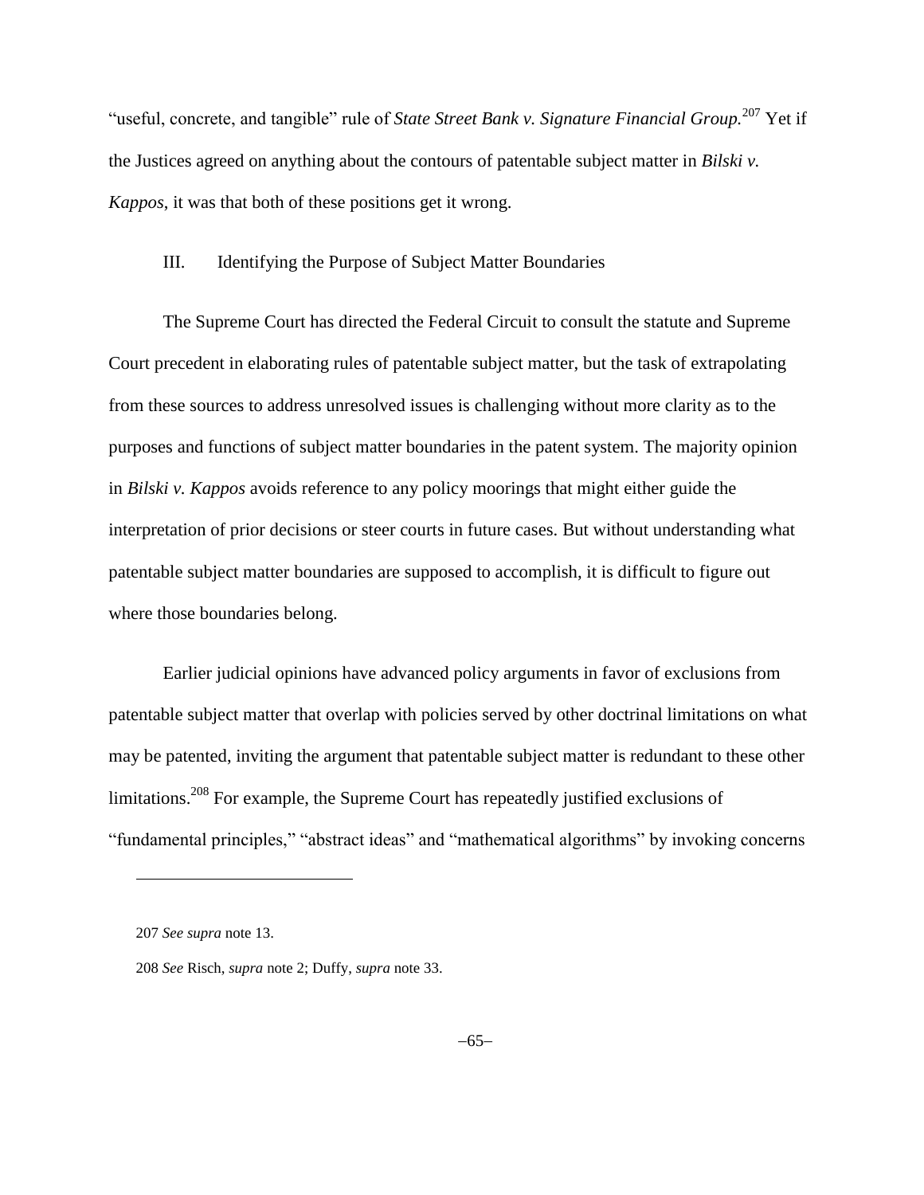"useful, concrete, and tangible" rule of *State Street Bank v. Signature Financial Group.*[207] Yet if the Justices agreed on anything about the contours of patentable subject matter in *Bilski v. Kappos*, it was that both of these positions get it wrong.

## III. Identifying the Purpose of Subject Matter Boundaries

The Supreme Court has directed the Federal Circuit to consult the statute and Supreme Court precedent in elaborating rules of patentable subject matter, but the task of extrapolating from these sources to address unresolved issues is challenging without more clarity as to the purposes and functions of subject matter boundaries in the patent system. The majority opinion in *Bilski v. Kappos* avoids reference to any policy moorings that might either guide the interpretation of prior decisions or steer courts in future cases. But without understanding what patentable subject matter boundaries are supposed to accomplish, it is difficult to figure out where those boundaries belong.

Earlier judicial opinions have advanced policy arguments in favor of exclusions from patentable subject matter that overlap with policies served by other doctrinal limitations on what may be patented, inviting the argument that patentable subject matter is redundant to these other limitations.[208] For example, the Supreme Court has repeatedly justified exclusions of "fundamental principles," "abstract ideas" and "mathematical algorithms" by invoking concerns

---

207 *See supra* note 13.

208 *See* Risch, *supra* note 2; Duffy, *supra* note 33.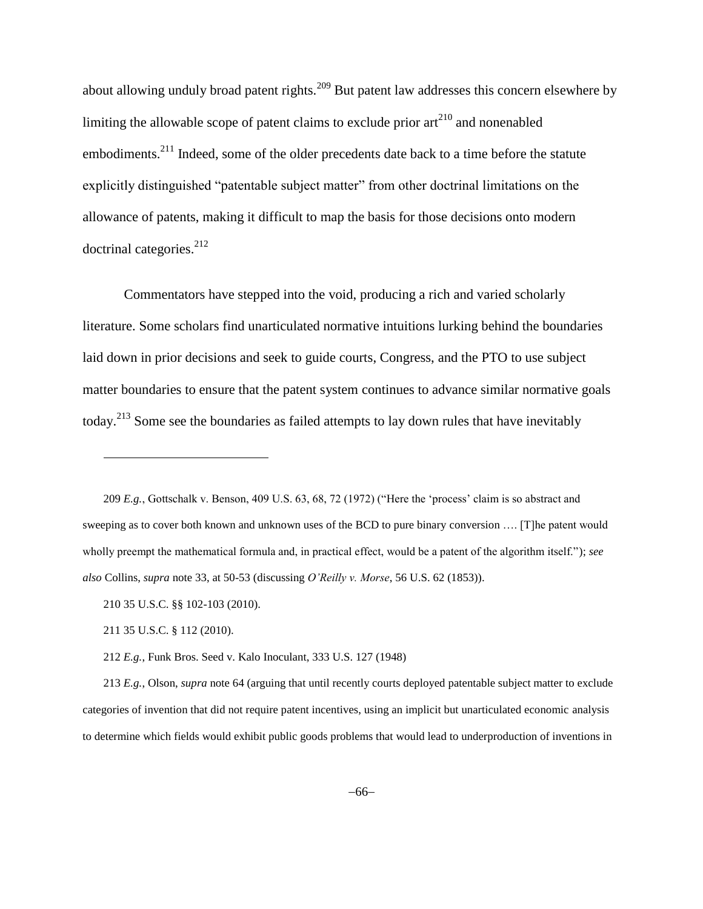about allowing unduly broad patent rights.[209] But patent law addresses this concern elsewhere by limiting the allowable scope of patent claims to exclude prior art[210] and nonenabled embodiments.[211] Indeed, some of the older precedents date back to a time before the statute explicitly distinguished "patentable subject matter" from other doctrinal limitations on the allowance of patents, making it difficult to map the basis for those decisions onto modern doctrinal categories.[212]

Commentators have stepped into the void, producing a rich and varied scholarly literature. Some scholars find unarticulated normative intuitions lurking behind the boundaries laid down in prior decisions and seek to guide courts, Congress, and the PTO to use subject matter boundaries to ensure that the patent system continues to advance similar normative goals today.[213] Some see the boundaries as failed attempts to lay down rules that have inevitably

---

209 *E.g.*, Gottschalk v. Benson, 409 U.S. 63, 68, 72 (1972) ("Here the 'process' claim is so abstract and sweeping as to cover both known and unknown uses of the BCD to pure binary conversion …. [T]he patent would wholly preempt the mathematical formula and, in practical effect, would be a patent of the algorithm itself."); *see also* Collins, *supra* note 33, at 50-53 (discussing *O'Reilly v. Morse*, 56 U.S. 62 (1853)).

210 35 U.S.C. §§ 102-103 (2010).

211 35 U.S.C. § 112 (2010).

212 *E.g.*, Funk Bros. Seed v. Kalo Inoculant, 333 U.S. 127 (1948)

213 *E.g.*, Olson, *supra* note 64 (arguing that until recently courts deployed patentable subject matter to exclude categories of invention that did not require patent incentives, using an implicit but unarticulated economic analysis to determine which fields would exhibit public goods problems that would lead to underproduction of inventions in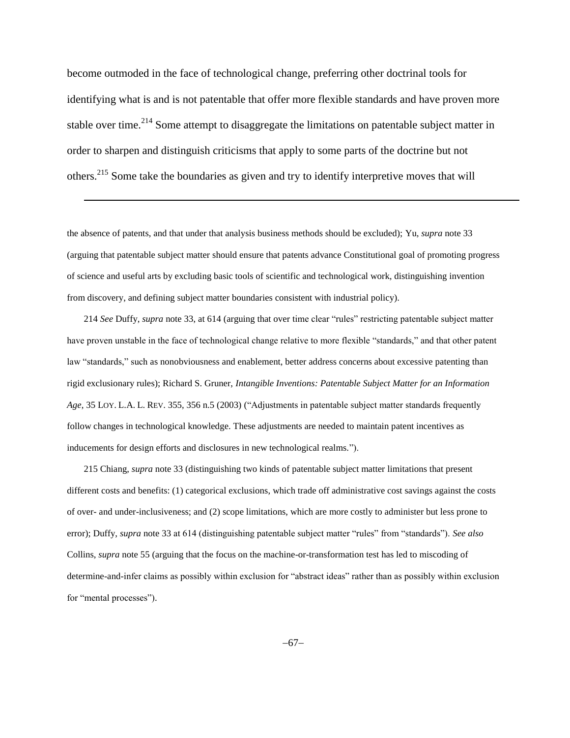become outmoded in the face of technological change, preferring other doctrinal tools for identifying what is and is not patentable that offer more flexible standards and have proven more stable over time.[214] Some attempt to disaggregate the limitations on patentable subject matter in order to sharpen and distinguish criticisms that apply to some parts of the doctrine but not others.[215] Some take the boundaries as given and try to identify interpretive moves that will

---

the absence of patents, and that under that analysis business methods should be excluded); Yu, *supra* note 33 (arguing that patentable subject matter should ensure that patents advance Constitutional goal of promoting progress of science and useful arts by excluding basic tools of scientific and technological work, distinguishing invention from discovery, and defining subject matter boundaries consistent with industrial policy).

214 *See* Duffy, *supra* note 33, at 614 (arguing that over time clear "rules" restricting patentable subject matter have proven unstable in the face of technological change relative to more flexible "standards," and that other patent law "standards," such as nonobviousness and enablement, better address concerns about excessive patenting than rigid exclusionary rules); Richard S. Gruner, *Intangible Inventions: Patentable Subject Matter for an Information Age*, 35 LOY. L.A. L. REV. 355, 356 n.5 (2003) ("Adjustments in patentable subject matter standards frequently follow changes in technological knowledge. These adjustments are needed to maintain patent incentives as inducements for design efforts and disclosures in new technological realms.").

215 Chiang, *supra* note 33 (distinguishing two kinds of patentable subject matter limitations that present different costs and benefits: (1) categorical exclusions, which trade off administrative cost savings against the costs of over- and under-inclusiveness; and (2) scope limitations, which are more costly to administer but less prone to error); Duffy, *supra* note 33 at 614 (distinguishing patentable subject matter "rules" from "standards"). *See also* Collins, *supra* note 55 (arguing that the focus on the machine-or-transformation test has led to miscoding of determine-and-infer claims as possibly within exclusion for "abstract ideas" rather than as possibly within exclusion for "mental processes").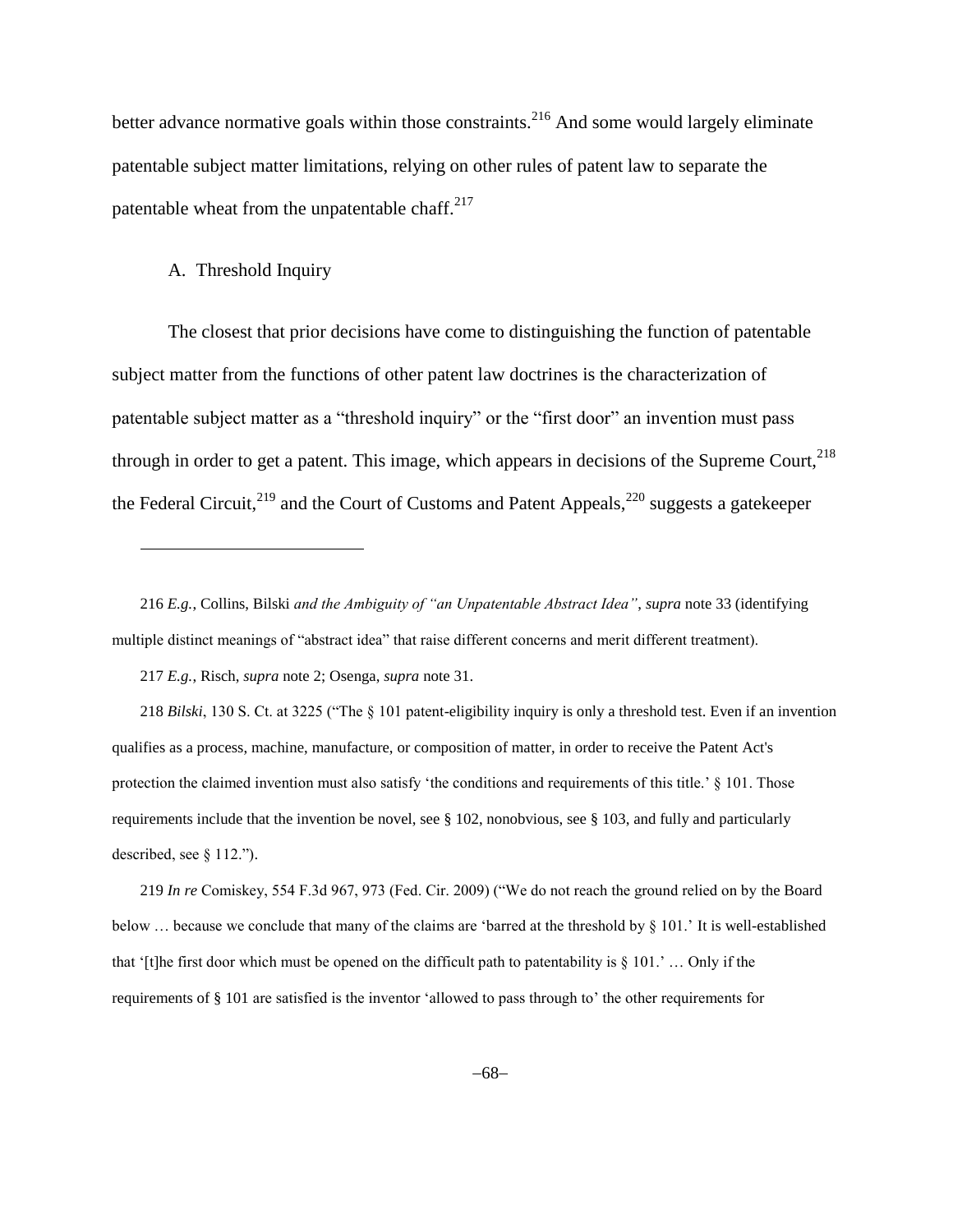better advance normative goals within those constraints.[216] And some would largely eliminate patentable subject matter limitations, relying on other rules of patent law to separate the patentable wheat from the unpatentable chaff.[217]

## A. Threshold Inquiry

The closest that prior decisions have come to distinguishing the function of patentable subject matter from the functions of other patent law doctrines is the characterization of patentable subject matter as a "threshold inquiry" or the "first door" an invention must pass through in order to get a patent. This image, which appears in decisions of the Supreme Court,[218] the Federal Circuit,[219] and the Court of Customs and Patent Appeals,[220] suggests a gatekeeper

---

216 *E.g.*, Collins, Bilski *and the Ambiguity of "an Unpatentable Abstract Idea"*, *supra* note 33 (identifying multiple distinct meanings of "abstract idea" that raise different concerns and merit different treatment).

217 *E.g.*, Risch, *supra* note 2; Osenga, *supra* note 31.

218 *Bilski*, 130 S. Ct. at 3225 ("The § 101 patent-eligibility inquiry is only a threshold test. Even if an invention qualifies as a process, machine, manufacture, or composition of matter, in order to receive the Patent Act's protection the claimed invention must also satisfy 'the conditions and requirements of this title.' § 101. Those requirements include that the invention be novel, see § 102, nonobvious, see § 103, and fully and particularly described, see § 112.").

219 *In re* Comiskey, 554 F.3d 967, 973 (Fed. Cir. 2009) ("We do not reach the ground relied on by the Board below … because we conclude that many of the claims are 'barred at the threshold by § 101.' It is well-established that '[t]he first door which must be opened on the difficult path to patentability is § 101.' … Only if the requirements of § 101 are satisfied is the inventor 'allowed to pass through to' the other requirements for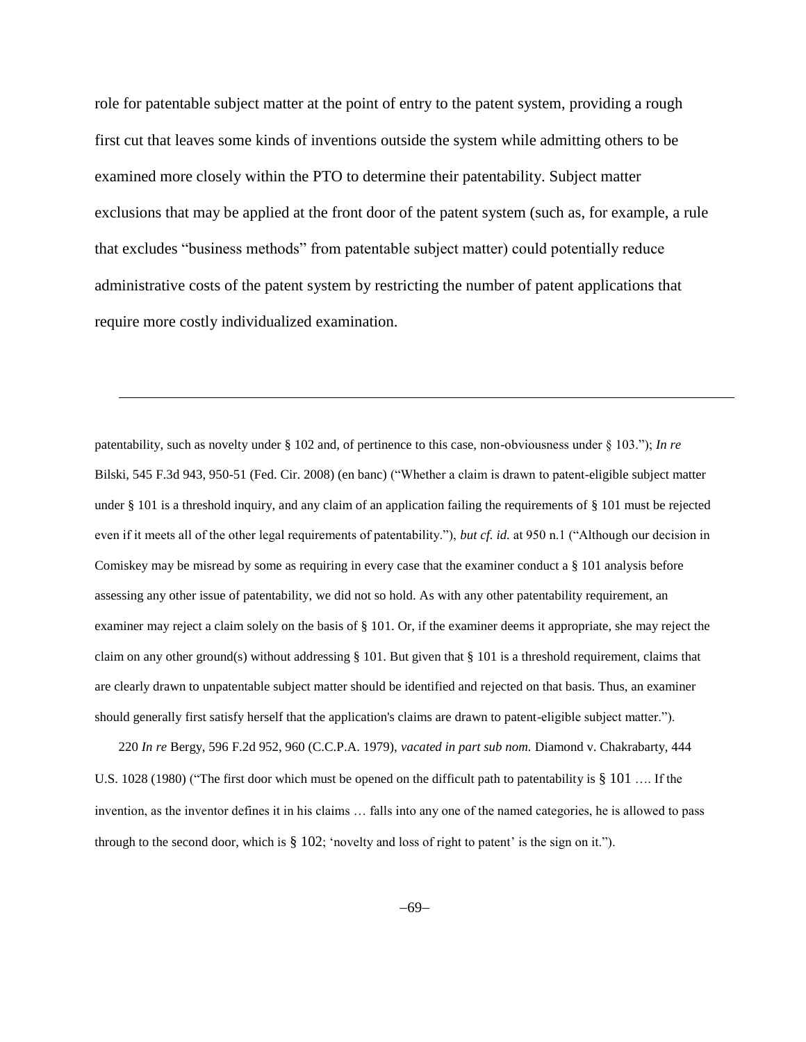role for patentable subject matter at the point of entry to the patent system, providing a rough first cut that leaves some kinds of inventions outside the system while admitting others to be examined more closely within the PTO to determine their patentability. Subject matter exclusions that may be applied at the front door of the patent system (such as, for example, a rule that excludes "business methods" from patentable subject matter) could potentially reduce administrative costs of the patent system by restricting the number of patent applications that require more costly individualized examination.

---

patentability, such as novelty under § 102 and, of pertinence to this case, non-obviousness under § 103."); *In re* Bilski, 545 F.3d 943, 950-51 (Fed. Cir. 2008) (en banc) ("Whether a claim is drawn to patent-eligible subject matter under § 101 is a threshold inquiry, and any claim of an application failing the requirements of § 101 must be rejected even if it meets all of the other legal requirements of patentability."), *but cf. id.* at 950 n.1 ("Although our decision in Comiskey may be misread by some as requiring in every case that the examiner conduct a § 101 analysis before assessing any other issue of patentability, we did not so hold. As with any other patentability requirement, an examiner may reject a claim solely on the basis of § 101. Or, if the examiner deems it appropriate, she may reject the claim on any other ground(s) without addressing § 101. But given that § 101 is a threshold requirement, claims that are clearly drawn to unpatentable subject matter should be identified and rejected on that basis. Thus, an examiner should generally first satisfy herself that the application's claims are drawn to patent-eligible subject matter.").

220 *In re* Bergy, 596 F.2d 952, 960 (C.C.P.A. 1979), *vacated in part sub nom.* Diamond v. Chakrabarty, 444 U.S. 1028 (1980) ("The first door which must be opened on the difficult path to patentability is § 101 …. If the invention, as the inventor defines it in his claims … falls into any one of the named categories, he is allowed to pass through to the second door, which is § 102; 'novelty and loss of right to patent' is the sign on it.").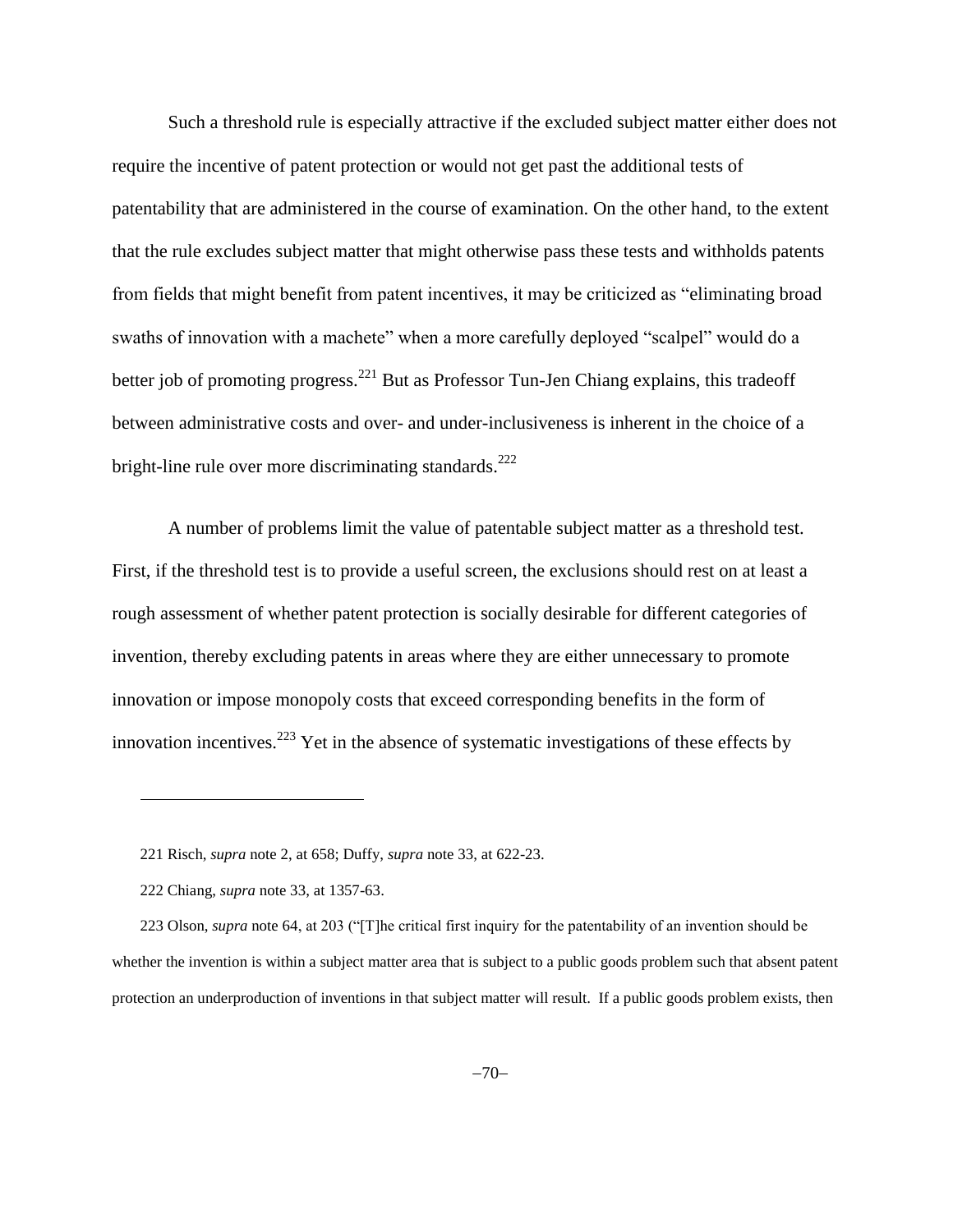Such a threshold rule is especially attractive if the excluded subject matter either does not require the incentive of patent protection or would not get past the additional tests of patentability that are administered in the course of examination. On the other hand, to the extent that the rule excludes subject matter that might otherwise pass these tests and withholds patents from fields that might benefit from patent incentives, it may be criticized as "eliminating broad swaths of innovation with a machete" when a more carefully deployed "scalpel" would do a better job of promoting progress.[221] But as Professor Tun-Jen Chiang explains, this tradeoff between administrative costs and over- and under-inclusiveness is inherent in the choice of a bright-line rule over more discriminating standards.[222]

A number of problems limit the value of patentable subject matter as a threshold test. First, if the threshold test is to provide a useful screen, the exclusions should rest on at least a rough assessment of whether patent protection is socially desirable for different categories of invention, thereby excluding patents in areas where they are either unnecessary to promote innovation or impose monopoly costs that exceed corresponding benefits in the form of innovation incentives.[223] Yet in the absence of systematic investigations of these effects by

---

221 Risch, *supra* note 2, at 658; Duffy, *supra* note 33, at 622-23.

222 Chiang, *supra* note 33, at 1357-63.

223 Olson, *supra* note 64, at 203 ("[T]he critical first inquiry for the patentability of an invention should be whether the invention is within a subject matter area that is subject to a public goods problem such that absent patent protection an underproduction of inventions in that subject matter will result. If a public goods problem exists, then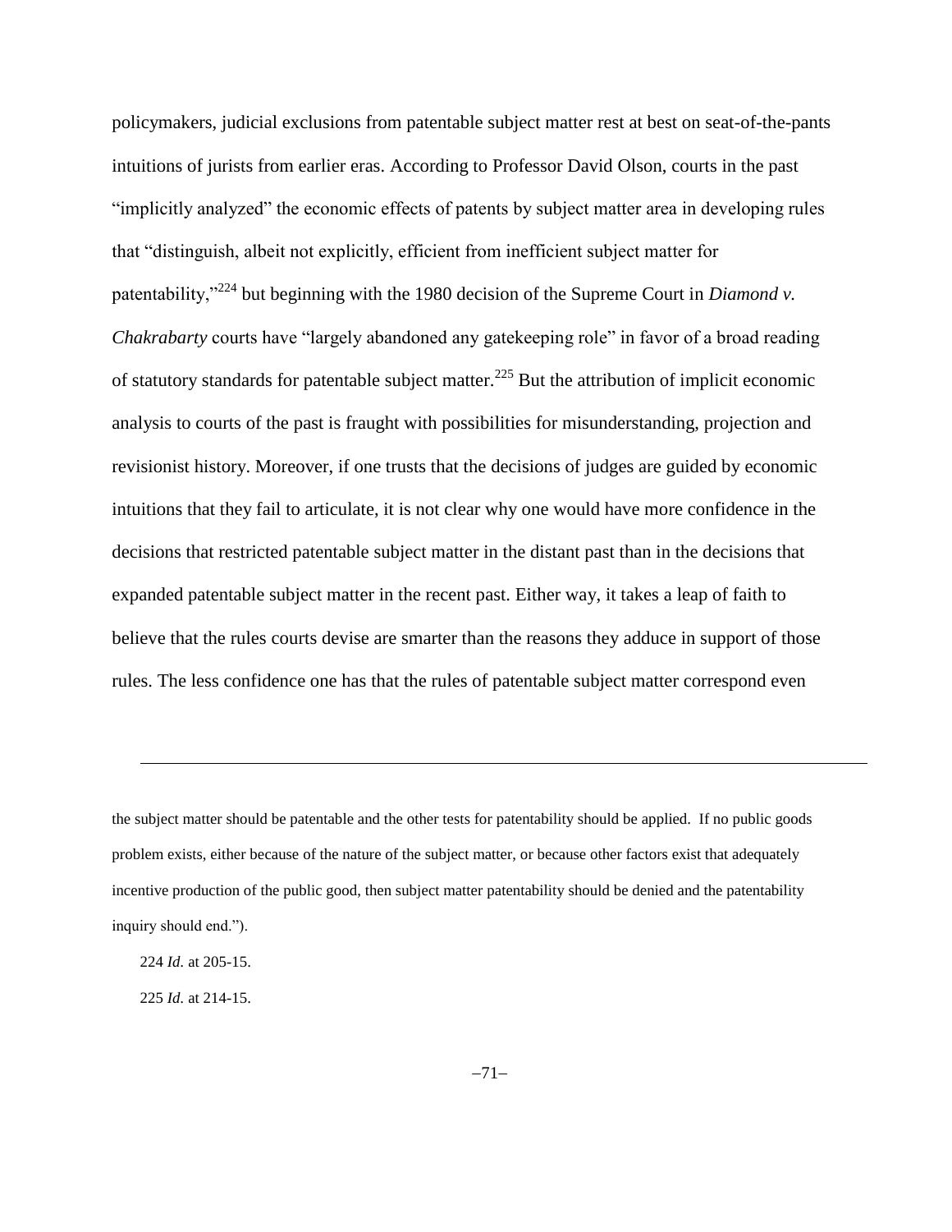policymakers, judicial exclusions from patentable subject matter rest at best on seat-of-the-pants intuitions of jurists from earlier eras. According to Professor David Olson, courts in the past "implicitly analyzed" the economic effects of patents by subject matter area in developing rules that "distinguish, albeit not explicitly, efficient from inefficient subject matter for patentability,"[224] but beginning with the 1980 decision of the Supreme Court in *Diamond v. Chakrabarty* courts have "largely abandoned any gatekeeping role" in favor of a broad reading of statutory standards for patentable subject matter.[225] But the attribution of implicit economic analysis to courts of the past is fraught with possibilities for misunderstanding, projection and revisionist history. Moreover, if one trusts that the decisions of judges are guided by economic intuitions that they fail to articulate, it is not clear why one would have more confidence in the decisions that restricted patentable subject matter in the distant past than in the decisions that expanded patentable subject matter in the recent past. Either way, it takes a leap of faith to believe that the rules courts devise are smarter than the reasons they adduce in support of those rules. The less confidence one has that the rules of patentable subject matter correspond even

---

the subject matter should be patentable and the other tests for patentability should be applied. If no public goods problem exists, either because of the nature of the subject matter, or because other factors exist that adequately incentive production of the public good, then subject matter patentability should be denied and the patentability inquiry should end.").

224 *Id.* at 205-15.

225 *Id.* at 214-15.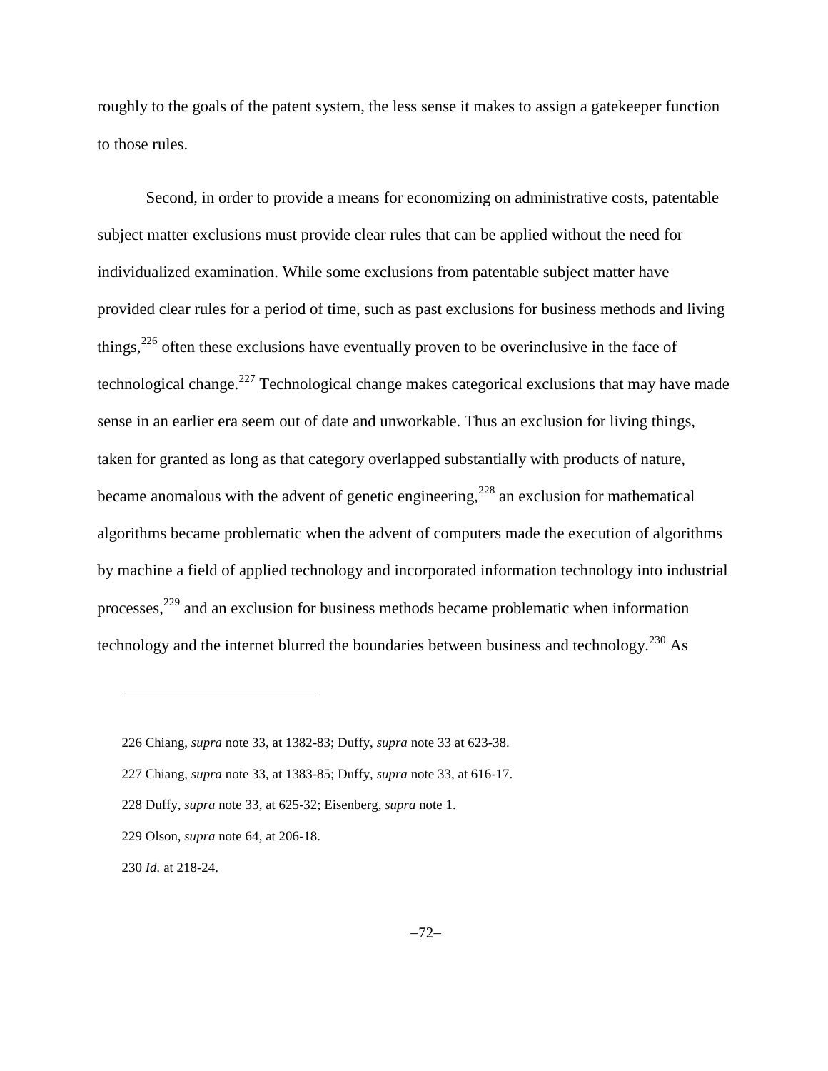roughly to the goals of the patent system, the less sense it makes to assign a gatekeeper function to those rules.

Second, in order to provide a means for economizing on administrative costs, patentable subject matter exclusions must provide clear rules that can be applied without the need for individualized examination. While some exclusions from patentable subject matter have provided clear rules for a period of time, such as past exclusions for business methods and living things,[226] often these exclusions have eventually proven to be overinclusive in the face of technological change.[227] Technological change makes categorical exclusions that may have made sense in an earlier era seem out of date and unworkable. Thus an exclusion for living things, taken for granted as long as that category overlapped substantially with products of nature, became anomalous with the advent of genetic engineering,[228] an exclusion for mathematical algorithms became problematic when the advent of computers made the execution of algorithms by machine a field of applied technology and incorporated information technology into industrial processes,[229] and an exclusion for business methods became problematic when information technology and the internet blurred the boundaries between business and technology.[230] As

---

226 Chiang, *supra* note 33, at 1382-83; Duffy, *supra* note 33 at 623-38.

227 Chiang, *supra* note 33, at 1383-85; Duffy, *supra* note 33, at 616-17.

228 Duffy, *supra* note 33, at 625-32; Eisenberg, *supra* note 1.

229 Olson, *supra* note 64, at 206-18.

230 *Id.* at 218-24.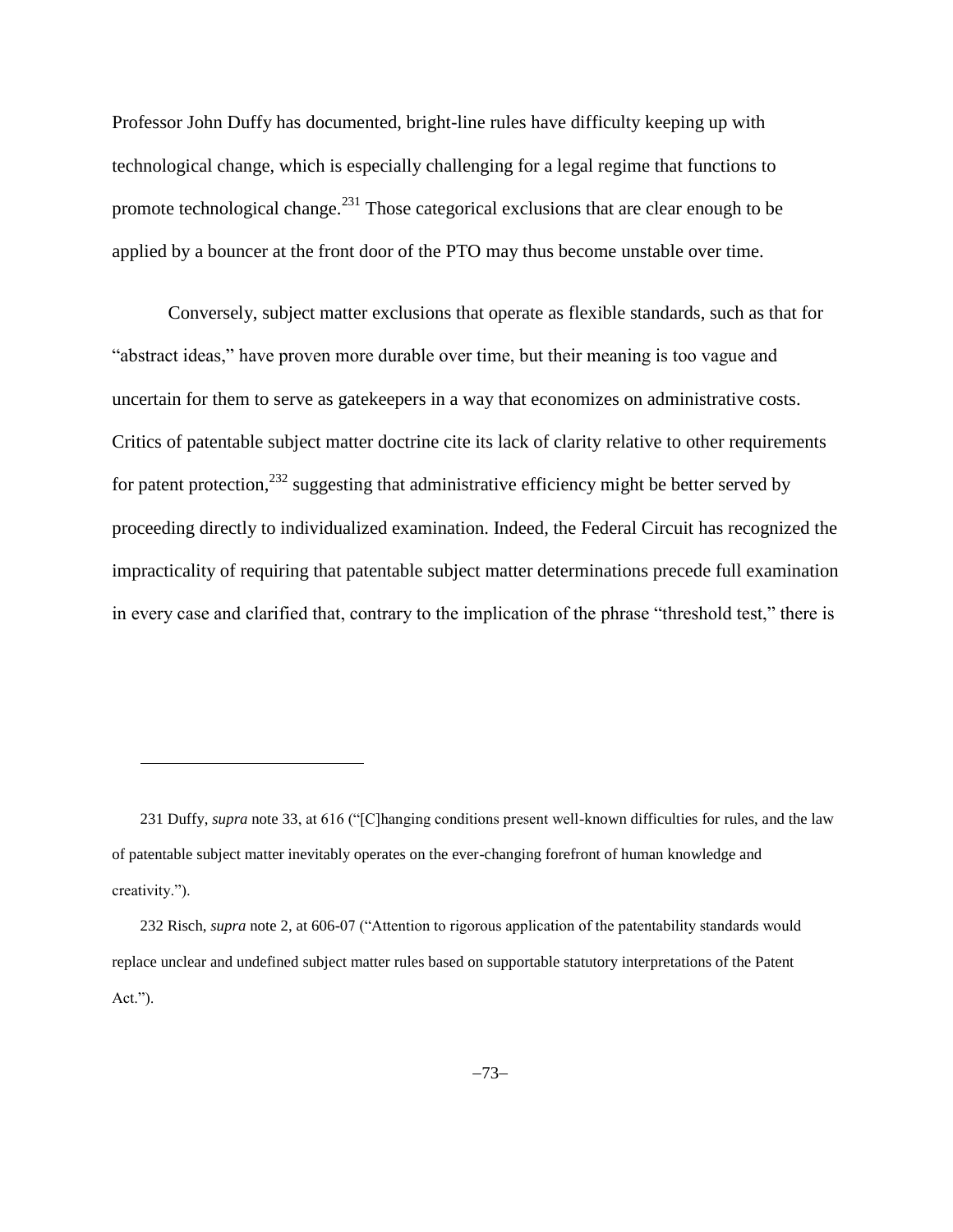Professor John Duffy has documented, bright-line rules have difficulty keeping up with technological change, which is especially challenging for a legal regime that functions to promote technological change.[231] Those categorical exclusions that are clear enough to be applied by a bouncer at the front door of the PTO may thus become unstable over time.

Conversely, subject matter exclusions that operate as flexible standards, such as that for "abstract ideas," have proven more durable over time, but their meaning is too vague and uncertain for them to serve as gatekeepers in a way that economizes on administrative costs. Critics of patentable subject matter doctrine cite its lack of clarity relative to other requirements for patent protection,[232] suggesting that administrative efficiency might be better served by proceeding directly to individualized examination. Indeed, the Federal Circuit has recognized the impracticality of requiring that patentable subject matter determinations precede full examination in every case and clarified that, contrary to the implication of the phrase "threshold test," there is

---

231 Duffy, *supra* note 33, at 616 ("[C]hanging conditions present well-known difficulties for rules, and the law of patentable subject matter inevitably operates on the ever-changing forefront of human knowledge and creativity.").

232 Risch, *supra* note 2, at 606-07 ("Attention to rigorous application of the patentability standards would replace unclear and undefined subject matter rules based on supportable statutory interpretations of the Patent Act.").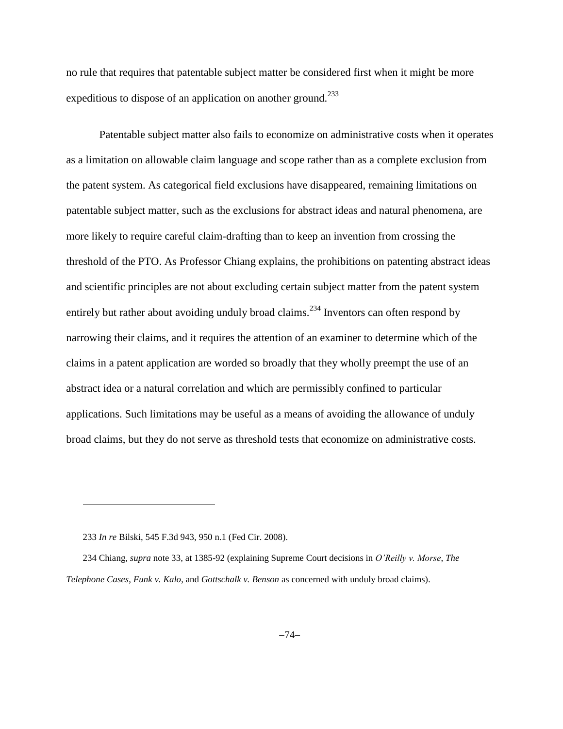no rule that requires that patentable subject matter be considered first when it might be more expeditious to dispose of an application on another ground.[233]

Patentable subject matter also fails to economize on administrative costs when it operates as a limitation on allowable claim language and scope rather than as a complete exclusion from the patent system. As categorical field exclusions have disappeared, remaining limitations on patentable subject matter, such as the exclusions for abstract ideas and natural phenomena, are more likely to require careful claim-drafting than to keep an invention from crossing the threshold of the PTO. As Professor Chiang explains, the prohibitions on patenting abstract ideas and scientific principles are not about excluding certain subject matter from the patent system entirely but rather about avoiding unduly broad claims.[234] Inventors can often respond by narrowing their claims, and it requires the attention of an examiner to determine which of the claims in a patent application are worded so broadly that they wholly preempt the use of an abstract idea or a natural correlation and which are permissibly confined to particular applications. Such limitations may be useful as a means of avoiding the allowance of unduly broad claims, but they do not serve as threshold tests that economize on administrative costs.

---

233 *In re* Bilski, 545 F.3d 943, 950 n.1 (Fed Cir. 2008).

234 Chiang, *supra* note 33, at 1385-92 (explaining Supreme Court decisions in *O'Reilly v. Morse*, *The Telephone Cases*, *Funk v. Kalo*, and *Gottschalk v. Benson* as concerned with unduly broad claims).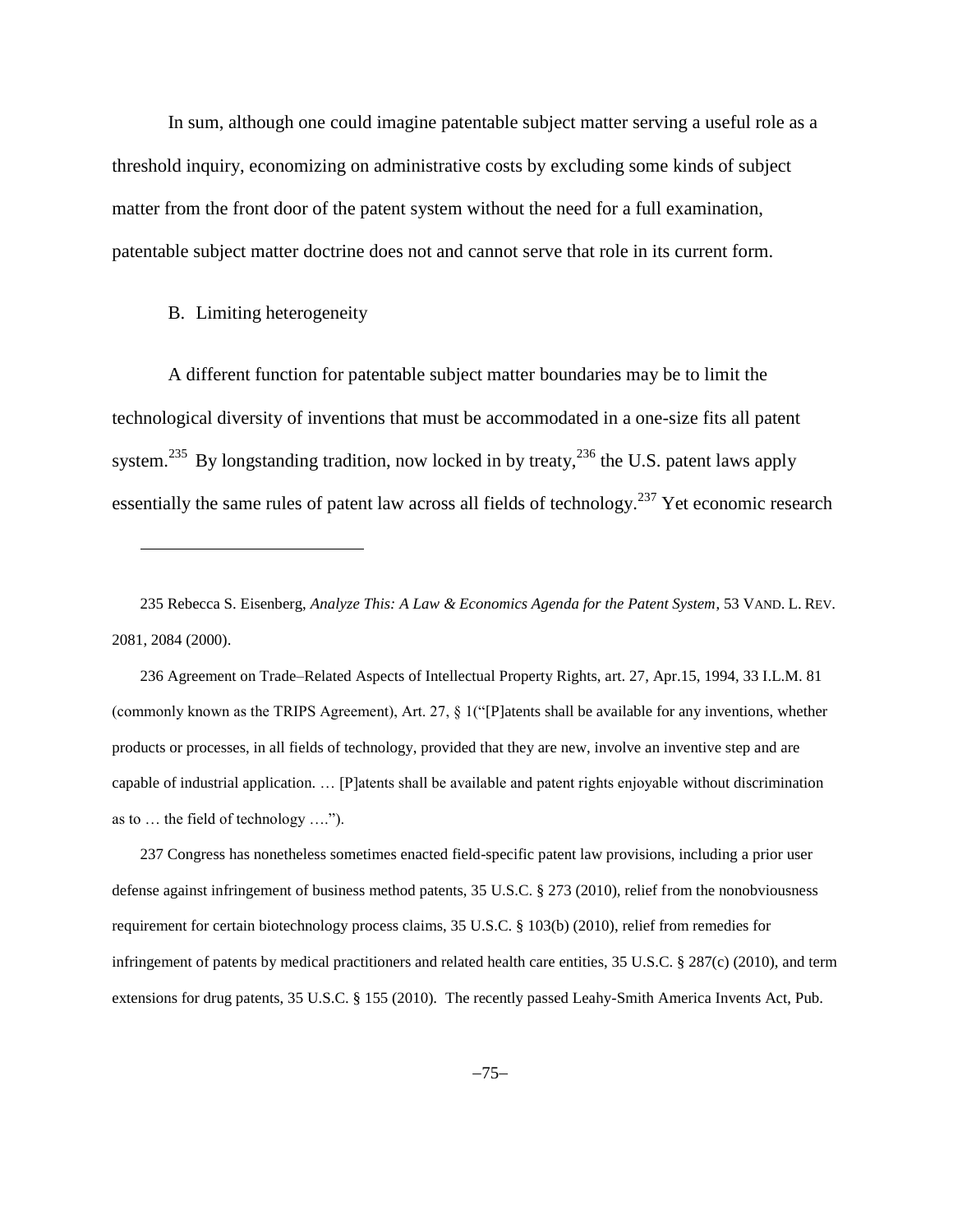In sum, although one could imagine patentable subject matter serving a useful role as a threshold inquiry, economizing on administrative costs by excluding some kinds of subject matter from the front door of the patent system without the need for a full examination, patentable subject matter doctrine does not and cannot serve that role in its current form.

### B. Limiting heterogeneity

A different function for patentable subject matter boundaries may be to limit the technological diversity of inventions that must be accommodated in a one-size fits all patent system.[235] By longstanding tradition, now locked in by treaty,[236] the U.S. patent laws apply essentially the same rules of patent law across all fields of technology.[237] Yet economic research

---

235 Rebecca S. Eisenberg, *Analyze This: A Law & Economics Agenda for the Patent System*, 53 VAND. L. REV. 2081, 2084 (2000).

236 Agreement on Trade–Related Aspects of Intellectual Property Rights, art. 27, Apr.15, 1994, 33 I.L.M. 81 (commonly known as the TRIPS Agreement), Art. 27, § 1("[P]atents shall be available for any inventions, whether products or processes, in all fields of technology, provided that they are new, involve an inventive step and are capable of industrial application. … [P]atents shall be available and patent rights enjoyable without discrimination as to … the field of technology ….").

237 Congress has nonetheless sometimes enacted field-specific patent law provisions, including a prior user defense against infringement of business method patents, 35 U.S.C. § 273 (2010), relief from the nonobviousness requirement for certain biotechnology process claims, 35 U.S.C. § 103(b) (2010), relief from remedies for infringement of patents by medical practitioners and related health care entities, 35 U.S.C. § 287(c) (2010), and term extensions for drug patents, 35 U.S.C. § 155 (2010). The recently passed Leahy-Smith America Invents Act, Pub.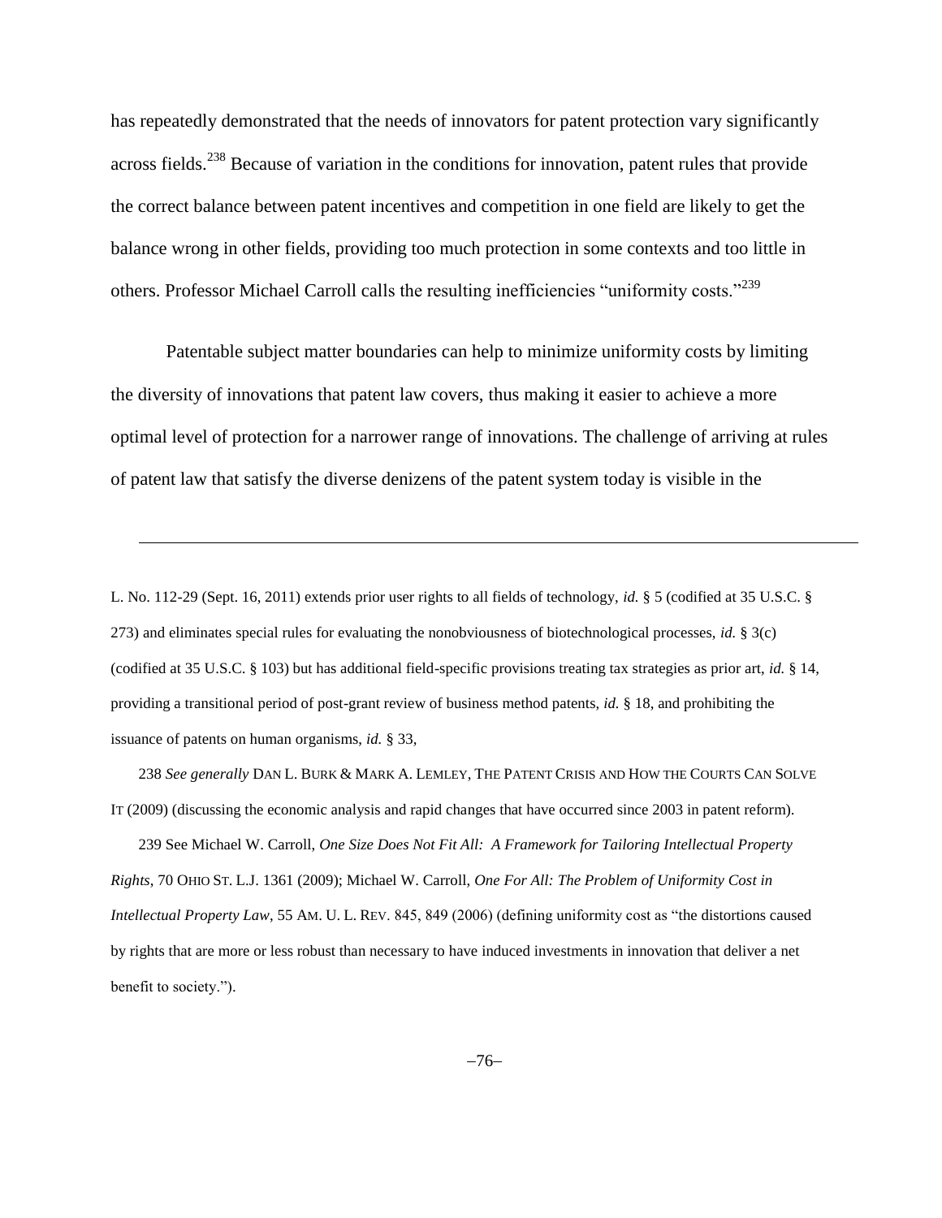has repeatedly demonstrated that the needs of innovators for patent protection vary significantly across fields.[238] Because of variation in the conditions for innovation, patent rules that provide the correct balance between patent incentives and competition in one field are likely to get the balance wrong in other fields, providing too much protection in some contexts and too little in others. Professor Michael Carroll calls the resulting inefficiencies "uniformity costs."[239]

Patentable subject matter boundaries can help to minimize uniformity costs by limiting the diversity of innovations that patent law covers, thus making it easier to achieve a more optimal level of protection for a narrower range of innovations. The challenge of arriving at rules of patent law that satisfy the diverse denizens of the patent system today is visible in the

---

L. No. 112-29 (Sept. 16, 2011) extends prior user rights to all fields of technology, *id.* § 5 (codified at 35 U.S.C. § 273) and eliminates special rules for evaluating the nonobviousness of biotechnological processes, *id.* § 3(c) (codified at 35 U.S.C. § 103) but has additional field-specific provisions treating tax strategies as prior art, *id.* § 14, providing a transitional period of post-grant review of business method patents, *id.* § 18, and prohibiting the issuance of patents on human organisms, *id.* § 33,

238 *See generally* DAN L. BURK & MARK A. LEMLEY, THE PATENT CRISIS AND HOW THE COURTS CAN SOLVE IT (2009) (discussing the economic analysis and rapid changes that have occurred since 2003 in patent reform).

239 See Michael W. Carroll, *One Size Does Not Fit All: A Framework for Tailoring Intellectual Property Rights*, 70 OHIO ST. L.J. 1361 (2009); Michael W. Carroll, *One For All: The Problem of Uniformity Cost in Intellectual Property Law*, 55 AM. U. L. REV. 845, 849 (2006) (defining uniformity cost as "the distortions caused by rights that are more or less robust than necessary to have induced investments in innovation that deliver a net benefit to society.").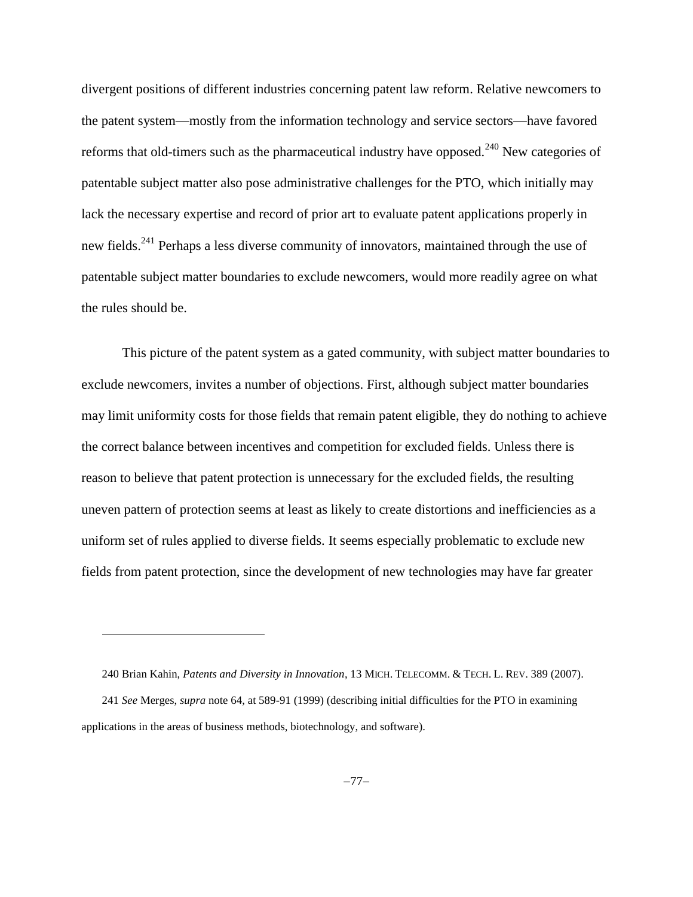divergent positions of different industries concerning patent law reform. Relative newcomers to the patent system—mostly from the information technology and service sectors—have favored reforms that old-timers such as the pharmaceutical industry have opposed.[240] New categories of patentable subject matter also pose administrative challenges for the PTO, which initially may lack the necessary expertise and record of prior art to evaluate patent applications properly in new fields.[241] Perhaps a less diverse community of innovators, maintained through the use of patentable subject matter boundaries to exclude newcomers, would more readily agree on what the rules should be.

This picture of the patent system as a gated community, with subject matter boundaries to exclude newcomers, invites a number of objections. First, although subject matter boundaries may limit uniformity costs for those fields that remain patent eligible, they do nothing to achieve the correct balance between incentives and competition for excluded fields. Unless there is reason to believe that patent protection is unnecessary for the excluded fields, the resulting uneven pattern of protection seems at least as likely to create distortions and inefficiencies as a uniform set of rules applied to diverse fields. It seems especially problematic to exclude new fields from patent protection, since the development of new technologies may have far greater

---

240 Brian Kahin, *Patents and Diversity in Innovation*, 13 MICH. TELECOMM. & TECH. L. REV. 389 (2007).

241 *See* Merges, *supra* note 64, at 589-91 (1999) (describing initial difficulties for the PTO in examining applications in the areas of business methods, biotechnology, and software).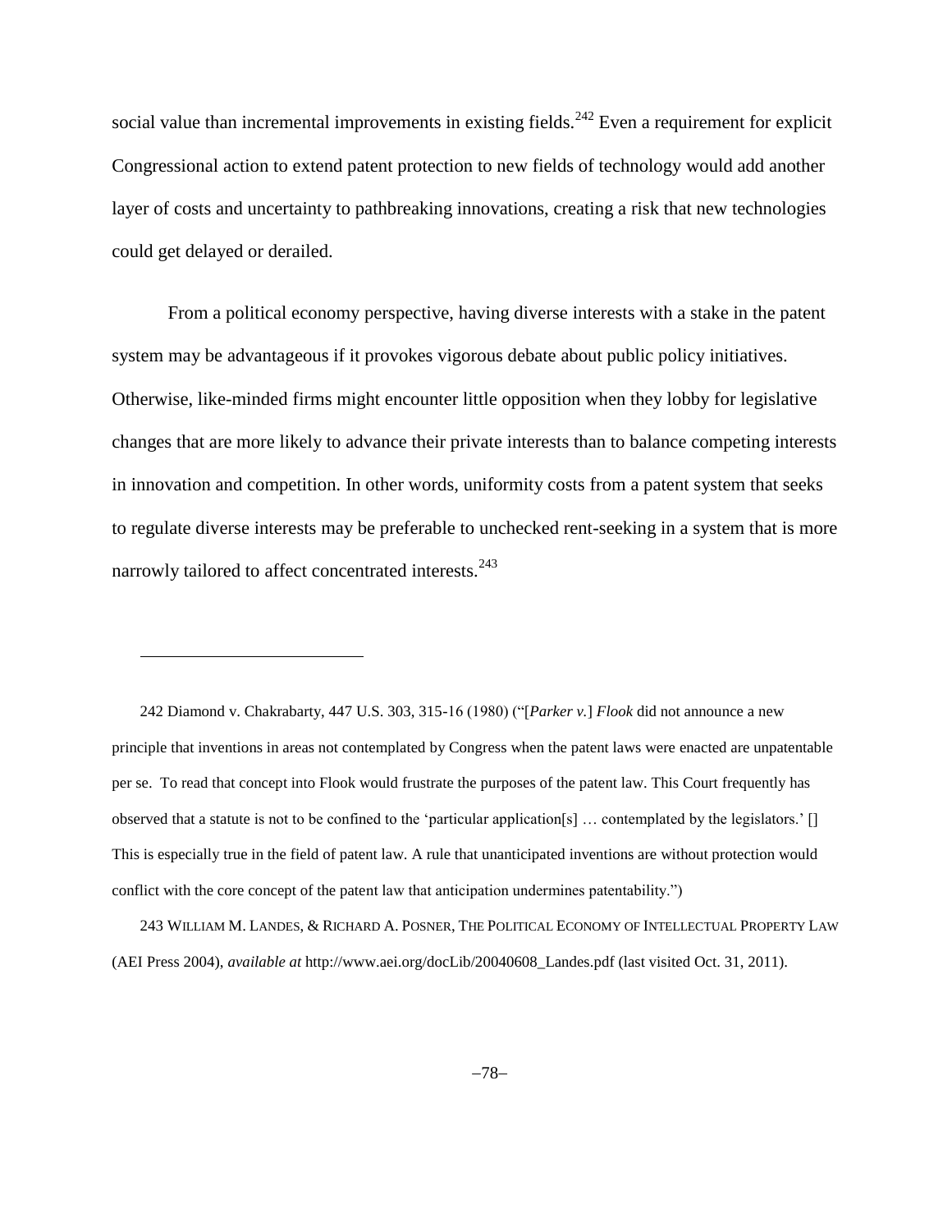social value than incremental improvements in existing fields.[242] Even a requirement for explicit Congressional action to extend patent protection to new fields of technology would add another layer of costs and uncertainty to pathbreaking innovations, creating a risk that new technologies could get delayed or derailed.

From a political economy perspective, having diverse interests with a stake in the patent system may be advantageous if it provokes vigorous debate about public policy initiatives. Otherwise, like-minded firms might encounter little opposition when they lobby for legislative changes that are more likely to advance their private interests than to balance competing interests in innovation and competition. In other words, uniformity costs from a patent system that seeks to regulate diverse interests may be preferable to unchecked rent-seeking in a system that is more narrowly tailored to affect concentrated interests.[243]

---

242 Diamond v. Chakrabarty, 447 U.S. 303, 315-16 (1980) ("[*Parker v.*] *Flook* did not announce a new principle that inventions in areas not contemplated by Congress when the patent laws were enacted are unpatentable per se. To read that concept into Flook would frustrate the purposes of the patent law. This Court frequently has observed that a statute is not to be confined to the 'particular application[s] … contemplated by the legislators.' [] This is especially true in the field of patent law. A rule that unanticipated inventions are without protection would conflict with the core concept of the patent law that anticipation undermines patentability.")

243 WILLIAM M. LANDES, & RICHARD A. POSNER, THE POLITICAL ECONOMY OF INTELLECTUAL PROPERTY LAW (AEI Press 2004), *available at* http://www.aei.org/docLib/20040608_Landes.pdf (last visited Oct. 31, 2011).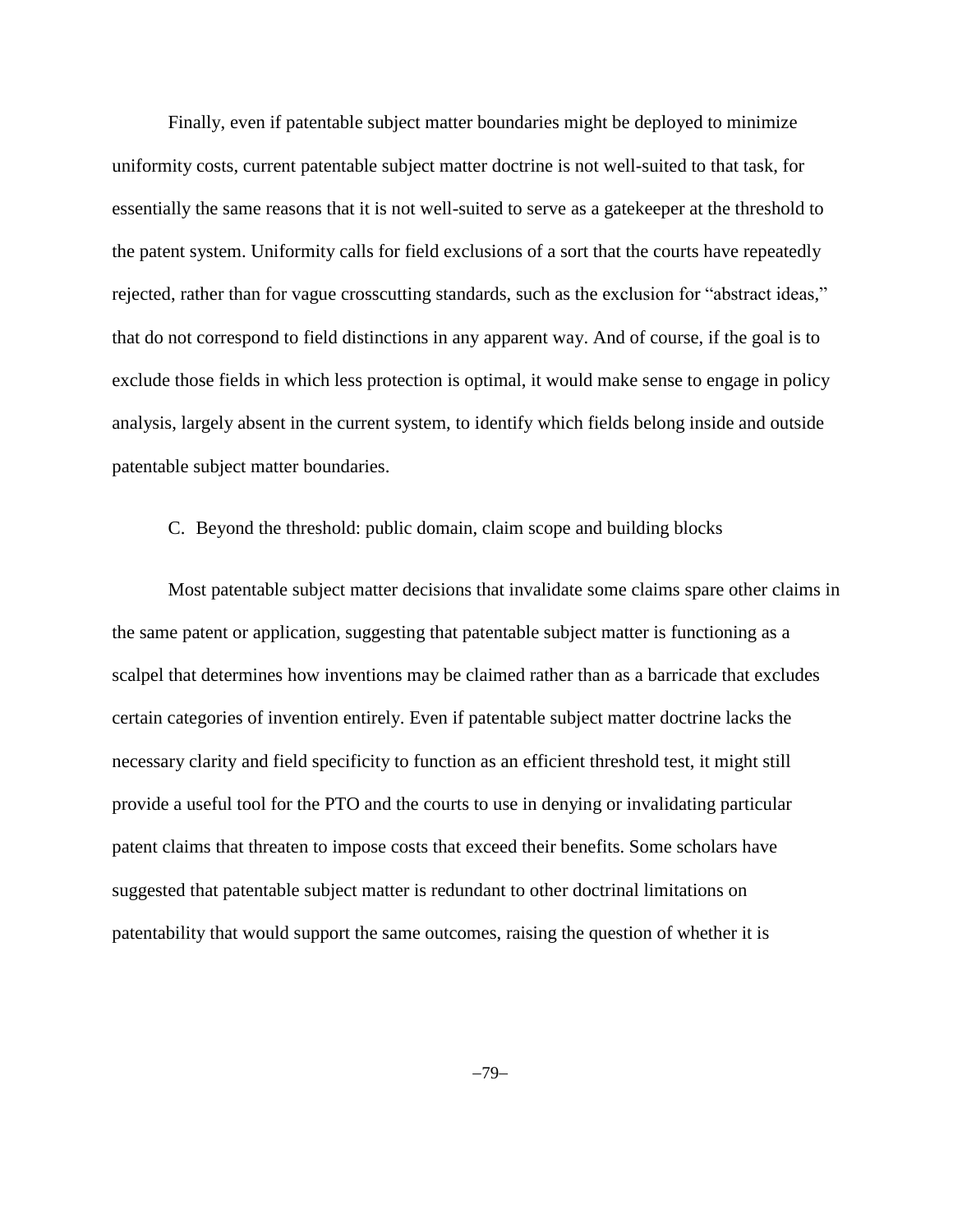Finally, even if patentable subject matter boundaries might be deployed to minimize uniformity costs, current patentable subject matter doctrine is not well-suited to that task, for essentially the same reasons that it is not well-suited to serve as a gatekeeper at the threshold to the patent system. Uniformity calls for field exclusions of a sort that the courts have repeatedly rejected, rather than for vague crosscutting standards, such as the exclusion for "abstract ideas," that do not correspond to field distinctions in any apparent way. And of course, if the goal is to exclude those fields in which less protection is optimal, it would make sense to engage in policy analysis, largely absent in the current system, to identify which fields belong inside and outside patentable subject matter boundaries.

### C. Beyond the threshold: public domain, claim scope and building blocks

Most patentable subject matter decisions that invalidate some claims spare other claims in the same patent or application, suggesting that patentable subject matter is functioning as a scalpel that determines how inventions may be claimed rather than as a barricade that excludes certain categories of invention entirely. Even if patentable subject matter doctrine lacks the necessary clarity and field specificity to function as an efficient threshold test, it might still provide a useful tool for the PTO and the courts to use in denying or invalidating particular patent claims that threaten to impose costs that exceed their benefits. Some scholars have suggested that patentable subject matter is redundant to other doctrinal limitations on patentability that would support the same outcomes, raising the question of whether it is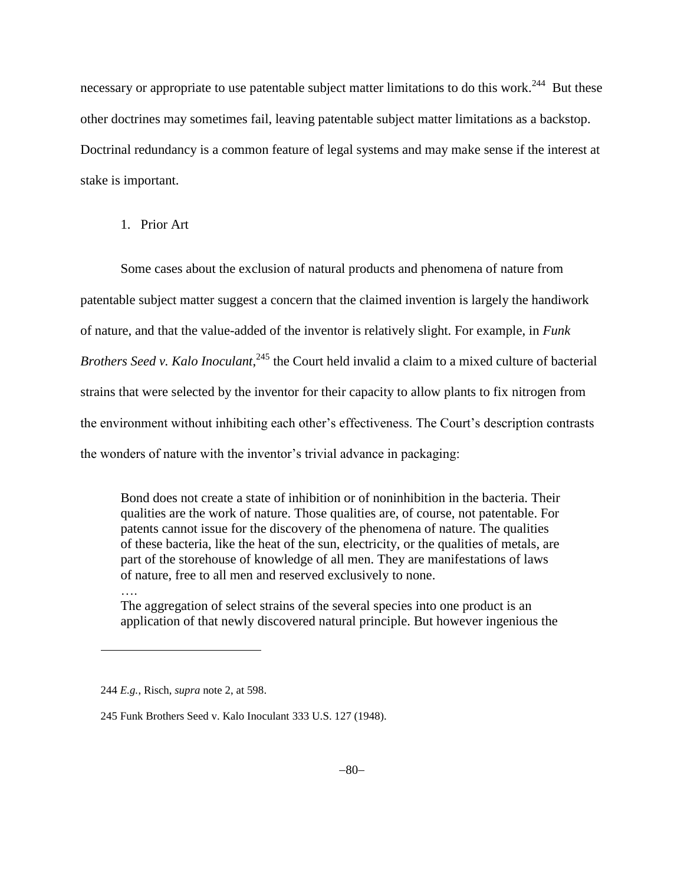necessary or appropriate to use patentable subject matter limitations to do this work.[244] But these other doctrines may sometimes fail, leaving patentable subject matter limitations as a backstop. Doctrinal redundancy is a common feature of legal systems and may make sense if the interest at stake is important.

### 1. Prior Art

Some cases about the exclusion of natural products and phenomena of nature from patentable subject matter suggest a concern that the claimed invention is largely the handiwork of nature, and that the value-added of the inventor is relatively slight. For example, in *Funk Brothers Seed v. Kalo Inoculant*,[245] the Court held invalid a claim to a mixed culture of bacterial strains that were selected by the inventor for their capacity to allow plants to fix nitrogen from the environment without inhibiting each other's effectiveness. The Court's description contrasts the wonders of nature with the inventor's trivial advance in packaging:

> Bond does not create a state of inhibition or of noninhibition in the bacteria. Their qualities are the work of nature. Those qualities are, of course, not patentable. For patents cannot issue for the discovery of the phenomena of nature. The qualities of these bacteria, like the heat of the sun, electricity, or the qualities of metals, are part of the storehouse of knowledge of all men. They are manifestations of laws of nature, free to all men and reserved exclusively to none.
>
> ….
>
> The aggregation of select strains of the several species into one product is an application of that newly discovered natural principle. But however ingenious the

---

244 *E.g.*, Risch, *supra* note 2, at 598.

245 Funk Brothers Seed v. Kalo Inoculant 333 U.S. 127 (1948).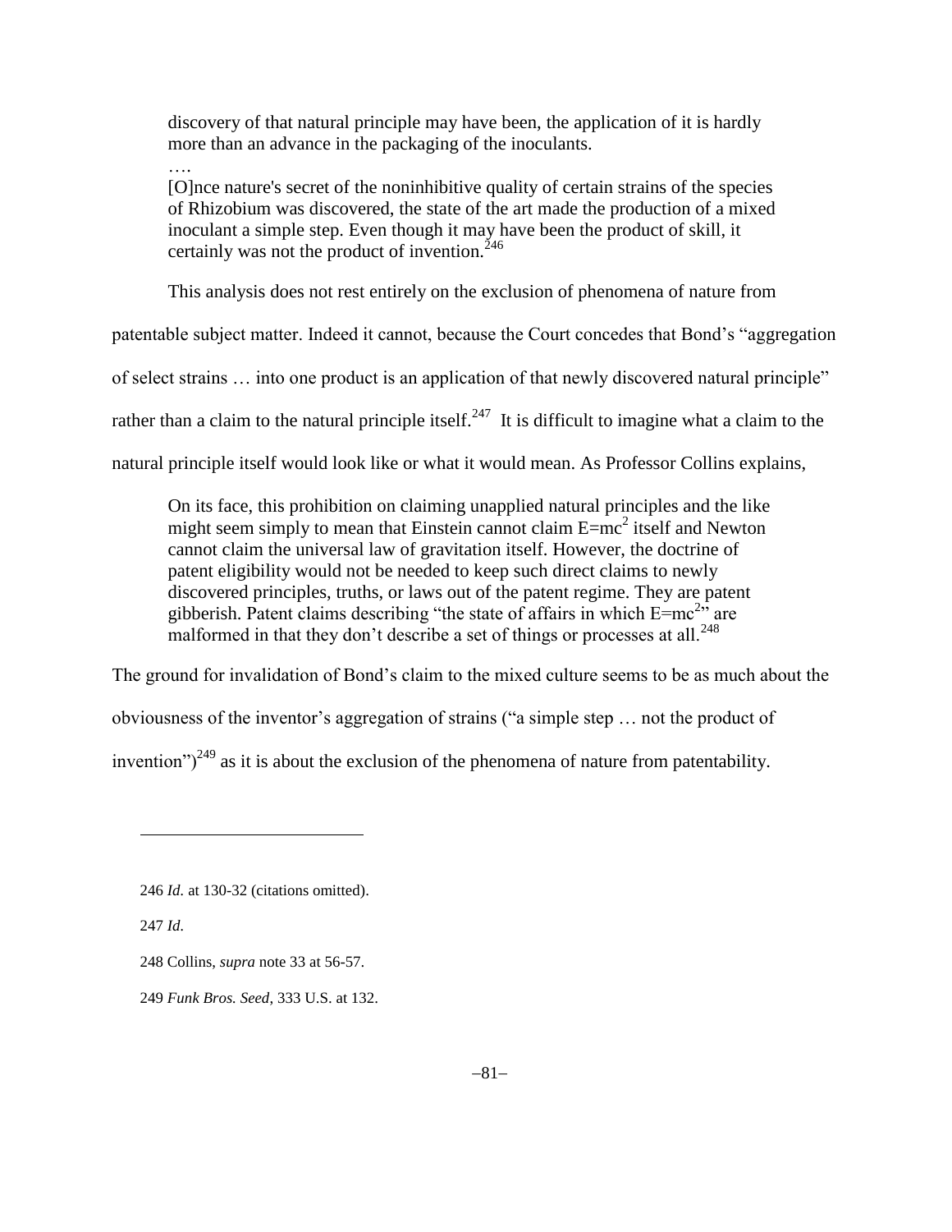> discovery of that natural principle may have been, the application of it is hardly more than an advance in the packaging of the inoculants.
>
> ….
>
> [O]nce nature's secret of the noninhibitive quality of certain strains of the species of Rhizobium was discovered, the state of the art made the production of a mixed inoculant a simple step. Even though it may have been the product of skill, it certainly was not the product of invention.[246]

This analysis does not rest entirely on the exclusion of phenomena of nature from patentable subject matter. Indeed it cannot, because the Court concedes that Bond's "aggregation of select strains … into one product is an application of that newly discovered natural principle" rather than a claim to the natural principle itself.[247] It is difficult to imagine what a claim to the natural principle itself would look like or what it would mean. As Professor Collins explains,

> On its face, this prohibition on claiming unapplied natural principles and the like might seem simply to mean that Einstein cannot claim $E=mc^2$ itself and Newton cannot claim the universal law of gravitation itself. However, the doctrine of patent eligibility would not be needed to keep such direct claims to newly discovered principles, truths, or laws out of the patent regime. They are patent gibberish. Patent claims describing "the state of affairs in which $E=mc^2$" are malformed in that they don't describe a set of things or processes at all.[248]

The ground for invalidation of Bond's claim to the mixed culture seems to be as much about the obviousness of the inventor's aggregation of strains ("a simple step … not the product of invention")[249] as it is about the exclusion of the phenomena of nature from patentability.

---

246 *Id.* at 130-32 (citations omitted).

247 *Id.*

248 Collins, *supra* note 33 at 56-57.

249 *Funk Bros. Seed*, 333 U.S. at 132.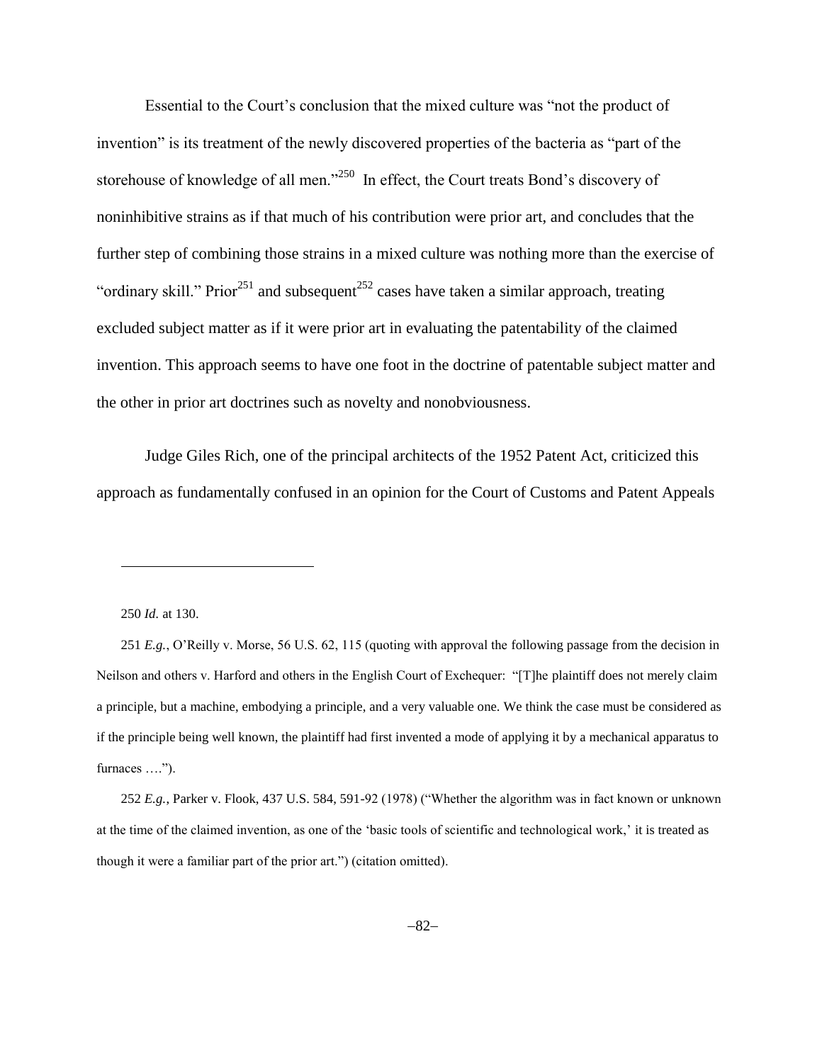Essential to the Court's conclusion that the mixed culture was "not the product of invention" is its treatment of the newly discovered properties of the bacteria as "part of the storehouse of knowledge of all men."[250] In effect, the Court treats Bond's discovery of noninhibitive strains as if that much of his contribution were prior art, and concludes that the further step of combining those strains in a mixed culture was nothing more than the exercise of "ordinary skill." Prior[251] and subsequent[252] cases have taken a similar approach, treating excluded subject matter as if it were prior art in evaluating the patentability of the claimed invention. This approach seems to have one foot in the doctrine of patentable subject matter and the other in prior art doctrines such as novelty and nonobviousness.

Judge Giles Rich, one of the principal architects of the 1952 Patent Act, criticized this approach as fundamentally confused in an opinion for the Court of Customs and Patent Appeals

---

250 *Id.* at 130.

251 *E.g.*, O'Reilly v. Morse, 56 U.S. 62, 115 (quoting with approval the following passage from the decision in Neilson and others v. Harford and others in the English Court of Exchequer: "[T]he plaintiff does not merely claim a principle, but a machine, embodying a principle, and a very valuable one. We think the case must be considered as if the principle being well known, the plaintiff had first invented a mode of applying it by a mechanical apparatus to furnaces ….").

252 *E.g.*, Parker v. Flook, 437 U.S. 584, 591-92 (1978) ("Whether the algorithm was in fact known or unknown at the time of the claimed invention, as one of the 'basic tools of scientific and technological work,' it is treated as though it were a familiar part of the prior art.") (citation omitted).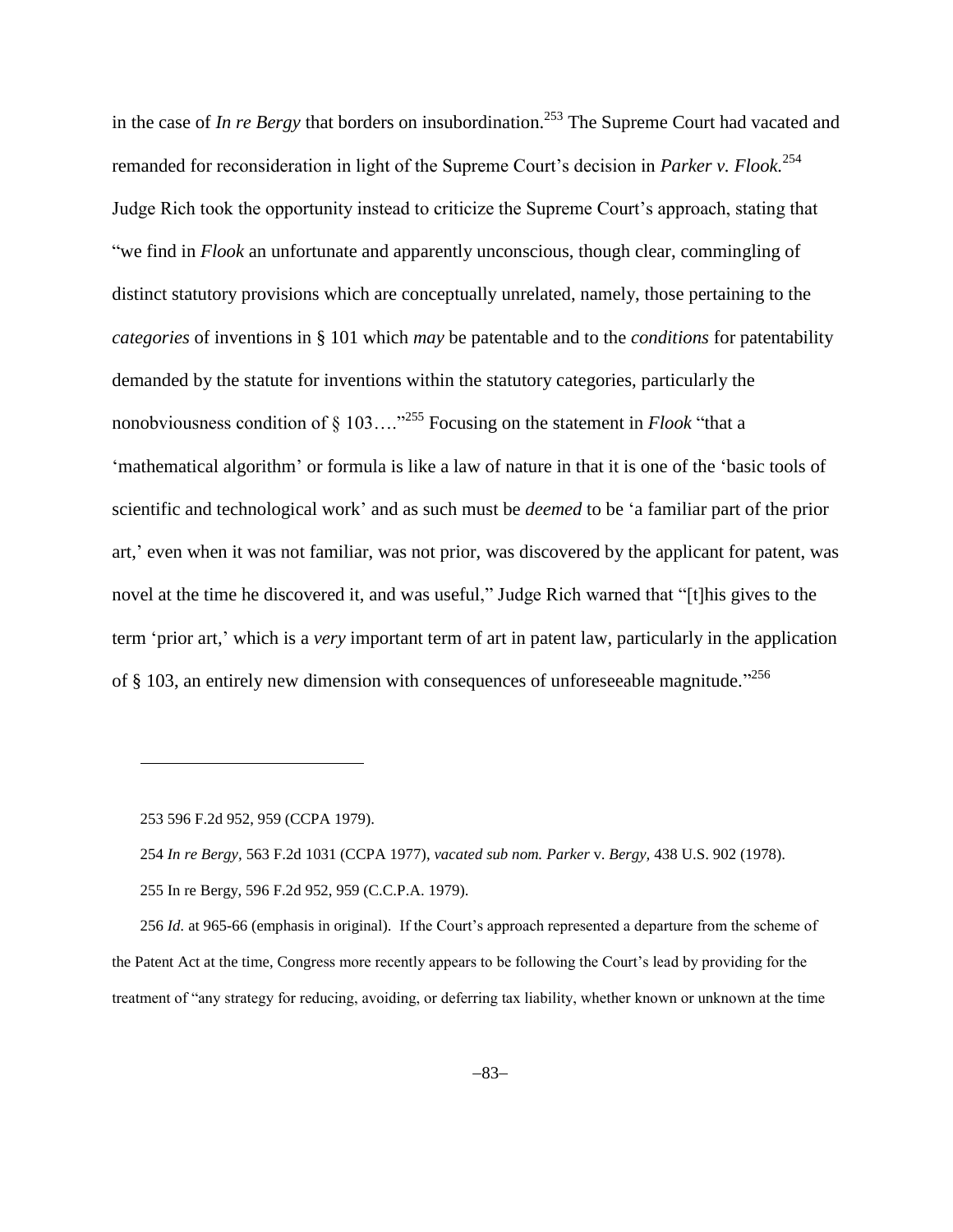in the case of *In re Bergy* that borders on insubordination.[253] The Supreme Court had vacated and remanded for reconsideration in light of the Supreme Court's decision in *Parker v. Flook.*[254] Judge Rich took the opportunity instead to criticize the Supreme Court's approach, stating that "we find in *Flook* an unfortunate and apparently unconscious, though clear, commingling of distinct statutory provisions which are conceptually unrelated, namely, those pertaining to the *categories* of inventions in § 101 which *may* be patentable and to the *conditions* for patentability demanded by the statute for inventions within the statutory categories, particularly the nonobviousness condition of § 103…."[255] Focusing on the statement in *Flook* "that a 'mathematical algorithm' or formula is like a law of nature in that it is one of the 'basic tools of scientific and technological work' and as such must be *deemed* to be 'a familiar part of the prior art,' even when it was not familiar, was not prior, was discovered by the applicant for patent, was novel at the time he discovered it, and was useful," Judge Rich warned that "[t]his gives to the term 'prior art,' which is a *very* important term of art in patent law, particularly in the application of § 103, an entirely new dimension with consequences of unforeseeable magnitude."[256]

---

253 596 F.2d 952, 959 (CCPA 1979).

254 *In re Bergy,* 563 F.2d 1031 (CCPA 1977), *vacated sub nom. Parker* v. *Bergy,* 438 U.S. 902 (1978).

255 In re Bergy, 596 F.2d 952, 959 (C.C.P.A. 1979).

256 *Id.* at 965-66 (emphasis in original). If the Court's approach represented a departure from the scheme of the Patent Act at the time, Congress more recently appears to be following the Court's lead by providing for the treatment of "any strategy for reducing, avoiding, or deferring tax liability, whether known or unknown at the time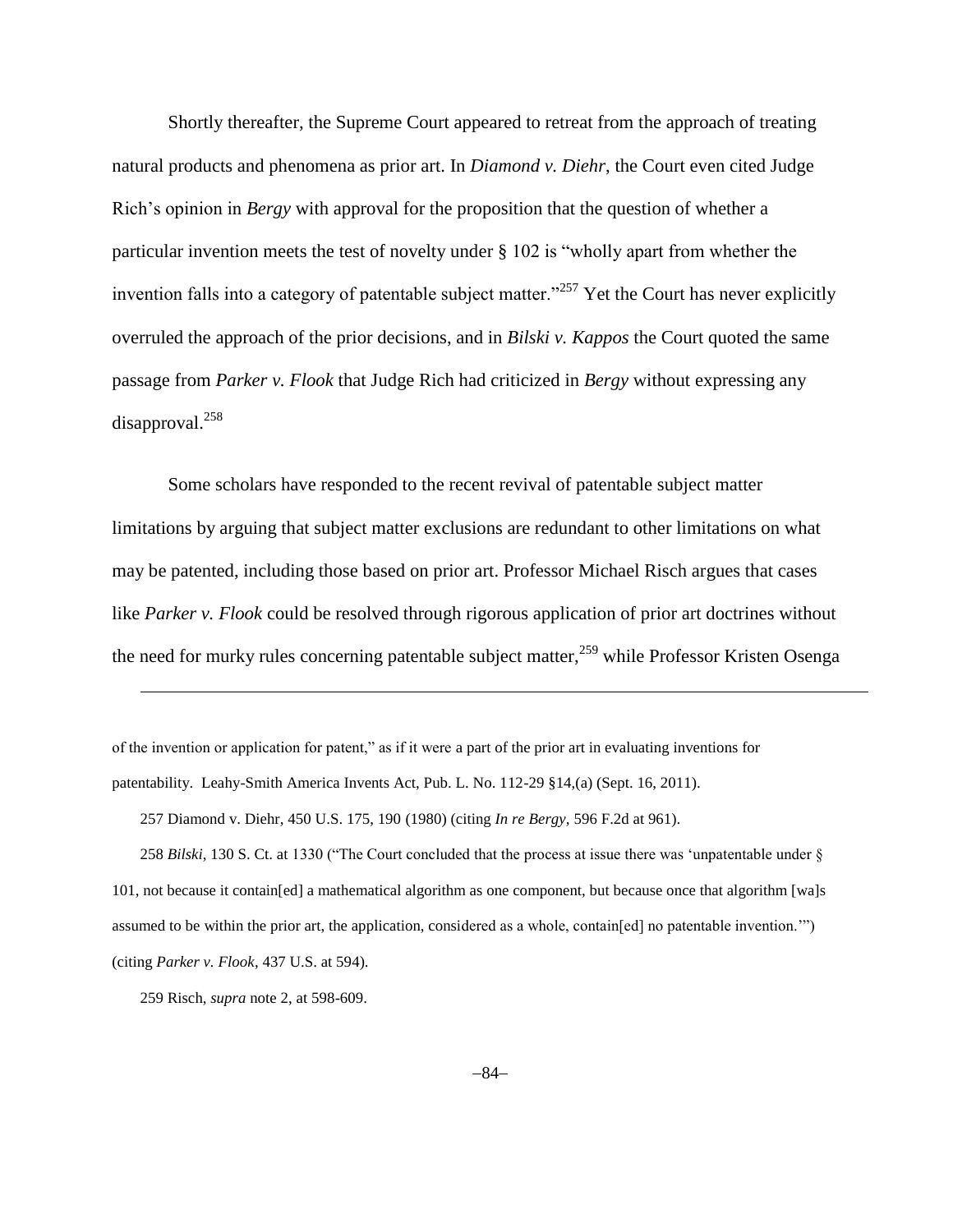Shortly thereafter, the Supreme Court appeared to retreat from the approach of treating natural products and phenomena as prior art. In *Diamond v. Diehr*, the Court even cited Judge Rich's opinion in *Bergy* with approval for the proposition that the question of whether a particular invention meets the test of novelty under § 102 is "wholly apart from whether the invention falls into a category of patentable subject matter."[257] Yet the Court has never explicitly overruled the approach of the prior decisions, and in *Bilski v. Kappos* the Court quoted the same passage from *Parker v. Flook* that Judge Rich had criticized in *Bergy* without expressing any disapproval.[258]

Some scholars have responded to the recent revival of patentable subject matter limitations by arguing that subject matter exclusions are redundant to other limitations on what may be patented, including those based on prior art. Professor Michael Risch argues that cases like *Parker v. Flook* could be resolved through rigorous application of prior art doctrines without the need for murky rules concerning patentable subject matter,[259] while Professor Kristen Osenga

---

of the invention or application for patent," as if it were a part of the prior art in evaluating inventions for patentability. Leahy-Smith America Invents Act, Pub. L. No. 112-29 §14,(a) (Sept. 16, 2011).

257 Diamond v. Diehr, 450 U.S. 175, 190 (1980) (citing *In re Bergy*, 596 F.2d at 961).

258 *Bilski*, 130 S. Ct. at 1330 ("The Court concluded that the process at issue there was 'unpatentable under § 101, not because it contain[ed] a mathematical algorithm as one component, but because once that algorithm [wa]s assumed to be within the prior art, the application, considered as a whole, contain[ed] no patentable invention.'") (citing *Parker v. Flook*, 437 U.S. at 594).

259 Risch, *supra* note 2, at 598-609.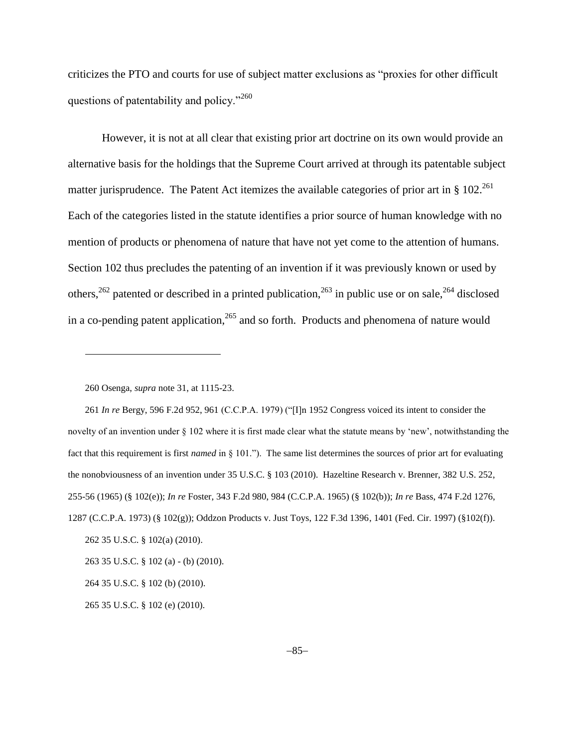criticizes the PTO and courts for use of subject matter exclusions as "proxies for other difficult questions of patentability and policy."[260]

However, it is not at all clear that existing prior art doctrine on its own would provide an alternative basis for the holdings that the Supreme Court arrived at through its patentable subject matter jurisprudence. The Patent Act itemizes the available categories of prior art in § 102.[261] Each of the categories listed in the statute identifies a prior source of human knowledge with no mention of products or phenomena of nature that have not yet come to the attention of humans. Section 102 thus precludes the patenting of an invention if it was previously known or used by others,[262] patented or described in a printed publication,[263] in public use or on sale,[264] disclosed in a co-pending patent application,[265] and so forth. Products and phenomena of nature would

---

260 Osenga, *supra* note 31, at 1115-23.

261 *In re* Bergy, 596 F.2d 952, 961 (C.C.P.A. 1979) ("[I]n 1952 Congress voiced its intent to consider the novelty of an invention under § 102 where it is first made clear what the statute means by 'new', notwithstanding the fact that this requirement is first *named* in § 101."). The same list determines the sources of prior art for evaluating the nonobviousness of an invention under 35 U.S.C. § 103 (2010). Hazeltine Research v. Brenner, 382 U.S. 252, 255-56 (1965) (§ 102(e)); *In re* Foster, 343 F.2d 980, 984 (C.C.P.A. 1965) (§ 102(b)); *In re* Bass, 474 F.2d 1276, 1287 (C.C.P.A. 1973) (§ 102(g)); Oddzon Products v. Just Toys, 122 F.3d 1396, 1401 (Fed. Cir. 1997) (§102(f)).

262 35 U.S.C. § 102(a) (2010).

263 35 U.S.C. § 102 (a) - (b) (2010).

264 35 U.S.C. § 102 (b) (2010).

265 35 U.S.C. § 102 (e) (2010).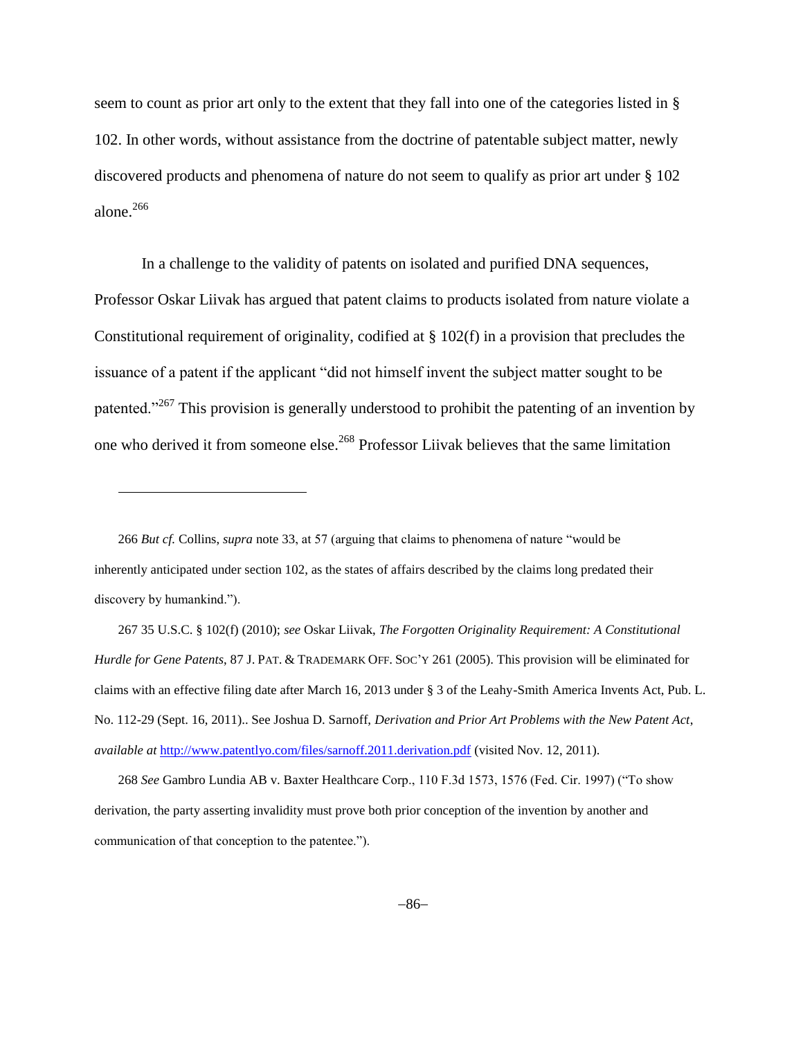seem to count as prior art only to the extent that they fall into one of the categories listed in § 102. In other words, without assistance from the doctrine of patentable subject matter, newly discovered products and phenomena of nature do not seem to qualify as prior art under § 102 alone.[266]

In a challenge to the validity of patents on isolated and purified DNA sequences, Professor Oskar Liivak has argued that patent claims to products isolated from nature violate a Constitutional requirement of originality, codified at § 102(f) in a provision that precludes the issuance of a patent if the applicant "did not himself invent the subject matter sought to be patented."[267] This provision is generally understood to prohibit the patenting of an invention by one who derived it from someone else.[268] Professor Liivak believes that the same limitation

---

266 *But cf.* Collins, *supra* note 33, at 57 (arguing that claims to phenomena of nature "would be inherently anticipated under section 102, as the states of affairs described by the claims long predated their discovery by humankind.").

267 35 U.S.C. § 102(f) (2010); *see* Oskar Liivak, *The Forgotten Originality Requirement: A Constitutional Hurdle for Gene Patents*, 87 J. PAT. & TRADEMARK OFF. SOC'Y 261 (2005). This provision will be eliminated for claims with an effective filing date after March 16, 2013 under § 3 of the Leahy-Smith America Invents Act, Pub. L. No. 112-29 (Sept. 16, 2011).. See Joshua D. Sarnoff, *Derivation and Prior Art Problems with the New Patent Act*, *available at* [http://www.patentlyo.com/files/sarnoff.2011.derivation.pdf](http://www.patentlyo.com/files/sarnoff.2011.derivation.pdf) (visited Nov. 12, 2011).

268 *See* Gambro Lundia AB v. Baxter Healthcare Corp., 110 F.3d 1573, 1576 (Fed. Cir. 1997) ("To show derivation, the party asserting invalidity must prove both prior conception of the invention by another and communication of that conception to the patentee.").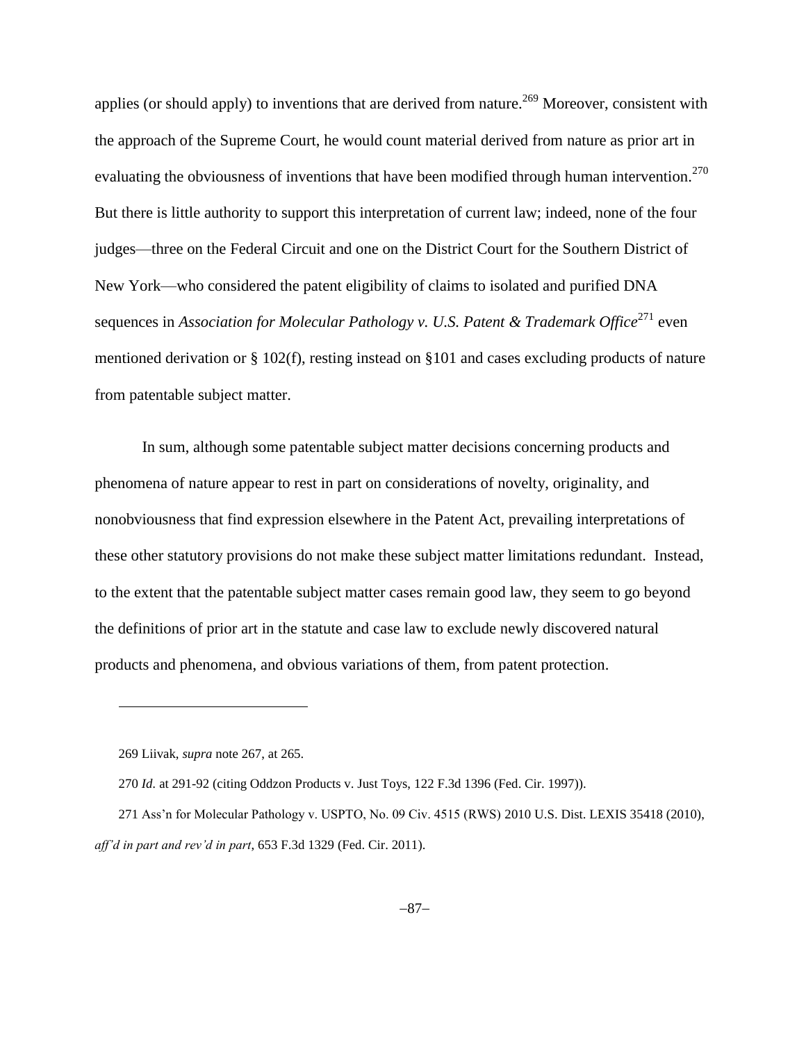applies (or should apply) to inventions that are derived from nature.[269] Moreover, consistent with the approach of the Supreme Court, he would count material derived from nature as prior art in evaluating the obviousness of inventions that have been modified through human intervention.[270] But there is little authority to support this interpretation of current law; indeed, none of the four judges—three on the Federal Circuit and one on the District Court for the Southern District of New York—who considered the patent eligibility of claims to isolated and purified DNA sequences in *Association for Molecular Pathology v. U.S. Patent & Trademark Office*[271] even mentioned derivation or § 102(f), resting instead on §101 and cases excluding products of nature from patentable subject matter.

In sum, although some patentable subject matter decisions concerning products and phenomena of nature appear to rest in part on considerations of novelty, originality, and nonobviousness that find expression elsewhere in the Patent Act, prevailing interpretations of these other statutory provisions do not make these subject matter limitations redundant. Instead, to the extent that the patentable subject matter cases remain good law, they seem to go beyond the definitions of prior art in the statute and case law to exclude newly discovered natural products and phenomena, and obvious variations of them, from patent protection.

---

269 Liivak, *supra* note 267, at 265.

270 *Id.* at 291-92 (citing Oddzon Products v. Just Toys, 122 F.3d 1396 (Fed. Cir. 1997)).

271 Ass'n for Molecular Pathology v. USPTO, No. 09 Civ. 4515 (RWS) 2010 U.S. Dist. LEXIS 35418 (2010), *aff'd in part and rev'd in part*, 653 F.3d 1329 (Fed. Cir. 2011).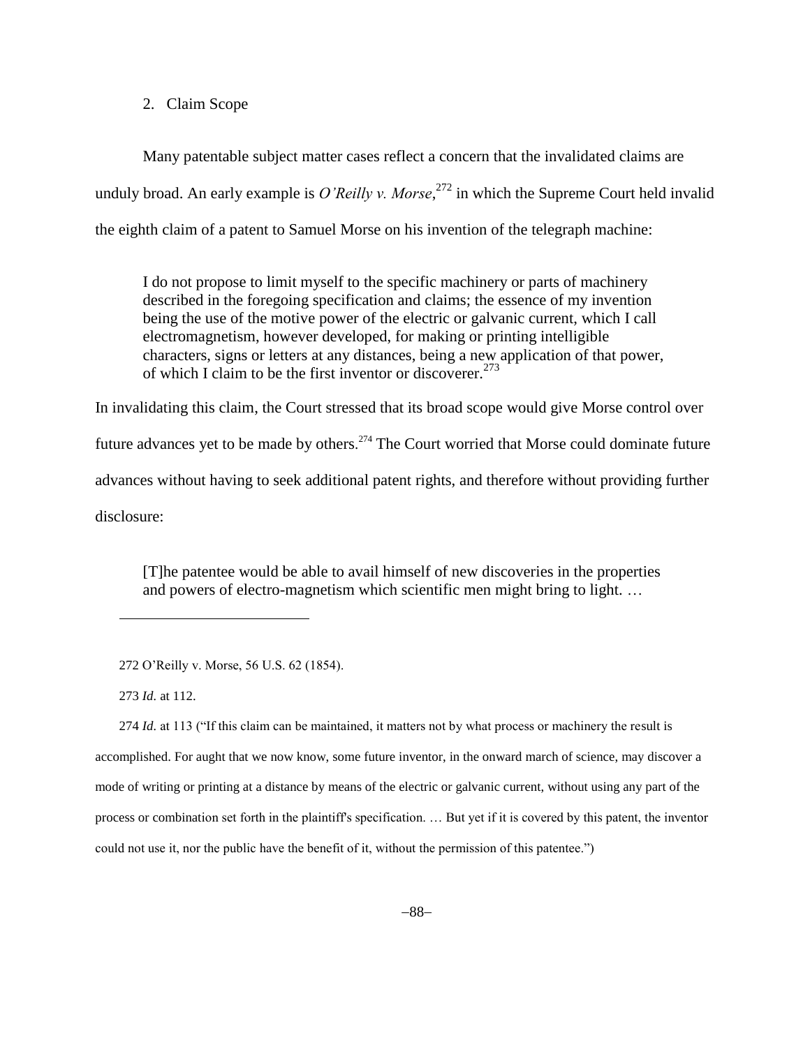### 2. Claim Scope

Many patentable subject matter cases reflect a concern that the invalidated claims are unduly broad. An early example is *O'Reilly v. Morse*,[272] in which the Supreme Court held invalid the eighth claim of a patent to Samuel Morse on his invention of the telegraph machine:

> I do not propose to limit myself to the specific machinery or parts of machinery described in the foregoing specification and claims; the essence of my invention being the use of the motive power of the electric or galvanic current, which I call electromagnetism, however developed, for making or printing intelligible characters, signs or letters at any distances, being a new application of that power, of which I claim to be the first inventor or discoverer.[273]

In invalidating this claim, the Court stressed that its broad scope would give Morse control over future advances yet to be made by others.[274] The Court worried that Morse could dominate future advances without having to seek additional patent rights, and therefore without providing further disclosure:

> [T]he patentee would be able to avail himself of new discoveries in the properties and powers of electro-magnetism which scientific men might bring to light. …

---

272 O'Reilly v. Morse, 56 U.S. 62 (1854).

273 *Id.* at 112.

274 *Id.* at 113 ("If this claim can be maintained, it matters not by what process or machinery the result is accomplished. For aught that we now know, some future inventor, in the onward march of science, may discover a mode of writing or printing at a distance by means of the electric or galvanic current, without using any part of the process or combination set forth in the plaintiff's specification. … But yet if it is covered by this patent, the inventor could not use it, nor the public have the benefit of it, without the permission of this patentee.")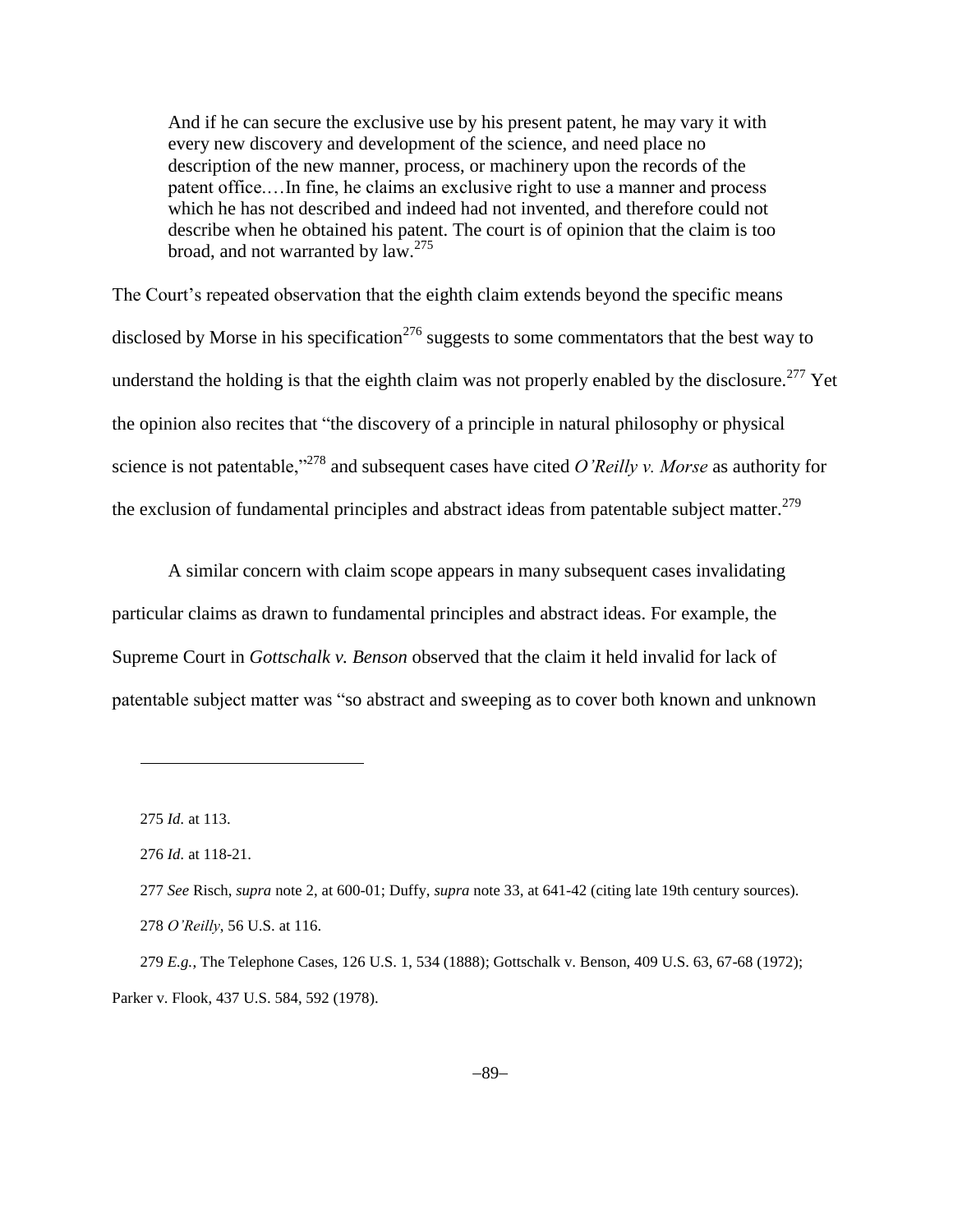> And if he can secure the exclusive use by his present patent, he may vary it with every new discovery and development of the science, and need place no description of the new manner, process, or machinery upon the records of the patent office.…In fine, he claims an exclusive right to use a manner and process which he has not described and indeed had not invented, and therefore could not describe when he obtained his patent. The court is of opinion that the claim is too broad, and not warranted by law.[275]

The Court's repeated observation that the eighth claim extends beyond the specific means disclosed by Morse in his specification[276] suggests to some commentators that the best way to understand the holding is that the eighth claim was not properly enabled by the disclosure.[277] Yet the opinion also recites that "the discovery of a principle in natural philosophy or physical science is not patentable,"[278] and subsequent cases have cited *O'Reilly v. Morse* as authority for the exclusion of fundamental principles and abstract ideas from patentable subject matter.[279]

A similar concern with claim scope appears in many subsequent cases invalidating particular claims as drawn to fundamental principles and abstract ideas. For example, the Supreme Court in *Gottschalk v. Benson* observed that the claim it held invalid for lack of patentable subject matter was "so abstract and sweeping as to cover both known and unknown

---

275 *Id.* at 113.

276 *Id.* at 118-21.

277 *See* Risch, *supra* note 2, at 600-01; Duffy, *supra* note 33, at 641-42 (citing late 19th century sources).

278 *O'Reilly*, 56 U.S. at 116.

279 *E.g.*, The Telephone Cases, 126 U.S. 1, 534 (1888); Gottschalk v. Benson, 409 U.S. 63, 67-68 (1972); Parker v. Flook, 437 U.S. 584, 592 (1978).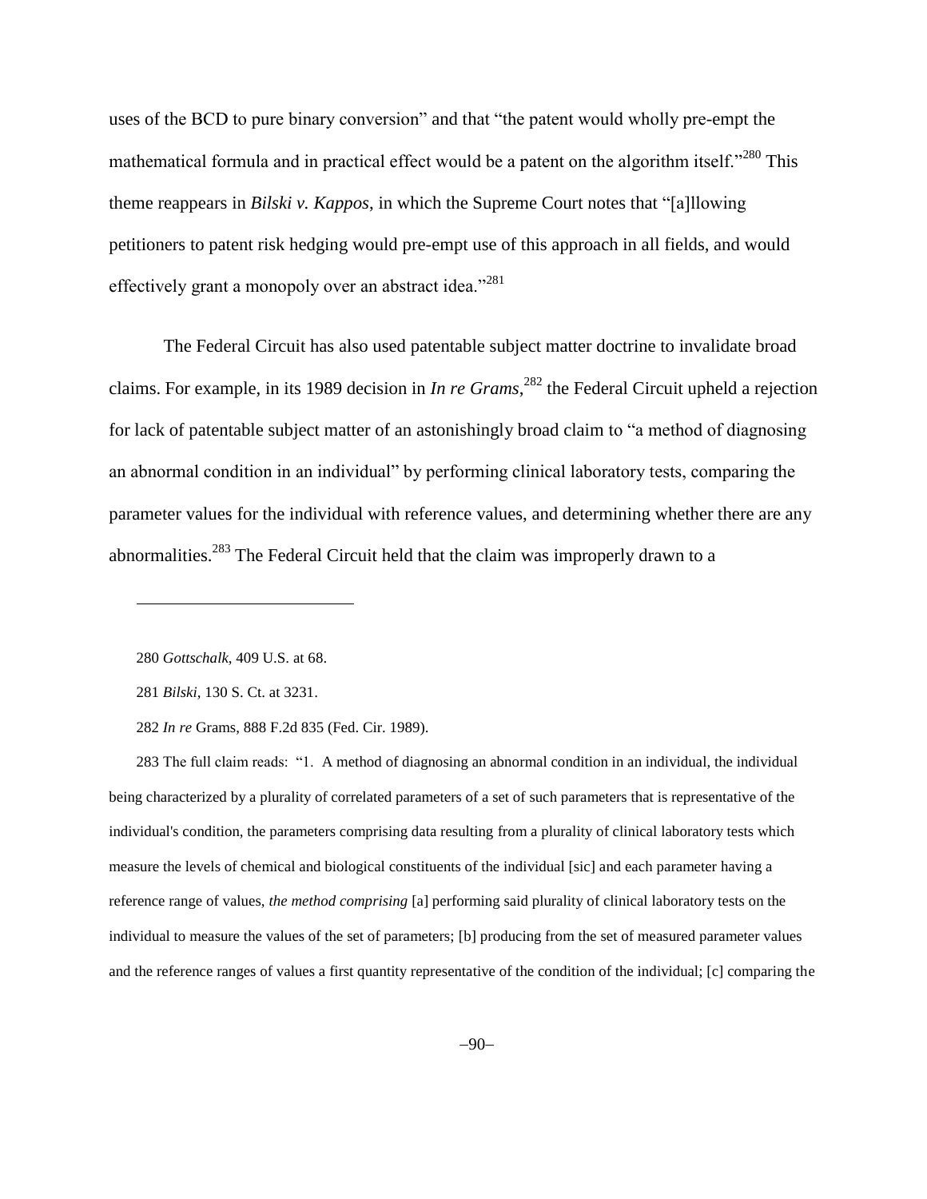uses of the BCD to pure binary conversion" and that "the patent would wholly pre-empt the mathematical formula and in practical effect would be a patent on the algorithm itself."[280] This theme reappears in *Bilski v. Kappos*, in which the Supreme Court notes that "[a]llowing petitioners to patent risk hedging would pre-empt use of this approach in all fields, and would effectively grant a monopoly over an abstract idea."[281]

The Federal Circuit has also used patentable subject matter doctrine to invalidate broad claims. For example, in its 1989 decision in *In re Grams*,[282] the Federal Circuit upheld a rejection for lack of patentable subject matter of an astonishingly broad claim to "a method of diagnosing an abnormal condition in an individual" by performing clinical laboratory tests, comparing the parameter values for the individual with reference values, and determining whether there are any abnormalities.[283] The Federal Circuit held that the claim was improperly drawn to a

---

280 *Gottschalk*, 409 U.S. at 68.

281 *Bilski*, 130 S. Ct. at 3231.

282 *In re* Grams, 888 F.2d 835 (Fed. Cir. 1989).

283 The full claim reads: "1. A method of diagnosing an abnormal condition in an individual, the individual being characterized by a plurality of correlated parameters of a set of such parameters that is representative of the individual's condition, the parameters comprising data resulting from a plurality of clinical laboratory tests which measure the levels of chemical and biological constituents of the individual [sic] and each parameter having a reference range of values, *the method comprising* [a] performing said plurality of clinical laboratory tests on the individual to measure the values of the set of parameters; [b] producing from the set of measured parameter values and the reference ranges of values a first quantity representative of the condition of the individual; [c] comparing the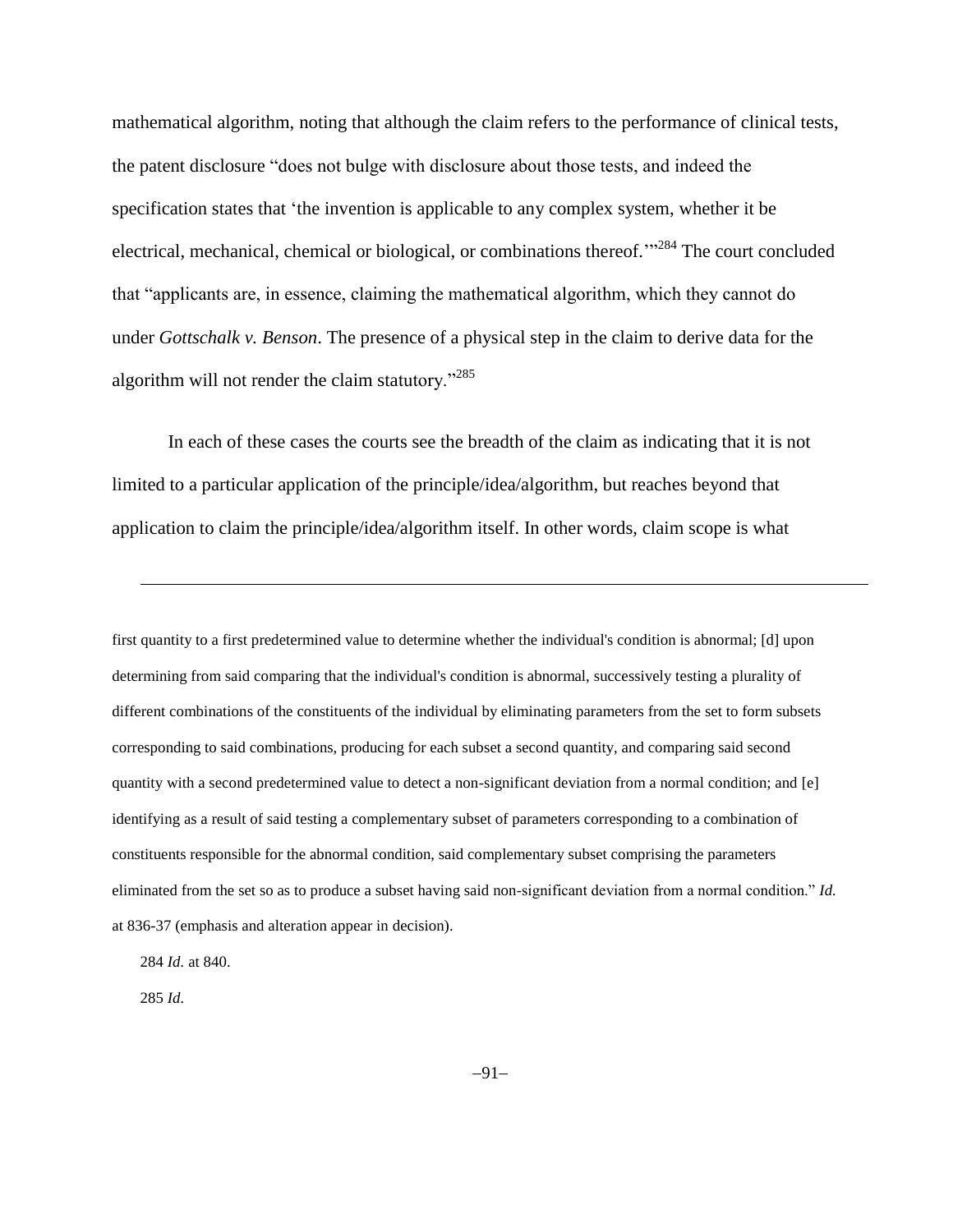mathematical algorithm, noting that although the claim refers to the performance of clinical tests, the patent disclosure "does not bulge with disclosure about those tests, and indeed the specification states that 'the invention is applicable to any complex system, whether it be electrical, mechanical, chemical or biological, or combinations thereof.'"[284] The court concluded that "applicants are, in essence, claiming the mathematical algorithm, which they cannot do under *Gottschalk v. Benson*. The presence of a physical step in the claim to derive data for the algorithm will not render the claim statutory."[285]

In each of these cases the courts see the breadth of the claim as indicating that it is not limited to a particular application of the principle/idea/algorithm, but reaches beyond that application to claim the principle/idea/algorithm itself. In other words, claim scope is what

---

first quantity to a first predetermined value to determine whether the individual's condition is abnormal; [d] upon determining from said comparing that the individual's condition is abnormal, successively testing a plurality of different combinations of the constituents of the individual by eliminating parameters from the set to form subsets corresponding to said combinations, producing for each subset a second quantity, and comparing said second quantity with a second predetermined value to detect a non-significant deviation from a normal condition; and [e] identifying as a result of said testing a complementary subset of parameters corresponding to a combination of constituents responsible for the abnormal condition, said complementary subset comprising the parameters eliminated from the set so as to produce a subset having said non-significant deviation from a normal condition." *Id.* at 836-37 (emphasis and alteration appear in decision).

284 *Id.* at 840.

285 *Id.*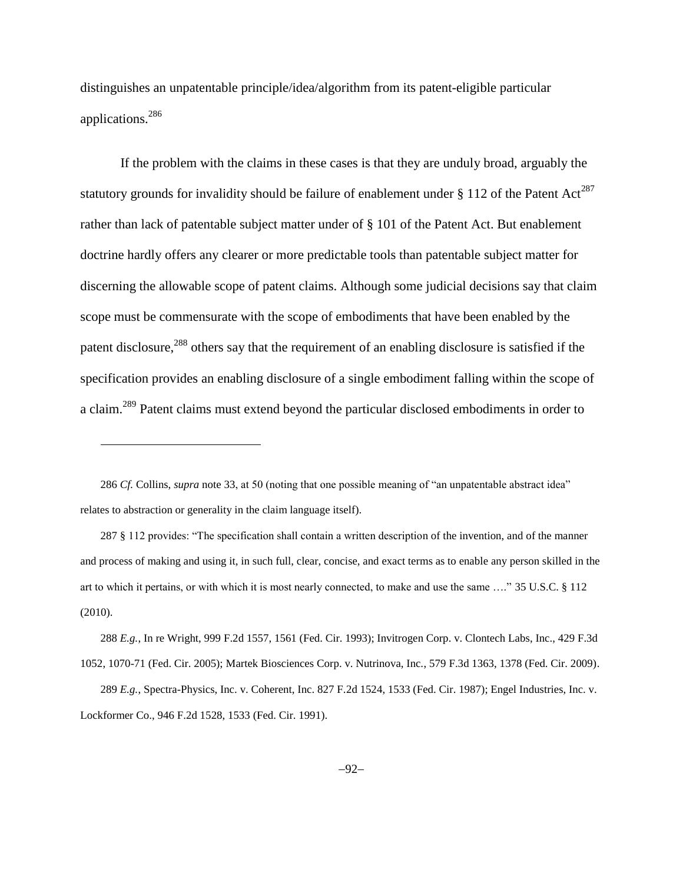distinguishes an unpatentable principle/idea/algorithm from its patent-eligible particular applications.[286]

If the problem with the claims in these cases is that they are unduly broad, arguably the statutory grounds for invalidity should be failure of enablement under § 112 of the Patent Act[287] rather than lack of patentable subject matter under of § 101 of the Patent Act. But enablement doctrine hardly offers any clearer or more predictable tools than patentable subject matter for discerning the allowable scope of patent claims. Although some judicial decisions say that claim scope must be commensurate with the scope of embodiments that have been enabled by the patent disclosure,[288] others say that the requirement of an enabling disclosure is satisfied if the specification provides an enabling disclosure of a single embodiment falling within the scope of a claim.[289] Patent claims must extend beyond the particular disclosed embodiments in order to

---

286 *Cf.* Collins, *supra* note 33, at 50 (noting that one possible meaning of "an unpatentable abstract idea" relates to abstraction or generality in the claim language itself).

287 § 112 provides: "The specification shall contain a written description of the invention, and of the manner and process of making and using it, in such full, clear, concise, and exact terms as to enable any person skilled in the art to which it pertains, or with which it is most nearly connected, to make and use the same …." 35 U.S.C. § 112 (2010).

288 *E.g.*, In re Wright, 999 F.2d 1557, 1561 (Fed. Cir. 1993); Invitrogen Corp. v. Clontech Labs, Inc., 429 F.3d 1052, 1070-71 (Fed. Cir. 2005); Martek Biosciences Corp. v. Nutrinova, Inc., 579 F.3d 1363, 1378 (Fed. Cir. 2009).

289 *E.g.*, Spectra-Physics, Inc. v. Coherent, Inc. 827 F.2d 1524, 1533 (Fed. Cir. 1987); Engel Industries, Inc. v. Lockformer Co., 946 F.2d 1528, 1533 (Fed. Cir. 1991).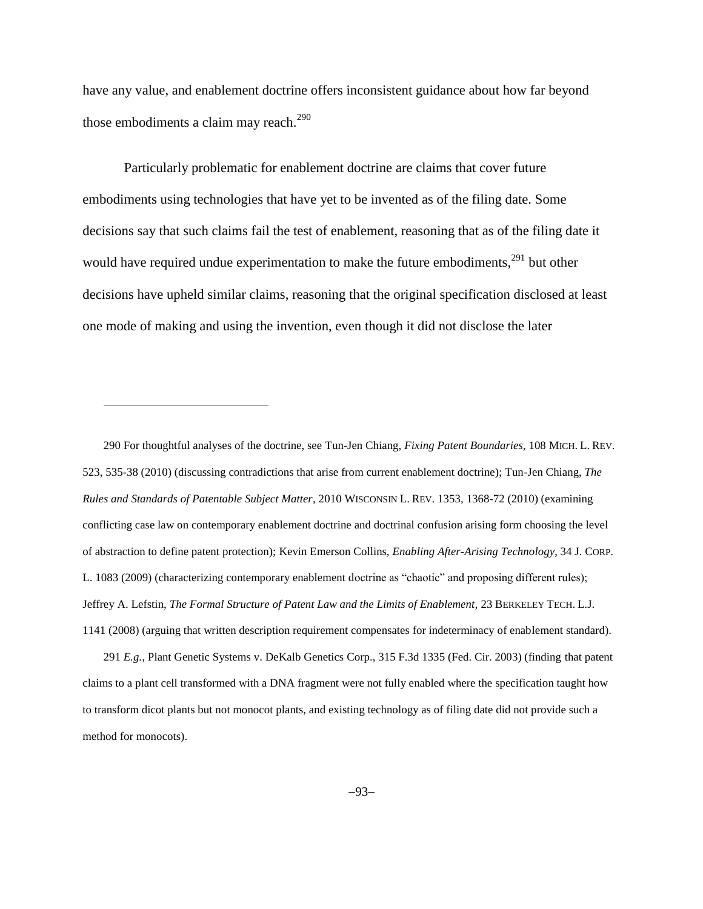have any value, and enablement doctrine offers inconsistent guidance about how far beyond those embodiments a claim may reach.[290]

Particularly problematic for enablement doctrine are claims that cover future embodiments using technologies that have yet to be invented as of the filing date. Some decisions say that such claims fail the test of enablement, reasoning that as of the filing date it would have required undue experimentation to make the future embodiments,[291] but other decisions have upheld similar claims, reasoning that the original specification disclosed at least one mode of making and using the invention, even though it did not disclose the later

---

290 For thoughtful analyses of the doctrine, see Tun-Jen Chiang, *Fixing Patent Boundaries*, 108 MICH. L. REV. 523, 535-38 (2010) (discussing contradictions that arise from current enablement doctrine); Tun-Jen Chiang, *The Rules and Standards of Patentable Subject Matter*, 2010 WISCONSIN L. REV. 1353, 1368-72 (2010) (examining conflicting case law on contemporary enablement doctrine and doctrinal confusion arising form choosing the level of abstraction to define patent protection); Kevin Emerson Collins, *Enabling After-Arising Technology*, 34 J. CORP. L. 1083 (2009) (characterizing contemporary enablement doctrine as "chaotic" and proposing different rules); Jeffrey A. Lefstin, *The Formal Structure of Patent Law and the Limits of Enablement*, 23 BERKELEY TECH. L.J. 1141 (2008) (arguing that written description requirement compensates for indeterminacy of enablement standard).

291 *E.g.*, Plant Genetic Systems v. DeKalb Genetics Corp., 315 F.3d 1335 (Fed. Cir. 2003) (finding that patent claims to a plant cell transformed with a DNA fragment were not fully enabled where the specification taught how to transform dicot plants but not monocot plants, and existing technology as of filing date did not provide such a method for monocots).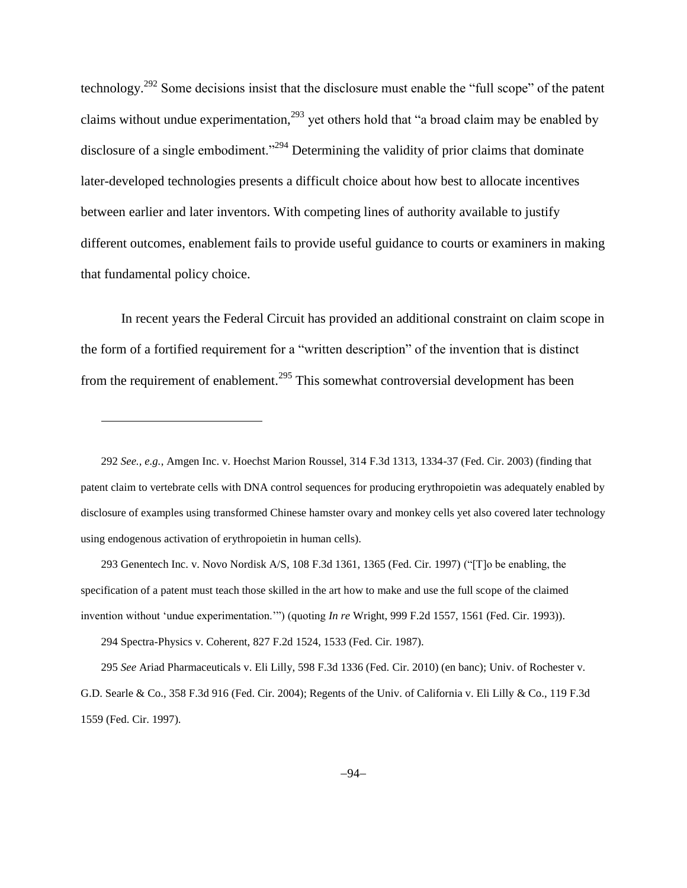technology.[292] Some decisions insist that the disclosure must enable the "full scope" of the patent claims without undue experimentation,[293] yet others hold that "a broad claim may be enabled by disclosure of a single embodiment."[294] Determining the validity of prior claims that dominate later-developed technologies presents a difficult choice about how best to allocate incentives between earlier and later inventors. With competing lines of authority available to justify different outcomes, enablement fails to provide useful guidance to courts or examiners in making that fundamental policy choice.

In recent years the Federal Circuit has provided an additional constraint on claim scope in the form of a fortified requirement for a "written description" of the invention that is distinct from the requirement of enablement.[295] This somewhat controversial development has been

---

292 *See, e.g.*, Amgen Inc. v. Hoechst Marion Roussel, 314 F.3d 1313, 1334-37 (Fed. Cir. 2003) (finding that patent claim to vertebrate cells with DNA control sequences for producing erythropoietin was adequately enabled by disclosure of examples using transformed Chinese hamster ovary and monkey cells yet also covered later technology using endogenous activation of erythropoietin in human cells).

293 Genentech Inc. v. Novo Nordisk A/S, 108 F.3d 1361, 1365 (Fed. Cir. 1997) ("[T]o be enabling, the specification of a patent must teach those skilled in the art how to make and use the full scope of the claimed invention without 'undue experimentation.'") (quoting *In re* Wright, 999 F.2d 1557, 1561 (Fed. Cir. 1993)).

294 Spectra-Physics v. Coherent, 827 F.2d 1524, 1533 (Fed. Cir. 1987).

295 *See* Ariad Pharmaceuticals v. Eli Lilly, 598 F.3d 1336 (Fed. Cir. 2010) (en banc); Univ. of Rochester v. G.D. Searle & Co., 358 F.3d 916 (Fed. Cir. 2004); Regents of the Univ. of California v. Eli Lilly & Co., 119 F.3d 1559 (Fed. Cir. 1997).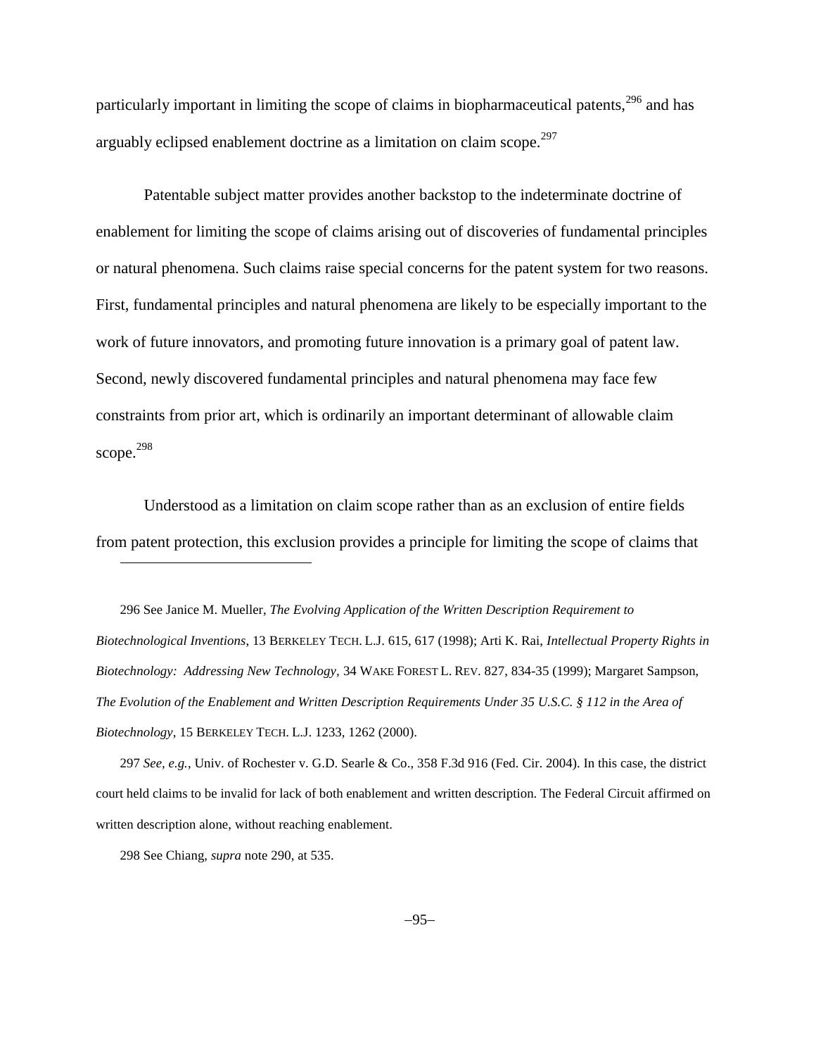particularly important in limiting the scope of claims in biopharmaceutical patents,[296] and has arguably eclipsed enablement doctrine as a limitation on claim scope.[297]

Patentable subject matter provides another backstop to the indeterminate doctrine of enablement for limiting the scope of claims arising out of discoveries of fundamental principles or natural phenomena. Such claims raise special concerns for the patent system for two reasons. First, fundamental principles and natural phenomena are likely to be especially important to the work of future innovators, and promoting future innovation is a primary goal of patent law. Second, newly discovered fundamental principles and natural phenomena may face few constraints from prior art, which is ordinarily an important determinant of allowable claim scope.[298]

Understood as a limitation on claim scope rather than as an exclusion of entire fields from patent protection, this exclusion provides a principle for limiting the scope of claims that

---

296 See Janice M. Mueller, *The Evolving Application of the Written Description Requirement to Biotechnological Inventions*, 13 BERKELEY TECH. L.J. 615, 617 (1998); Arti K. Rai, *Intellectual Property Rights in Biotechnology: Addressing New Technology,* 34 WAKE FOREST L. REV. 827, 834-35 (1999); Margaret Sampson, *The Evolution of the Enablement and Written Description Requirements Under 35 U.S.C. § 112 in the Area of Biotechnology*, 15 BERKELEY TECH. L.J. 1233, 1262 (2000).

297 *See, e.g.*, Univ. of Rochester v. G.D. Searle & Co., 358 F.3d 916 (Fed. Cir. 2004). In this case, the district court held claims to be invalid for lack of both enablement and written description. The Federal Circuit affirmed on written description alone, without reaching enablement.

298 See Chiang, *supra* note 290, at 535.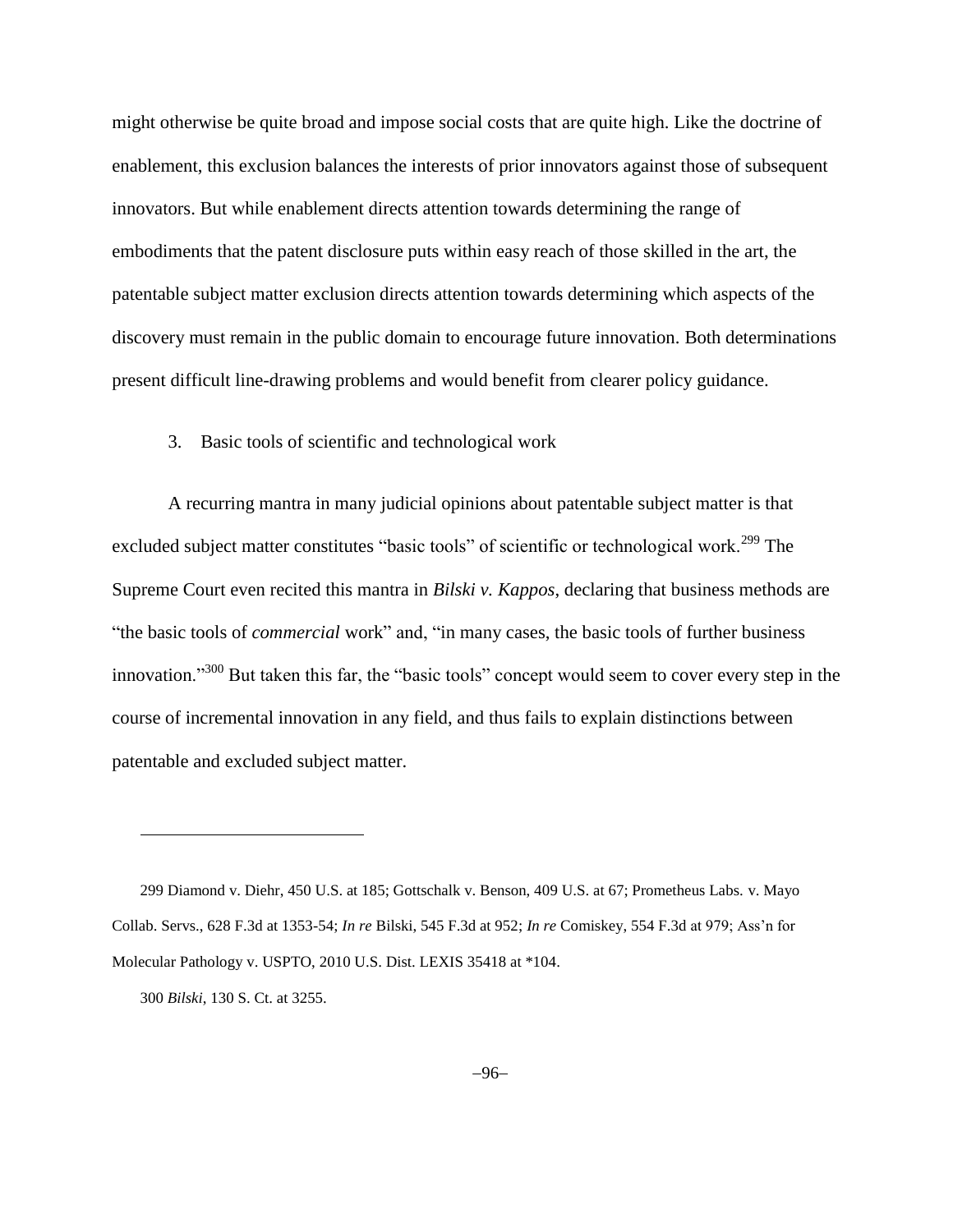might otherwise be quite broad and impose social costs that are quite high. Like the doctrine of enablement, this exclusion balances the interests of prior innovators against those of subsequent innovators. But while enablement directs attention towards determining the range of embodiments that the patent disclosure puts within easy reach of those skilled in the art, the patentable subject matter exclusion directs attention towards determining which aspects of the discovery must remain in the public domain to encourage future innovation. Both determinations present difficult line-drawing problems and would benefit from clearer policy guidance.

### 3. Basic tools of scientific and technological work

A recurring mantra in many judicial opinions about patentable subject matter is that excluded subject matter constitutes "basic tools" of scientific or technological work.[299] The Supreme Court even recited this mantra in *Bilski v. Kappos*, declaring that business methods are "the basic tools of *commercial* work" and, "in many cases, the basic tools of further business innovation."[300] But taken this far, the "basic tools" concept would seem to cover every step in the course of incremental innovation in any field, and thus fails to explain distinctions between patentable and excluded subject matter.

---

299 Diamond v. Diehr, 450 U.S. at 185; Gottschalk v. Benson, 409 U.S. at 67; Prometheus Labs. v. Mayo Collab. Servs., 628 F.3d at 1353-54; *In re* Bilski, 545 F.3d at 952; *In re* Comiskey, 554 F.3d at 979; Ass'n for Molecular Pathology v. USPTO, 2010 U.S. Dist. LEXIS 35418 at *104.

300 *Bilski*, 130 S. Ct. at 3255.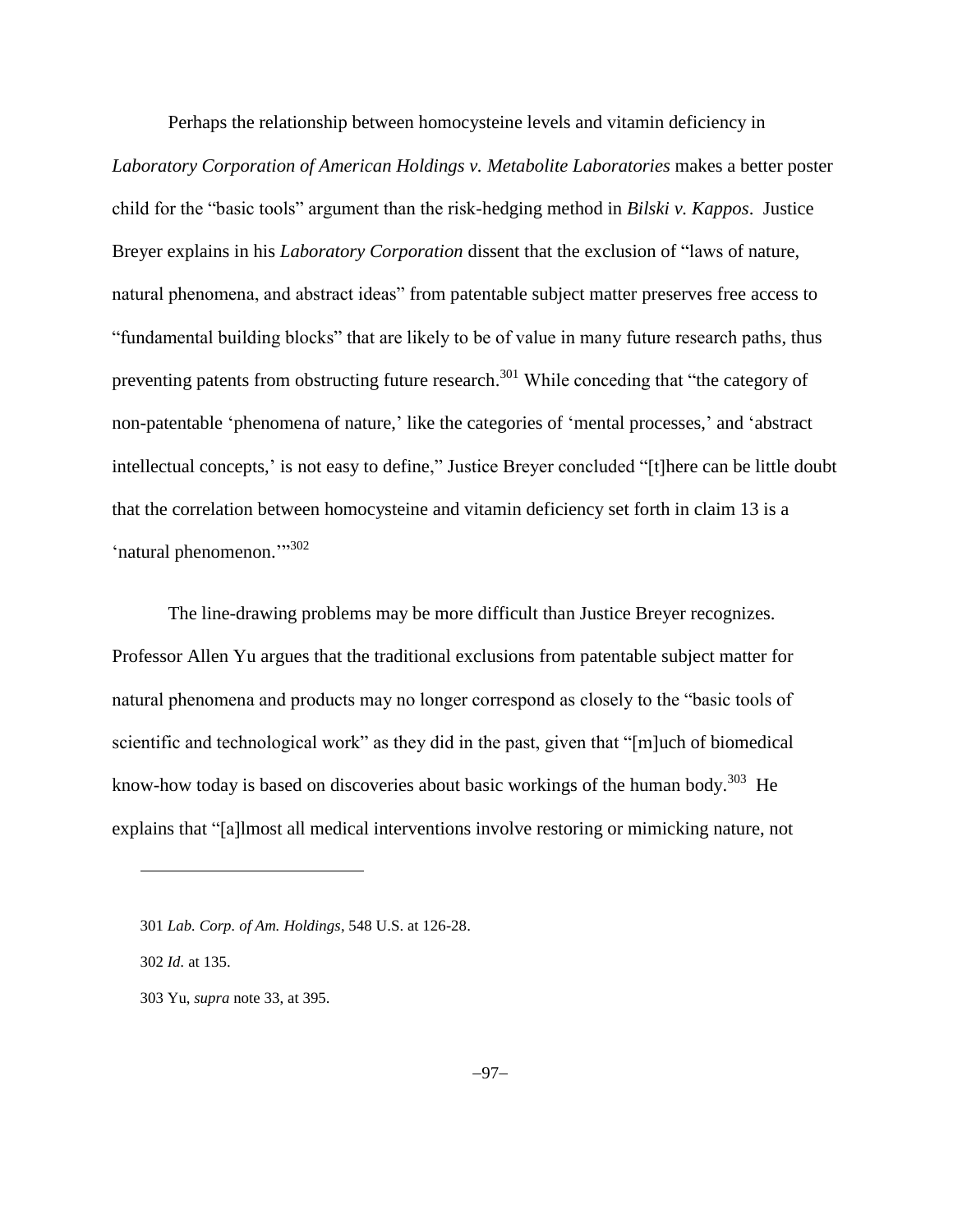Perhaps the relationship between homocysteine levels and vitamin deficiency in *Laboratory Corporation of American Holdings v. Metabolite Laboratories* makes a better poster child for the "basic tools" argument than the risk-hedging method in *Bilski v. Kappos*. Justice Breyer explains in his *Laboratory Corporation* dissent that the exclusion of "laws of nature, natural phenomena, and abstract ideas" from patentable subject matter preserves free access to "fundamental building blocks" that are likely to be of value in many future research paths, thus preventing patents from obstructing future research.[301] While conceding that "the category of non-patentable 'phenomena of nature,' like the categories of 'mental processes,' and 'abstract intellectual concepts,' is not easy to define," Justice Breyer concluded "[t]here can be little doubt that the correlation between homocysteine and vitamin deficiency set forth in claim 13 is a 'natural phenomenon.'"[302]

The line-drawing problems may be more difficult than Justice Breyer recognizes. Professor Allen Yu argues that the traditional exclusions from patentable subject matter for natural phenomena and products may no longer correspond as closely to the "basic tools of scientific and technological work" as they did in the past, given that "[m]uch of biomedical know-how today is based on discoveries about basic workings of the human body.[303] He explains that "[a]lmost all medical interventions involve restoring or mimicking nature, not

---

301 *Lab. Corp. of Am. Holdings*, 548 U.S. at 126-28.

302 *Id.* at 135.

303 Yu, *supra* note 33, at 395.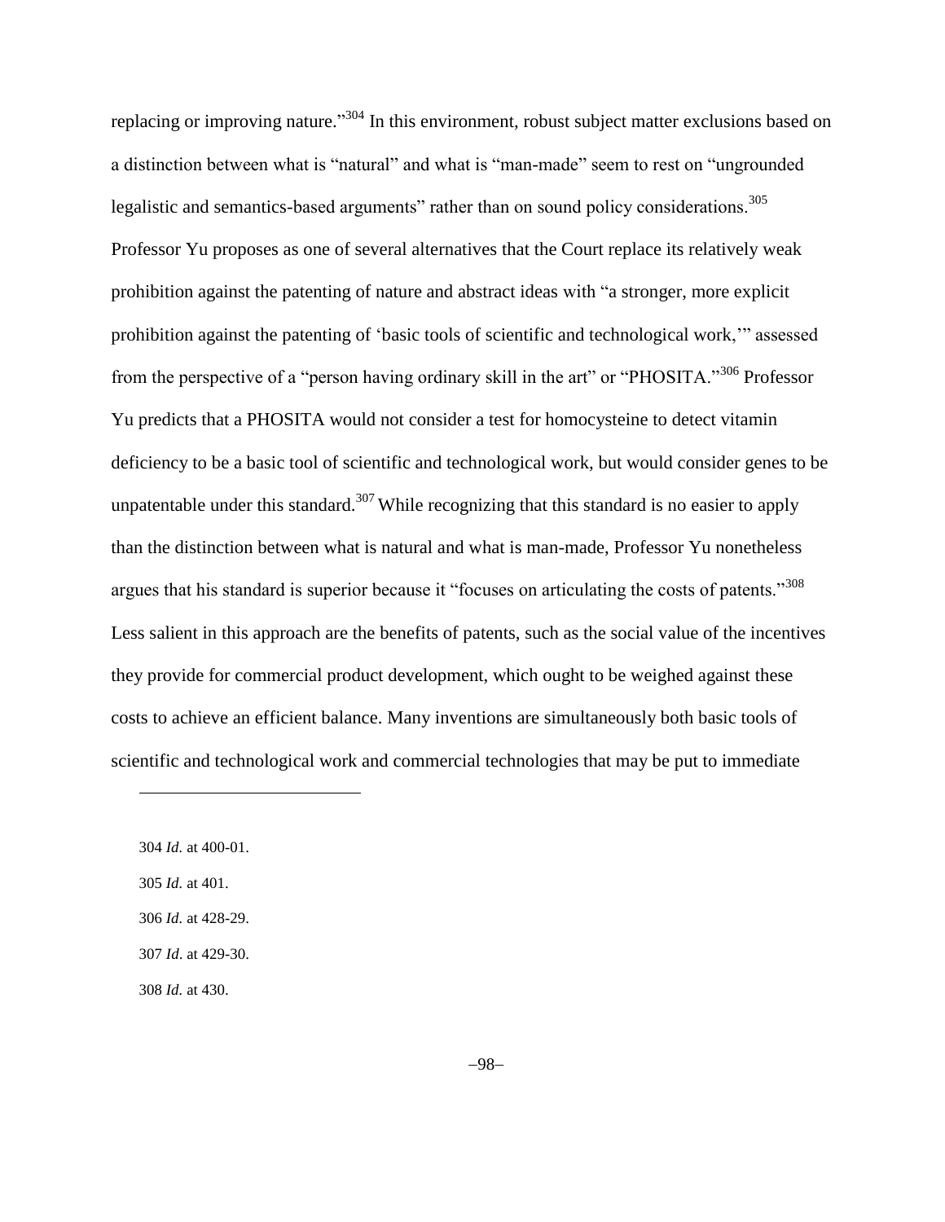replacing or improving nature."[304] In this environment, robust subject matter exclusions based on a distinction between what is "natural" and what is "man-made" seem to rest on "ungrounded legalistic and semantics-based arguments" rather than on sound policy considerations.[305] Professor Yu proposes as one of several alternatives that the Court replace its relatively weak prohibition against the patenting of nature and abstract ideas with "a stronger, more explicit prohibition against the patenting of 'basic tools of scientific and technological work,'" assessed from the perspective of a "person having ordinary skill in the art" or "PHOSITA."[306] Professor Yu predicts that a PHOSITA would not consider a test for homocysteine to detect vitamin deficiency to be a basic tool of scientific and technological work, but would consider genes to be unpatentable under this standard.[307] While recognizing that this standard is no easier to apply than the distinction between what is natural and what is man-made, Professor Yu nonetheless argues that his standard is superior because it "focuses on articulating the costs of patents."[308] Less salient in this approach are the benefits of patents, such as the social value of the incentives they provide for commercial product development, which ought to be weighed against these costs to achieve an efficient balance. Many inventions are simultaneously both basic tools of scientific and technological work and commercial technologies that may be put to immediate

---

304 *Id.* at 400-01.

305 *Id.* at 401.

306 *Id.* at 428-29.

307 *Id.* at 429-30.

308 *Id.* at 430.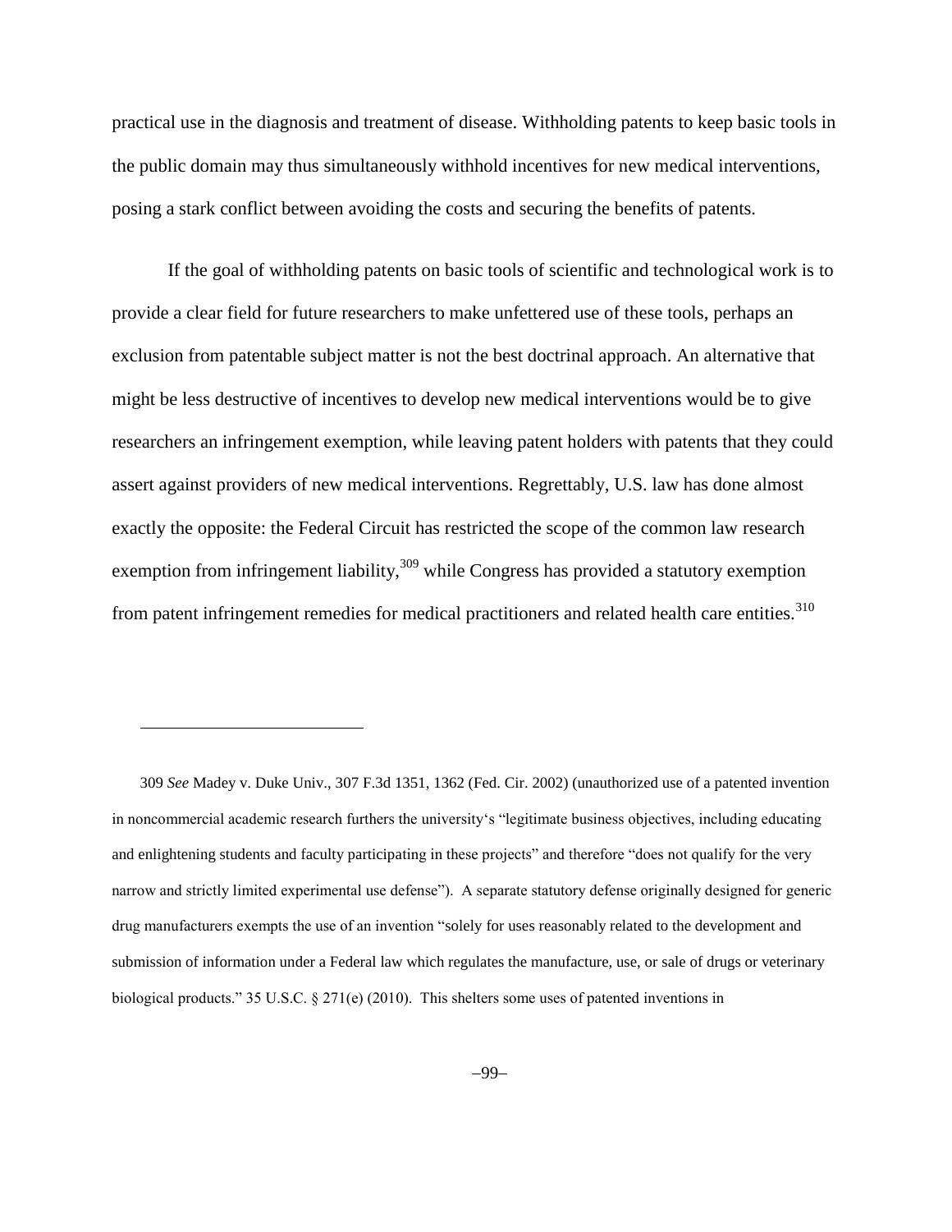practical use in the diagnosis and treatment of disease. Withholding patents to keep basic tools in the public domain may thus simultaneously withhold incentives for new medical interventions, posing a stark conflict between avoiding the costs and securing the benefits of patents.

If the goal of withholding patents on basic tools of scientific and technological work is to provide a clear field for future researchers to make unfettered use of these tools, perhaps an exclusion from patentable subject matter is not the best doctrinal approach. An alternative that might be less destructive of incentives to develop new medical interventions would be to give researchers an infringement exemption, while leaving patent holders with patents that they could assert against providers of new medical interventions. Regrettably, U.S. law has done almost exactly the opposite: the Federal Circuit has restricted the scope of the common law research exemption from infringement liability,[309] while Congress has provided a statutory exemption from patent infringement remedies for medical practitioners and related health care entities.[310]

---

309 *See* Madey v. Duke Univ., 307 F.3d 1351, 1362 (Fed. Cir. 2002) (unauthorized use of a patented invention in noncommercial academic research furthers the university's "legitimate business objectives, including educating and enlightening students and faculty participating in these projects" and therefore "does not qualify for the very narrow and strictly limited experimental use defense"). A separate statutory defense originally designed for generic drug manufacturers exempts the use of an invention "solely for uses reasonably related to the development and submission of information under a Federal law which regulates the manufacture, use, or sale of drugs or veterinary biological products." 35 U.S.C. § 271(e) (2010). This shelters some uses of patented inventions in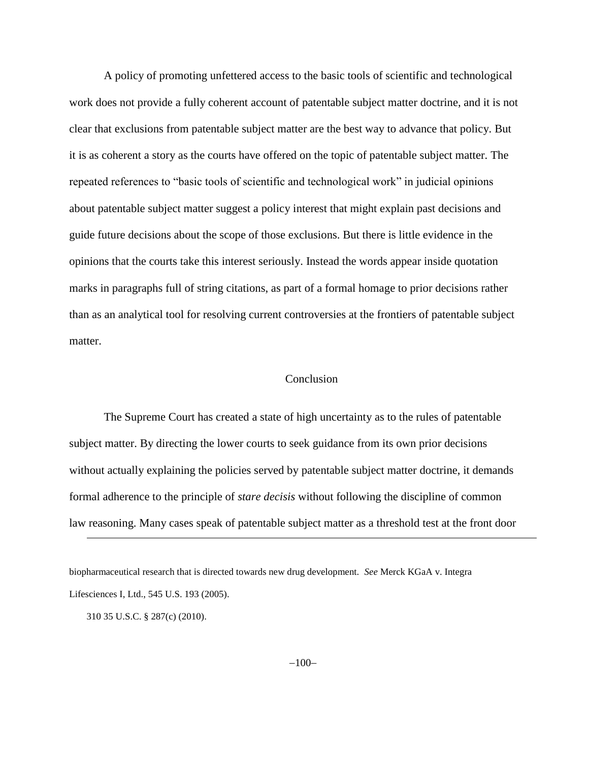A policy of promoting unfettered access to the basic tools of scientific and technological work does not provide a fully coherent account of patentable subject matter doctrine, and it is not clear that exclusions from patentable subject matter are the best way to advance that policy. But it is as coherent a story as the courts have offered on the topic of patentable subject matter. The repeated references to "basic tools of scientific and technological work" in judicial opinions about patentable subject matter suggest a policy interest that might explain past decisions and guide future decisions about the scope of those exclusions. But there is little evidence in the opinions that the courts take this interest seriously. Instead the words appear inside quotation marks in paragraphs full of string citations, as part of a formal homage to prior decisions rather than as an analytical tool for resolving current controversies at the frontiers of patentable subject matter.

## Conclusion

The Supreme Court has created a state of high uncertainty as to the rules of patentable subject matter. By directing the lower courts to seek guidance from its own prior decisions without actually explaining the policies served by patentable subject matter doctrine, it demands formal adherence to the principle of *stare decisis* without following the discipline of common law reasoning. Many cases speak of patentable subject matter as a threshold test at the front door

---

biopharmaceutical research that is directed towards new drug development. *See* Merck KGaA v. Integra Lifesciences I, Ltd., 545 U.S. 193 (2005).

310 35 U.S.C. § 287(c) (2010).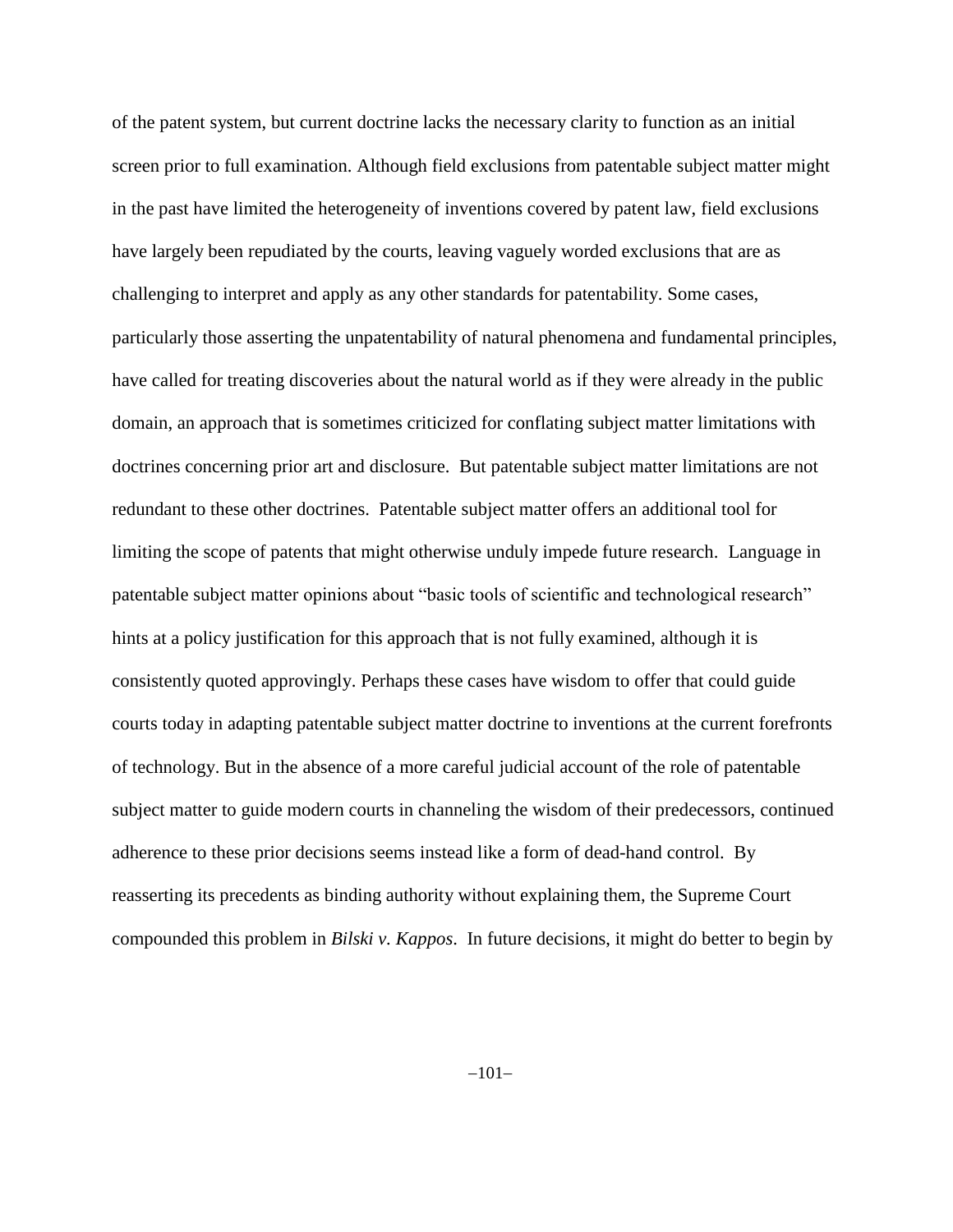of the patent system, but current doctrine lacks the necessary clarity to function as an initial screen prior to full examination. Although field exclusions from patentable subject matter might in the past have limited the heterogeneity of inventions covered by patent law, field exclusions have largely been repudiated by the courts, leaving vaguely worded exclusions that are as challenging to interpret and apply as any other standards for patentability. Some cases, particularly those asserting the unpatentability of natural phenomena and fundamental principles, have called for treating discoveries about the natural world as if they were already in the public domain, an approach that is sometimes criticized for conflating subject matter limitations with doctrines concerning prior art and disclosure. But patentable subject matter limitations are not redundant to these other doctrines. Patentable subject matter offers an additional tool for limiting the scope of patents that might otherwise unduly impede future research. Language in patentable subject matter opinions about "basic tools of scientific and technological research" hints at a policy justification for this approach that is not fully examined, although it is consistently quoted approvingly. Perhaps these cases have wisdom to offer that could guide courts today in adapting patentable subject matter doctrine to inventions at the current forefronts of technology. But in the absence of a more careful judicial account of the role of patentable subject matter to guide modern courts in channeling the wisdom of their predecessors, continued adherence to these prior decisions seems instead like a form of dead-hand control. By reasserting its precedents as binding authority without explaining them, the Supreme Court compounded this problem in *Bilski v. Kappos*. In future decisions, it might do better to begin by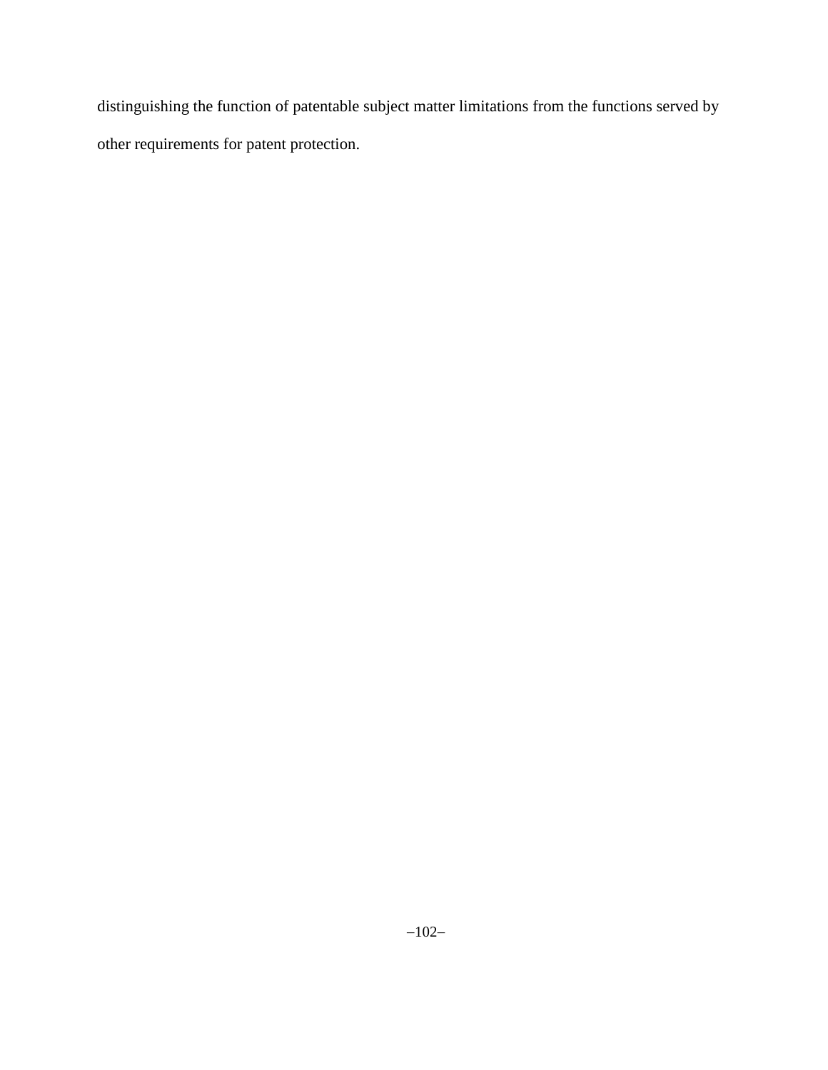distinguishing the function of patentable subject matter limitations from the functions served by other requirements for patent protection.